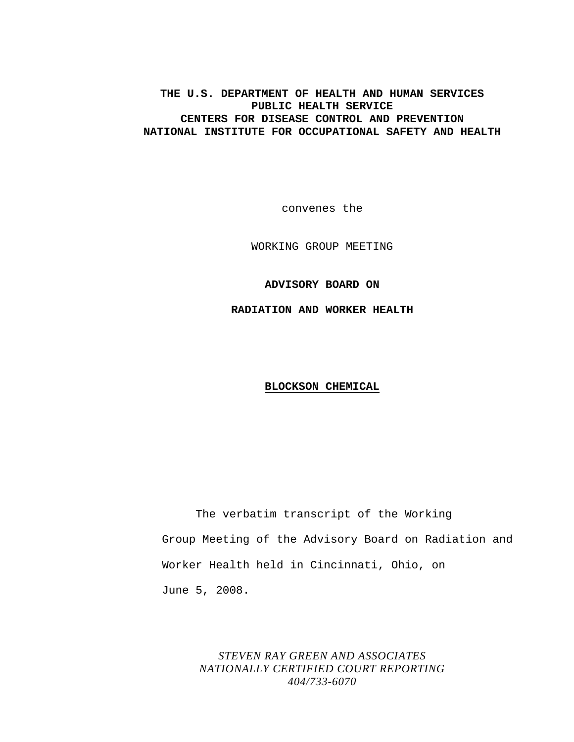**THE U.S. DEPARTMENT OF HEALTH AND HUMAN SERVICES**
**PUBLIC HEALTH SERVICE**
**CENTERS FOR DISEASE CONTROL AND PREVENTION**
**NATIONAL INSTITUTE FOR OCCUPATIONAL SAFETY AND HEALTH**

convenes the

WORKING GROUP MEETING

**ADVISORY BOARD ON**

**RADIATION AND WORKER HEALTH**

**BLOCKSON CHEMICAL**

The verbatim transcript of the Working Group Meeting of the Advisory Board on Radiation and Worker Health held in Cincinnati, Ohio, on June 5, 2008.

*STEVEN RAY GREEN AND ASSOCIATES*
*NATIONALLY CERTIFIED COURT REPORTING*
*404/733-6070*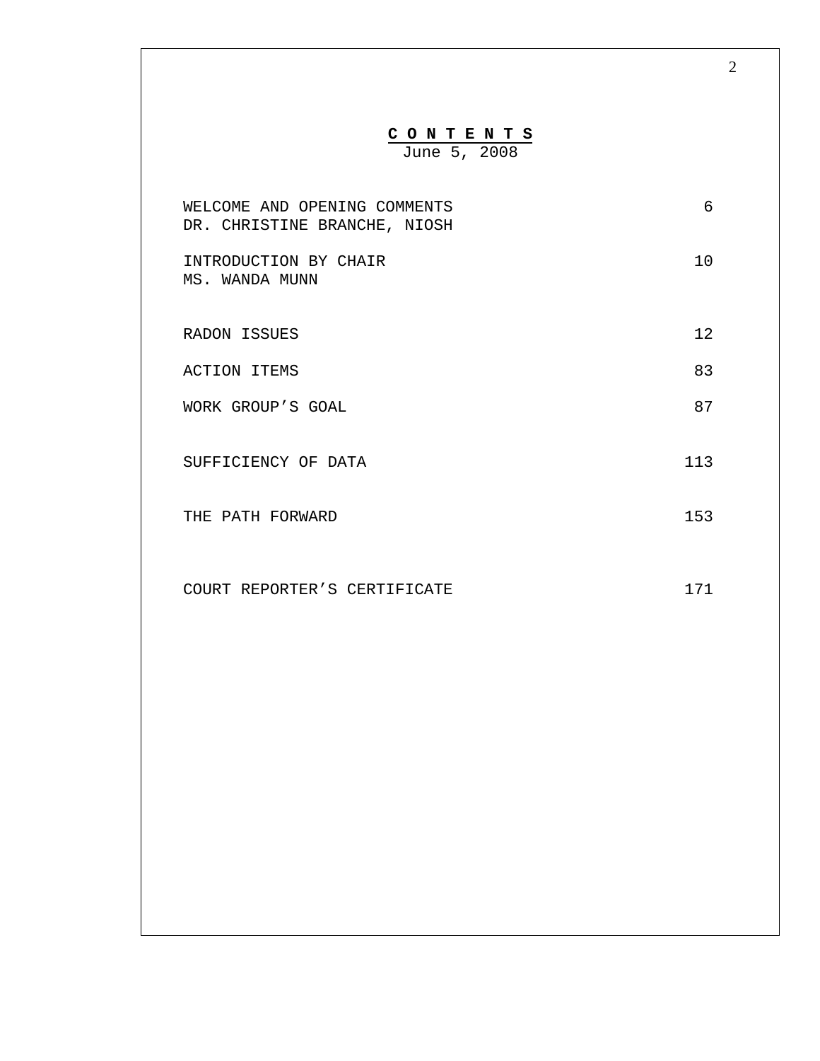# C O N T E N T S

June 5, 2008

| | |
|---|---|
| WELCOME AND OPENING COMMENTS<br>DR. CHRISTINE BRANCHE, NIOSH | 6 |
| INTRODUCTION BY CHAIR<br>MS. WANDA MUNN | 10 |
| RADON ISSUES | 12 |
| ACTION ITEMS | 83 |
| WORK GROUP'S GOAL | 87 |
| SUFFICIENCY OF DATA | 113 |
| THE PATH FORWARD | 153 |
| COURT REPORTER'S CERTIFICATE | 171 |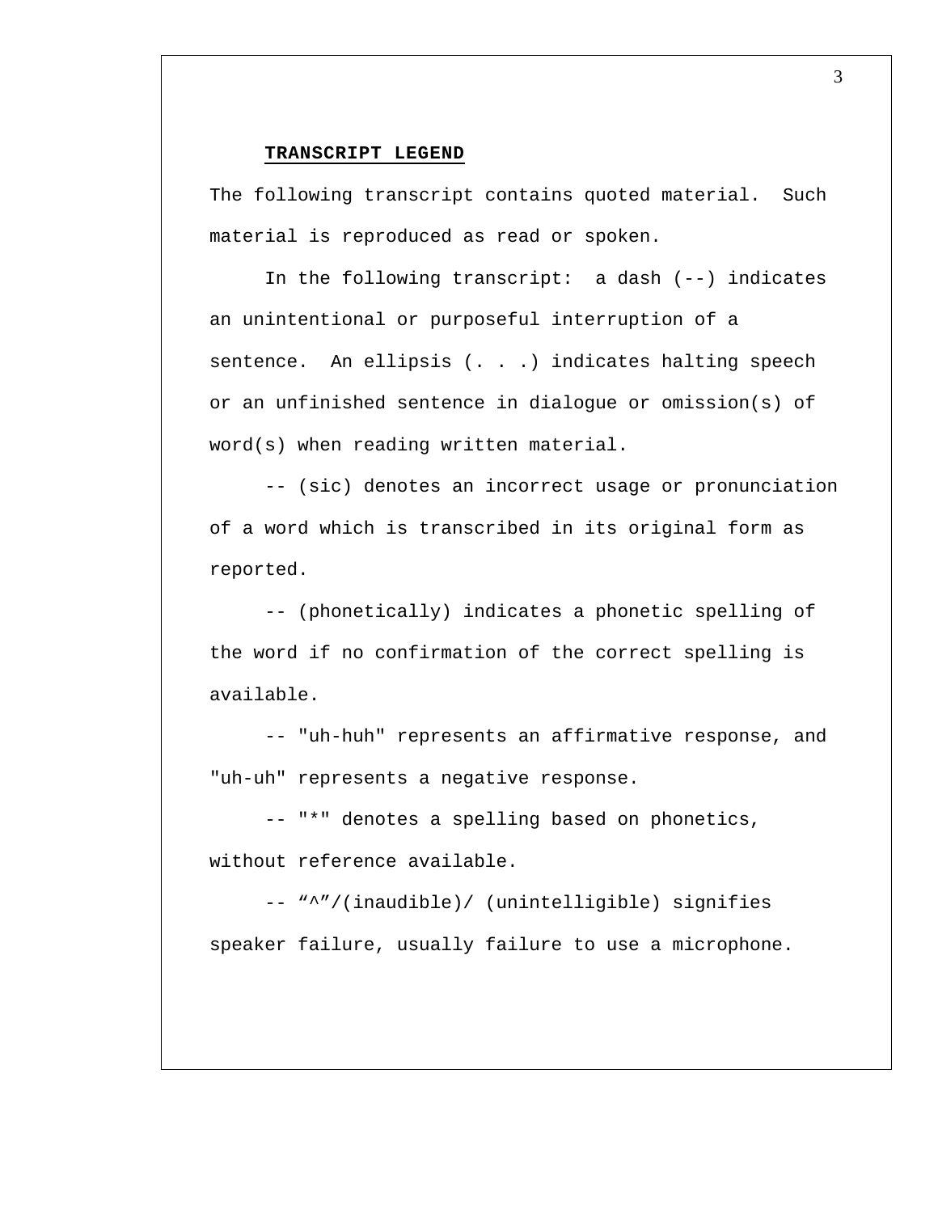**TRANSCRIPT LEGEND**

The following transcript contains quoted material. Such material is reproduced as read or spoken.

In the following transcript: a dash (--) indicates an unintentional or purposeful interruption of a sentence. An ellipsis (. . .) indicates halting speech or an unfinished sentence in dialogue or omission(s) of word(s) when reading written material.

-- (sic) denotes an incorrect usage or pronunciation of a word which is transcribed in its original form as reported.

-- (phonetically) indicates a phonetic spelling of the word if no confirmation of the correct spelling is available.

-- "uh-huh" represents an affirmative response, and "uh-uh" represents a negative response.

-- "*" denotes a spelling based on phonetics, without reference available.

-- “^”/(inaudible)/ (unintelligible) signifies speaker failure, usually failure to use a microphone.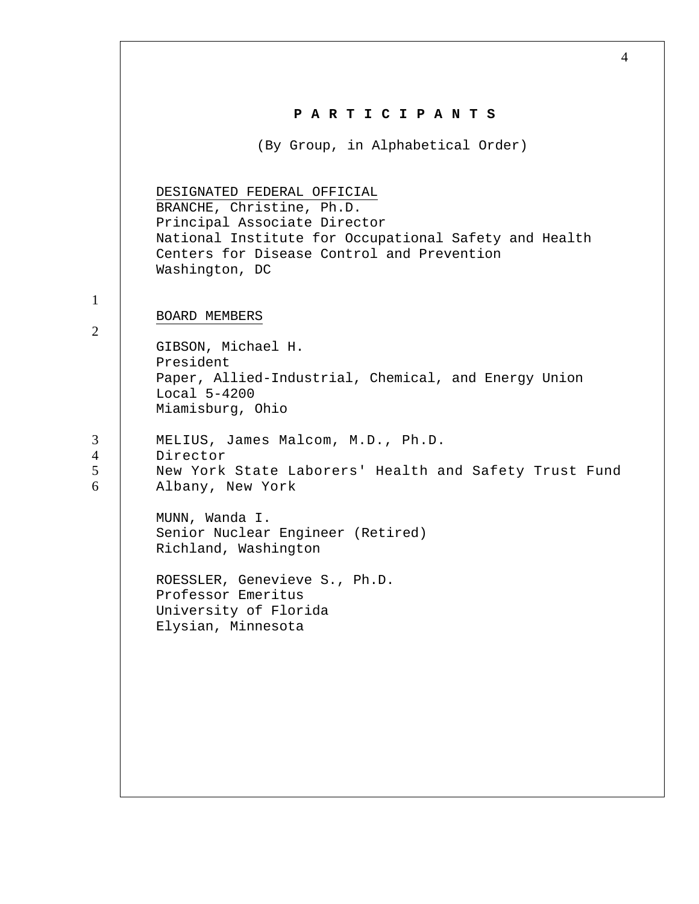**P A R T I C I P A N T S**

(By Group, in Alphabetical Order)

DESIGNATED FEDERAL OFFICIAL
BRANCHE, Christine, Ph.D.
Principal Associate Director
National Institute for Occupational Safety and Health
Centers for Disease Control and Prevention
Washington, DC

BOARD MEMBERS

GIBSON, Michael H.
President
Paper, Allied-Industrial, Chemical, and Energy Union
Local 5-4200
Miamisburg, Ohio

MELIUS, James Malcom, M.D., Ph.D.
Director
New York State Laborers' Health and Safety Trust Fund
Albany, New York

MUNN, Wanda I.
Senior Nuclear Engineer (Retired)
Richland, Washington

ROESSLER, Genevieve S., Ph.D.
Professor Emeritus
University of Florida
Elysian, Minnesota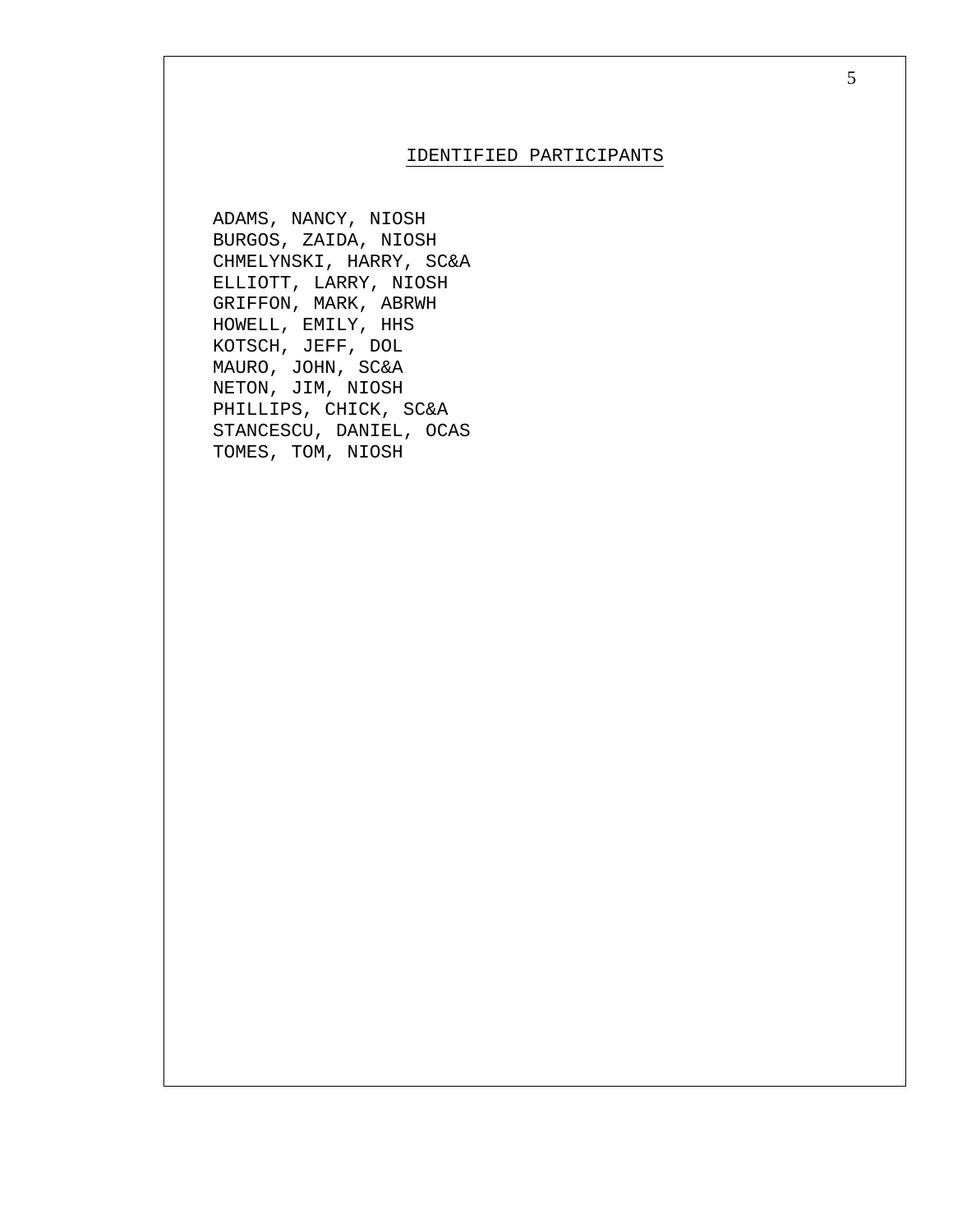## IDENTIFIED PARTICIPANTS

ADAMS, NANCY, NIOSH
BURGOS, ZAIDA, NIOSH
CHMELYNSKI, HARRY, SC&A
ELLIOTT, LARRY, NIOSH
GRIFFON, MARK, ABRWH
HOWELL, EMILY, HHS
KOTSCH, JEFF, DOL
MAURO, JOHN, SC&A
NETON, JIM, NIOSH
PHILLIPS, CHICK, SC&A
STANCESCU, DANIEL, OCAS
TOMES, TOM, NIOSH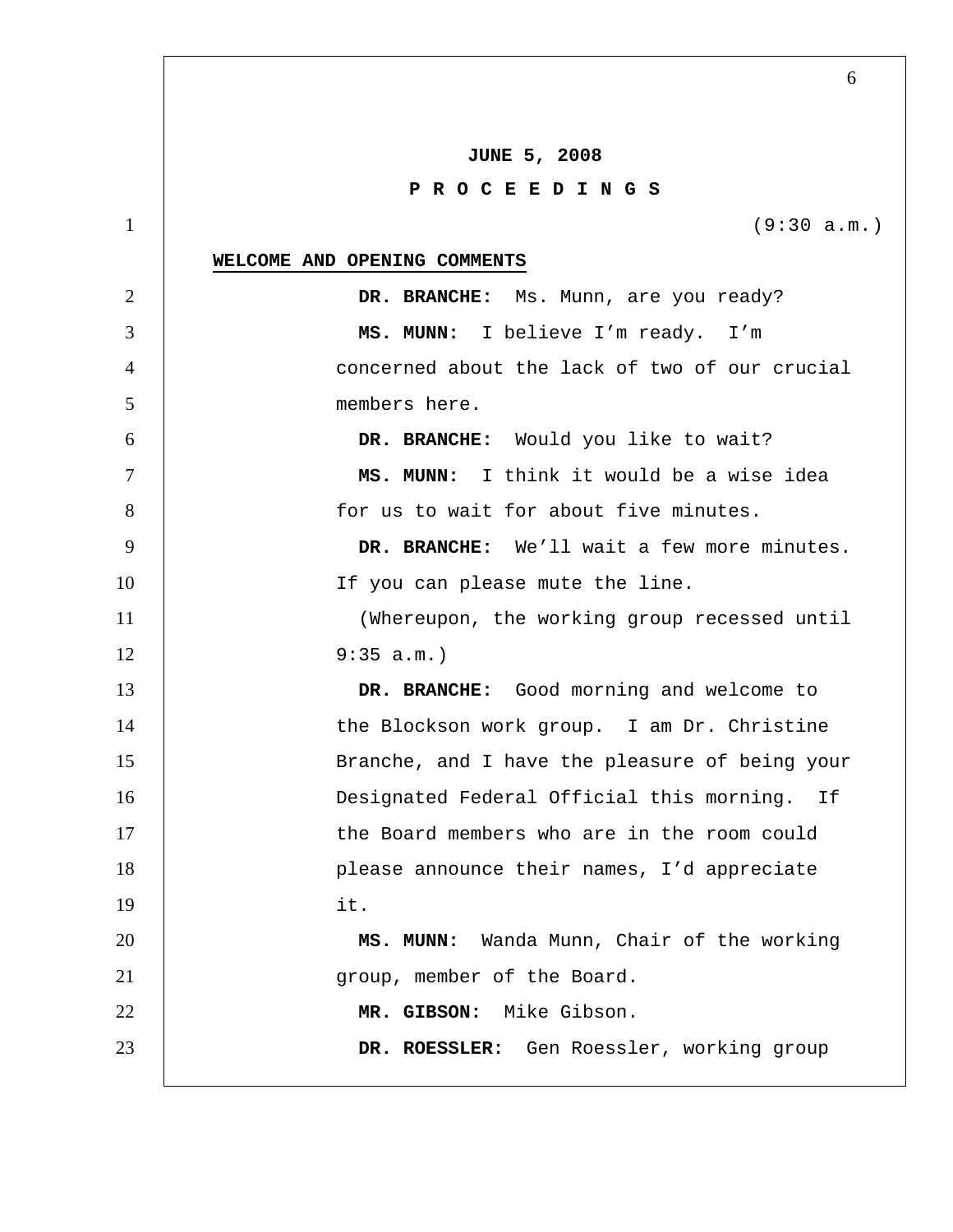**JUNE 5, 2008**

**P R O C E E D I N G S**

(9:30 a.m.)

**WELCOME AND OPENING COMMENTS**

**DR. BRANCHE:** Ms. Munn, are you ready?

**MS. MUNN:** I believe I'm ready. I'm concerned about the lack of two of our crucial members here.

**DR. BRANCHE:** Would you like to wait?

**MS. MUNN:** I think it would be a wise idea for us to wait for about five minutes.

**DR. BRANCHE:** We'll wait a few more minutes. If you can please mute the line.

(Whereupon, the working group recessed until 9:35 a.m.)

**DR. BRANCHE:** Good morning and welcome to the Blockson work group. I am Dr. Christine Branche, and I have the pleasure of being your Designated Federal Official this morning. If the Board members who are in the room could please announce their names, I'd appreciate it.

**MS. MUNN:** Wanda Munn, Chair of the working group, member of the Board.

**MR. GIBSON:** Mike Gibson.

**DR. ROESSLER:** Gen Roessler, working group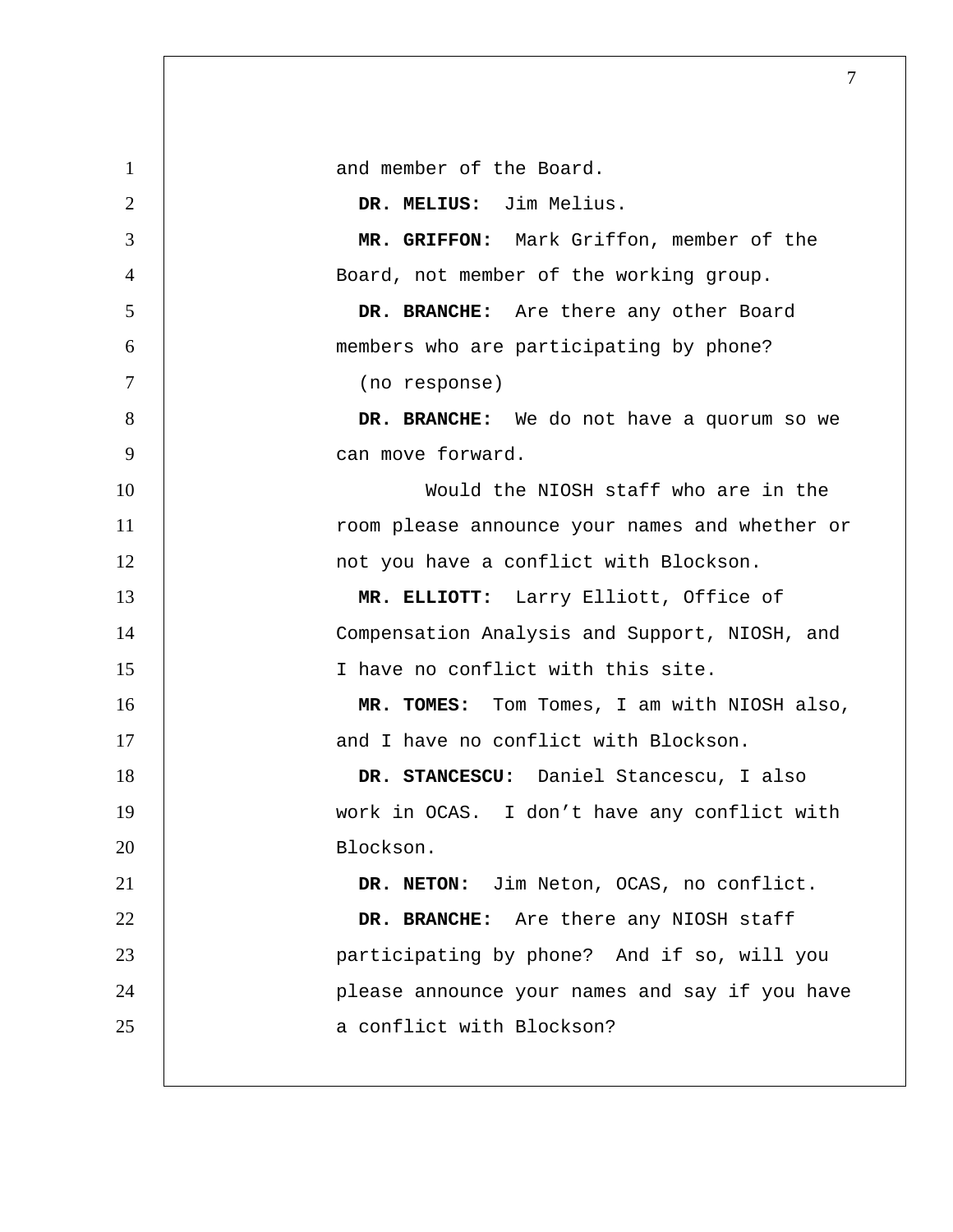and member of the Board.

**DR. MELIUS:** Jim Melius.

**MR. GRIFFON:** Mark Griffon, member of the Board, not member of the working group.

**DR. BRANCHE:** Are there any other Board members who are participating by phone?

(no response)

**DR. BRANCHE:** We do not have a quorum so we can move forward.

Would the NIOSH staff who are in the room please announce your names and whether or not you have a conflict with Blockson.

**MR. ELLIOTT:** Larry Elliott, Office of Compensation Analysis and Support, NIOSH, and I have no conflict with this site.

**MR. TOMES:** Tom Tomes, I am with NIOSH also, and I have no conflict with Blockson.

**DR. STANCESCU:** Daniel Stancescu, I also work in OCAS. I don't have any conflict with Blockson.

**DR. NETON:** Jim Neton, OCAS, no conflict.

**DR. BRANCHE:** Are there any NIOSH staff participating by phone? And if so, will you please announce your names and say if you have a conflict with Blockson?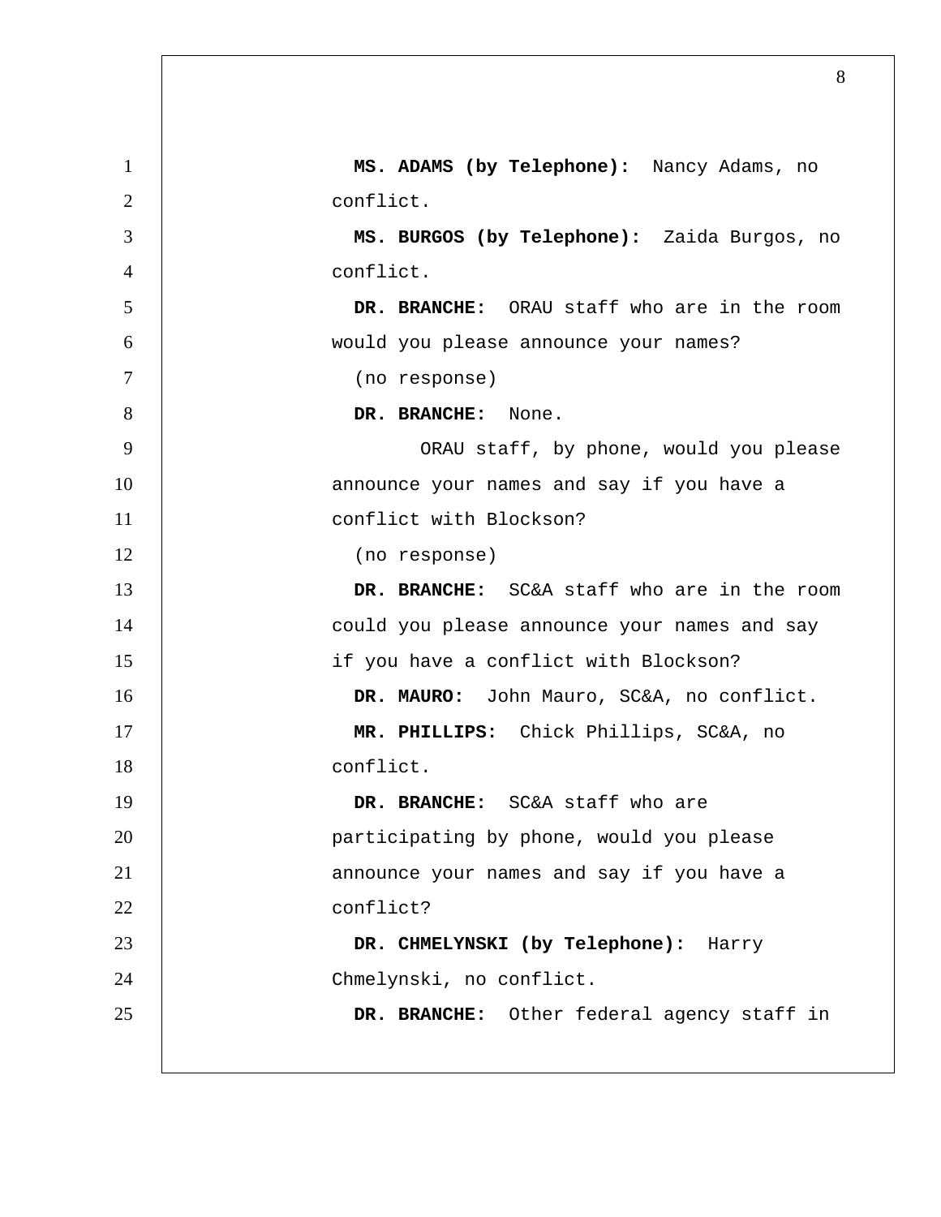**MS. ADAMS (by Telephone):** Nancy Adams, no conflict.

**MS. BURGOS (by Telephone):** Zaida Burgos, no conflict.

**DR. BRANCHE:** ORAU staff who are in the room would you please announce your names?

(no response)

**DR. BRANCHE:** None.

ORAU staff, by phone, would you please announce your names and say if you have a conflict with Blockson?

(no response)

**DR. BRANCHE:** SC&A staff who are in the room could you please announce your names and say if you have a conflict with Blockson?

**DR. MAURO:** John Mauro, SC&A, no conflict.

**MR. PHILLIPS:** Chick Phillips, SC&A, no conflict.

**DR. BRANCHE:** SC&A staff who are participating by phone, would you please announce your names and say if you have a conflict?

**DR. CHMELYNSKI (by Telephone):** Harry Chmelynski, no conflict.

**DR. BRANCHE:** Other federal agency staff in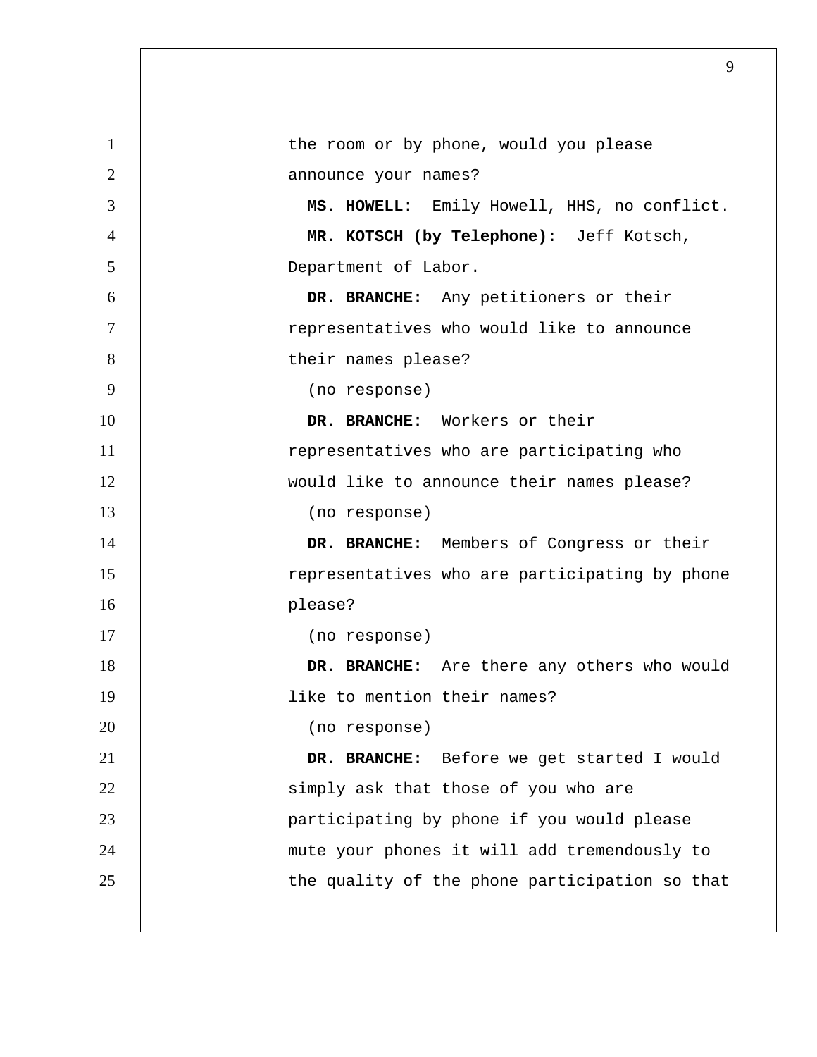the room or by phone, would you please announce your names?

**MS. HOWELL:** Emily Howell, HHS, no conflict.

**MR. KOTSCH (by Telephone):** Jeff Kotsch, Department of Labor.

**DR. BRANCHE:** Any petitioners or their representatives who would like to announce their names please?

(no response)

**DR. BRANCHE:** Workers or their representatives who are participating who would like to announce their names please?

(no response)

**DR. BRANCHE:** Members of Congress or their representatives who are participating by phone please?

(no response)

**DR. BRANCHE:** Are there any others who would like to mention their names?

(no response)

**DR. BRANCHE:** Before we get started I would simply ask that those of you who are participating by phone if you would please mute your phones it will add tremendously to the quality of the phone participation so that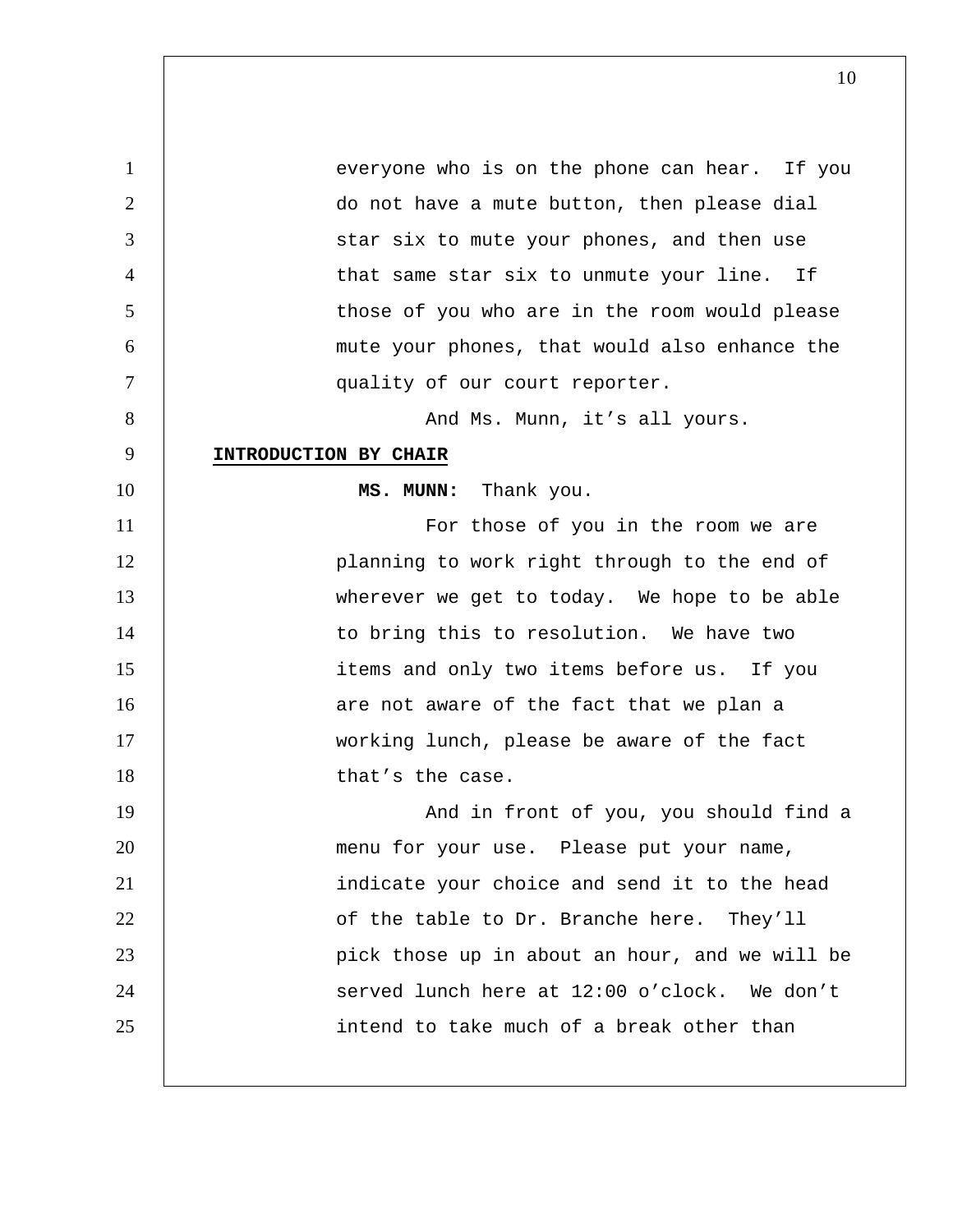everyone who is on the phone can hear. If you do not have a mute button, then please dial star six to mute your phones, and then use that same star six to unmute your line. If those of you who are in the room would please mute your phones, that would also enhance the quality of our court reporter.

And Ms. Munn, it's all yours.

**INTRODUCTION BY CHAIR**

**MS. MUNN:** Thank you.

For those of you in the room we are planning to work right through to the end of wherever we get to today. We hope to be able to bring this to resolution. We have two items and only two items before us. If you are not aware of the fact that we plan a working lunch, please be aware of the fact that's the case.

And in front of you, you should find a menu for your use. Please put your name, indicate your choice and send it to the head of the table to Dr. Branche here. They'll pick those up in about an hour, and we will be served lunch here at 12:00 o'clock. We don't intend to take much of a break other than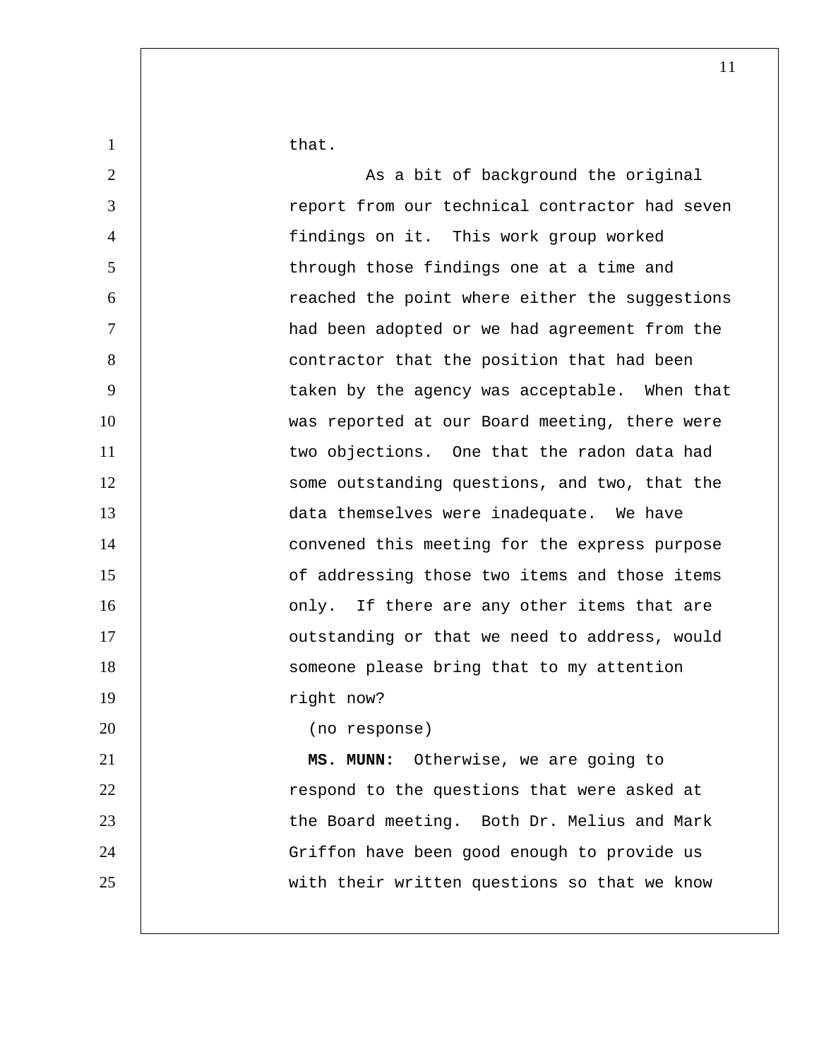that.

As a bit of background the original report from our technical contractor had seven findings on it. This work group worked through those findings one at a time and reached the point where either the suggestions had been adopted or we had agreement from the contractor that the position that had been taken by the agency was acceptable. When that was reported at our Board meeting, there were two objections. One that the radon data had some outstanding questions, and two, that the data themselves were inadequate. We have convened this meeting for the express purpose of addressing those two items and those items only. If there are any other items that are outstanding or that we need to address, would someone please bring that to my attention right now?

(no response)

**MS. MUNN:** Otherwise, we are going to respond to the questions that were asked at the Board meeting. Both Dr. Melius and Mark Griffon have been good enough to provide us with their written questions so that we know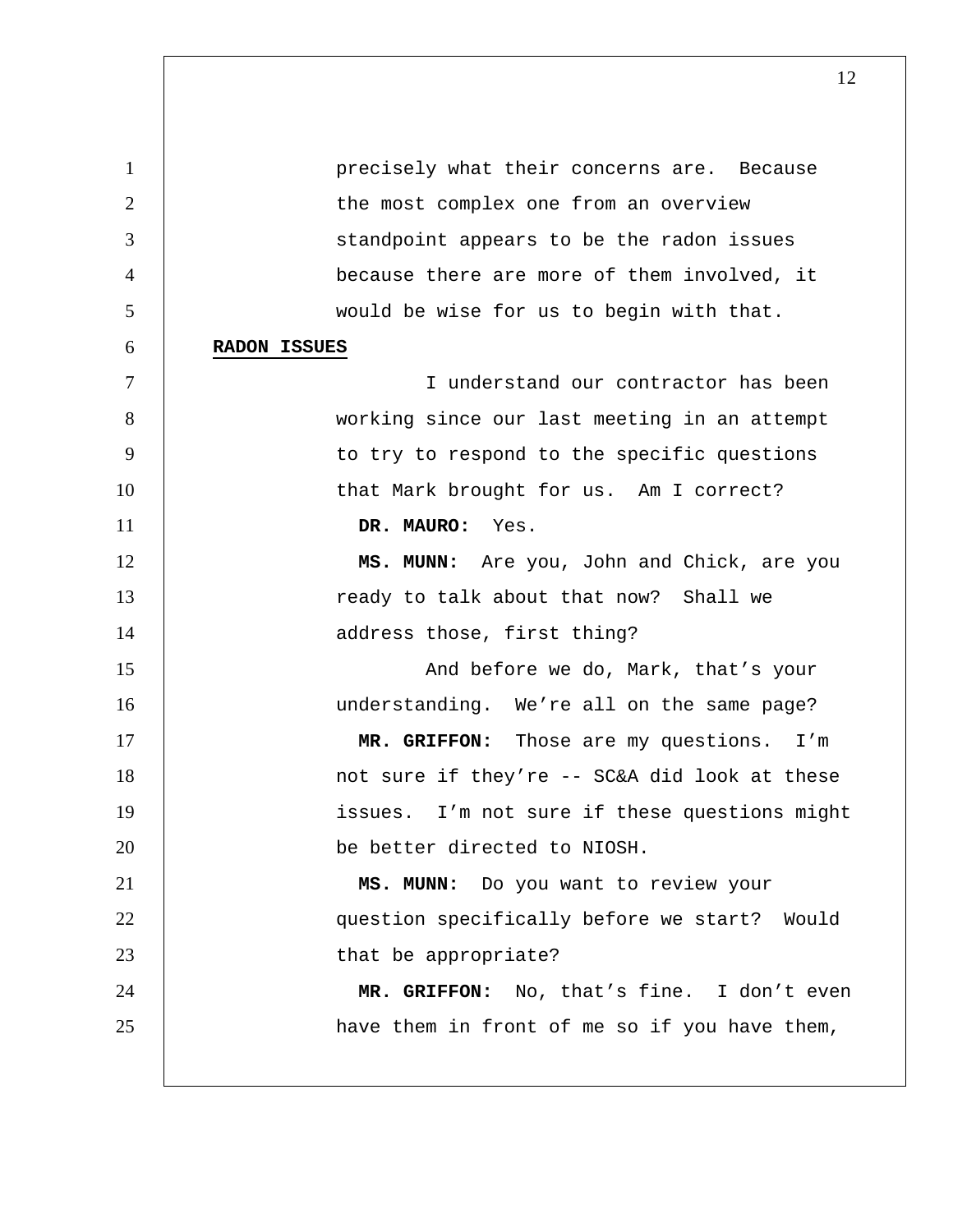precisely what their concerns are. Because the most complex one from an overview standpoint appears to be the radon issues because there are more of them involved, it would be wise for us to begin with that.

**RADON ISSUES**

I understand our contractor has been working since our last meeting in an attempt to try to respond to the specific questions that Mark brought for us. Am I correct?

**DR. MAURO:** Yes.

**MS. MUNN:** Are you, John and Chick, are you ready to talk about that now? Shall we address those, first thing?

And before we do, Mark, that's your understanding. We're all on the same page?

**MR. GRIFFON:** Those are my questions. I'm not sure if they're -- SC&A did look at these issues. I'm not sure if these questions might be better directed to NIOSH.

**MS. MUNN:** Do you want to review your question specifically before we start? Would that be appropriate?

**MR. GRIFFON:** No, that's fine. I don't even have them in front of me so if you have them,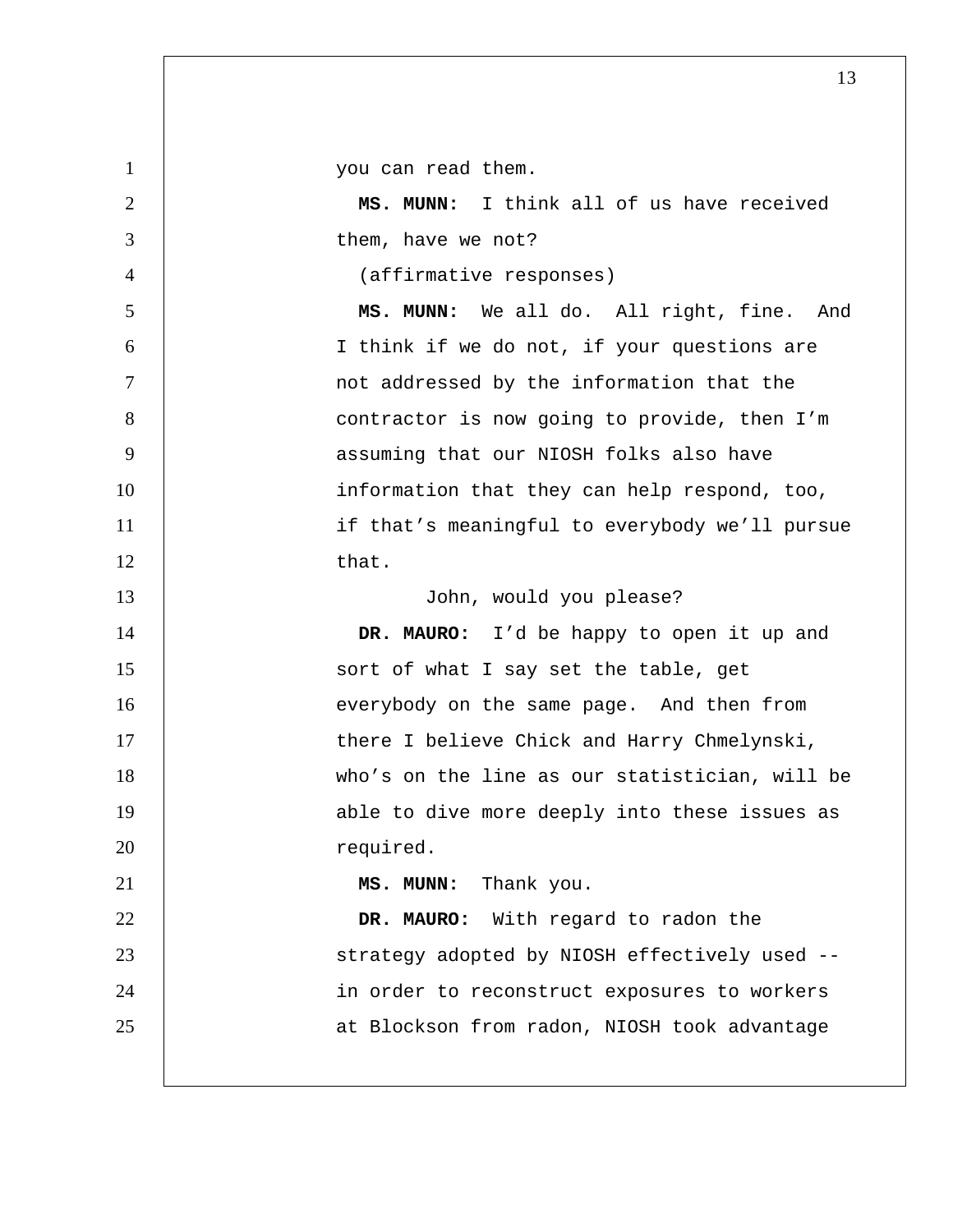you can read them.

**MS. MUNN:** I think all of us have received them, have we not?

(affirmative responses)

**MS. MUNN:** We all do. All right, fine. And I think if we do not, if your questions are not addressed by the information that the contractor is now going to provide, then I'm assuming that our NIOSH folks also have information that they can help respond, too, if that's meaningful to everybody we'll pursue that.

John, would you please?

**DR. MAURO:** I'd be happy to open it up and sort of what I say set the table, get everybody on the same page. And then from there I believe Chick and Harry Chmelynski, who's on the line as our statistician, will be able to dive more deeply into these issues as required.

**MS. MUNN:** Thank you.

**DR. MAURO:** With regard to radon the strategy adopted by NIOSH effectively used -- in order to reconstruct exposures to workers at Blockson from radon, NIOSH took advantage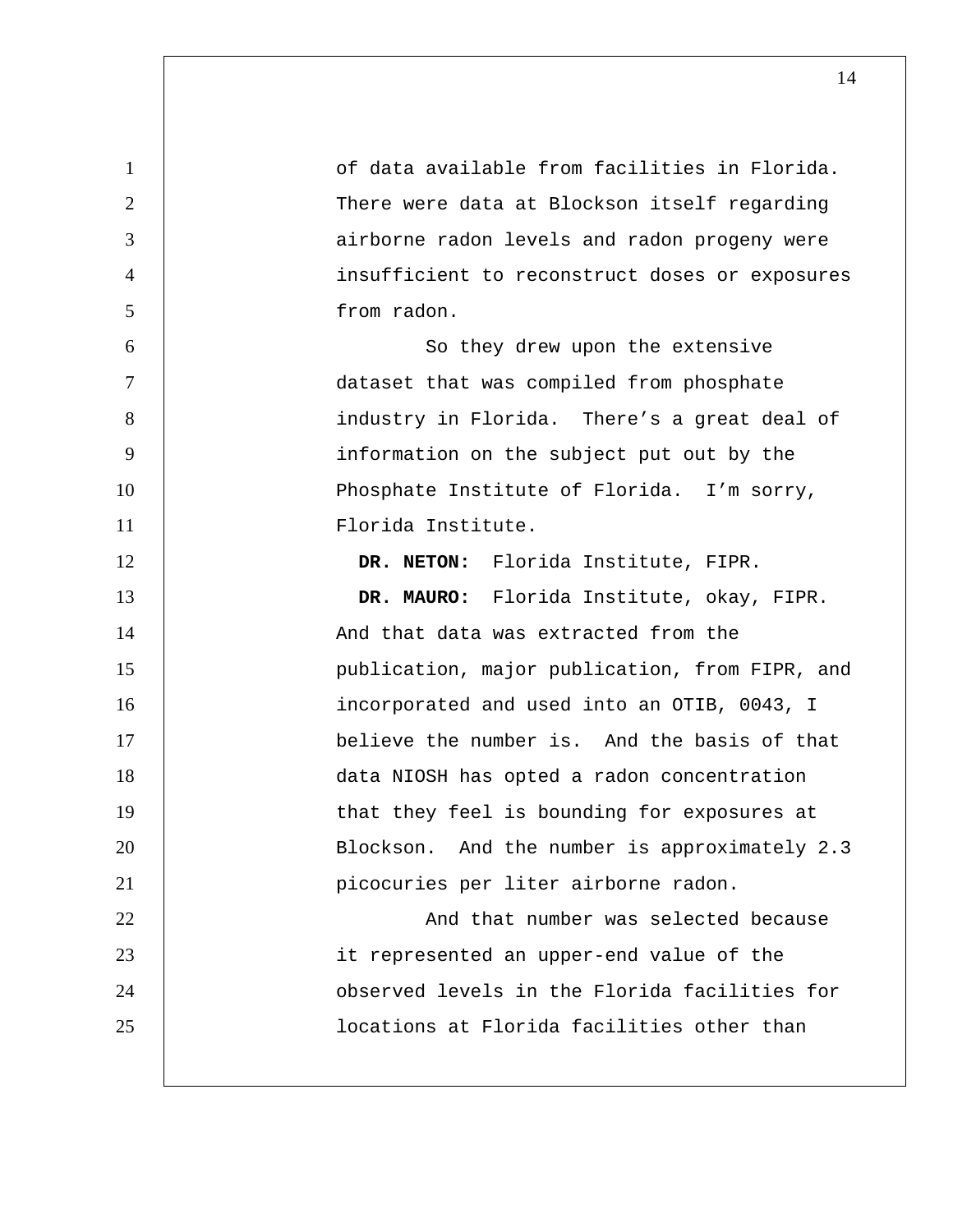of data available from facilities in Florida. There were data at Blockson itself regarding airborne radon levels and radon progeny were insufficient to reconstruct doses or exposures from radon.

So they drew upon the extensive dataset that was compiled from phosphate industry in Florida. There's a great deal of information on the subject put out by the Phosphate Institute of Florida. I'm sorry, Florida Institute.

**DR. NETON:** Florida Institute, FIPR.

**DR. MAURO:** Florida Institute, okay, FIPR. And that data was extracted from the publication, major publication, from FIPR, and incorporated and used into an OTIB, 0043, I believe the number is. And the basis of that data NIOSH has opted a radon concentration that they feel is bounding for exposures at Blockson. And the number is approximately 2.3 picocuries per liter airborne radon.

And that number was selected because it represented an upper-end value of the observed levels in the Florida facilities for locations at Florida facilities other than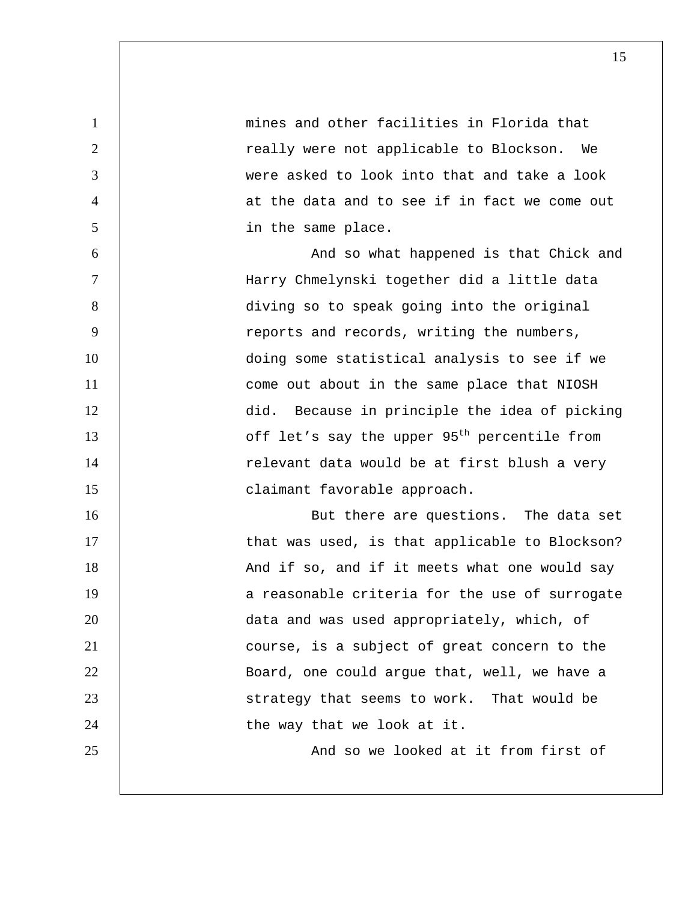mines and other facilities in Florida that really were not applicable to Blockson. We were asked to look into that and take a look at the data and to see if in fact we come out in the same place.

And so what happened is that Chick and Harry Chmelynski together did a little data diving so to speak going into the original reports and records, writing the numbers, doing some statistical analysis to see if we come out about in the same place that NIOSH did. Because in principle the idea of picking off let's say the upper $95^{th}$ percentile from relevant data would be at first blush a very claimant favorable approach.

But there are questions. The data set that was used, is that applicable to Blockson? And if so, and if it meets what one would say a reasonable criteria for the use of surrogate data and was used appropriately, which, of course, is a subject of great concern to the Board, one could argue that, well, we have a strategy that seems to work. That would be the way that we look at it.

And so we looked at it from first of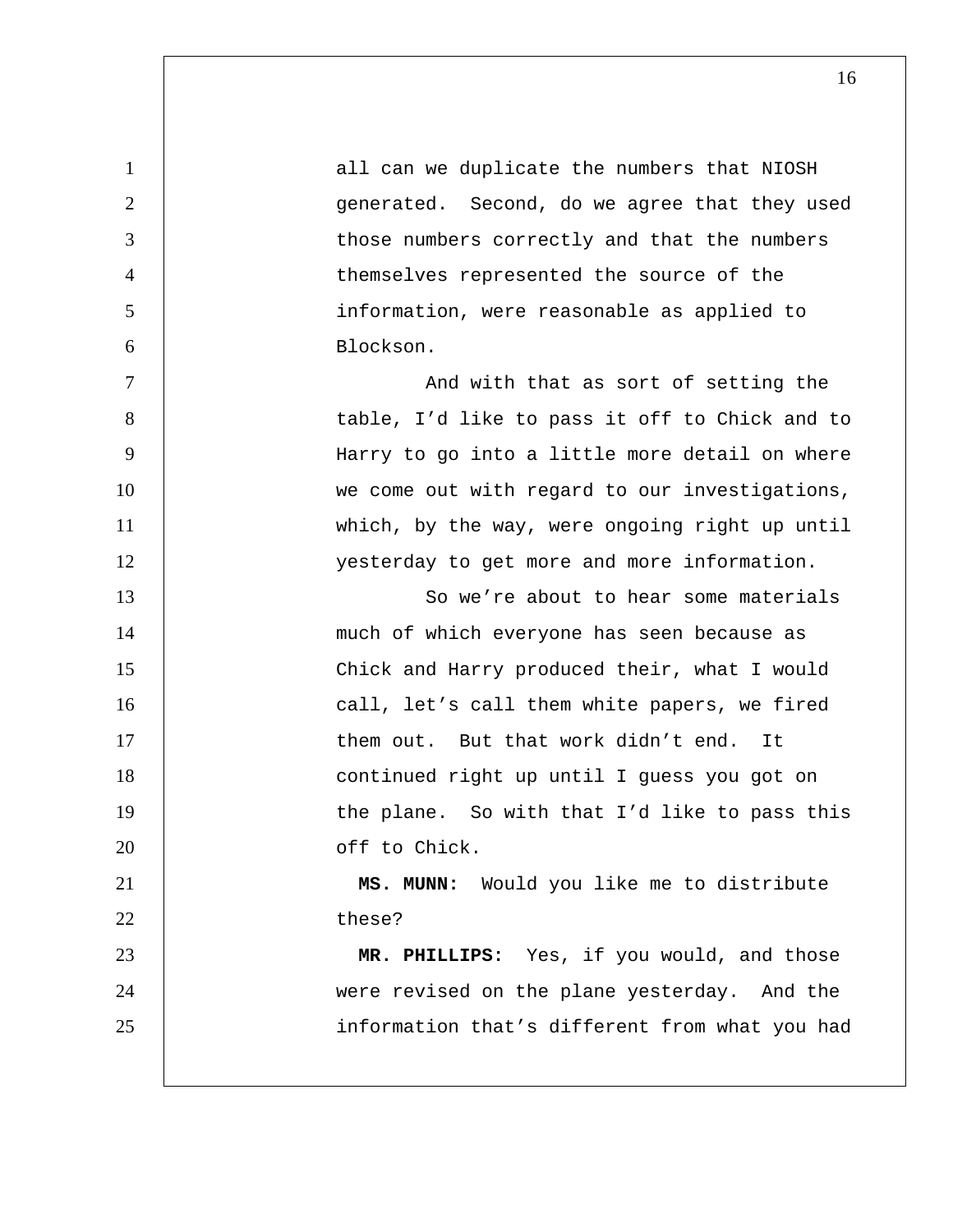all can we duplicate the numbers that NIOSH generated. Second, do we agree that they used those numbers correctly and that the numbers themselves represented the source of the information, were reasonable as applied to Blockson.

And with that as sort of setting the table, I'd like to pass it off to Chick and to Harry to go into a little more detail on where we come out with regard to our investigations, which, by the way, were ongoing right up until yesterday to get more and more information.

So we're about to hear some materials much of which everyone has seen because as Chick and Harry produced their, what I would call, let's call them white papers, we fired them out. But that work didn't end. It continued right up until I guess you got on the plane. So with that I'd like to pass this off to Chick.

**MS. MUNN:** Would you like me to distribute these?

**MR. PHILLIPS:** Yes, if you would, and those were revised on the plane yesterday. And the information that's different from what you had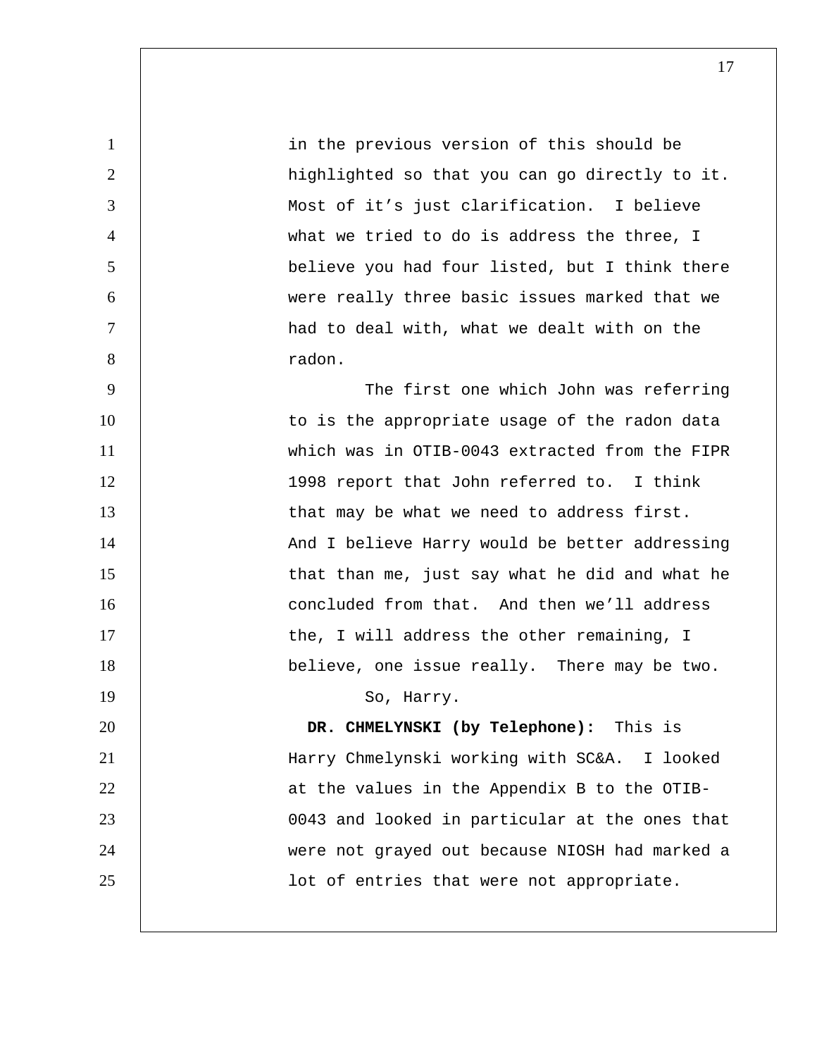in the previous version of this should be highlighted so that you can go directly to it. Most of it's just clarification. I believe what we tried to do is address the three, I believe you had four listed, but I think there were really three basic issues marked that we had to deal with, what we dealt with on the radon.

The first one which John was referring to is the appropriate usage of the radon data which was in OTIB-0043 extracted from the FIPR 1998 report that John referred to. I think that may be what we need to address first. And I believe Harry would be better addressing that than me, just say what he did and what he concluded from that. And then we'll address the, I will address the other remaining, I believe, one issue really. There may be two.

So, Harry.

**DR. CHMELYNSKI (by Telephone):** This is Harry Chmelynski working with SC&A. I looked at the values in the Appendix B to the OTIB-0043 and looked in particular at the ones that were not grayed out because NIOSH had marked a lot of entries that were not appropriate.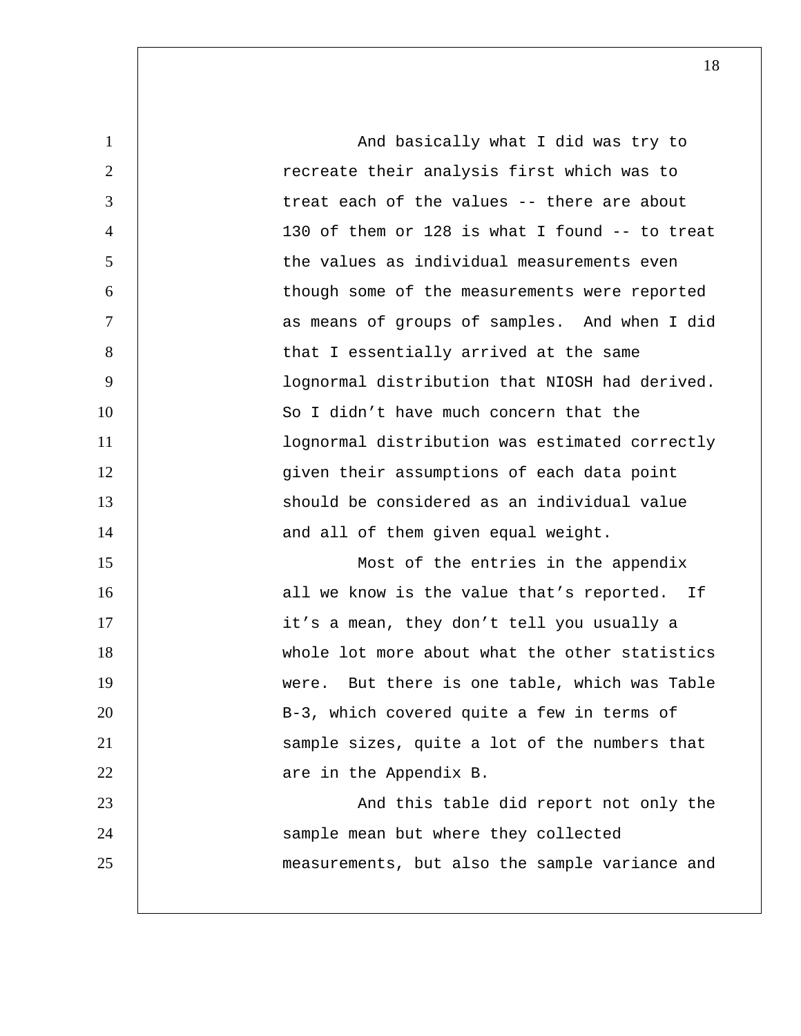And basically what I did was try to recreate their analysis first which was to treat each of the values -- there are about 130 of them or 128 is what I found -- to treat the values as individual measurements even though some of the measurements were reported as means of groups of samples. And when I did that I essentially arrived at the same lognormal distribution that NIOSH had derived. So I didn't have much concern that the lognormal distribution was estimated correctly given their assumptions of each data point should be considered as an individual value and all of them given equal weight.

Most of the entries in the appendix all we know is the value that's reported. If it's a mean, they don't tell you usually a whole lot more about what the other statistics were. But there is one table, which was Table B-3, which covered quite a few in terms of sample sizes, quite a lot of the numbers that are in the Appendix B.

And this table did report not only the sample mean but where they collected measurements, but also the sample variance and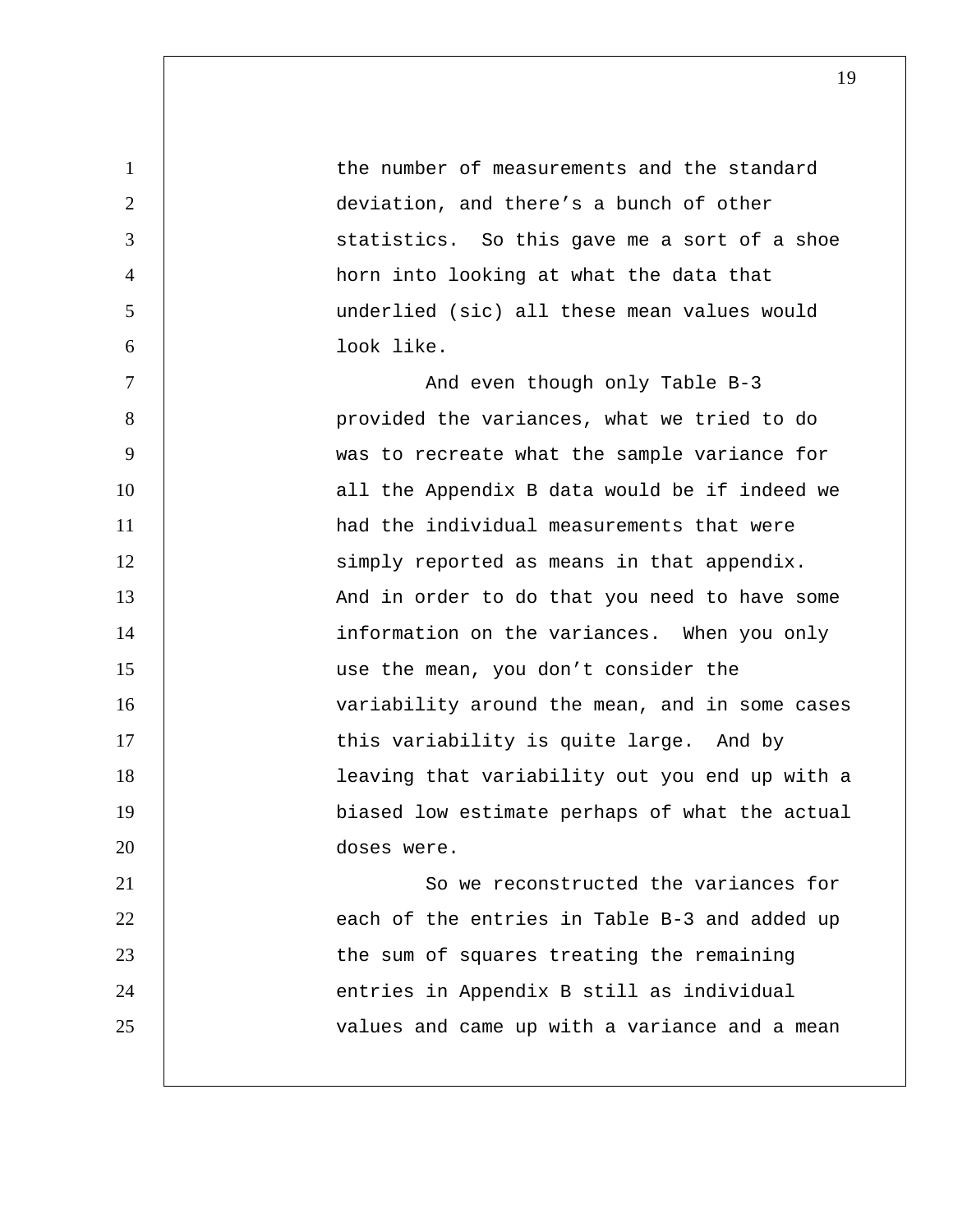the number of measurements and the standard deviation, and there's a bunch of other statistics. So this gave me a sort of a shoe horn into looking at what the data that underlied (sic) all these mean values would look like.

And even though only Table B-3 provided the variances, what we tried to do was to recreate what the sample variance for all the Appendix B data would be if indeed we had the individual measurements that were simply reported as means in that appendix. And in order to do that you need to have some information on the variances. When you only use the mean, you don't consider the variability around the mean, and in some cases this variability is quite large. And by leaving that variability out you end up with a biased low estimate perhaps of what the actual doses were.

So we reconstructed the variances for each of the entries in Table B-3 and added up the sum of squares treating the remaining entries in Appendix B still as individual values and came up with a variance and a mean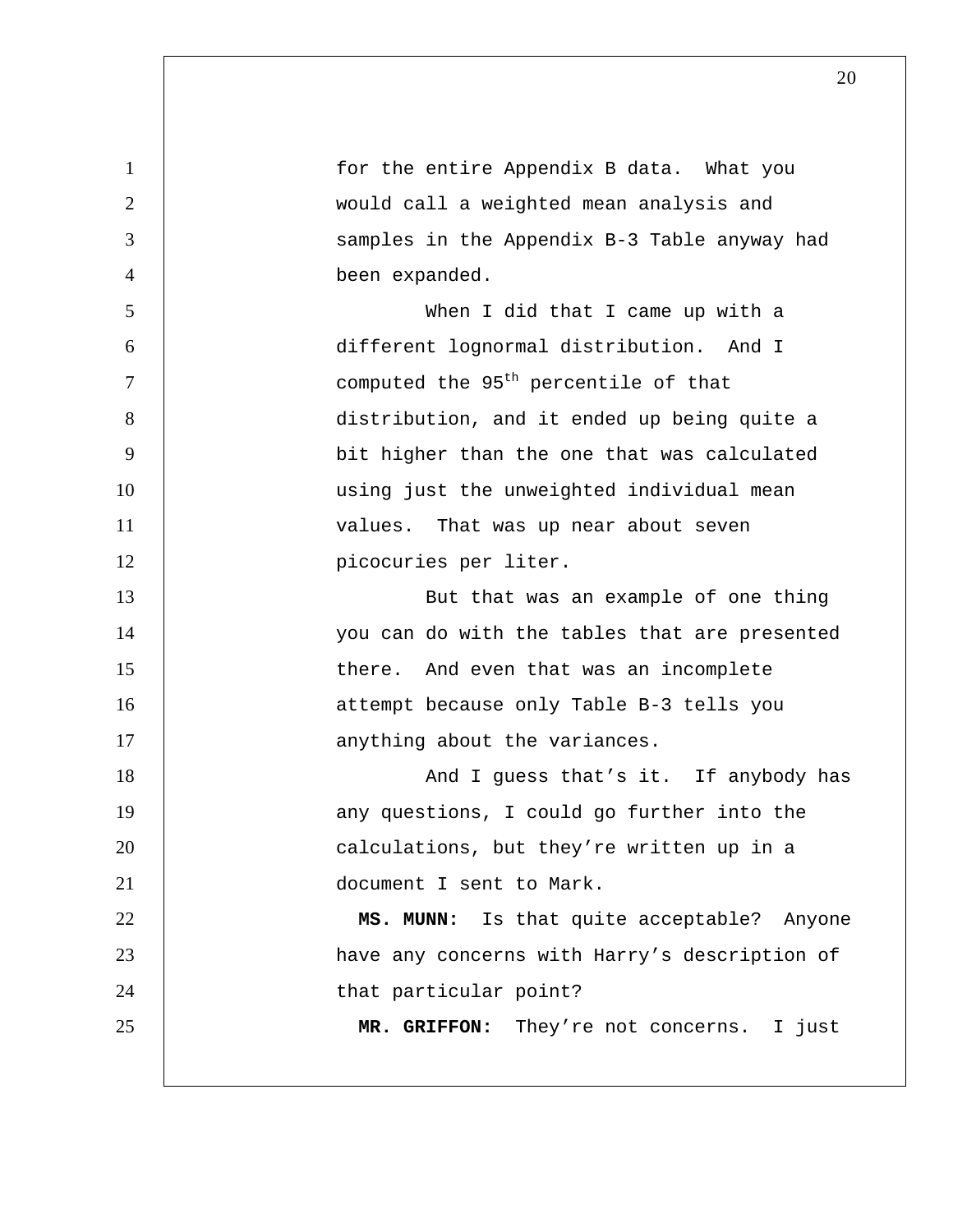for the entire Appendix B data. What you would call a weighted mean analysis and samples in the Appendix B-3 Table anyway had been expanded.

When I did that I came up with a different lognormal distribution. And I computed the $95^{th}$ percentile of that distribution, and it ended up being quite a bit higher than the one that was calculated using just the unweighted individual mean values. That was up near about seven picocuries per liter.

But that was an example of one thing you can do with the tables that are presented there. And even that was an incomplete attempt because only Table B-3 tells you anything about the variances.

And I guess that's it. If anybody has any questions, I could go further into the calculations, but they're written up in a document I sent to Mark.

**MS. MUNN:** Is that quite acceptable? Anyone have any concerns with Harry's description of that particular point?

**MR. GRIFFON:** They're not concerns. I just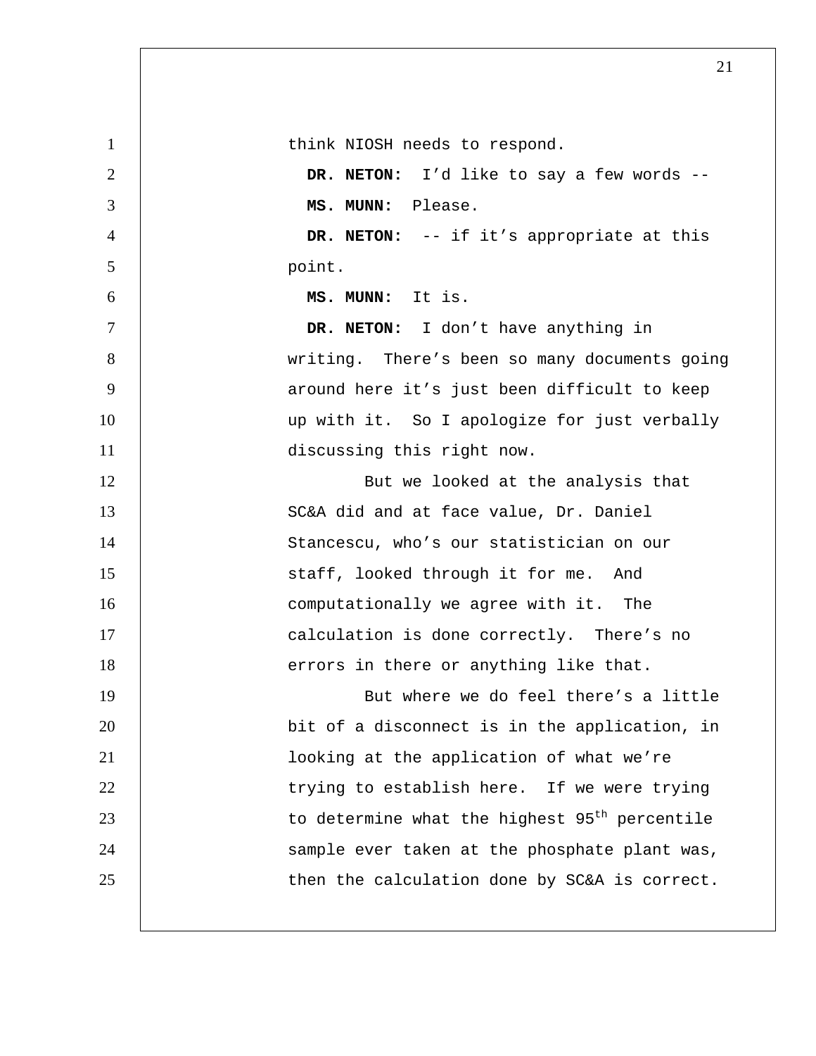think NIOSH needs to respond.

**DR. NETON:** I'd like to say a few words --

**MS. MUNN:** Please.

**DR. NETON:** -- if it's appropriate at this point.

**MS. MUNN:** It is.

**DR. NETON:** I don't have anything in writing. There's been so many documents going around here it's just been difficult to keep up with it. So I apologize for just verbally discussing this right now.

But we looked at the analysis that SC&A did and at face value, Dr. Daniel Stancescu, who's our statistician on our staff, looked through it for me. And computationally we agree with it. The calculation is done correctly. There's no errors in there or anything like that.

But where we do feel there's a little bit of a disconnect is in the application, in looking at the application of what we're trying to establish here. If we were trying to determine what the highest $95^{th}$ percentile sample ever taken at the phosphate plant was, then the calculation done by SC&A is correct.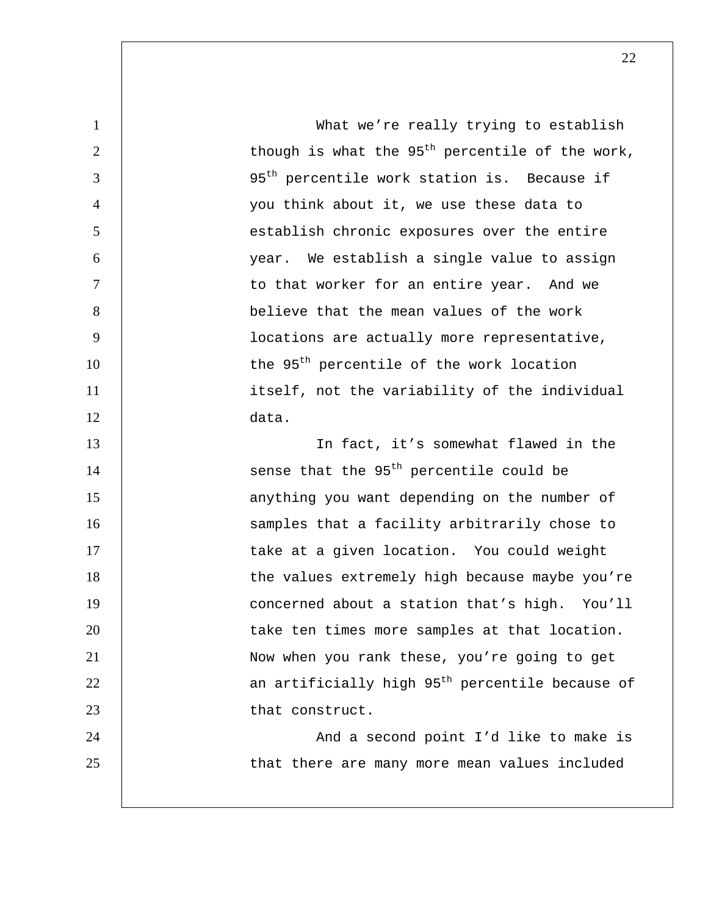What we're really trying to establish though is what the 95th percentile of the work, 95th percentile work station is. Because if you think about it, we use these data to establish chronic exposures over the entire year. We establish a single value to assign to that worker for an entire year. And we believe that the mean values of the work locations are actually more representative, the 95th percentile of the work location itself, not the variability of the individual data.

In fact, it's somewhat flawed in the sense that the 95th percentile could be anything you want depending on the number of samples that a facility arbitrarily chose to take at a given location. You could weight the values extremely high because maybe you're concerned about a station that's high. You'll take ten times more samples at that location. Now when you rank these, you're going to get an artificially high 95th percentile because of that construct.

And a second point I'd like to make is that there are many more mean values included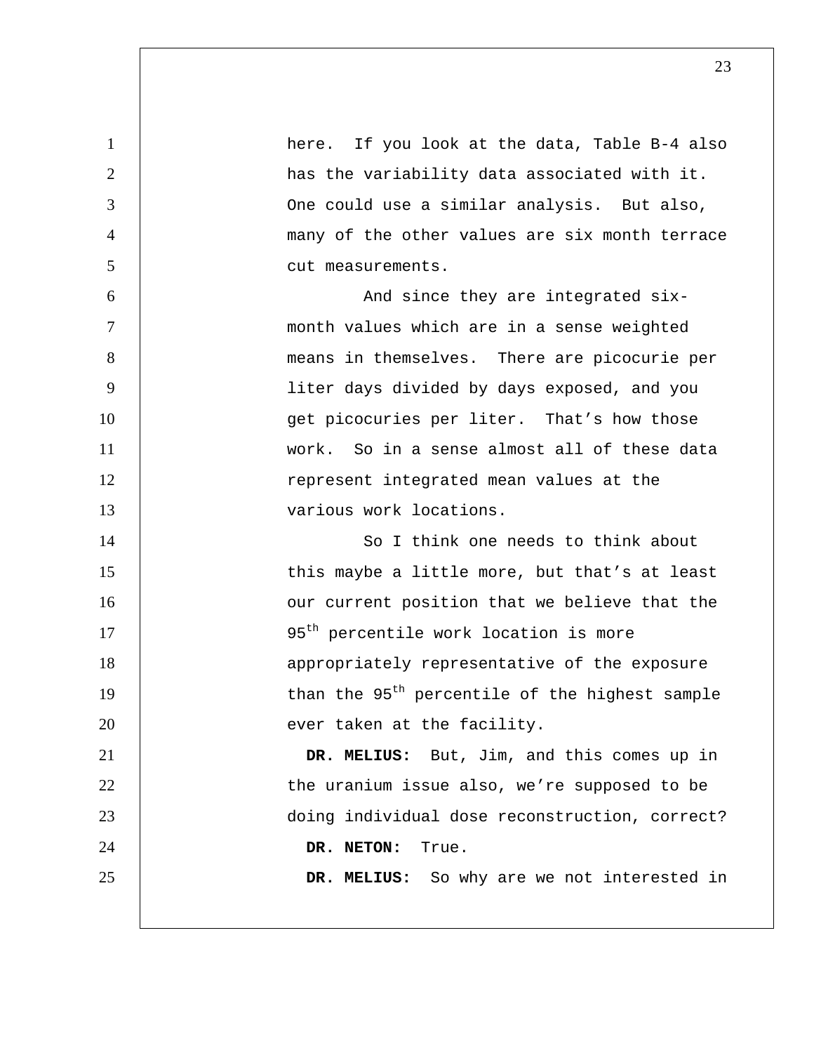here. If you look at the data, Table B-4 also has the variability data associated with it. One could use a similar analysis. But also, many of the other values are six month terrace cut measurements.

And since they are integrated six-month values which are in a sense weighted means in themselves. There are picocurie per liter days divided by days exposed, and you get picocuries per liter. That's how those work. So in a sense almost all of these data represent integrated mean values at the various work locations.

So I think one needs to think about this maybe a little more, but that's at least our current position that we believe that the 95th percentile work location is more appropriately representative of the exposure than the 95th percentile of the highest sample ever taken at the facility.

**DR. MELIUS:** But, Jim, and this comes up in the uranium issue also, we're supposed to be doing individual dose reconstruction, correct?

**DR. NETON:** True.

**DR. MELIUS:** So why are we not interested in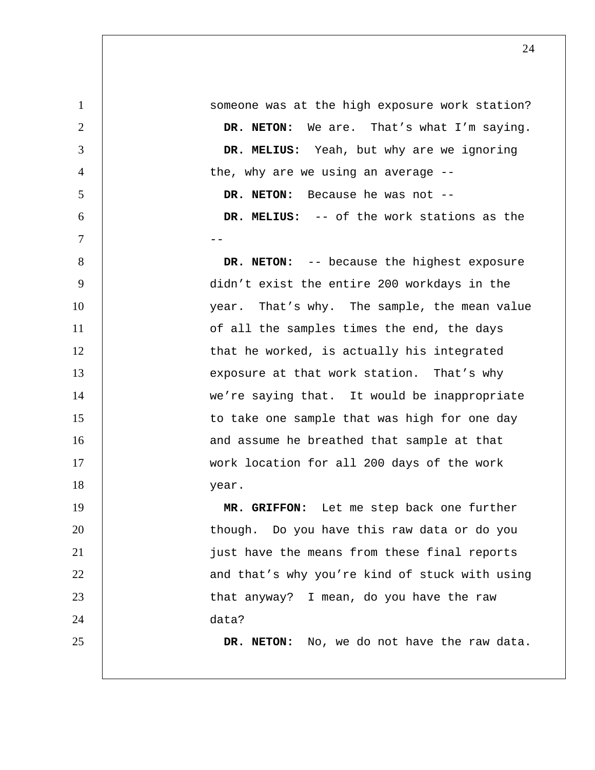someone was at the high exposure work station?

**DR. NETON:** We are. That's what I'm saying.

**DR. MELIUS:** Yeah, but why are we ignoring the, why are we using an average --

**DR. NETON:** Because he was not --

**DR. MELIUS:** -- of the work stations as the --

**DR. NETON:** -- because the highest exposure didn't exist the entire 200 workdays in the year. That's why. The sample, the mean value of all the samples times the end, the days that he worked, is actually his integrated exposure at that work station. That's why we're saying that. It would be inappropriate to take one sample that was high for one day and assume he breathed that sample at that work location for all 200 days of the work year.

**MR. GRIFFON:** Let me step back one further though. Do you have this raw data or do you just have the means from these final reports and that's why you're kind of stuck with using that anyway? I mean, do you have the raw data?

**DR. NETON:** No, we do not have the raw data.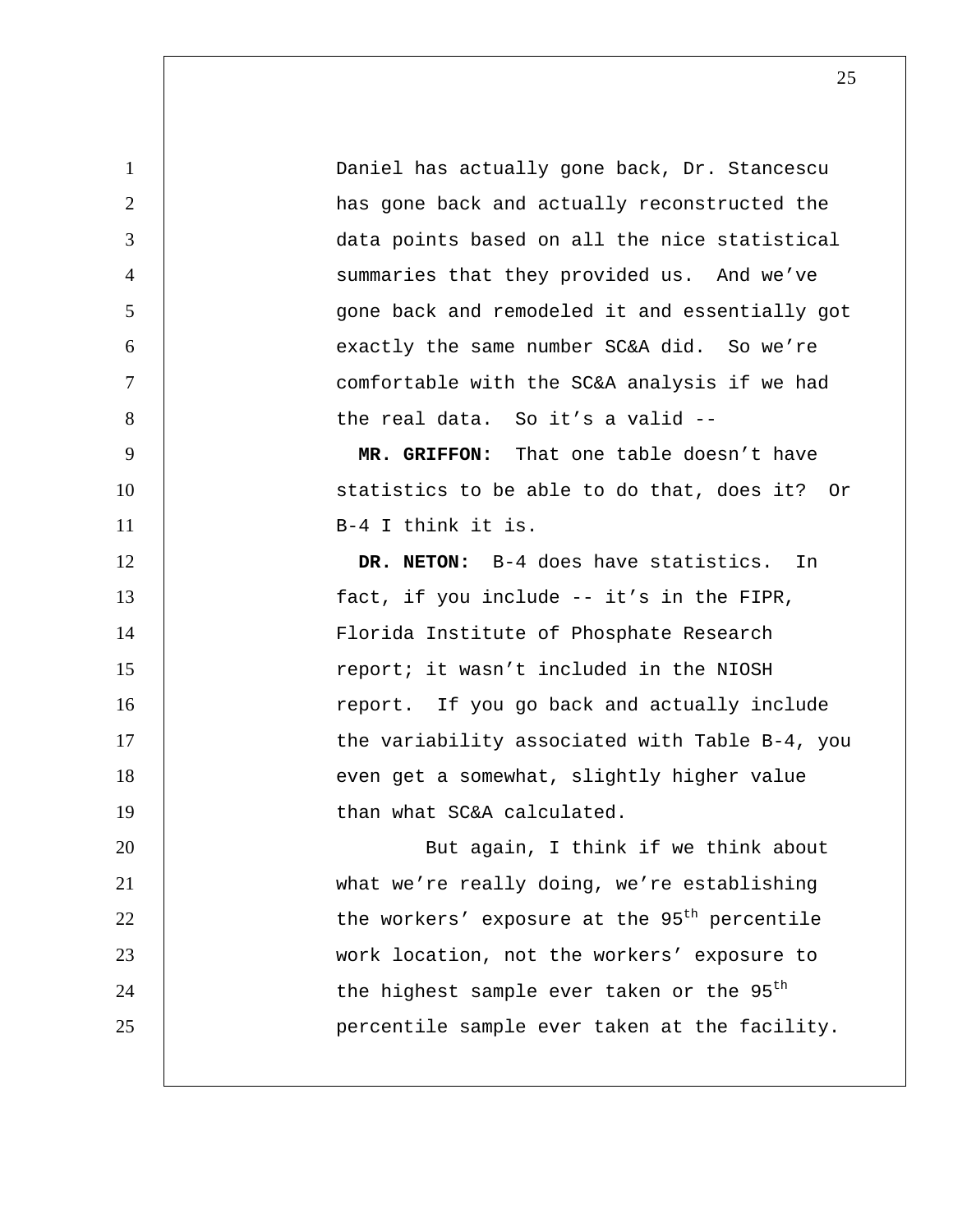Daniel has actually gone back, Dr. Stancescu has gone back and actually reconstructed the data points based on all the nice statistical summaries that they provided us. And we've gone back and remodeled it and essentially got exactly the same number SC&A did. So we're comfortable with the SC&A analysis if we had the real data. So it's a valid --

**MR. GRIFFON:** That one table doesn't have statistics to be able to do that, does it? Or B-4 I think it is.

**DR. NETON:** B-4 does have statistics. In fact, if you include -- it's in the FIPR, Florida Institute of Phosphate Research report; it wasn't included in the NIOSH report. If you go back and actually include the variability associated with Table B-4, you even get a somewhat, slightly higher value than what SC&A calculated.

But again, I think if we think about what we're really doing, we're establishing the workers' exposure at the 95th percentile work location, not the workers' exposure to the highest sample ever taken or the 95th percentile sample ever taken at the facility.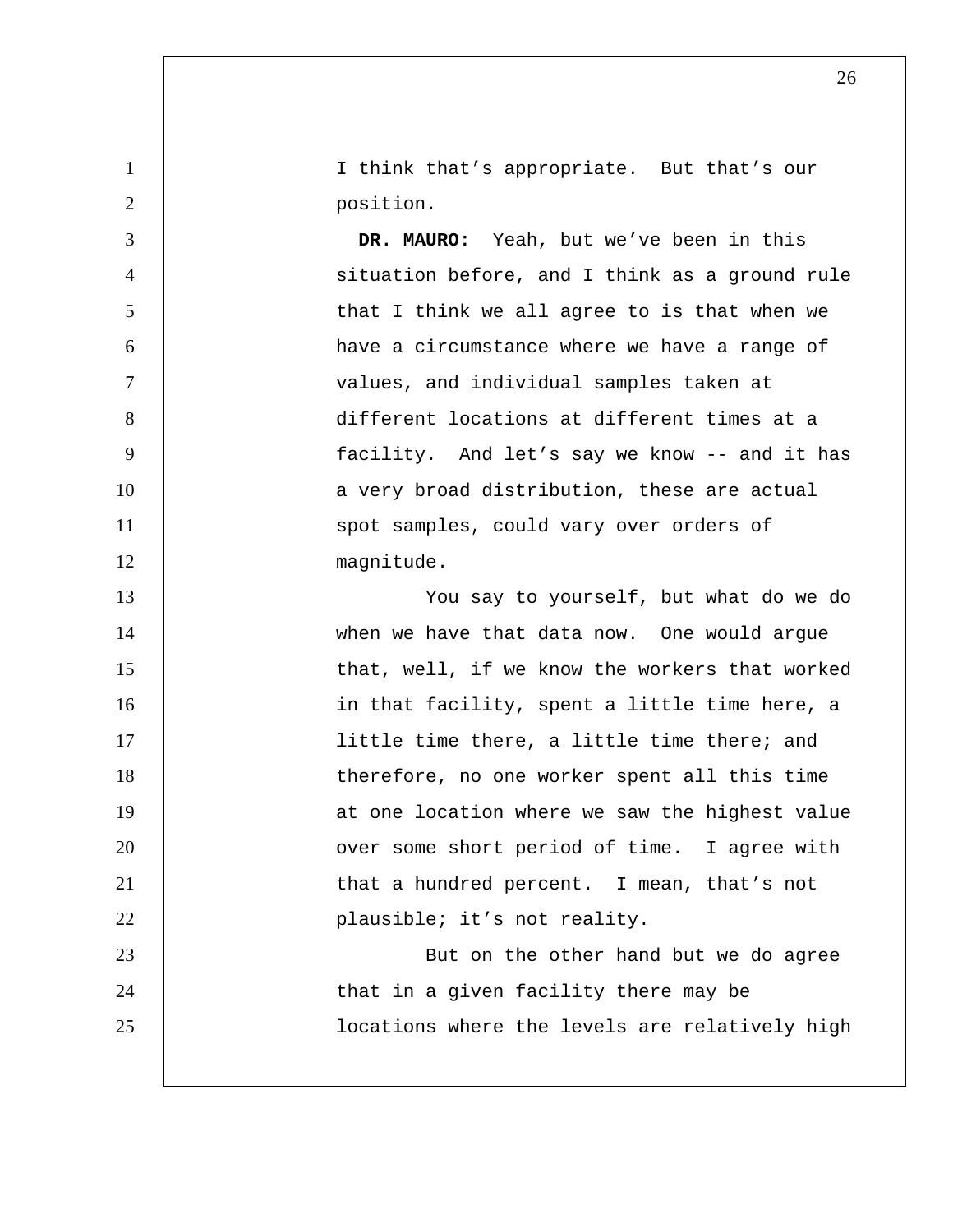I think that’s appropriate. But that’s our position.

**DR. MAURO:** Yeah, but we’ve been in this situation before, and I think as a ground rule that I think we all agree to is that when we have a circumstance where we have a range of values, and individual samples taken at different locations at different times at a facility. And let’s say we know -- and it has a very broad distribution, these are actual spot samples, could vary over orders of magnitude.

You say to yourself, but what do we do when we have that data now. One would argue that, well, if we know the workers that worked in that facility, spent a little time here, a little time there, a little time there; and therefore, no one worker spent all this time at one location where we saw the highest value over some short period of time. I agree with that a hundred percent. I mean, that’s not plausible; it’s not reality.

But on the other hand but we do agree that in a given facility there may be locations where the levels are relatively high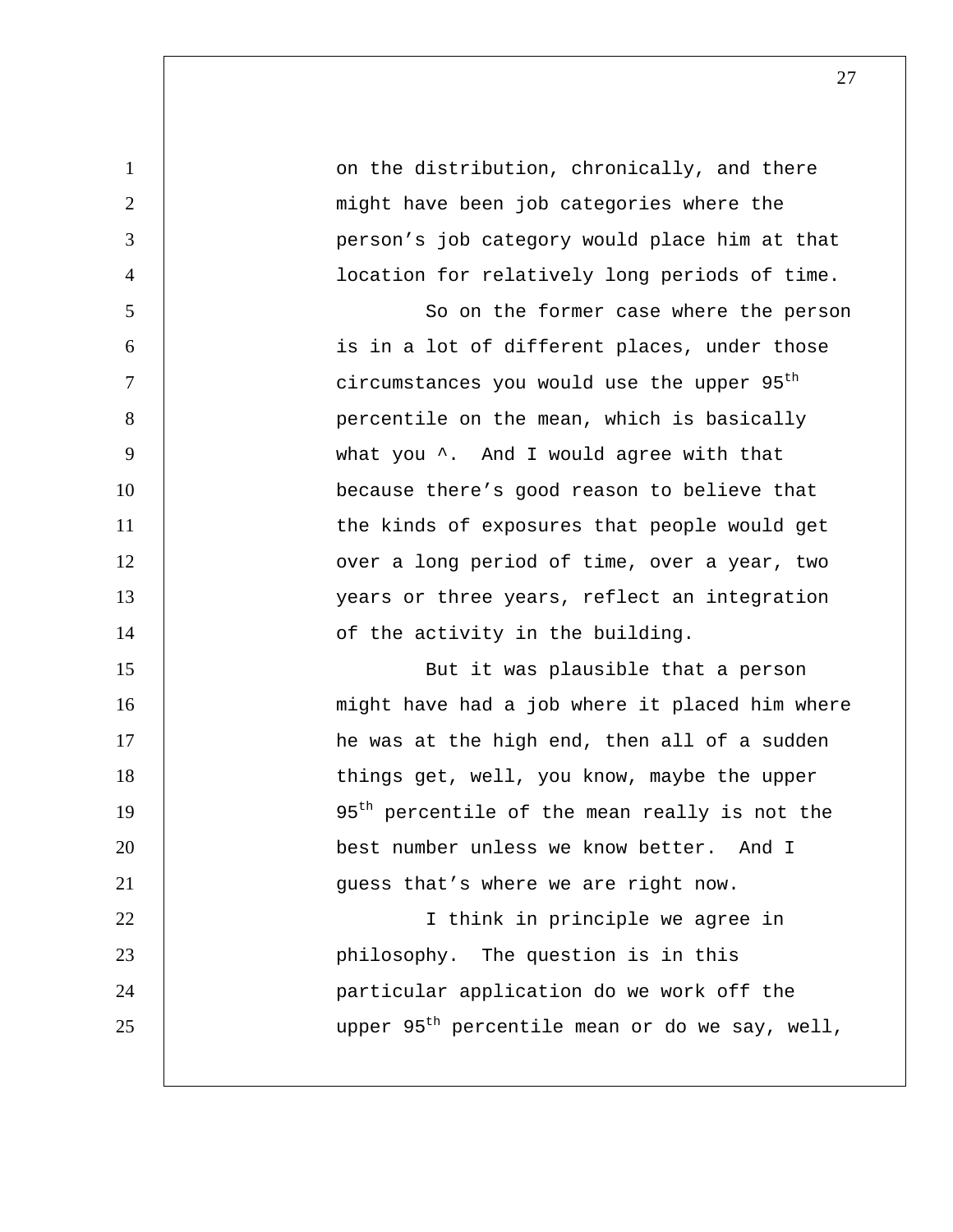on the distribution, chronically, and there might have been job categories where the person's job category would place him at that location for relatively long periods of time.

So on the former case where the person is in a lot of different places, under those circumstances you would use the upper $95^{th}$ percentile on the mean, which is basically what you ^. And I would agree with that because there's good reason to believe that the kinds of exposures that people would get over a long period of time, over a year, two years or three years, reflect an integration of the activity in the building.

But it was plausible that a person might have had a job where it placed him where he was at the high end, then all of a sudden things get, well, you know, maybe the upper $95^{th}$ percentile of the mean really is not the best number unless we know better. And I guess that's where we are right now.

I think in principle we agree in philosophy. The question is in this particular application do we work off the upper $95^{th}$ percentile mean or do we say, well,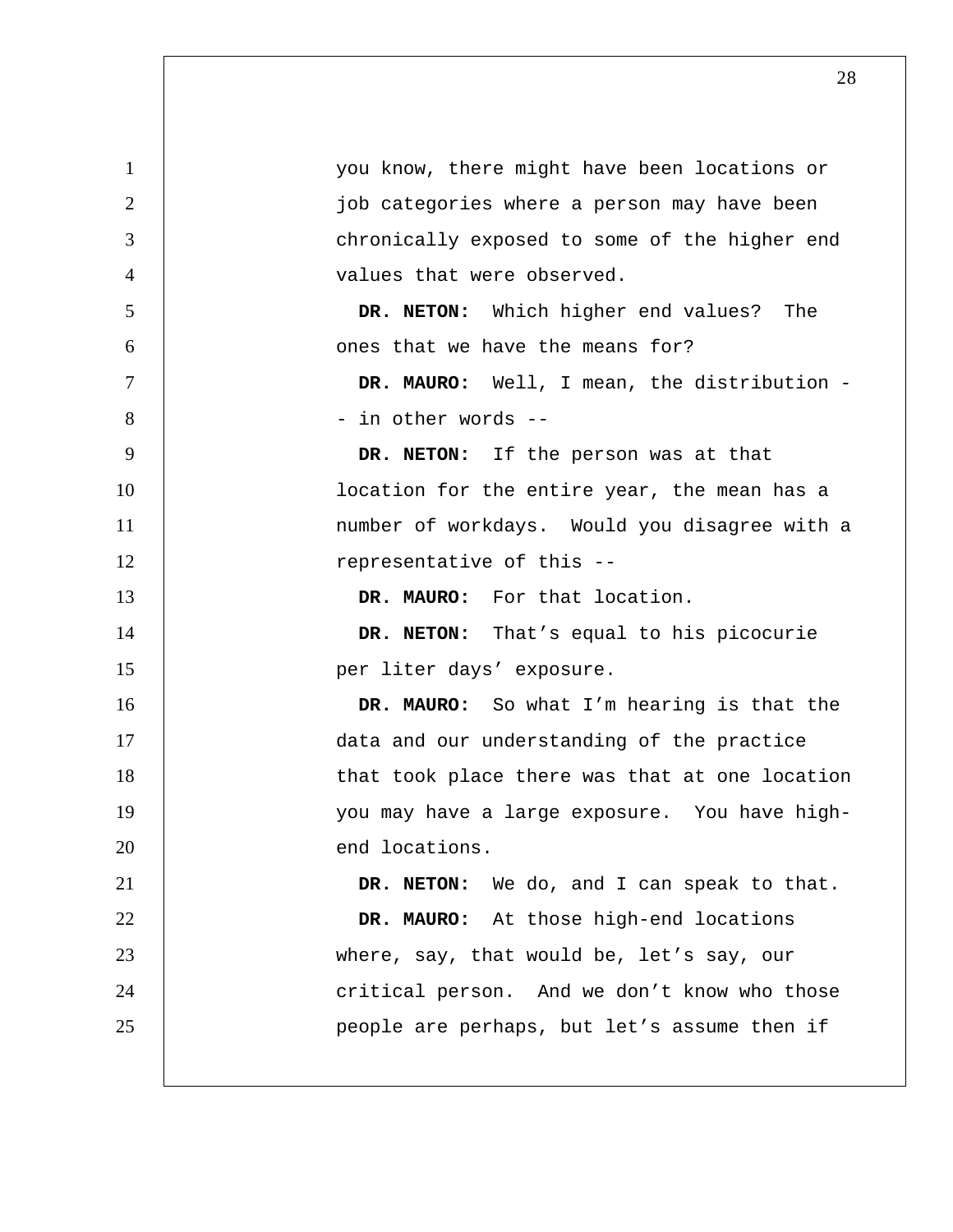you know, there might have been locations or job categories where a person may have been chronically exposed to some of the higher end values that were observed.

**DR. NETON:** Which higher end values? The ones that we have the means for?

**DR. MAURO:** Well, I mean, the distribution -- in other words --

**DR. NETON:** If the person was at that location for the entire year, the mean has a number of workdays. Would you disagree with a representative of this --

**DR. MAURO:** For that location.

**DR. NETON:** That's equal to his picocurie per liter days' exposure.

**DR. MAURO:** So what I'm hearing is that the data and our understanding of the practice that took place there was that at one location you may have a large exposure. You have high-end locations.

**DR. NETON:** We do, and I can speak to that.

**DR. MAURO:** At those high-end locations where, say, that would be, let's say, our critical person. And we don't know who those people are perhaps, but let's assume then if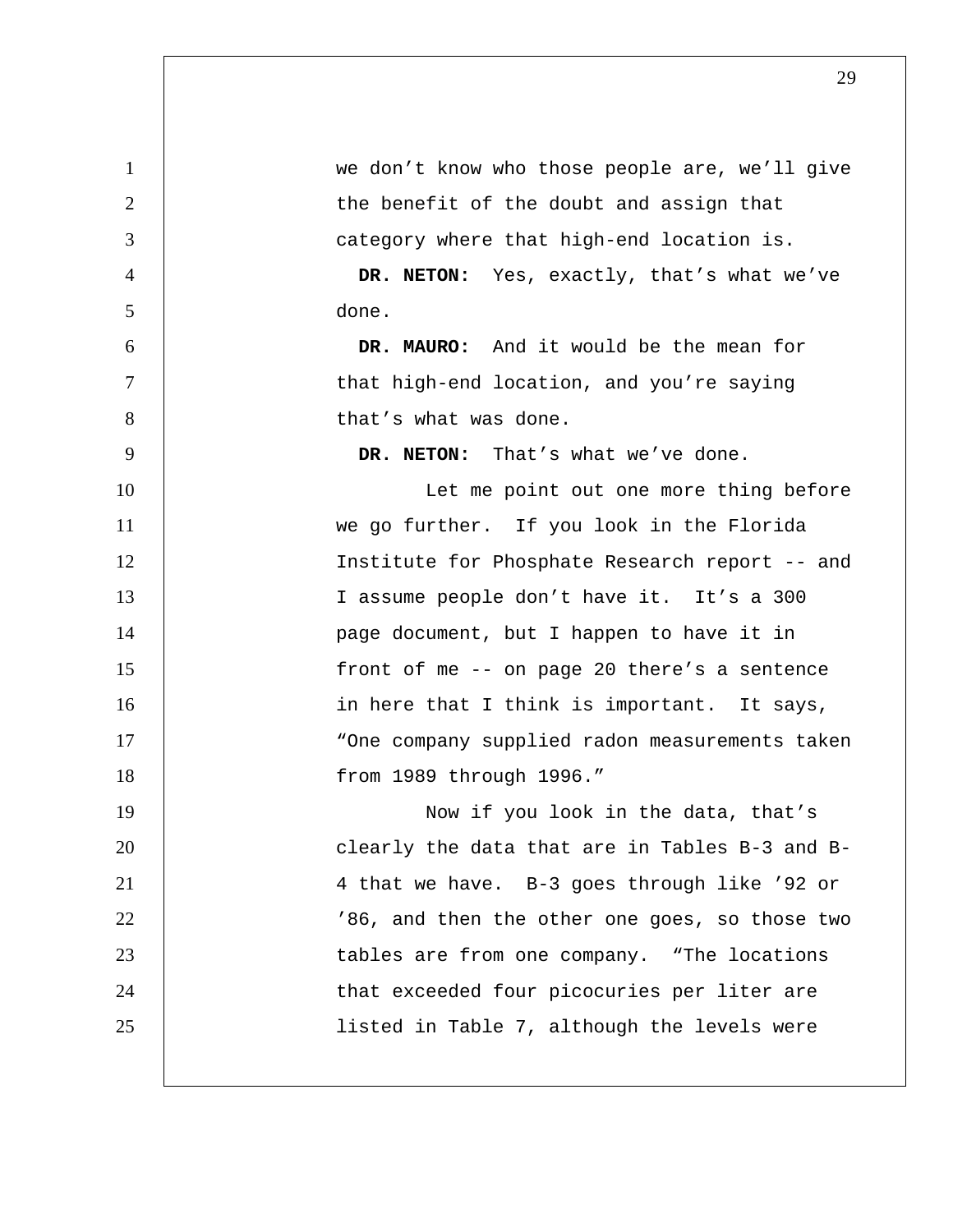we don't know who those people are, we'll give the benefit of the doubt and assign that category where that high-end location is.

**DR. NETON:** Yes, exactly, that's what we've done.

**DR. MAURO:** And it would be the mean for that high-end location, and you're saying that's what was done.

**DR. NETON:** That's what we've done.

Let me point out one more thing before we go further. If you look in the Florida Institute for Phosphate Research report -- and I assume people don't have it. It's a 300 page document, but I happen to have it in front of me -- on page 20 there's a sentence in here that I think is important. It says, "One company supplied radon measurements taken from 1989 through 1996."

Now if you look in the data, that's clearly the data that are in Tables B-3 and B-4 that we have. B-3 goes through like '92 or '86, and then the other one goes, so those two tables are from one company. "The locations that exceeded four picocuries per liter are listed in Table 7, although the levels were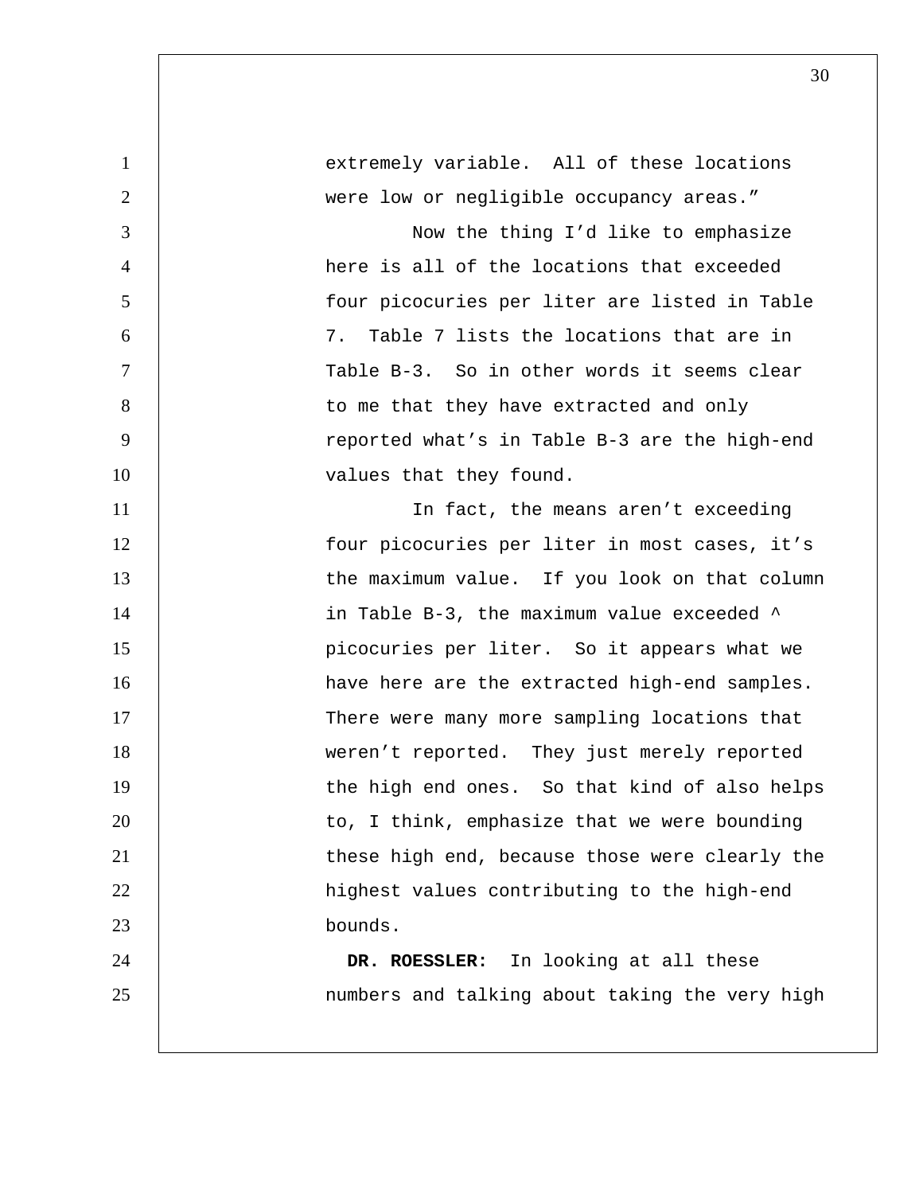extremely variable. All of these locations were low or negligible occupancy areas."

Now the thing I'd like to emphasize here is all of the locations that exceeded four picocuries per liter are listed in Table 7. Table 7 lists the locations that are in Table B-3. So in other words it seems clear to me that they have extracted and only reported what's in Table B-3 are the high-end values that they found.

In fact, the means aren't exceeding four picocuries per liter in most cases, it's the maximum value. If you look on that column in Table B-3, the maximum value exceeded ^ picocuries per liter. So it appears what we have here are the extracted high-end samples. There were many more sampling locations that weren't reported. They just merely reported the high end ones. So that kind of also helps to, I think, emphasize that we were bounding these high end, because those were clearly the highest values contributing to the high-end bounds.

**DR. ROESSLER:** In looking at all these numbers and talking about taking the very high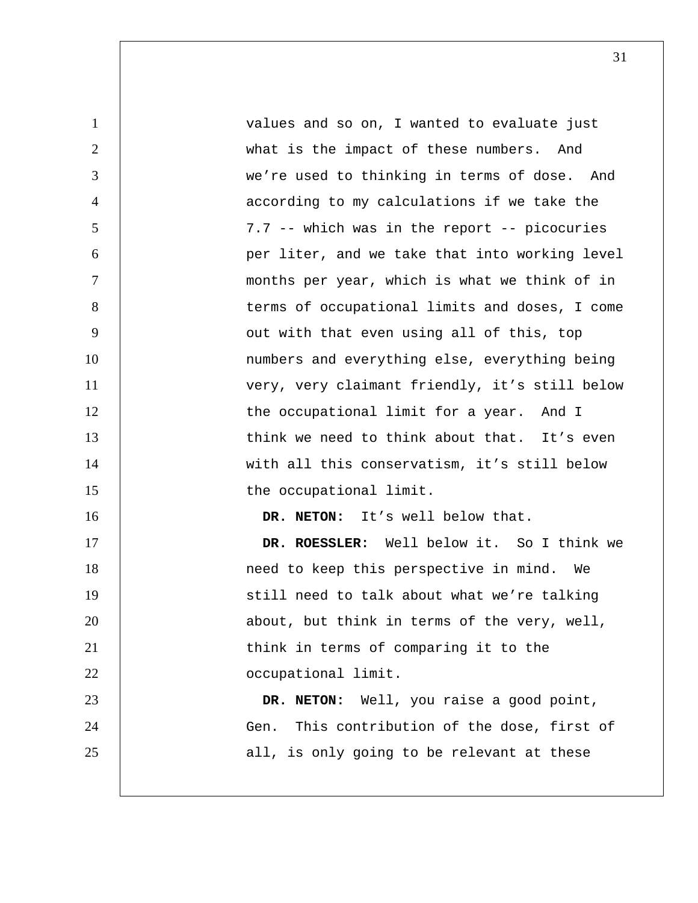values and so on, I wanted to evaluate just what is the impact of these numbers. And we're used to thinking in terms of dose. And according to my calculations if we take the 7.7 -- which was in the report -- picocuries per liter, and we take that into working level months per year, which is what we think of in terms of occupational limits and doses, I come out with that even using all of this, top numbers and everything else, everything being very, very claimant friendly, it's still below the occupational limit for a year. And I think we need to think about that. It's even with all this conservatism, it's still below the occupational limit.

**DR. NETON:** It's well below that.

**DR. ROESSLER:** Well below it. So I think we need to keep this perspective in mind. We still need to talk about what we're talking about, but think in terms of the very, well, think in terms of comparing it to the occupational limit.

**DR. NETON:** Well, you raise a good point, Gen. This contribution of the dose, first of all, is only going to be relevant at these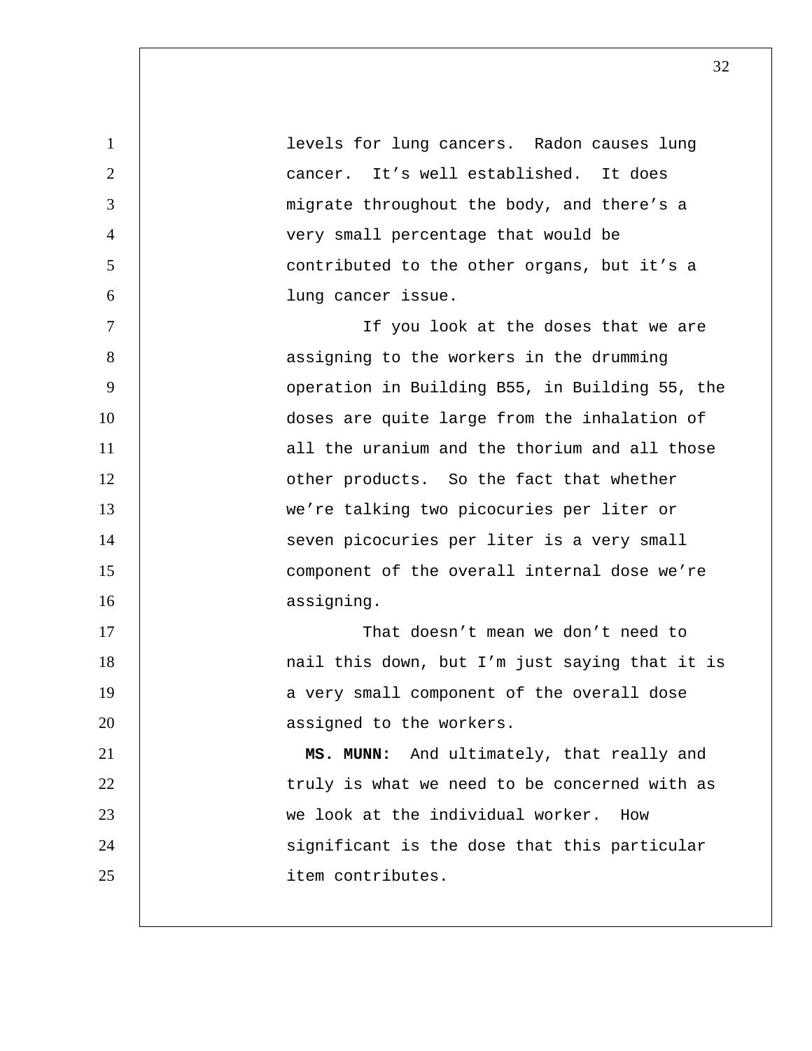levels for lung cancers. Radon causes lung cancer. It's well established. It does migrate throughout the body, and there's a very small percentage that would be contributed to the other organs, but it's a lung cancer issue.

If you look at the doses that we are assigning to the workers in the drumming operation in Building B55, in Building 55, the doses are quite large from the inhalation of all the uranium and the thorium and all those other products. So the fact that whether we're talking two picocuries per liter or seven picocuries per liter is a very small component of the overall internal dose we're assigning.

That doesn't mean we don't need to nail this down, but I'm just saying that it is a very small component of the overall dose assigned to the workers.

**MS. MUNN:** And ultimately, that really and truly is what we need to be concerned with as we look at the individual worker. How significant is the dose that this particular item contributes.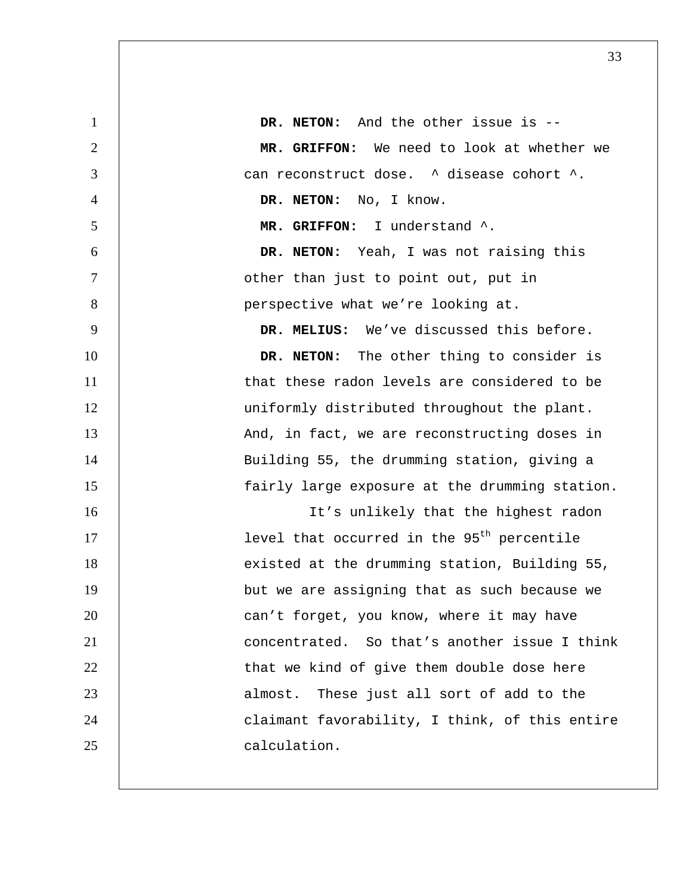**DR. NETON:** And the other issue is --

**MR. GRIFFON:** We need to look at whether we can reconstruct dose. ^ disease cohort ^.

**DR. NETON:** No, I know.

**MR. GRIFFON:** I understand ^.

**DR. NETON:** Yeah, I was not raising this other than just to point out, put in perspective what we're looking at.

**DR. MELIUS:** We've discussed this before.

**DR. NETON:** The other thing to consider is that these radon levels are considered to be uniformly distributed throughout the plant. And, in fact, we are reconstructing doses in Building 55, the drumming station, giving a fairly large exposure at the drumming station.

It's unlikely that the highest radon level that occurred in the 95$^{th}$ percentile existed at the drumming station, Building 55, but we are assigning that as such because we can't forget, you know, where it may have concentrated. So that's another issue I think that we kind of give them double dose here almost. These just all sort of add to the claimant favorability, I think, of this entire calculation.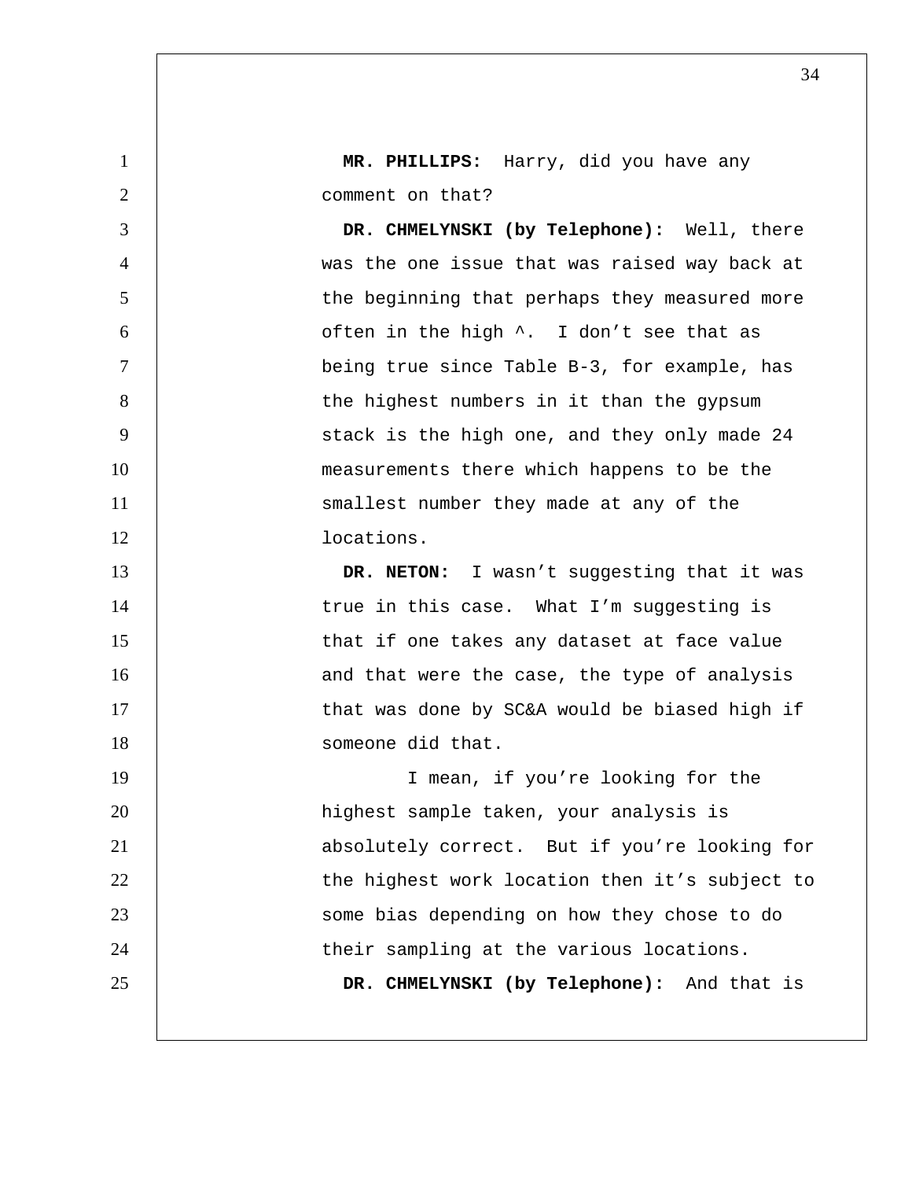**MR. PHILLIPS:** Harry, did you have any comment on that?

**DR. CHMELYNSKI (by Telephone):** Well, there was the one issue that was raised way back at the beginning that perhaps they measured more often in the high ^. I don't see that as being true since Table B-3, for example, has the highest numbers in it than the gypsum stack is the high one, and they only made 24 measurements there which happens to be the smallest number they made at any of the locations.

**DR. NETON:** I wasn't suggesting that it was true in this case. What I'm suggesting is that if one takes any dataset at face value and that were the case, the type of analysis that was done by SC&A would be biased high if someone did that.

I mean, if you're looking for the highest sample taken, your analysis is absolutely correct. But if you're looking for the highest work location then it's subject to some bias depending on how they chose to do their sampling at the various locations.

**DR. CHMELYNSKI (by Telephone):** And that is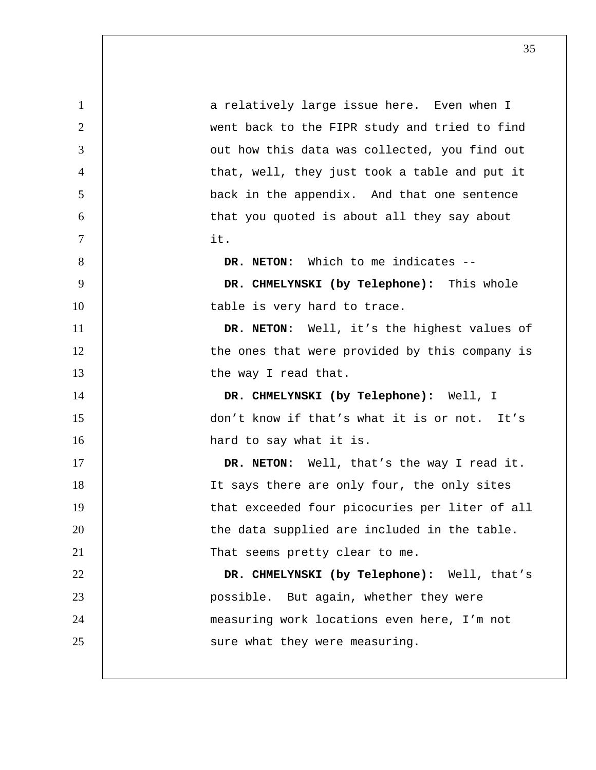a relatively large issue here. Even when I went back to the FIPR study and tried to find out how this data was collected, you find out that, well, they just took a table and put it back in the appendix. And that one sentence that you quoted is about all they say about it.

**DR. NETON:** Which to me indicates --

**DR. CHMELYNSKI (by Telephone):** This whole table is very hard to trace.

**DR. NETON:** Well, it’s the highest values of the ones that were provided by this company is the way I read that.

**DR. CHMELYNSKI (by Telephone):** Well, I don’t know if that’s what it is or not. It’s hard to say what it is.

**DR. NETON:** Well, that’s the way I read it. It says there are only four, the only sites that exceeded four picocuries per liter of all the data supplied are included in the table. That seems pretty clear to me.

**DR. CHMELYNSKI (by Telephone):** Well, that’s possible. But again, whether they were measuring work locations even here, I’m not sure what they were measuring.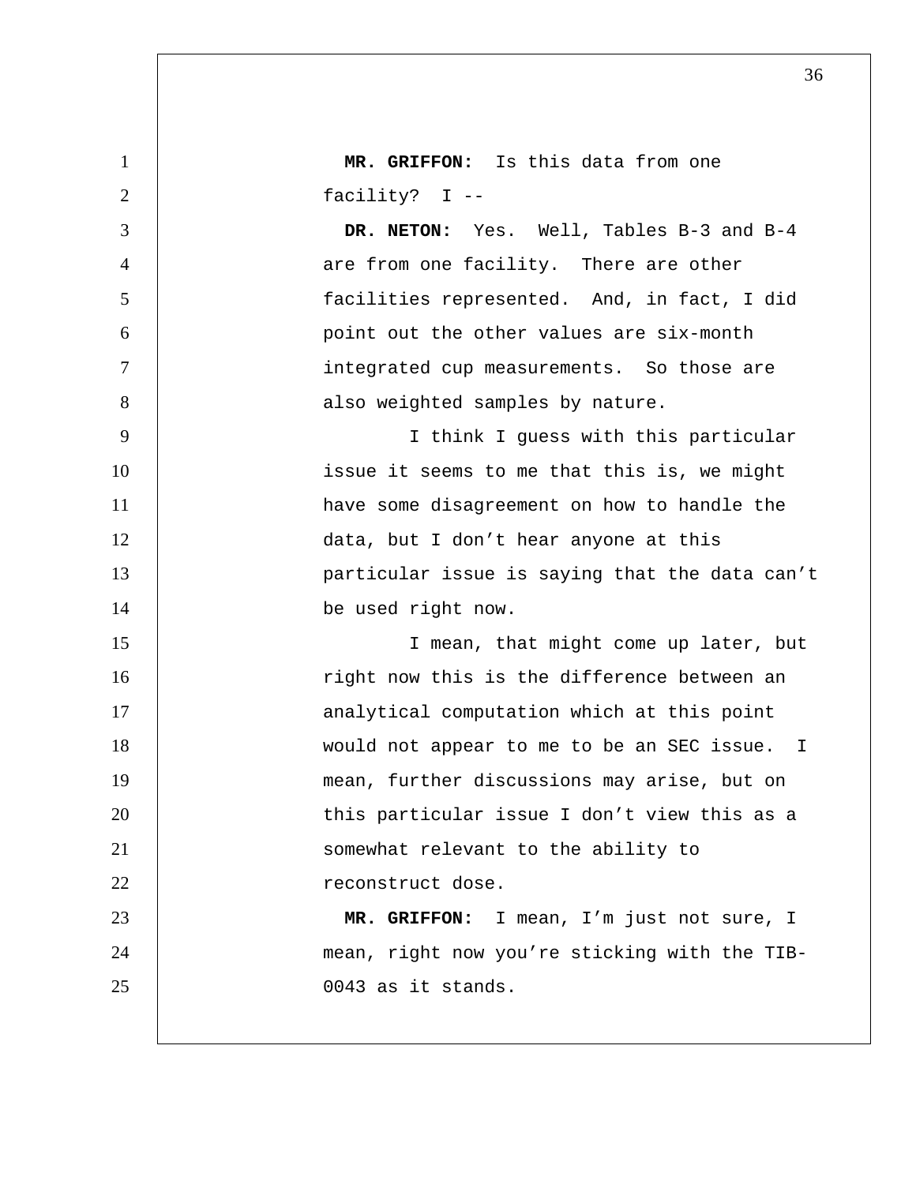**MR. GRIFFON:** Is this data from one facility? I --

**DR. NETON:** Yes. Well, Tables B-3 and B-4 are from one facility. There are other facilities represented. And, in fact, I did point out the other values are six-month integrated cup measurements. So those are also weighted samples by nature.

I think I guess with this particular issue it seems to me that this is, we might have some disagreement on how to handle the data, but I don't hear anyone at this particular issue is saying that the data can't be used right now.

I mean, that might come up later, but right now this is the difference between an analytical computation which at this point would not appear to me to be an SEC issue. I mean, further discussions may arise, but on this particular issue I don't view this as a somewhat relevant to the ability to reconstruct dose.

**MR. GRIFFON:** I mean, I'm just not sure, I mean, right now you're sticking with the TIB-0043 as it stands.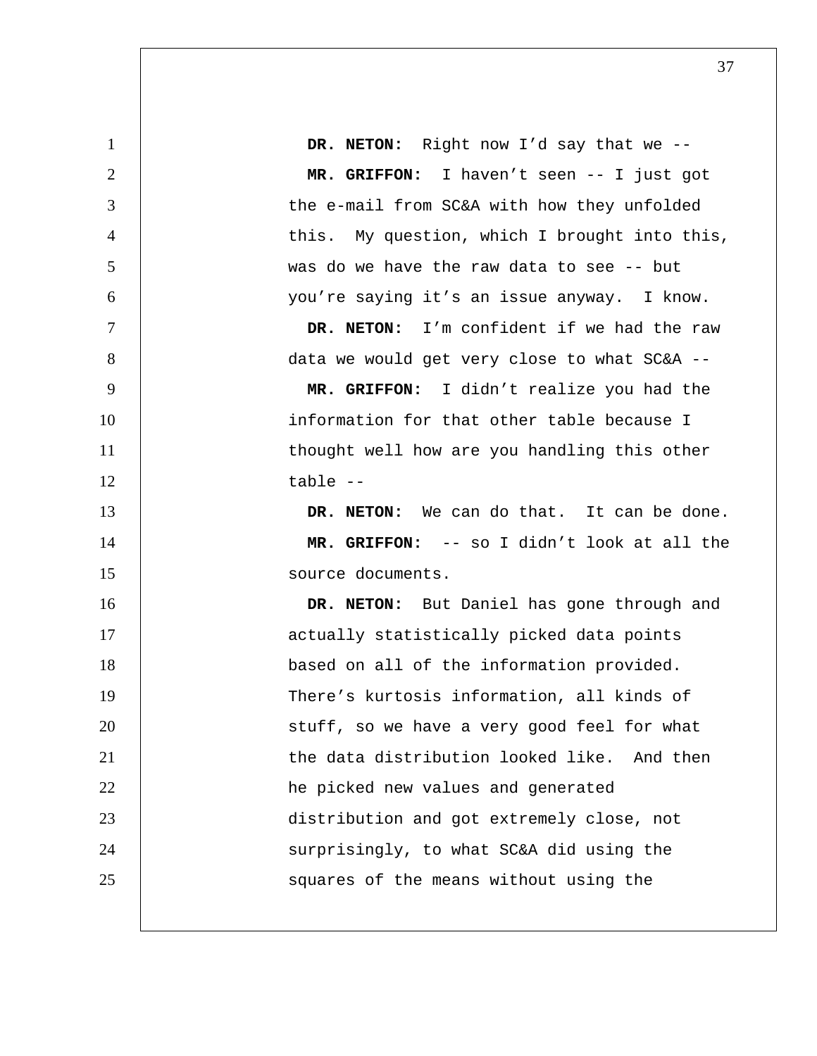**DR. NETON:** Right now I'd say that we --

**MR. GRIFFON:** I haven't seen -- I just got the e-mail from SC&A with how they unfolded this. My question, which I brought into this, was do we have the raw data to see -- but you're saying it's an issue anyway. I know.

**DR. NETON:** I'm confident if we had the raw data we would get very close to what SC&A --

**MR. GRIFFON:** I didn't realize you had the information for that other table because I thought well how are you handling this other table --

**DR. NETON:** We can do that. It can be done.

**MR. GRIFFON:** -- so I didn't look at all the source documents.

**DR. NETON:** But Daniel has gone through and actually statistically picked data points based on all of the information provided. There's kurtosis information, all kinds of stuff, so we have a very good feel for what the data distribution looked like. And then he picked new values and generated distribution and got extremely close, not surprisingly, to what SC&A did using the squares of the means without using the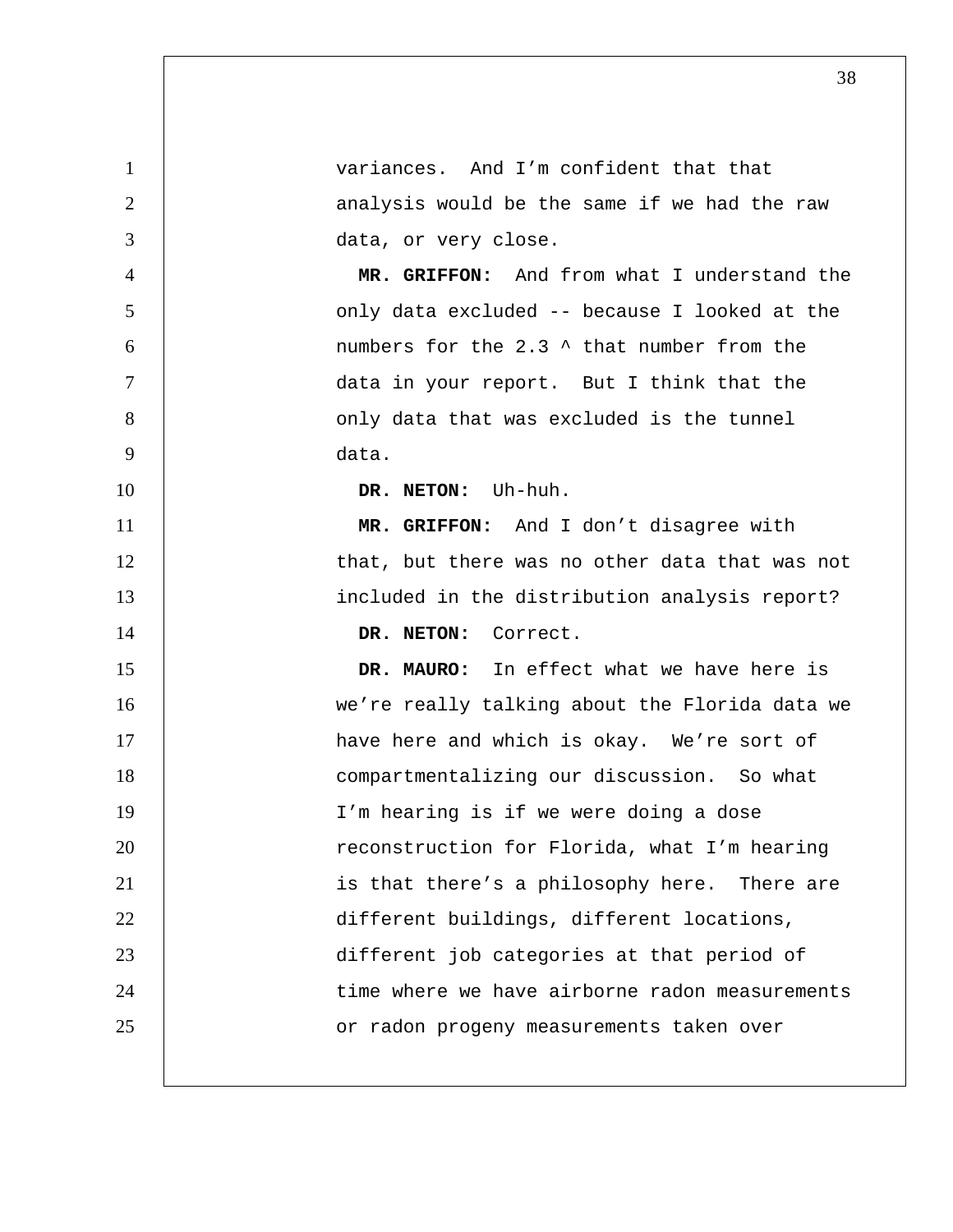variances. And I'm confident that that analysis would be the same if we had the raw data, or very close.

**MR. GRIFFON:** And from what I understand the only data excluded -- because I looked at the numbers for the 2.3 ^ that number from the data in your report. But I think that the only data that was excluded is the tunnel data.

**DR. NETON:** Uh-huh.

**MR. GRIFFON:** And I don't disagree with that, but there was no other data that was not included in the distribution analysis report?

**DR. NETON:** Correct.

**DR. MAURO:** In effect what we have here is we're really talking about the Florida data we have here and which is okay. We're sort of compartmentalizing our discussion. So what I'm hearing is if we were doing a dose reconstruction for Florida, what I'm hearing is that there's a philosophy here. There are different buildings, different locations, different job categories at that period of time where we have airborne radon measurements or radon progeny measurements taken over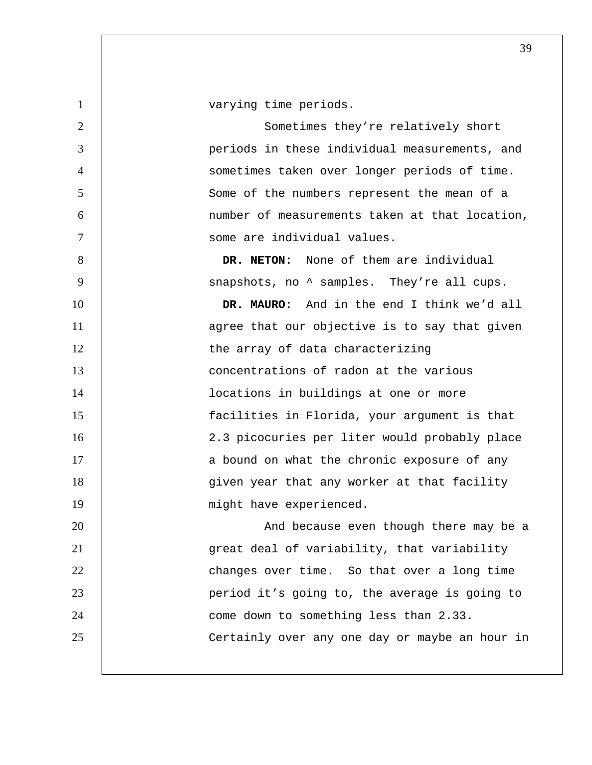varying time periods.

Sometimes they're relatively short periods in these individual measurements, and sometimes taken over longer periods of time. Some of the numbers represent the mean of a number of measurements taken at that location, some are individual values.

**DR. NETON:** None of them are individual snapshots, no ^ samples. They're all cups.

**DR. MAURO:** And in the end I think we'd all agree that our objective is to say that given the array of data characterizing concentrations of radon at the various locations in buildings at one or more facilities in Florida, your argument is that 2.3 picocuries per liter would probably place a bound on what the chronic exposure of any given year that any worker at that facility might have experienced.

And because even though there may be a great deal of variability, that variability changes over time. So that over a long time period it's going to, the average is going to come down to something less than 2.33. Certainly over any one day or maybe an hour in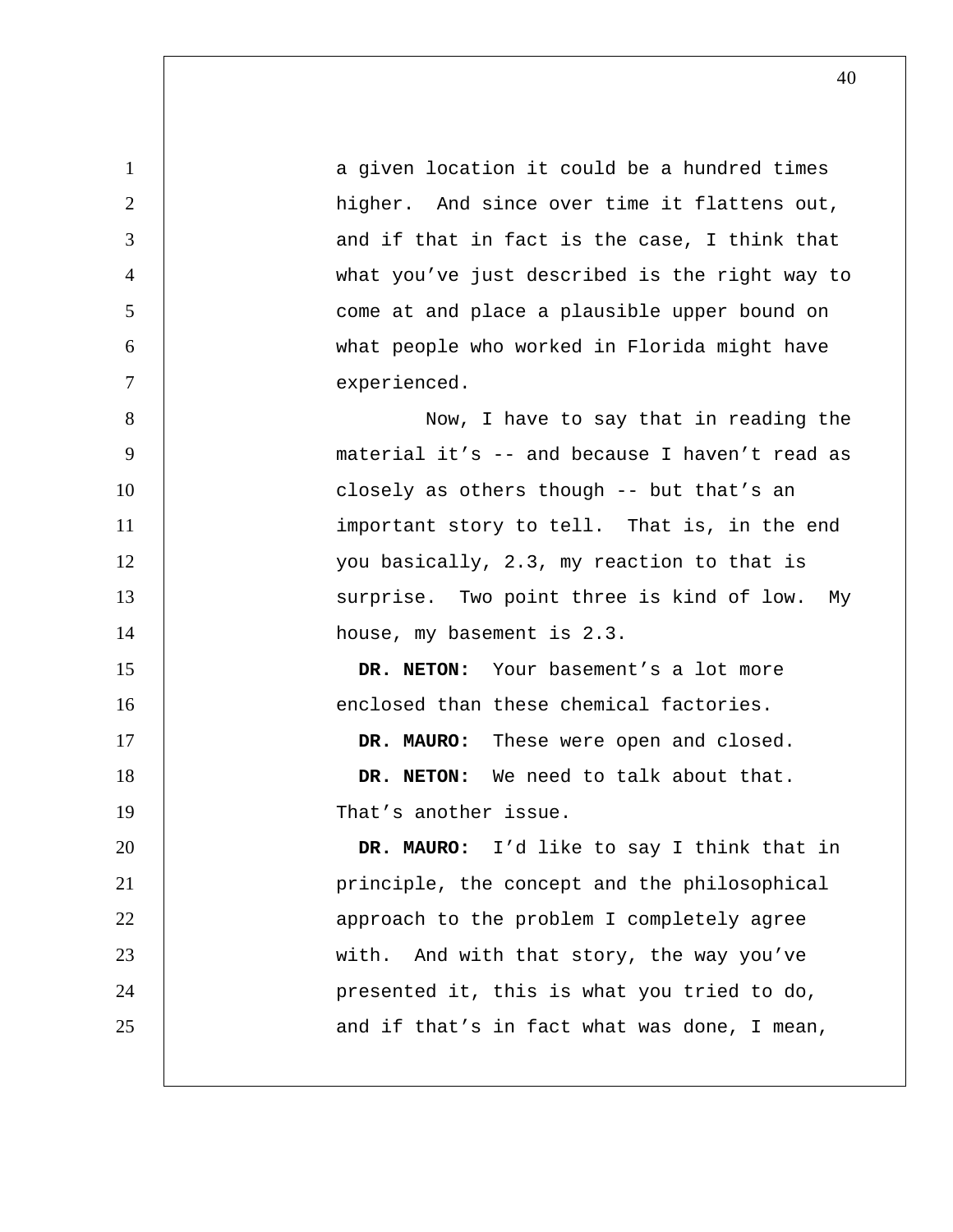a given location it could be a hundred times higher. And since over time it flattens out, and if that in fact is the case, I think that what you've just described is the right way to come at and place a plausible upper bound on what people who worked in Florida might have experienced.

Now, I have to say that in reading the material it's -- and because I haven't read as closely as others though -- but that's an important story to tell. That is, in the end you basically, 2.3, my reaction to that is surprise. Two point three is kind of low. My house, my basement is 2.3.

**DR. NETON:** Your basement's a lot more enclosed than these chemical factories.

**DR. MAURO:** These were open and closed.

**DR. NETON:** We need to talk about that. That's another issue.

**DR. MAURO:** I'd like to say I think that in principle, the concept and the philosophical approach to the problem I completely agree with. And with that story, the way you've presented it, this is what you tried to do, and if that's in fact what was done, I mean,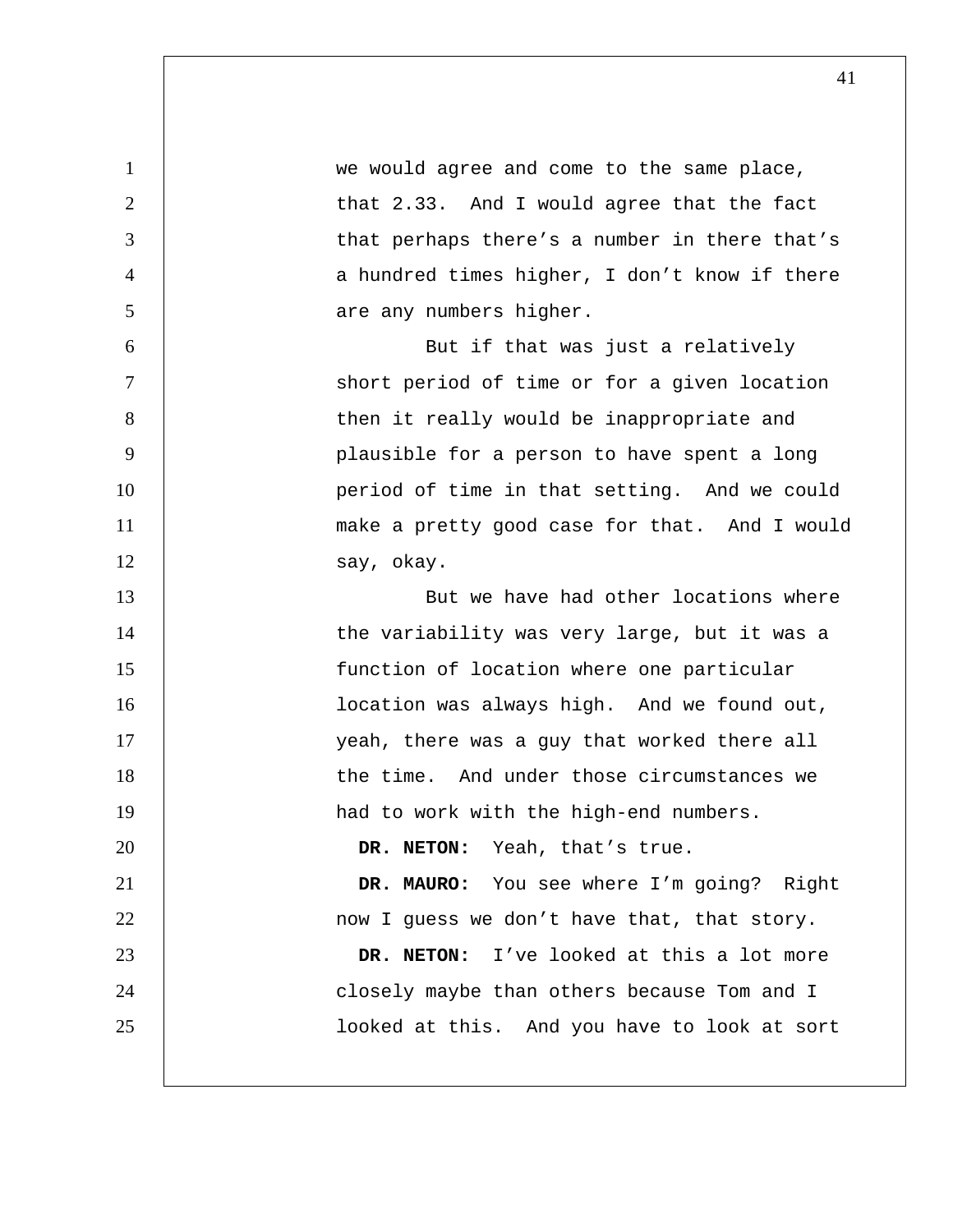we would agree and come to the same place, that 2.33. And I would agree that the fact that perhaps there's a number in there that's a hundred times higher, I don't know if there are any numbers higher.

But if that was just a relatively short period of time or for a given location then it really would be inappropriate and plausible for a person to have spent a long period of time in that setting. And we could make a pretty good case for that. And I would say, okay.

But we have had other locations where the variability was very large, but it was a function of location where one particular location was always high. And we found out, yeah, there was a guy that worked there all the time. And under those circumstances we had to work with the high-end numbers.

**DR. NETON:** Yeah, that's true.

**DR. MAURO:** You see where I'm going? Right now I guess we don't have that, that story.

**DR. NETON:** I've looked at this a lot more closely maybe than others because Tom and I looked at this. And you have to look at sort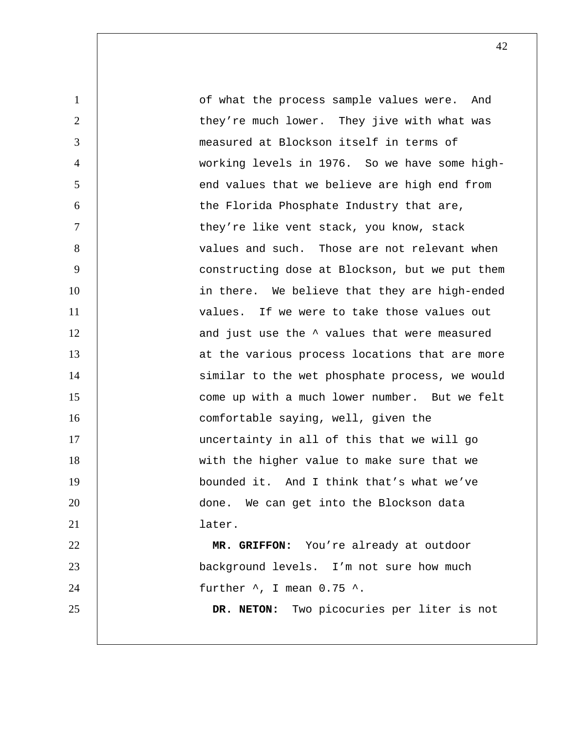of what the process sample values were. And they're much lower. They jive with what was measured at Blockson itself in terms of working levels in 1976. So we have some high-end values that we believe are high end from the Florida Phosphate Industry that are, they're like vent stack, you know, stack values and such. Those are not relevant when constructing dose at Blockson, but we put them in there. We believe that they are high-ended values. If we were to take those values out and just use the ^ values that were measured at the various process locations that are more similar to the wet phosphate process, we would come up with a much lower number. But we felt comfortable saying, well, given the uncertainty in all of this that we will go with the higher value to make sure that we bounded it. And I think that's what we've done. We can get into the Blockson data later.

**MR. GRIFFON:** You're already at outdoor background levels. I'm not sure how much further ^, I mean 0.75 ^.

**DR. NETON:** Two picocuries per liter is not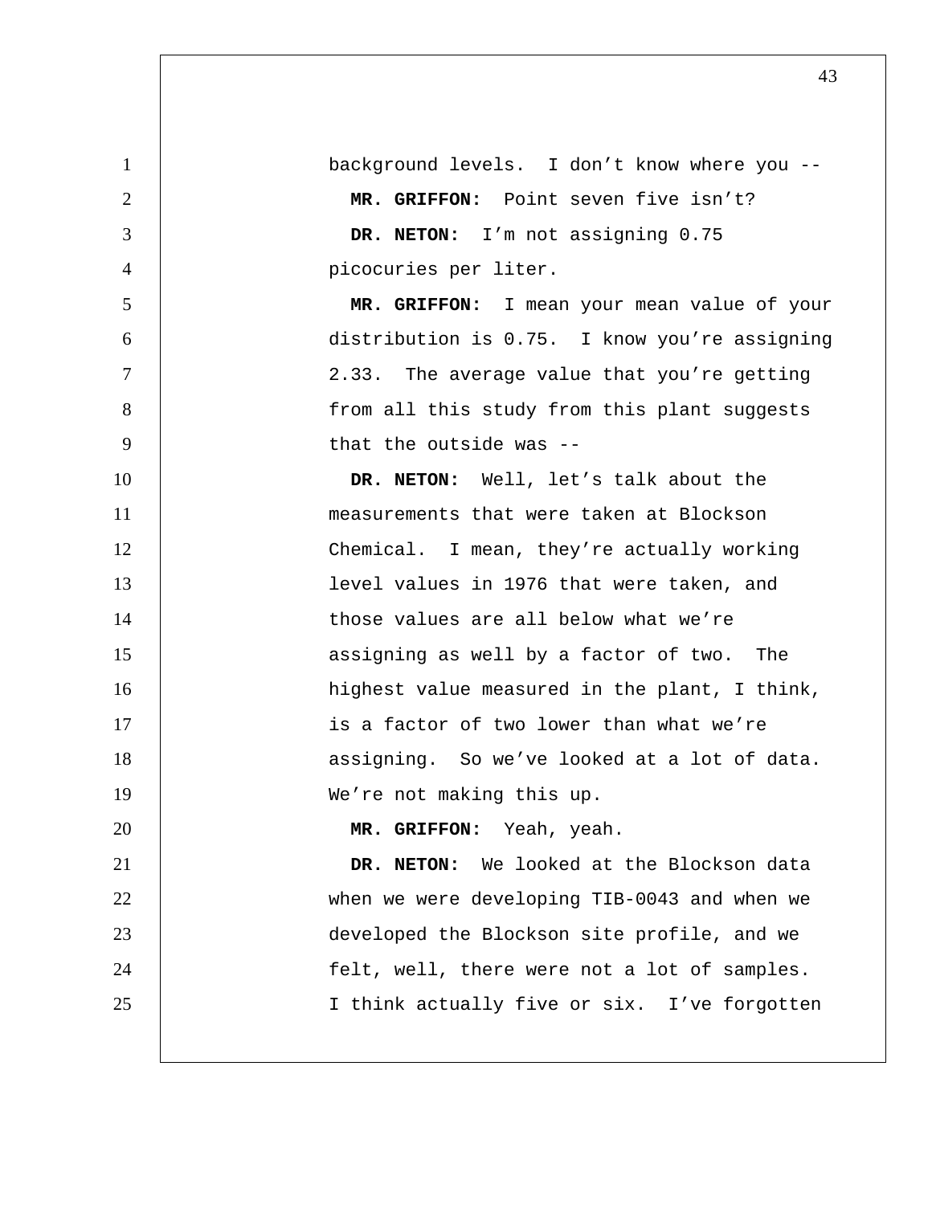background levels. I don't know where you --

**MR. GRIFFON:** Point seven five isn't?

**DR. NETON:** I'm not assigning 0.75 picocuries per liter.

**MR. GRIFFON:** I mean your mean value of your distribution is 0.75. I know you're assigning 2.33. The average value that you're getting from all this study from this plant suggests that the outside was --

**DR. NETON:** Well, let's talk about the measurements that were taken at Blockson Chemical. I mean, they're actually working level values in 1976 that were taken, and those values are all below what we're assigning as well by a factor of two. The highest value measured in the plant, I think, is a factor of two lower than what we're assigning. So we've looked at a lot of data. We're not making this up.

**MR. GRIFFON:** Yeah, yeah.

**DR. NETON:** We looked at the Blockson data when we were developing TIB-0043 and when we developed the Blockson site profile, and we felt, well, there were not a lot of samples. I think actually five or six. I've forgotten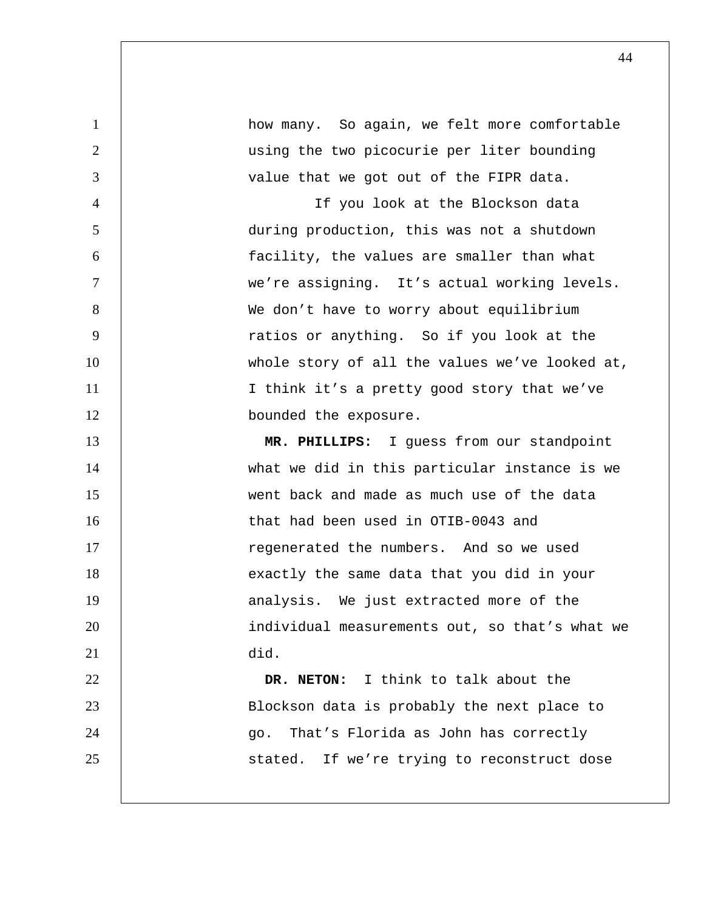how many. So again, we felt more comfortable using the two picocurie per liter bounding value that we got out of the FIPR data.

If you look at the Blockson data during production, this was not a shutdown facility, the values are smaller than what we're assigning. It's actual working levels. We don't have to worry about equilibrium ratios or anything. So if you look at the whole story of all the values we've looked at, I think it's a pretty good story that we've bounded the exposure.

**MR. PHILLIPS:** I guess from our standpoint what we did in this particular instance is we went back and made as much use of the data that had been used in OTIB-0043 and regenerated the numbers. And so we used exactly the same data that you did in your analysis. We just extracted more of the individual measurements out, so that's what we did.

**DR. NETON:** I think to talk about the Blockson data is probably the next place to go. That's Florida as John has correctly stated. If we're trying to reconstruct dose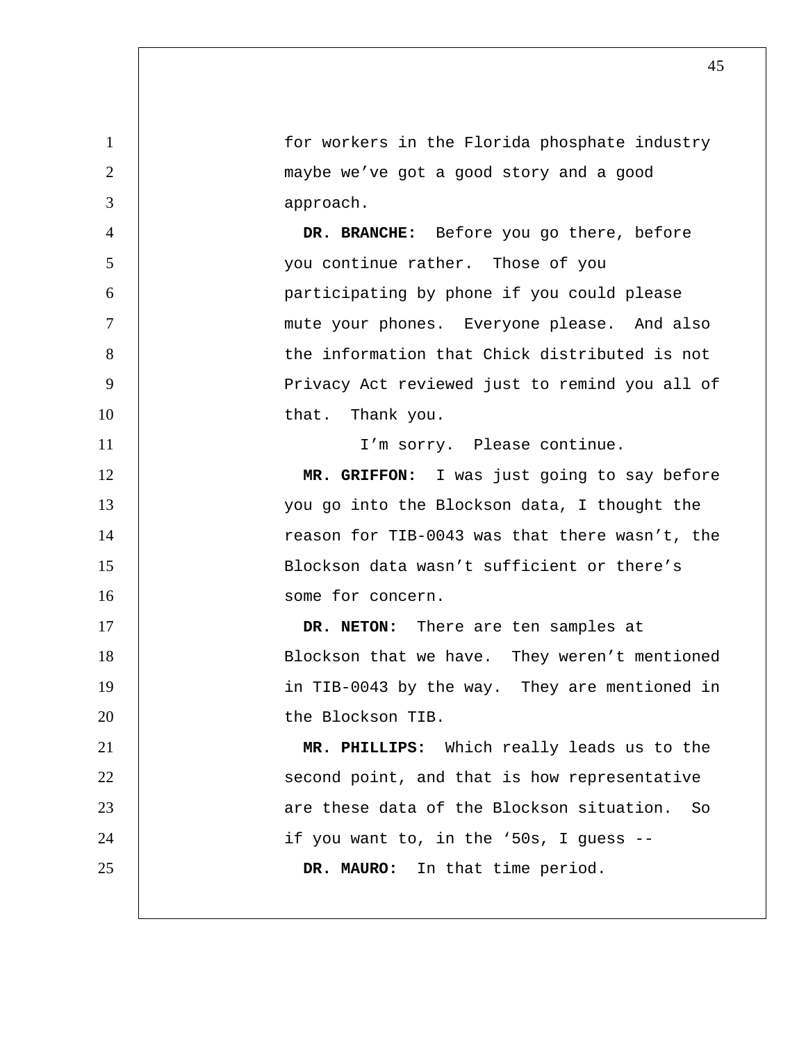for workers in the Florida phosphate industry maybe we've got a good story and a good approach.

**DR. BRANCHE:** Before you go there, before you continue rather. Those of you participating by phone if you could please mute your phones. Everyone please. And also the information that Chick distributed is not Privacy Act reviewed just to remind you all of that. Thank you.

I'm sorry. Please continue.

**MR. GRIFFON:** I was just going to say before you go into the Blockson data, I thought the reason for TIB-0043 was that there wasn't, the Blockson data wasn't sufficient or there's some for concern.

**DR. NETON:** There are ten samples at Blockson that we have. They weren't mentioned in TIB-0043 by the way. They are mentioned in the Blockson TIB.

**MR. PHILLIPS:** Which really leads us to the second point, and that is how representative are these data of the Blockson situation. So if you want to, in the '50s, I guess --

**DR. MAURO:** In that time period.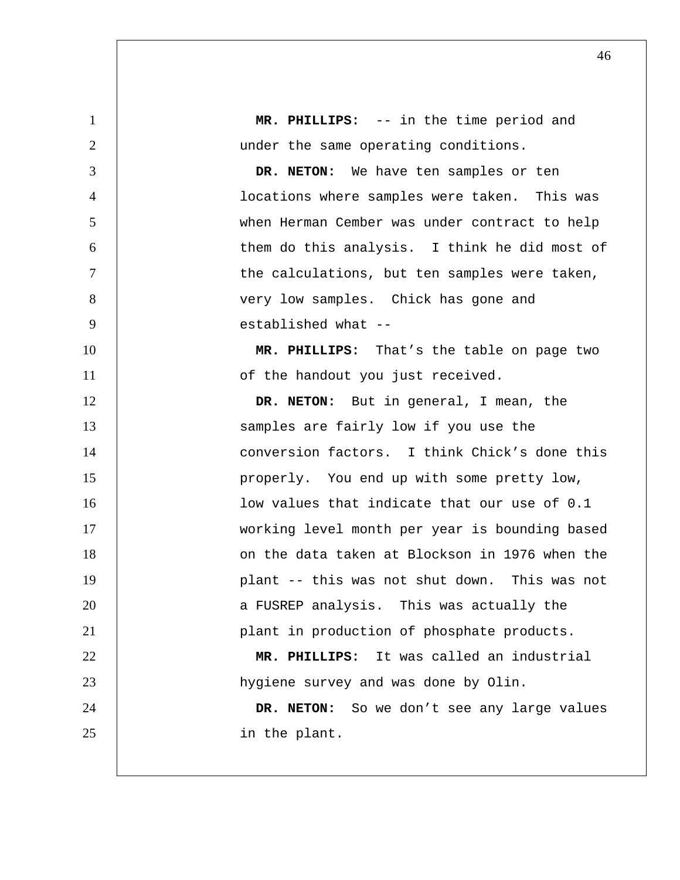**MR. PHILLIPS:** -- in the time period and under the same operating conditions.

**DR. NETON:** We have ten samples or ten locations where samples were taken. This was when Herman Cember was under contract to help them do this analysis. I think he did most of the calculations, but ten samples were taken, very low samples. Chick has gone and established what --

**MR. PHILLIPS:** That's the table on page two of the handout you just received.

**DR. NETON:** But in general, I mean, the samples are fairly low if you use the conversion factors. I think Chick's done this properly. You end up with some pretty low, low values that indicate that our use of 0.1 working level month per year is bounding based on the data taken at Blockson in 1976 when the plant -- this was not shut down. This was not a FUSREP analysis. This was actually the plant in production of phosphate products.

**MR. PHILLIPS:** It was called an industrial hygiene survey and was done by Olin.

**DR. NETON:** So we don't see any large values in the plant.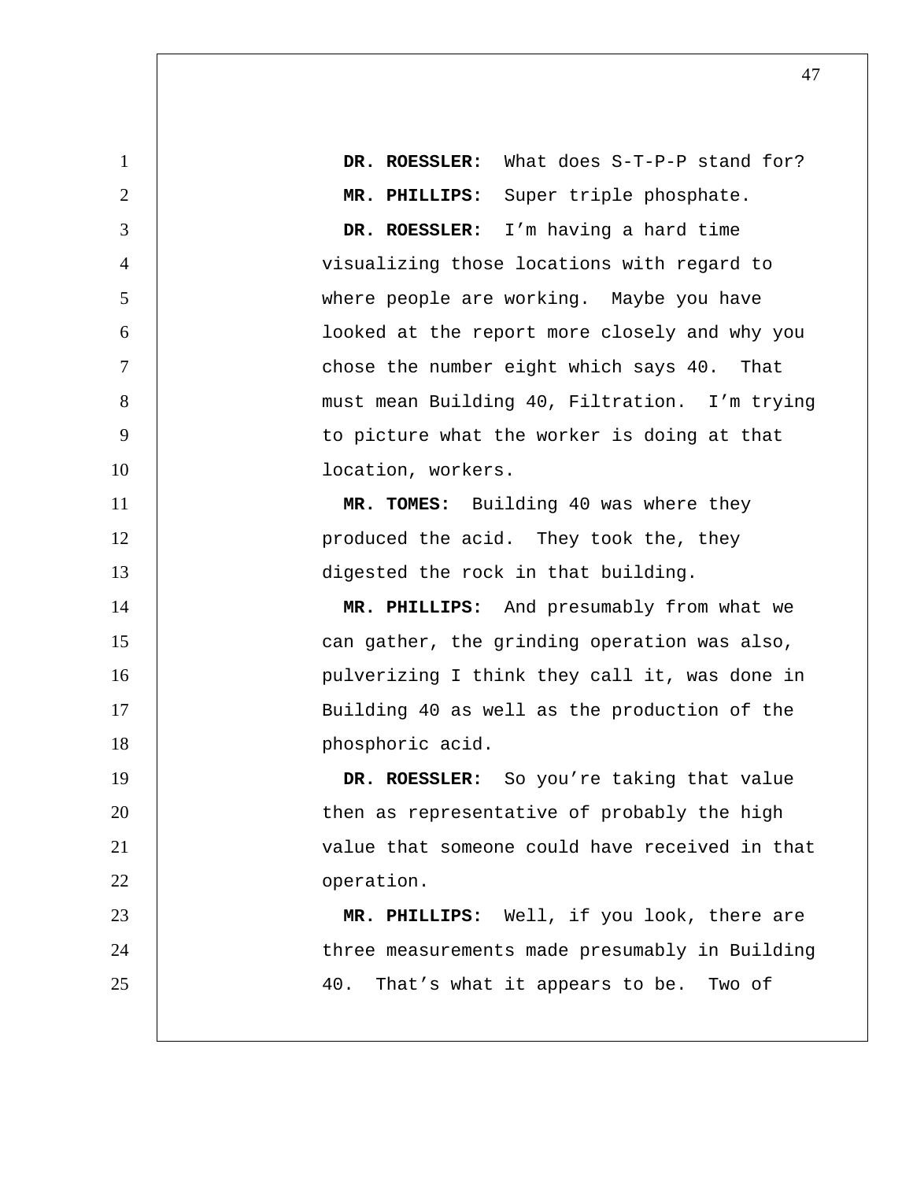**DR. ROESSLER:** What does S-T-P-P stand for?

**MR. PHILLIPS:** Super triple phosphate.

**DR. ROESSLER:** I'm having a hard time visualizing those locations with regard to where people are working. Maybe you have looked at the report more closely and why you chose the number eight which says 40. That must mean Building 40, Filtration. I'm trying to picture what the worker is doing at that location, workers.

**MR. TOMES:** Building 40 was where they produced the acid. They took the, they digested the rock in that building.

**MR. PHILLIPS:** And presumably from what we can gather, the grinding operation was also, pulverizing I think they call it, was done in Building 40 as well as the production of the phosphoric acid.

**DR. ROESSLER:** So you're taking that value then as representative of probably the high value that someone could have received in that operation.

**MR. PHILLIPS:** Well, if you look, there are three measurements made presumably in Building 40. That's what it appears to be. Two of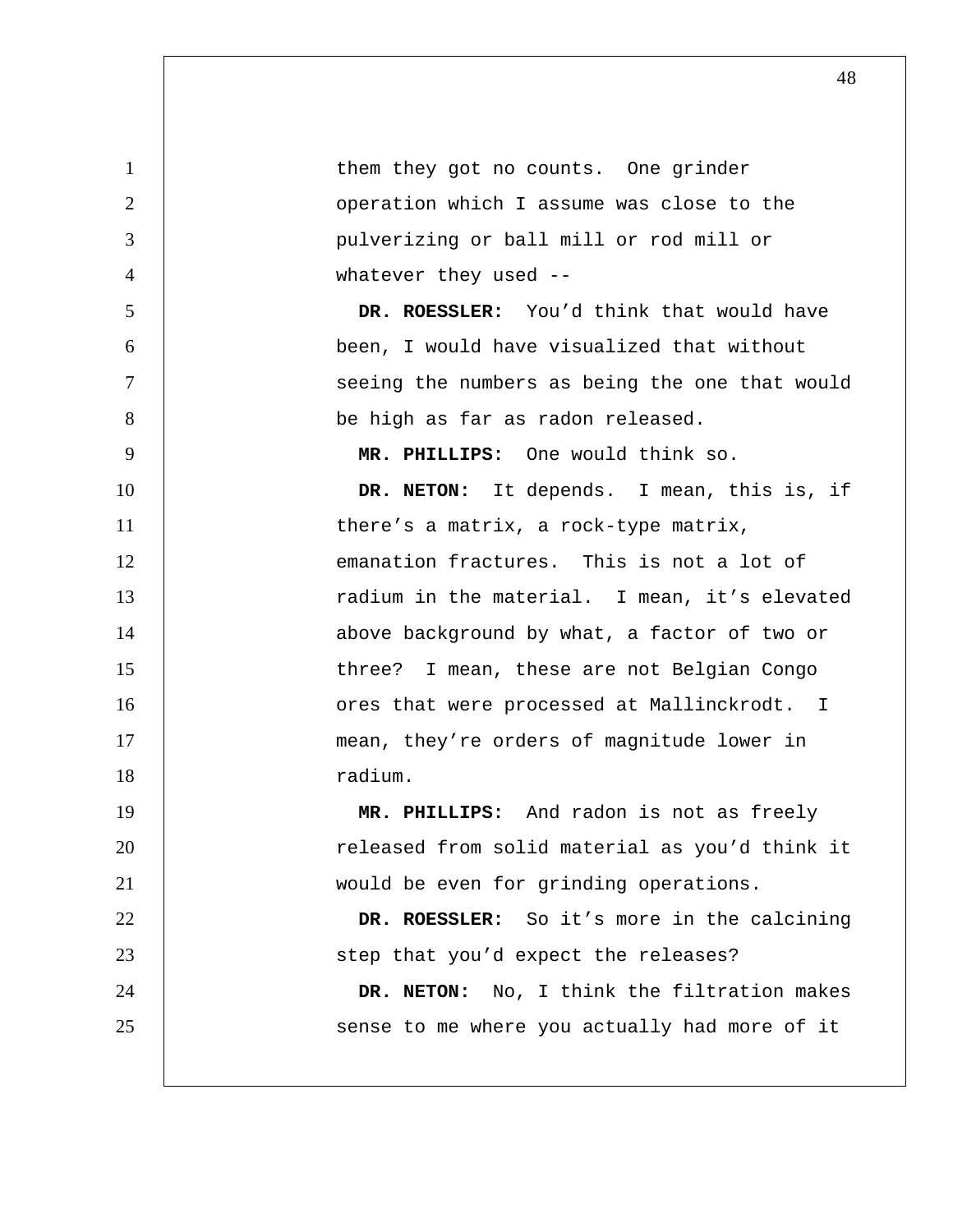them they got no counts. One grinder operation which I assume was close to the pulverizing or ball mill or rod mill or whatever they used --

**DR. ROESSLER:** You'd think that would have been, I would have visualized that without seeing the numbers as being the one that would be high as far as radon released.

**MR. PHILLIPS:** One would think so.

**DR. NETON:** It depends. I mean, this is, if there's a matrix, a rock-type matrix, emanation fractures. This is not a lot of radium in the material. I mean, it's elevated above background by what, a factor of two or three? I mean, these are not Belgian Congo ores that were processed at Mallinckrodt. I mean, they're orders of magnitude lower in radium.

**MR. PHILLIPS:** And radon is not as freely released from solid material as you'd think it would be even for grinding operations.

**DR. ROESSLER:** So it's more in the calcining step that you'd expect the releases?

**DR. NETON:** No, I think the filtration makes sense to me where you actually had more of it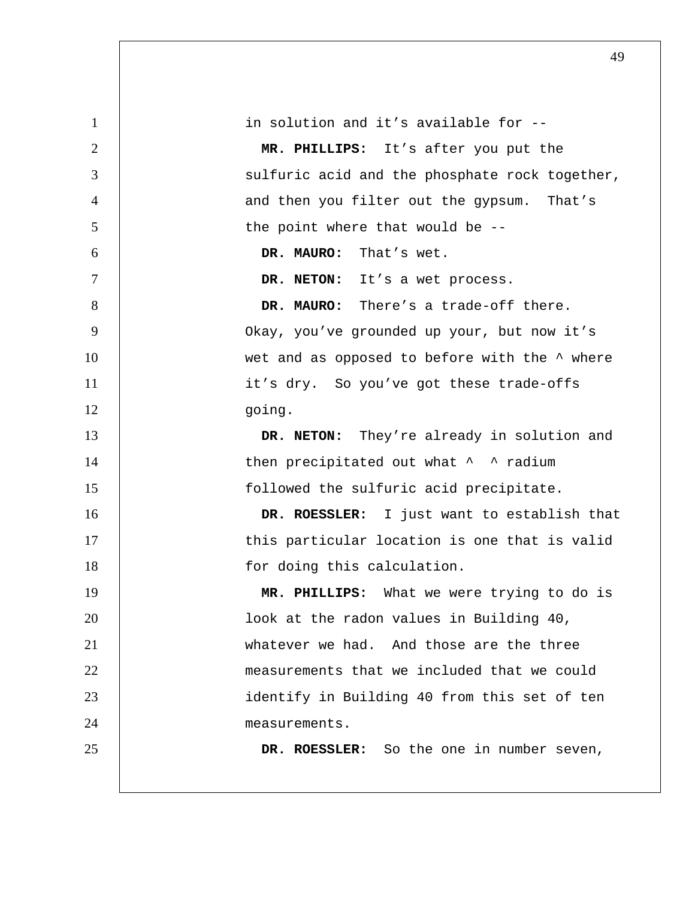in solution and it's available for --

**MR. PHILLIPS:** It's after you put the sulfuric acid and the phosphate rock together, and then you filter out the gypsum. That's the point where that would be --

**DR. MAURO:** That's wet.

**DR. NETON:** It's a wet process.

**DR. MAURO:** There's a trade-off there. Okay, you've grounded up your, but now it's wet and as opposed to before with the ^ where it's dry. So you've got these trade-offs going.

**DR. NETON:** They're already in solution and then precipitated out what ^ ^ radium followed the sulfuric acid precipitate.

**DR. ROESSLER:** I just want to establish that this particular location is one that is valid for doing this calculation.

**MR. PHILLIPS:** What we were trying to do is look at the radon values in Building 40, whatever we had. And those are the three measurements that we included that we could identify in Building 40 from this set of ten measurements.

**DR. ROESSLER:** So the one in number seven,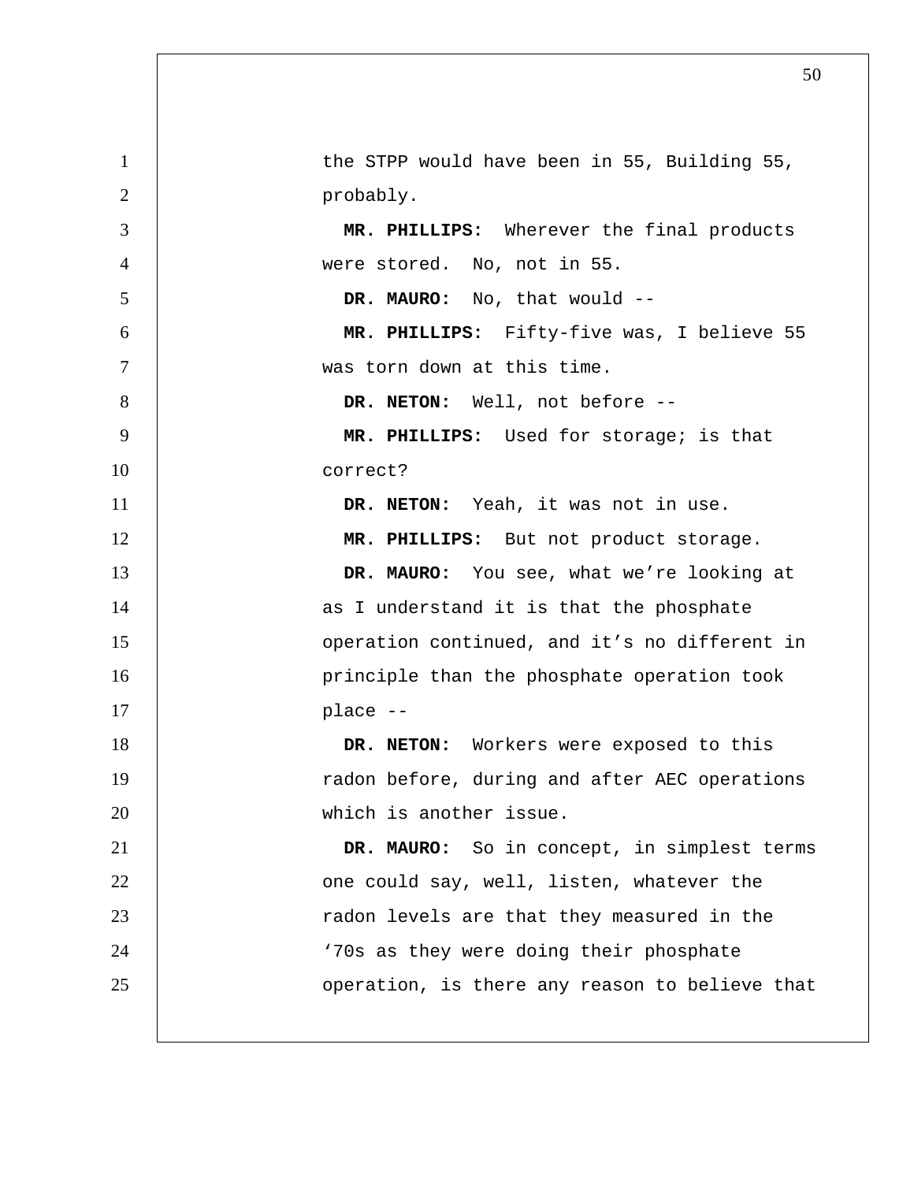the STPP would have been in 55, Building 55, probably.

**MR. PHILLIPS:** Wherever the final products were stored. No, not in 55.

**DR. MAURO:** No, that would --

**MR. PHILLIPS:** Fifty-five was, I believe 55 was torn down at this time.

**DR. NETON:** Well, not before --

**MR. PHILLIPS:** Used for storage; is that correct?

**DR. NETON:** Yeah, it was not in use.

**MR. PHILLIPS:** But not product storage.

**DR. MAURO:** You see, what we're looking at as I understand it is that the phosphate operation continued, and it's no different in principle than the phosphate operation took place --

**DR. NETON:** Workers were exposed to this radon before, during and after AEC operations which is another issue.

**DR. MAURO:** So in concept, in simplest terms one could say, well, listen, whatever the radon levels are that they measured in the '70s as they were doing their phosphate operation, is there any reason to believe that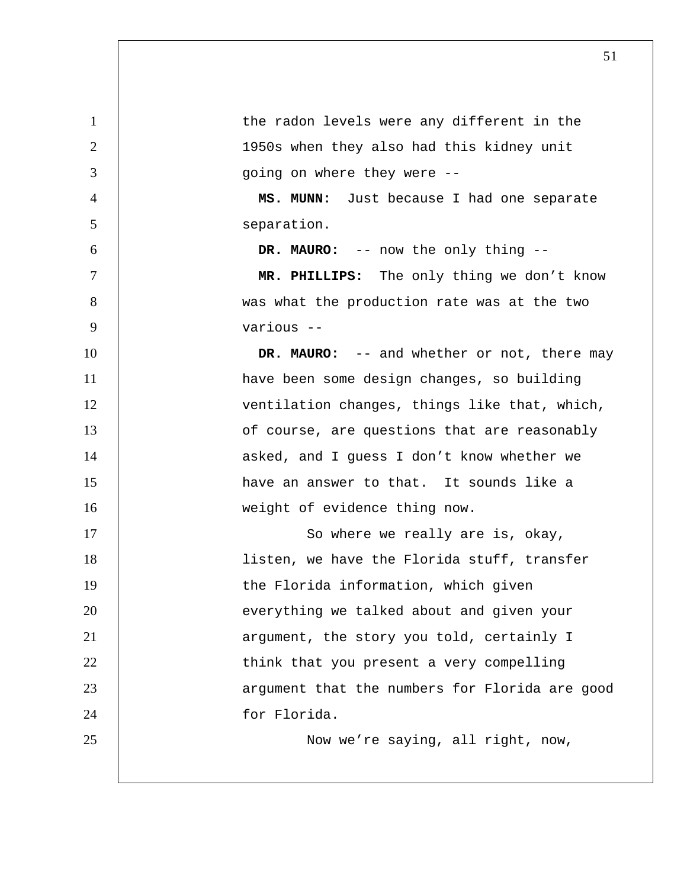the radon levels were any different in the 1950s when they also had this kidney unit going on where they were --

**MS. MUNN:** Just because I had one separate separation.

**DR. MAURO:** -- now the only thing --

**MR. PHILLIPS:** The only thing we don't know was what the production rate was at the two various --

**DR. MAURO:** -- and whether or not, there may have been some design changes, so building ventilation changes, things like that, which, of course, are questions that are reasonably asked, and I guess I don't know whether we have an answer to that. It sounds like a weight of evidence thing now.

So where we really are is, okay, listen, we have the Florida stuff, transfer the Florida information, which given everything we talked about and given your argument, the story you told, certainly I think that you present a very compelling argument that the numbers for Florida are good for Florida.

Now we're saying, all right, now,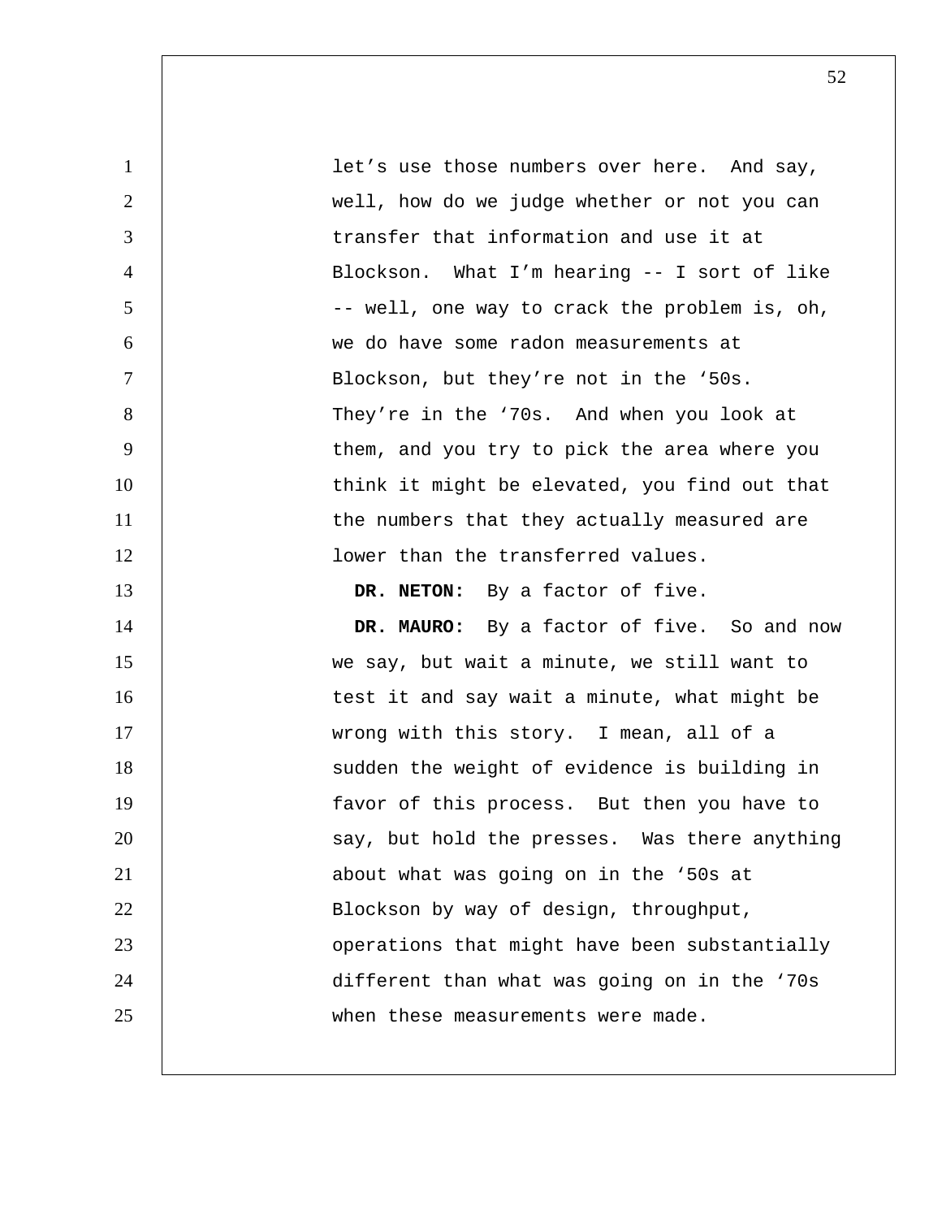let's use those numbers over here. And say, well, how do we judge whether or not you can transfer that information and use it at Blockson. What I'm hearing -- I sort of like -- well, one way to crack the problem is, oh, we do have some radon measurements at Blockson, but they're not in the '50s. They're in the '70s. And when you look at them, and you try to pick the area where you think it might be elevated, you find out that the numbers that they actually measured are lower than the transferred values.

**DR. NETON:** By a factor of five.

**DR. MAURO:** By a factor of five. So and now we say, but wait a minute, we still want to test it and say wait a minute, what might be wrong with this story. I mean, all of a sudden the weight of evidence is building in favor of this process. But then you have to say, but hold the presses. Was there anything about what was going on in the '50s at Blockson by way of design, throughput, operations that might have been substantially different than what was going on in the '70s when these measurements were made.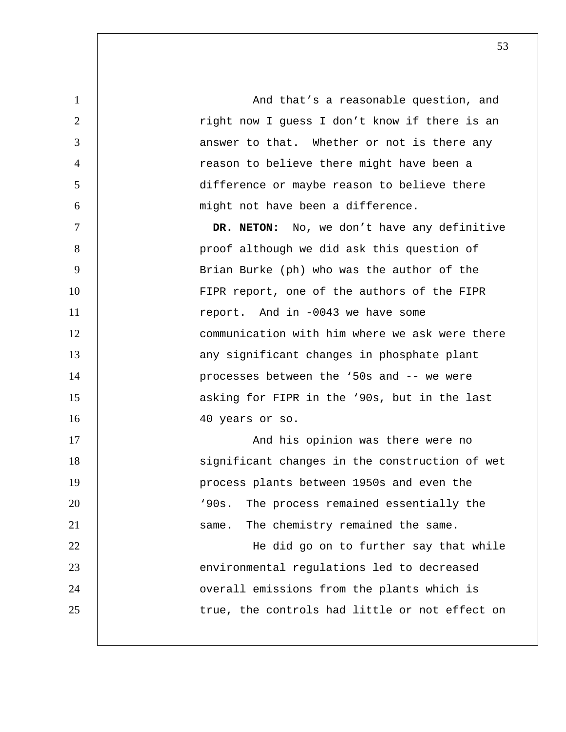And that's a reasonable question, and right now I guess I don't know if there is an answer to that. Whether or not is there any reason to believe there might have been a difference or maybe reason to believe there might not have been a difference.

**DR. NETON:** No, we don't have any definitive proof although we did ask this question of Brian Burke (ph) who was the author of the FIPR report, one of the authors of the FIPR report. And in -0043 we have some communication with him where we ask were there any significant changes in phosphate plant processes between the '50s and -- we were asking for FIPR in the '90s, but in the last 40 years or so.

And his opinion was there were no significant changes in the construction of wet process plants between 1950s and even the '90s. The process remained essentially the same. The chemistry remained the same.

He did go on to further say that while environmental regulations led to decreased overall emissions from the plants which is true, the controls had little or not effect on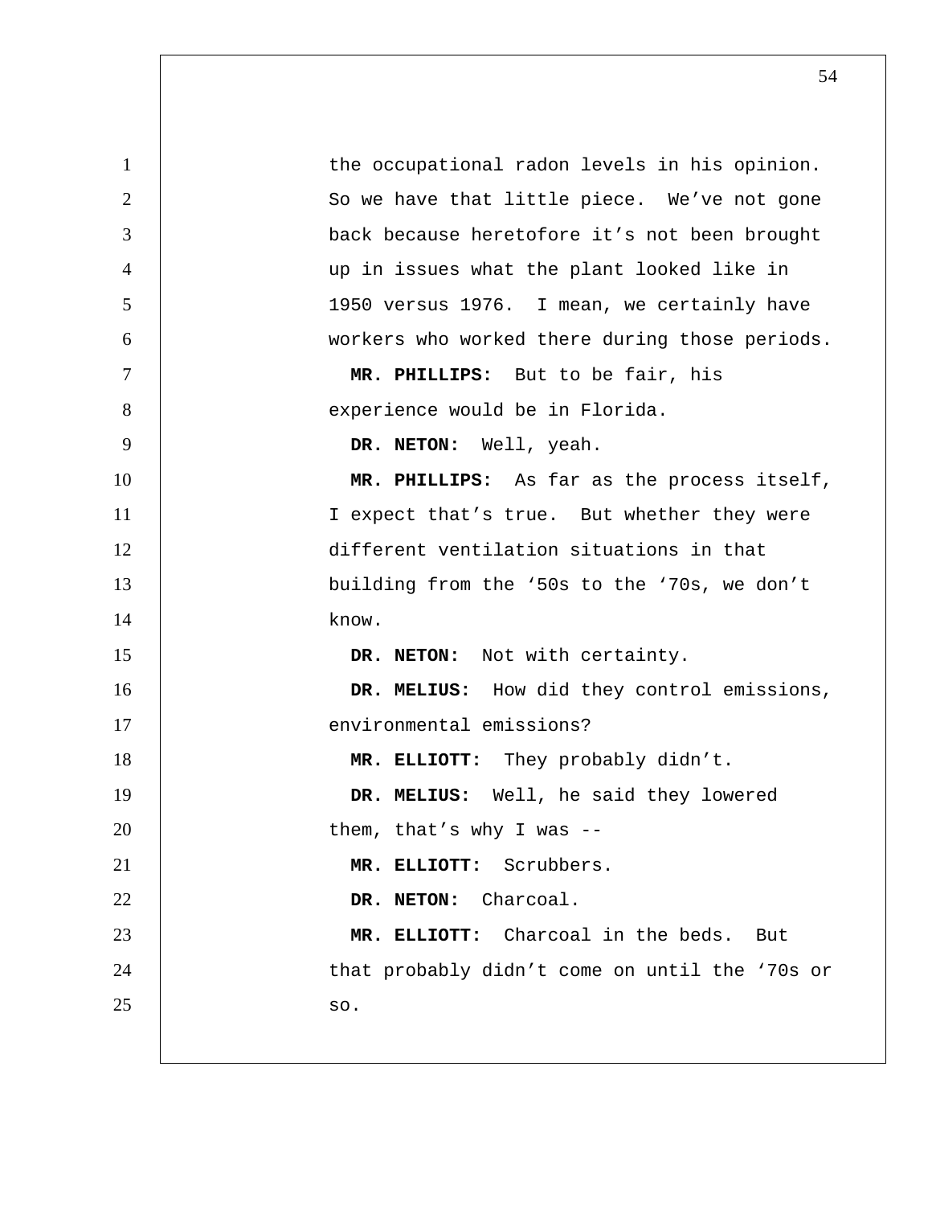the occupational radon levels in his opinion. So we have that little piece. We've not gone back because heretofore it's not been brought up in issues what the plant looked like in 1950 versus 1976. I mean, we certainly have workers who worked there during those periods.

**MR. PHILLIPS:** But to be fair, his experience would be in Florida.

**DR. NETON:** Well, yeah.

**MR. PHILLIPS:** As far as the process itself, I expect that's true. But whether they were different ventilation situations in that building from the '50s to the '70s, we don't know.

**DR. NETON:** Not with certainty.

**DR. MELIUS:** How did they control emissions, environmental emissions?

**MR. ELLIOTT:** They probably didn't.

**DR. MELIUS:** Well, he said they lowered them, that's why I was --

**MR. ELLIOTT:** Scrubbers.

**DR. NETON:** Charcoal.

**MR. ELLIOTT:** Charcoal in the beds. But that probably didn't come on until the '70s or so.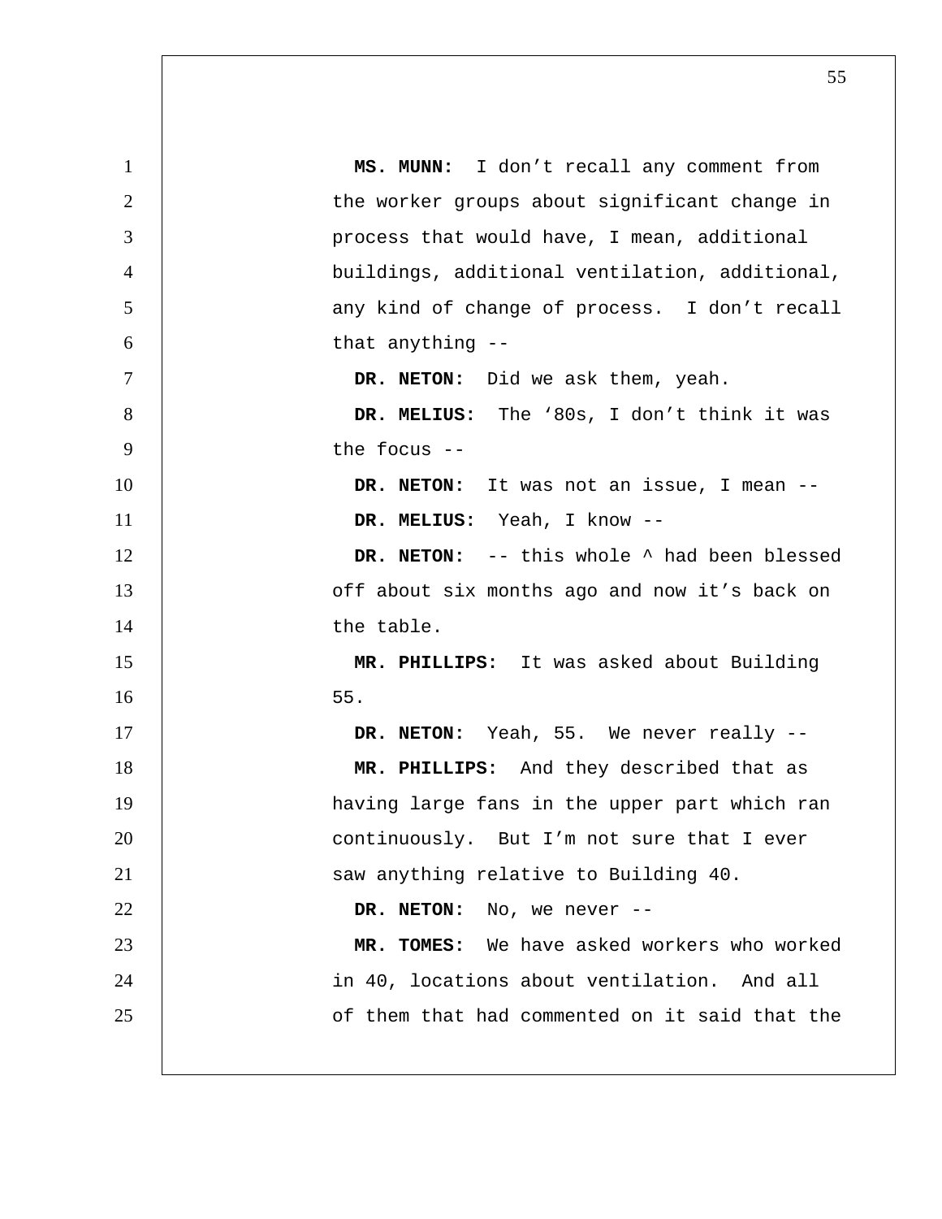**MS. MUNN:** I don't recall any comment from the worker groups about significant change in process that would have, I mean, additional buildings, additional ventilation, additional, any kind of change of process. I don't recall that anything --

**DR. NETON:** Did we ask them, yeah.

**DR. MELIUS:** The '80s, I don't think it was the focus --

**DR. NETON:** It was not an issue, I mean --

**DR. MELIUS:** Yeah, I know --

**DR. NETON:** -- this whole ^ had been blessed off about six months ago and now it's back on the table.

**MR. PHILLIPS:** It was asked about Building 55.

**DR. NETON:** Yeah, 55. We never really --

**MR. PHILLIPS:** And they described that as having large fans in the upper part which ran continuously. But I'm not sure that I ever saw anything relative to Building 40.

**DR. NETON:** No, we never --

**MR. TOMES:** We have asked workers who worked in 40, locations about ventilation. And all of them that had commented on it said that the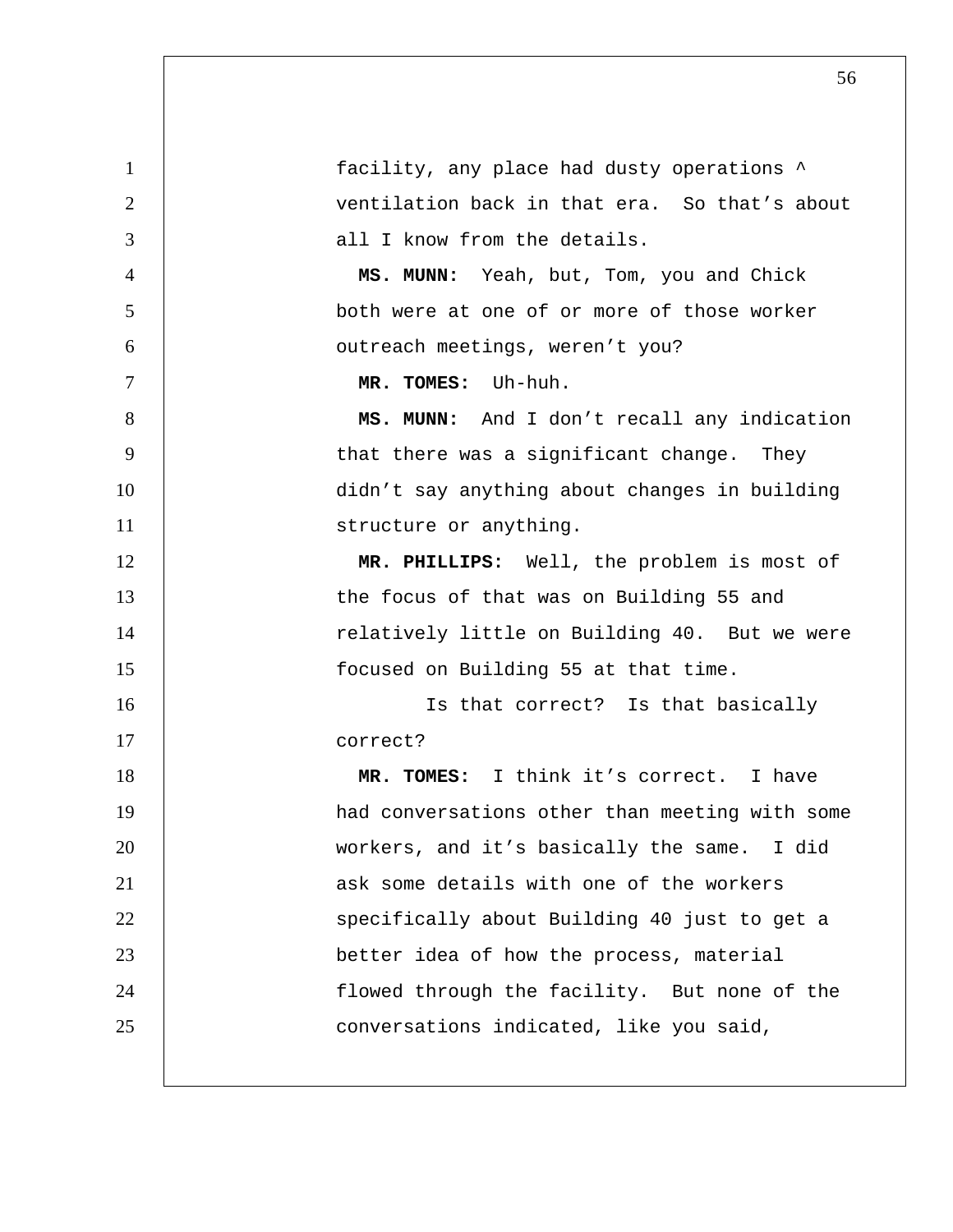facility, any place had dusty operations ^ ventilation back in that era. So that's about all I know from the details.

**MS. MUNN:** Yeah, but, Tom, you and Chick both were at one of or more of those worker outreach meetings, weren't you?

**MR. TOMES:** Uh-huh.

**MS. MUNN:** And I don't recall any indication that there was a significant change. They didn't say anything about changes in building structure or anything.

**MR. PHILLIPS:** Well, the problem is most of the focus of that was on Building 55 and relatively little on Building 40. But we were focused on Building 55 at that time.

Is that correct? Is that basically correct?

**MR. TOMES:** I think it's correct. I have had conversations other than meeting with some workers, and it's basically the same. I did ask some details with one of the workers specifically about Building 40 just to get a better idea of how the process, material flowed through the facility. But none of the conversations indicated, like you said,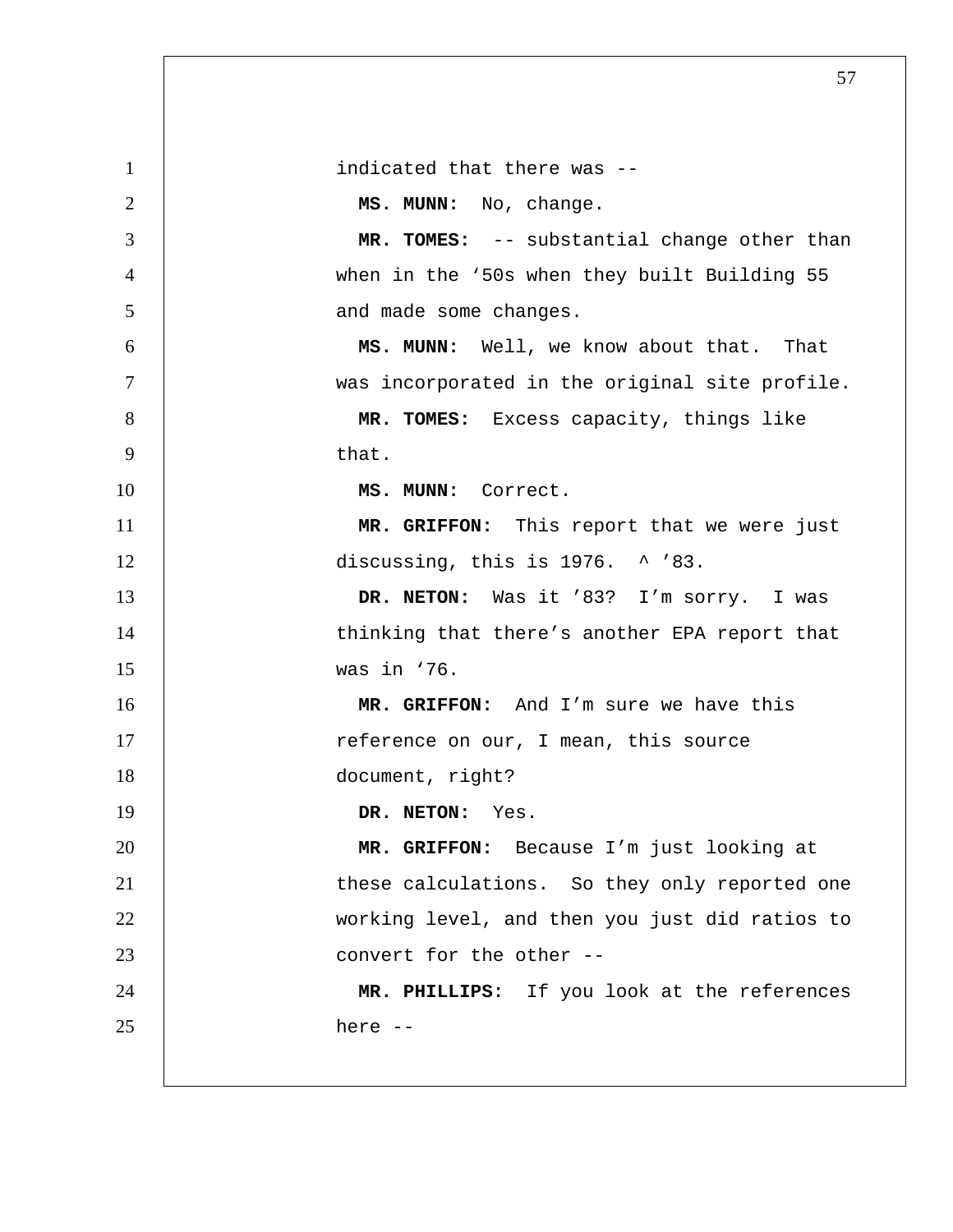indicated that there was --

**MS. MUNN:** No, change.

**MR. TOMES:** -- substantial change other than when in the '50s when they built Building 55 and made some changes.

**MS. MUNN:** Well, we know about that. That was incorporated in the original site profile.

**MR. TOMES:** Excess capacity, things like that.

**MS. MUNN:** Correct.

**MR. GRIFFON:** This report that we were just discussing, this is 1976. ^ '83.

**DR. NETON:** Was it '83? I'm sorry. I was thinking that there's another EPA report that was in '76.

**MR. GRIFFON:** And I'm sure we have this reference on our, I mean, this source document, right?

**DR. NETON:** Yes.

**MR. GRIFFON:** Because I'm just looking at these calculations. So they only reported one working level, and then you just did ratios to convert for the other --

**MR. PHILLIPS:** If you look at the references here --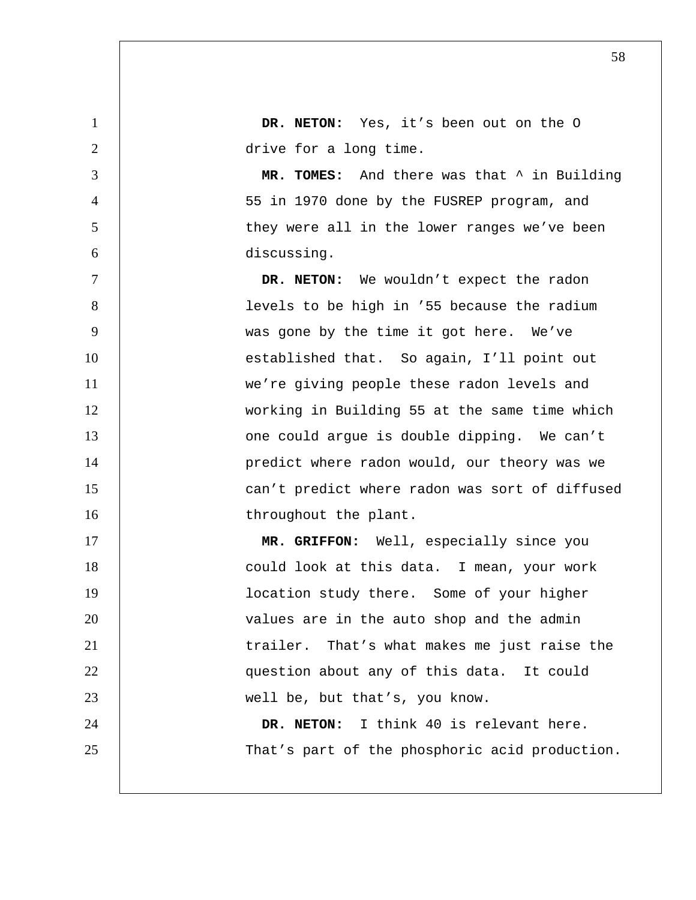**DR. NETON:** Yes, it's been out on the O drive for a long time.

**MR. TOMES:** And there was that ^ in Building 55 in 1970 done by the FUSREP program, and they were all in the lower ranges we've been discussing.

**DR. NETON:** We wouldn't expect the radon levels to be high in '55 because the radium was gone by the time it got here. We've established that. So again, I'll point out we're giving people these radon levels and working in Building 55 at the same time which one could argue is double dipping. We can't predict where radon would, our theory was we can't predict where radon was sort of diffused throughout the plant.

**MR. GRIFFON:** Well, especially since you could look at this data. I mean, your work location study there. Some of your higher values are in the auto shop and the admin trailer. That's what makes me just raise the question about any of this data. It could well be, but that's, you know.

**DR. NETON:** I think 40 is relevant here. That's part of the phosphoric acid production.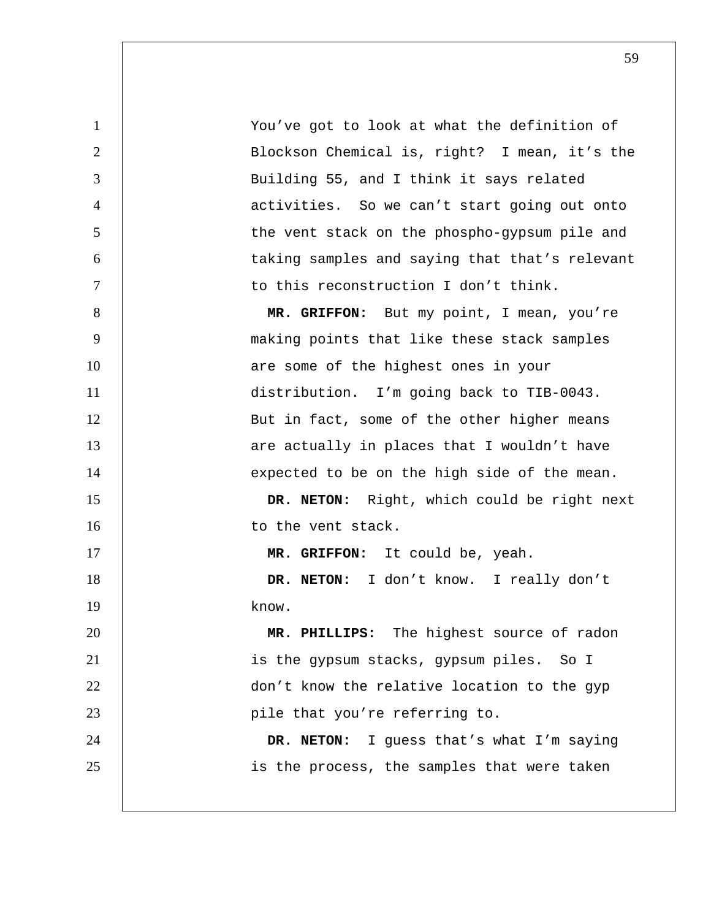You've got to look at what the definition of Blockson Chemical is, right? I mean, it's the Building 55, and I think it says related activities. So we can't start going out onto the vent stack on the phospho-gypsum pile and taking samples and saying that that's relevant to this reconstruction I don't think.

**MR. GRIFFON:** But my point, I mean, you're making points that like these stack samples are some of the highest ones in your distribution. I'm going back to TIB-0043. But in fact, some of the other higher means are actually in places that I wouldn't have expected to be on the high side of the mean.

**DR. NETON:** Right, which could be right next to the vent stack.

**MR. GRIFFON:** It could be, yeah.

**DR. NETON:** I don't know. I really don't know.

**MR. PHILLIPS:** The highest source of radon is the gypsum stacks, gypsum piles. So I don't know the relative location to the gyp pile that you're referring to.

**DR. NETON:** I guess that's what I'm saying is the process, the samples that were taken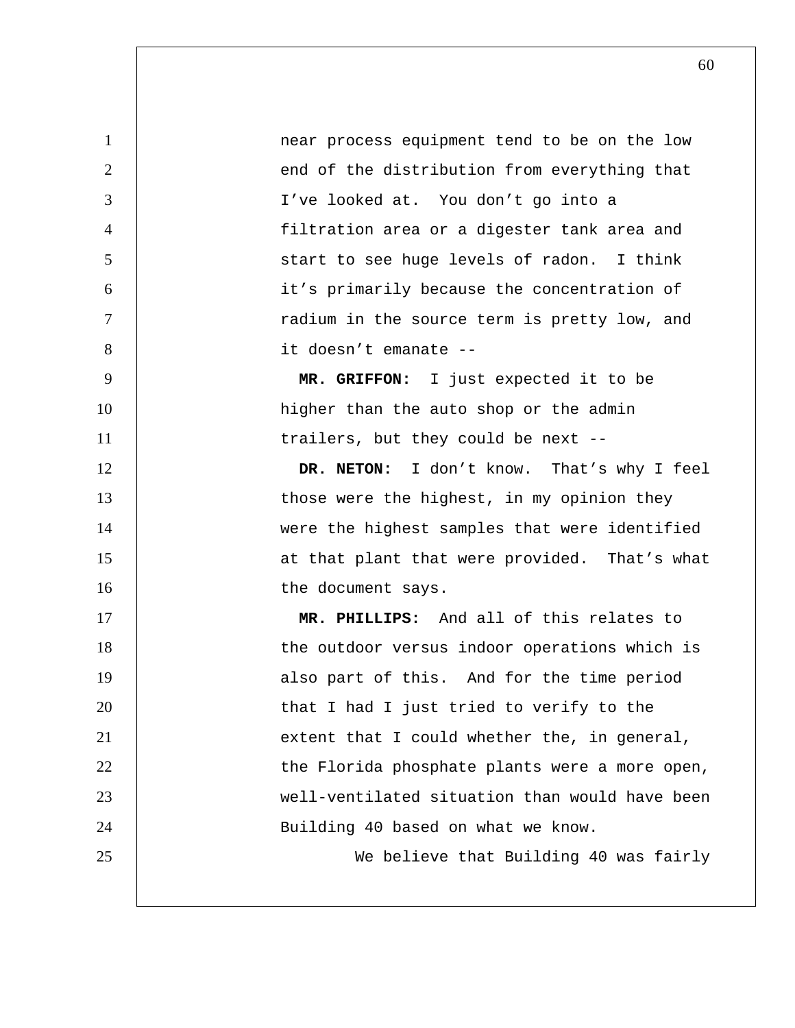near process equipment tend to be on the low end of the distribution from everything that I've looked at. You don't go into a filtration area or a digester tank area and start to see huge levels of radon. I think it's primarily because the concentration of radium in the source term is pretty low, and it doesn't emanate --

**MR. GRIFFON:** I just expected it to be higher than the auto shop or the admin trailers, but they could be next --

**DR. NETON:** I don't know. That's why I feel those were the highest, in my opinion they were the highest samples that were identified at that plant that were provided. That's what the document says.

**MR. PHILLIPS:** And all of this relates to the outdoor versus indoor operations which is also part of this. And for the time period that I had I just tried to verify to the extent that I could whether the, in general, the Florida phosphate plants were a more open, well-ventilated situation than would have been Building 40 based on what we know.

We believe that Building 40 was fairly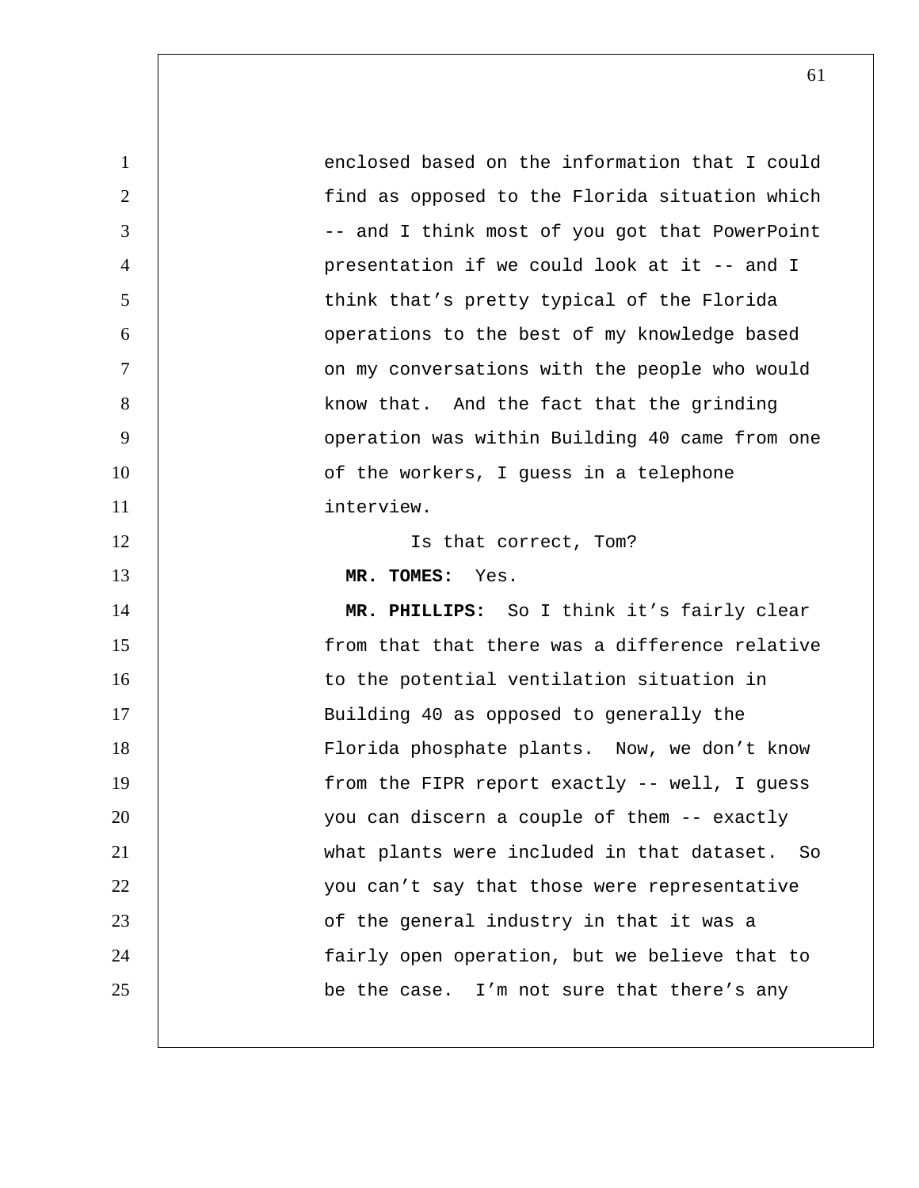enclosed based on the information that I could find as opposed to the Florida situation which -- and I think most of you got that PowerPoint presentation if we could look at it -- and I think that's pretty typical of the Florida operations to the best of my knowledge based on my conversations with the people who would know that. And the fact that the grinding operation was within Building 40 came from one of the workers, I guess in a telephone interview.

Is that correct, Tom?

**MR. TOMES:** Yes.

**MR. PHILLIPS:** So I think it's fairly clear from that that there was a difference relative to the potential ventilation situation in Building 40 as opposed to generally the Florida phosphate plants. Now, we don't know from the FIPR report exactly -- well, I guess you can discern a couple of them -- exactly what plants were included in that dataset. So you can't say that those were representative of the general industry in that it was a fairly open operation, but we believe that to be the case. I'm not sure that there's any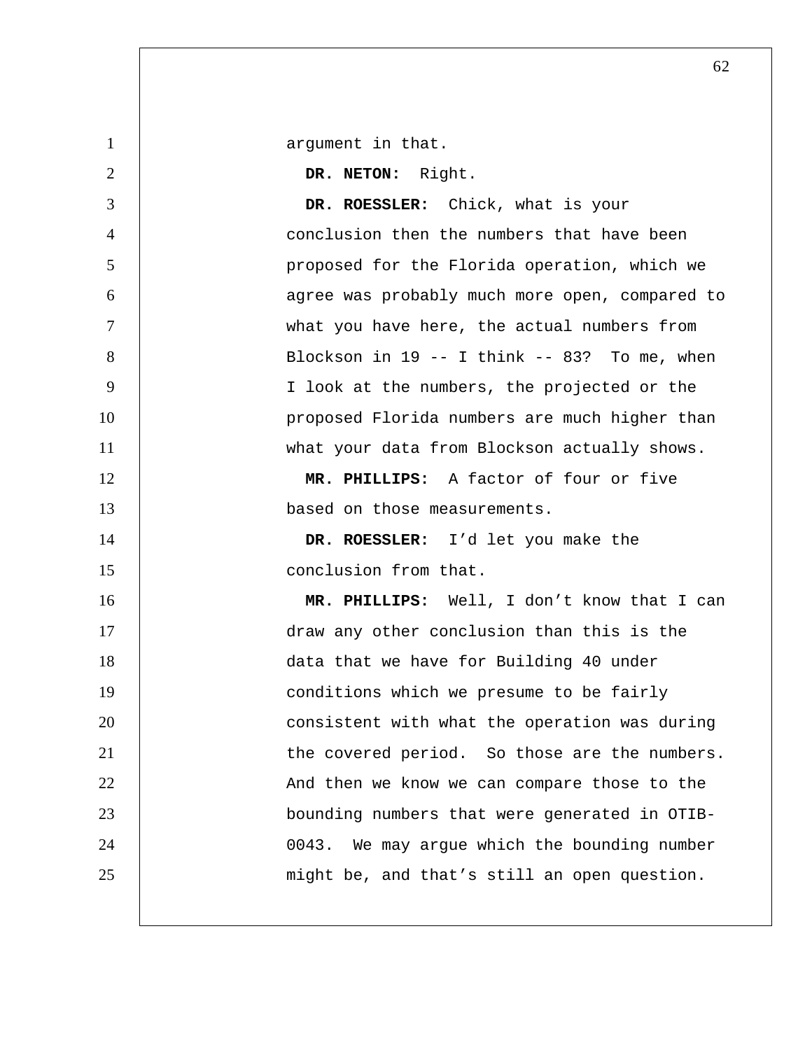argument in that.

**DR. NETON:** Right.

**DR. ROESSLER:** Chick, what is your conclusion then the numbers that have been proposed for the Florida operation, which we agree was probably much more open, compared to what you have here, the actual numbers from Blockson in 19 -- I think -- 83? To me, when I look at the numbers, the projected or the proposed Florida numbers are much higher than what your data from Blockson actually shows.

**MR. PHILLIPS:** A factor of four or five based on those measurements.

**DR. ROESSLER:** I'd let you make the conclusion from that.

**MR. PHILLIPS:** Well, I don't know that I can draw any other conclusion than this is the data that we have for Building 40 under conditions which we presume to be fairly consistent with what the operation was during the covered period. So those are the numbers. And then we know we can compare those to the bounding numbers that were generated in OTIB-0043. We may argue which the bounding number might be, and that's still an open question.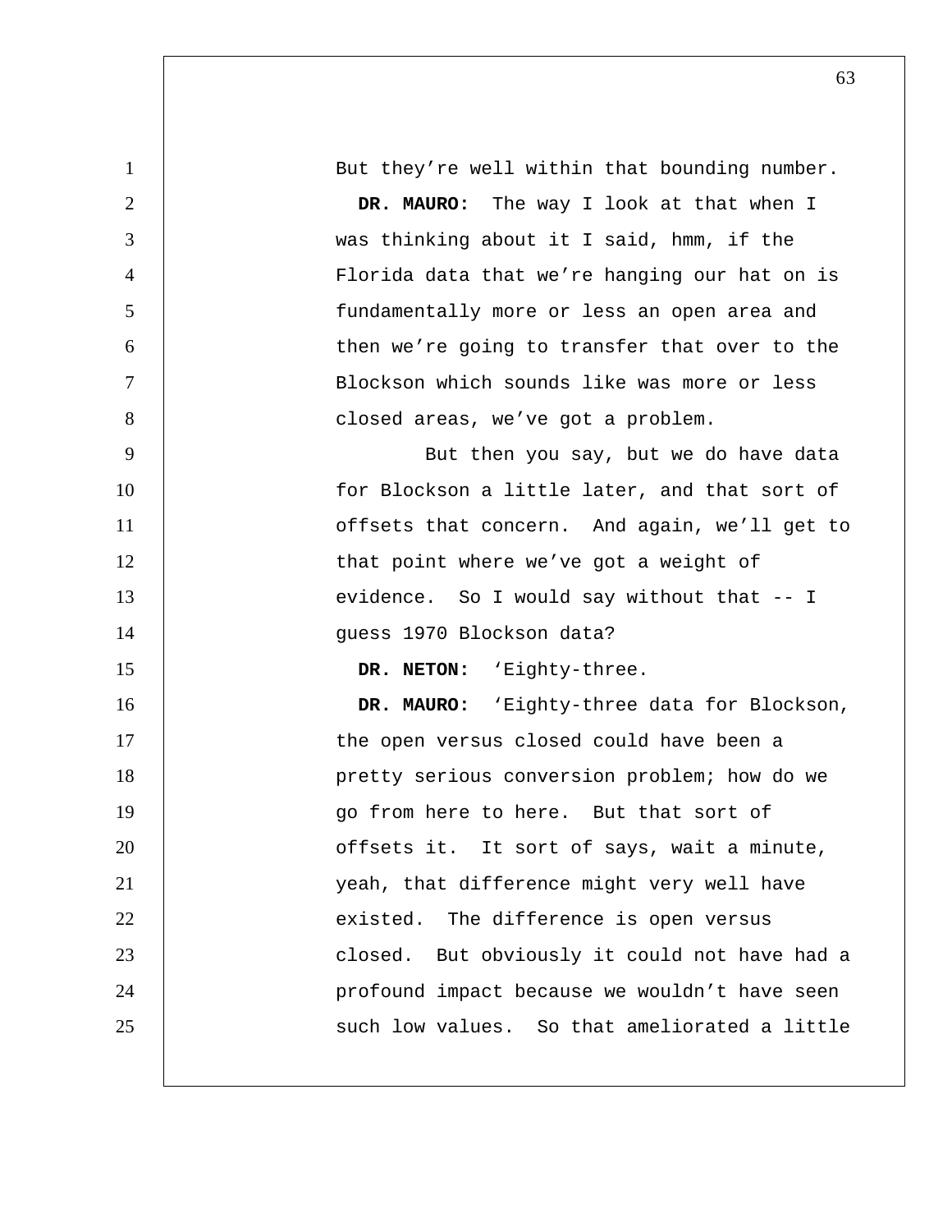But they're well within that bounding number.

**DR. MAURO:** The way I look at that when I was thinking about it I said, hmm, if the Florida data that we're hanging our hat on is fundamentally more or less an open area and then we're going to transfer that over to the Blockson which sounds like was more or less closed areas, we've got a problem.

But then you say, but we do have data for Blockson a little later, and that sort of offsets that concern. And again, we'll get to that point where we've got a weight of evidence. So I would say without that -- I guess 1970 Blockson data?

**DR. NETON:** 'Eighty-three.

**DR. MAURO:** 'Eighty-three data for Blockson, the open versus closed could have been a pretty serious conversion problem; how do we go from here to here. But that sort of offsets it. It sort of says, wait a minute, yeah, that difference might very well have existed. The difference is open versus closed. But obviously it could not have had a profound impact because we wouldn't have seen such low values. So that ameliorated a little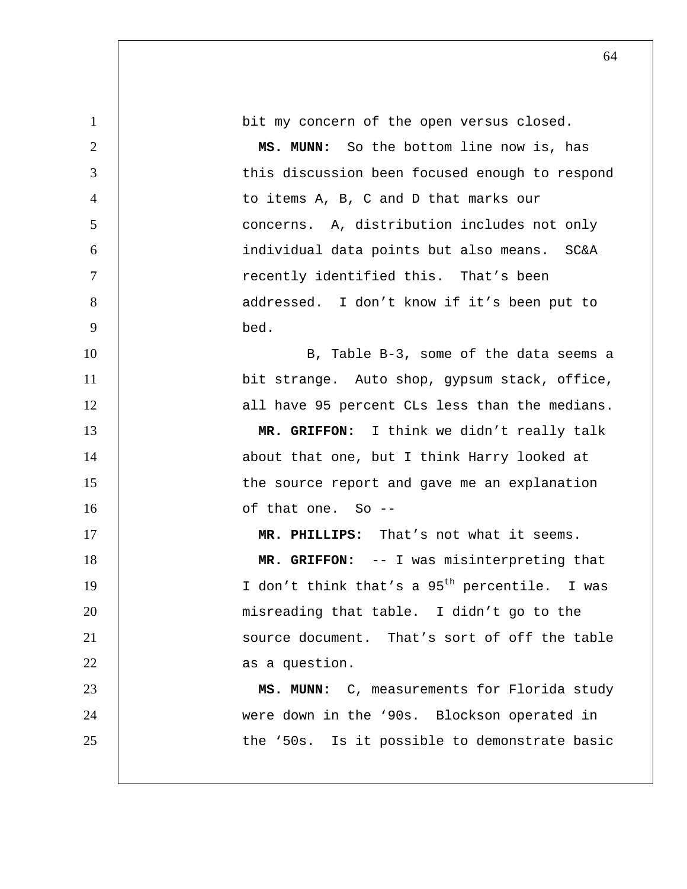bit my concern of the open versus closed.

**MS. MUNN:** So the bottom line now is, has this discussion been focused enough to respond to items A, B, C and D that marks our concerns. A, distribution includes not only individual data points but also means. SC&A recently identified this. That's been addressed. I don't know if it's been put to bed.

B, Table B-3, some of the data seems a bit strange. Auto shop, gypsum stack, office, all have 95 percent CLs less than the medians.

**MR. GRIFFON:** I think we didn't really talk about that one, but I think Harry looked at the source report and gave me an explanation of that one. So --

**MR. PHILLIPS:** That's not what it seems.

**MR. GRIFFON:** -- I was misinterpreting that I don't think that's a 95th percentile. I was misreading that table. I didn't go to the source document. That's sort of off the table as a question.

**MS. MUNN:** C, measurements for Florida study were down in the '90s. Blockson operated in the '50s. Is it possible to demonstrate basic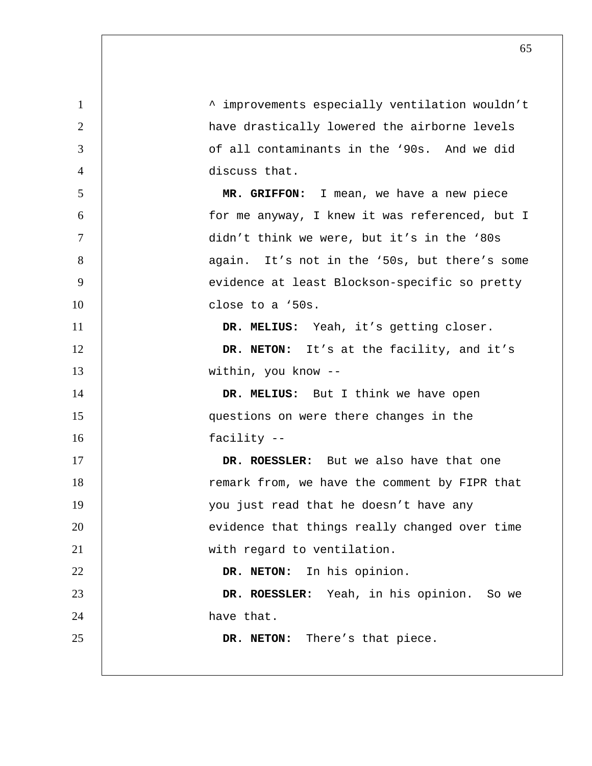^ improvements especially ventilation wouldn't have drastically lowered the airborne levels of all contaminants in the '90s. And we did discuss that.

**MR. GRIFFON:** I mean, we have a new piece for me anyway, I knew it was referenced, but I didn't think we were, but it's in the '80s again. It's not in the '50s, but there's some evidence at least Blockson-specific so pretty close to a '50s.

**DR. MELIUS:** Yeah, it's getting closer.

**DR. NETON:** It's at the facility, and it's within, you know --

**DR. MELIUS:** But I think we have open questions on were there changes in the facility --

**DR. ROESSLER:** But we also have that one remark from, we have the comment by FIPR that you just read that he doesn't have any evidence that things really changed over time with regard to ventilation.

**DR. NETON:** In his opinion.

**DR. ROESSLER:** Yeah, in his opinion. So we have that.

**DR. NETON:** There's that piece.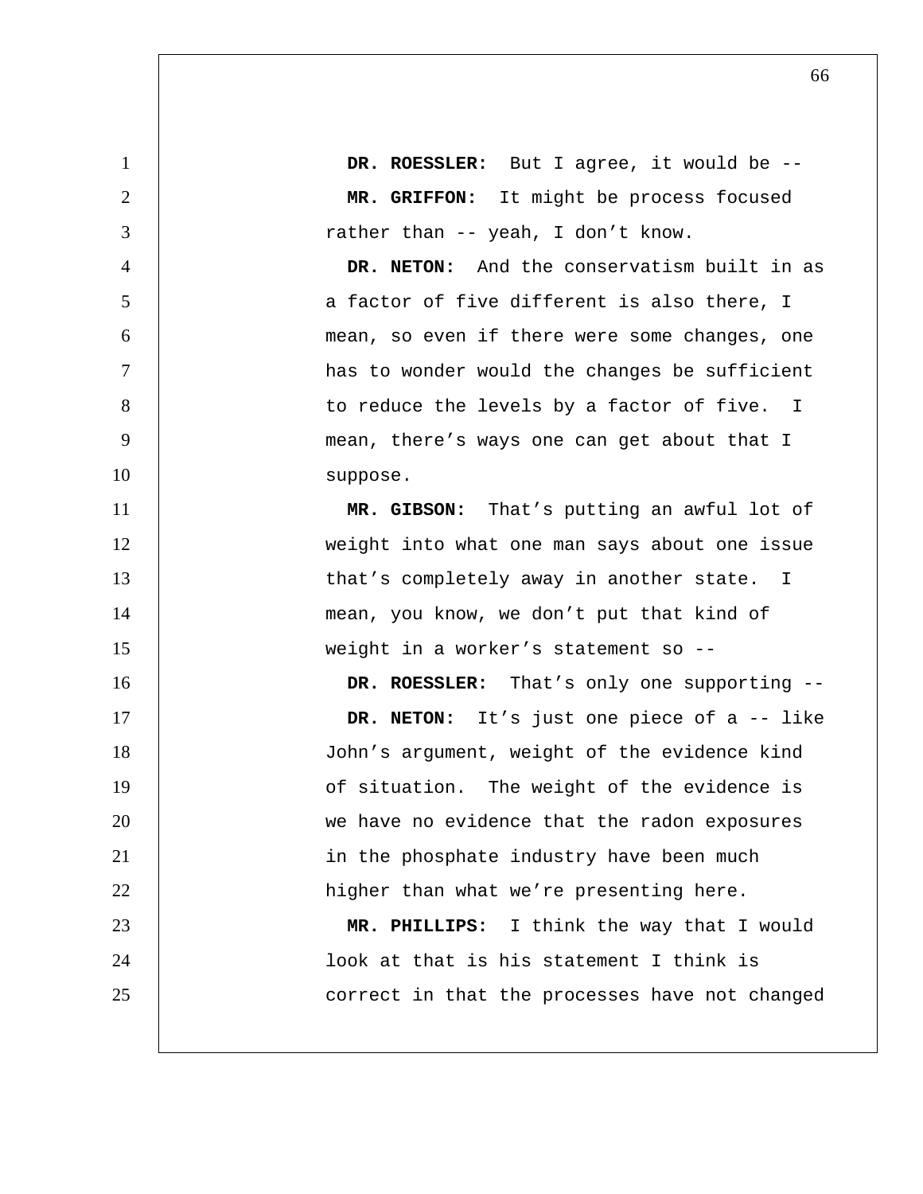**DR. ROESSLER:** But I agree, it would be --

**MR. GRIFFON:** It might be process focused rather than -- yeah, I don't know.

**DR. NETON:** And the conservatism built in as a factor of five different is also there, I mean, so even if there were some changes, one has to wonder would the changes be sufficient to reduce the levels by a factor of five. I mean, there's ways one can get about that I suppose.

**MR. GIBSON:** That's putting an awful lot of weight into what one man says about one issue that's completely away in another state. I mean, you know, we don't put that kind of weight in a worker's statement so --

**DR. ROESSLER:** That's only one supporting --

**DR. NETON:** It's just one piece of a -- like John's argument, weight of the evidence kind of situation. The weight of the evidence is we have no evidence that the radon exposures in the phosphate industry have been much higher than what we're presenting here.

**MR. PHILLIPS:** I think the way that I would look at that is his statement I think is correct in that the processes have not changed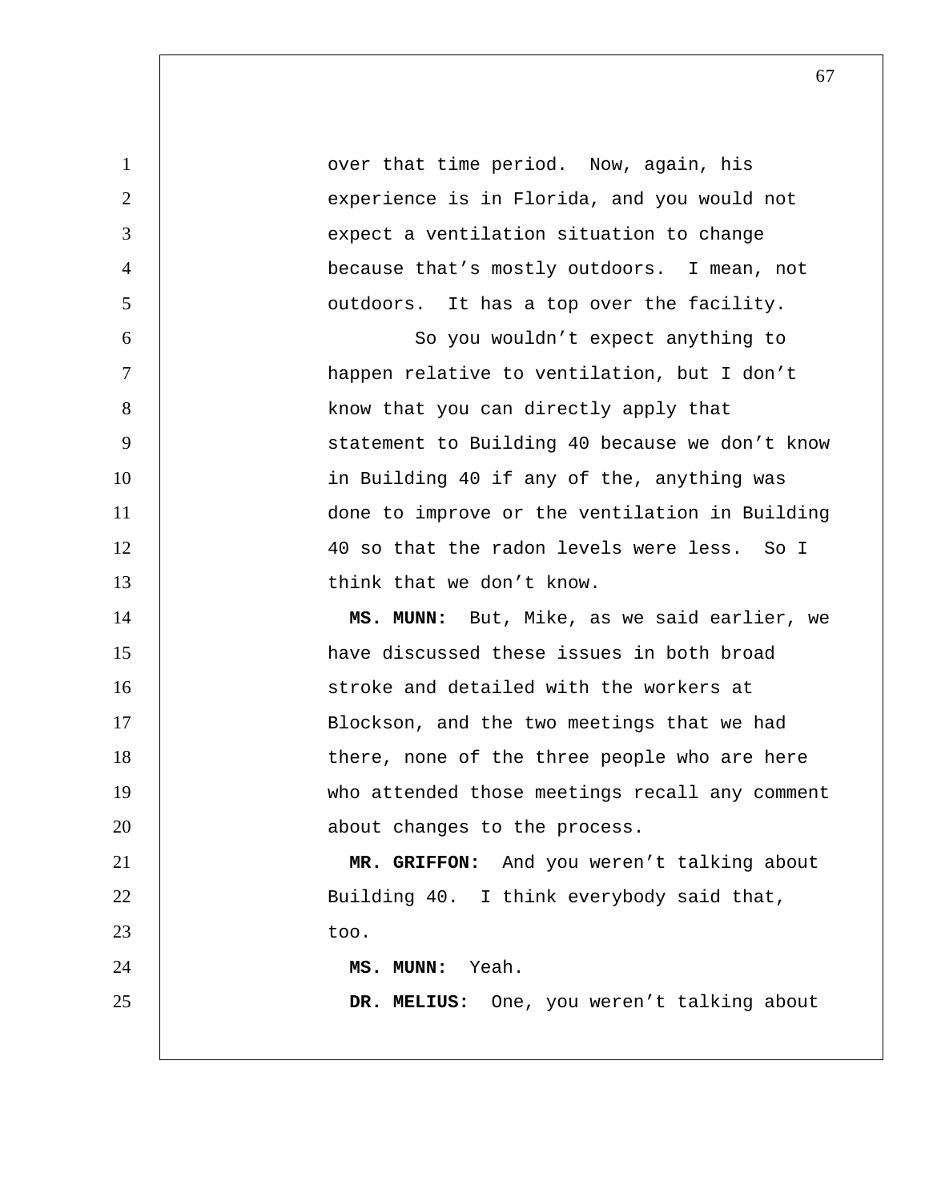over that time period. Now, again, his experience is in Florida, and you would not expect a ventilation situation to change because that's mostly outdoors. I mean, not outdoors. It has a top over the facility.

So you wouldn't expect anything to happen relative to ventilation, but I don't know that you can directly apply that statement to Building 40 because we don't know in Building 40 if any of the, anything was done to improve or the ventilation in Building 40 so that the radon levels were less. So I think that we don't know.

**MS. MUNN:** But, Mike, as we said earlier, we have discussed these issues in both broad stroke and detailed with the workers at Blockson, and the two meetings that we had there, none of the three people who are here who attended those meetings recall any comment about changes to the process.

**MR. GRIFFON:** And you weren't talking about Building 40. I think everybody said that, too.

**MS. MUNN:** Yeah.

**DR. MELIUS:** One, you weren't talking about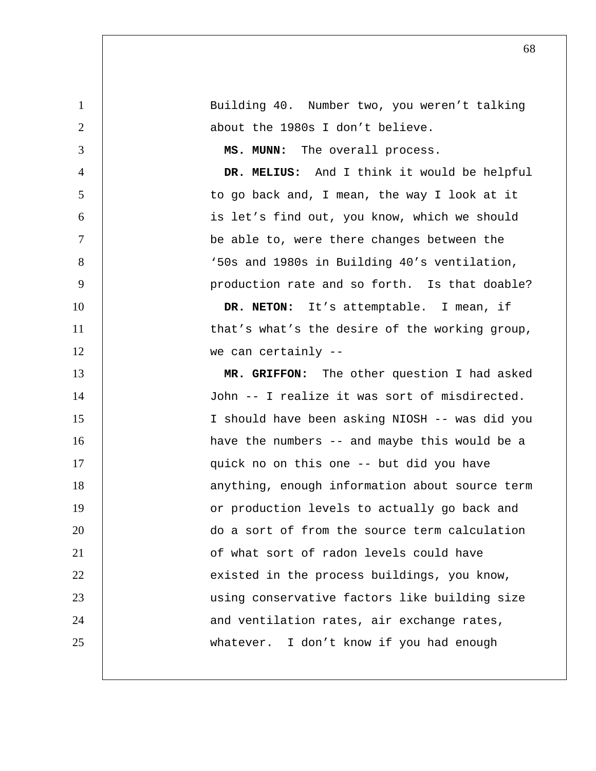Building 40. Number two, you weren't talking about the 1980s I don't believe.

**MS. MUNN:** The overall process.

**DR. MELIUS:** And I think it would be helpful to go back and, I mean, the way I look at it is let's find out, you know, which we should be able to, were there changes between the '50s and 1980s in Building 40's ventilation, production rate and so forth. Is that doable?

**DR. NETON:** It's attemptable. I mean, if that's what's the desire of the working group, we can certainly --

**MR. GRIFFON:** The other question I had asked John -- I realize it was sort of misdirected. I should have been asking NIOSH -- was did you have the numbers -- and maybe this would be a quick no on this one -- but did you have anything, enough information about source term or production levels to actually go back and do a sort of from the source term calculation of what sort of radon levels could have existed in the process buildings, you know, using conservative factors like building size and ventilation rates, air exchange rates, whatever. I don't know if you had enough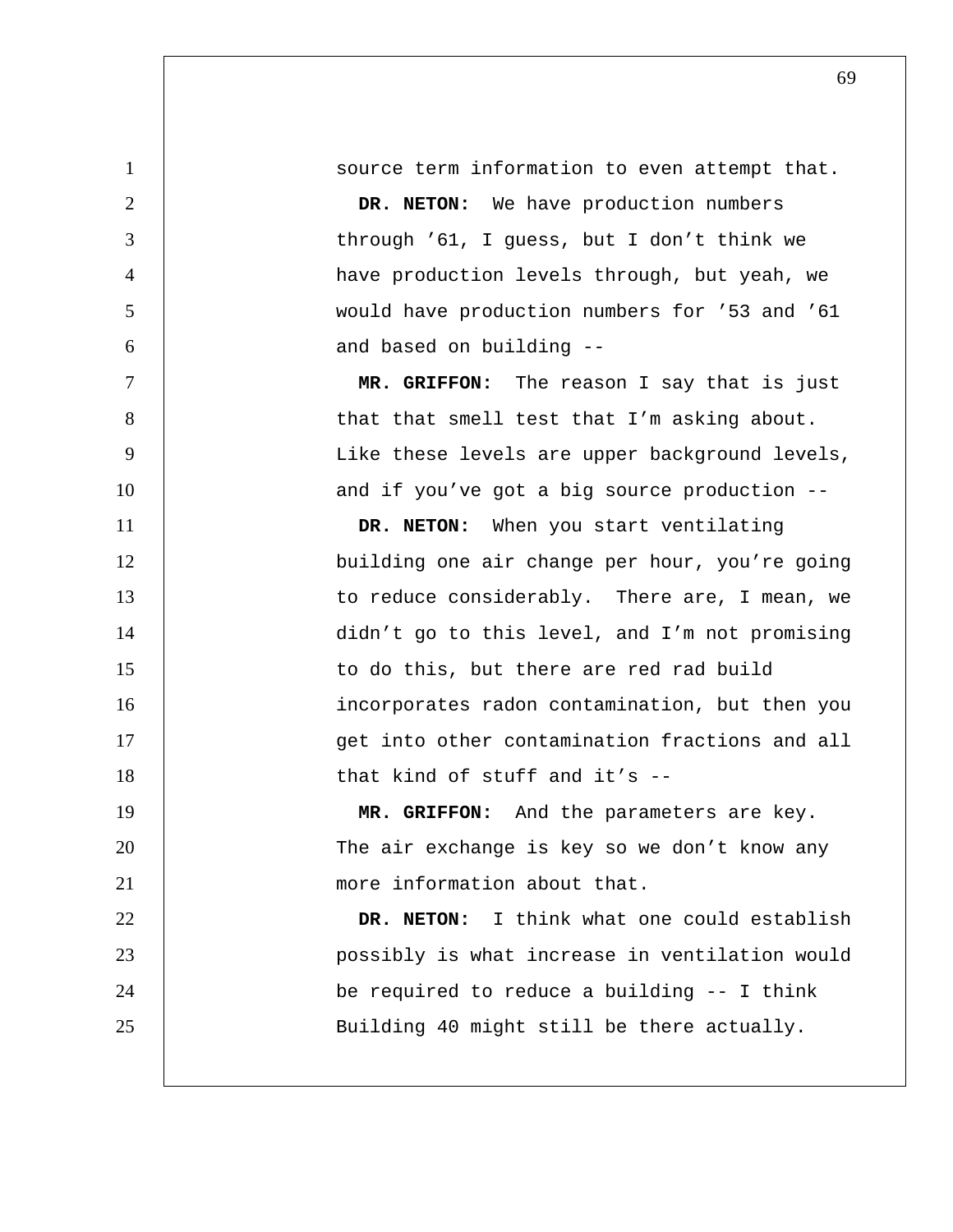source term information to even attempt that.

**DR. NETON:** We have production numbers through '61, I guess, but I don't think we have production levels through, but yeah, we would have production numbers for '53 and '61 and based on building --

**MR. GRIFFON:** The reason I say that is just that that smell test that I'm asking about. Like these levels are upper background levels, and if you've got a big source production --

**DR. NETON:** When you start ventilating building one air change per hour, you're going to reduce considerably. There are, I mean, we didn't go to this level, and I'm not promising to do this, but there are red rad build incorporates radon contamination, but then you get into other contamination fractions and all that kind of stuff and it's --

**MR. GRIFFON:** And the parameters are key. The air exchange is key so we don't know any more information about that.

**DR. NETON:** I think what one could establish possibly is what increase in ventilation would be required to reduce a building -- I think Building 40 might still be there actually.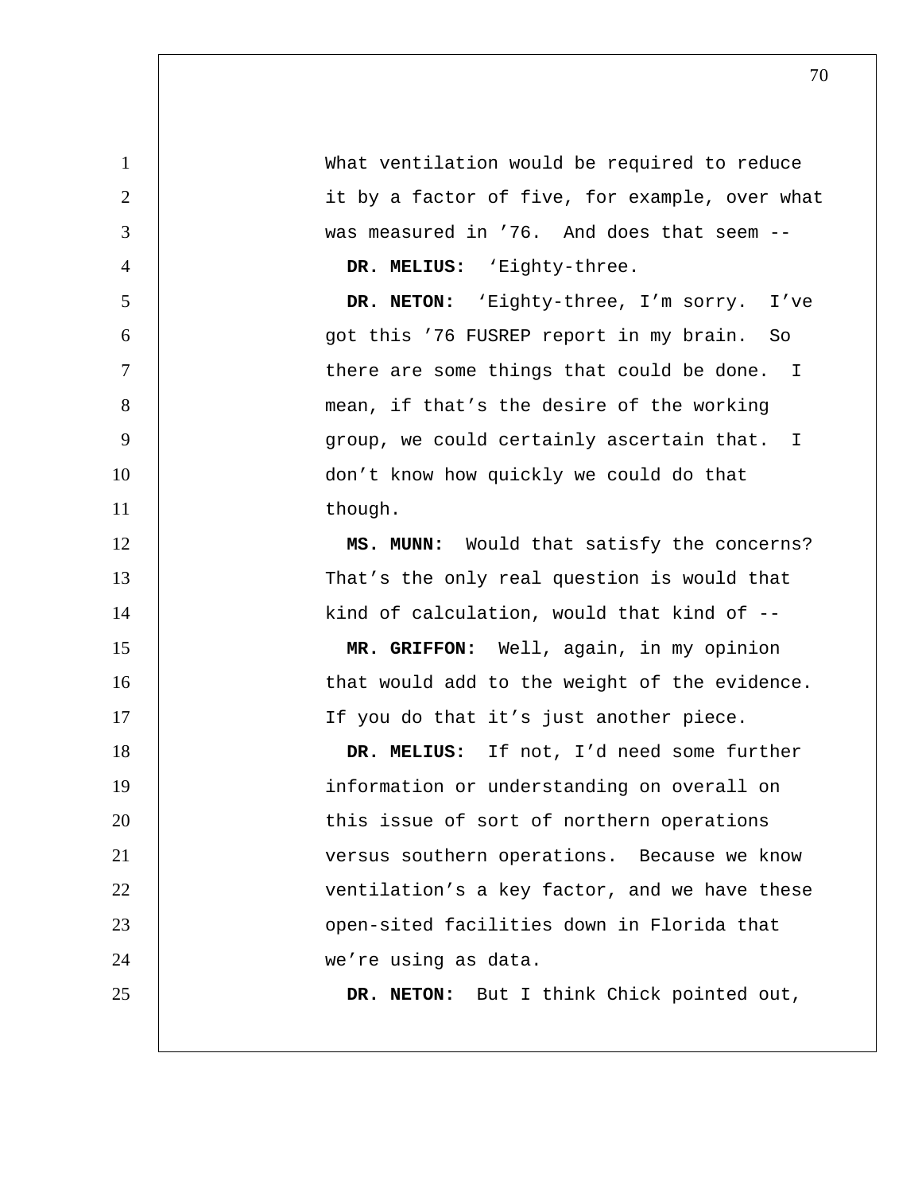What ventilation would be required to reduce it by a factor of five, for example, over what was measured in '76. And does that seem --

**DR. MELIUS:** 'Eighty-three.

**DR. NETON:** 'Eighty-three, I'm sorry. I've got this '76 FUSREP report in my brain. So there are some things that could be done. I mean, if that's the desire of the working group, we could certainly ascertain that. I don't know how quickly we could do that though.

**MS. MUNN:** Would that satisfy the concerns? That's the only real question is would that kind of calculation, would that kind of --

**MR. GRIFFON:** Well, again, in my opinion that would add to the weight of the evidence. If you do that it's just another piece.

**DR. MELIUS:** If not, I'd need some further information or understanding on overall on this issue of sort of northern operations versus southern operations. Because we know ventilation's a key factor, and we have these open-sited facilities down in Florida that we're using as data.

**DR. NETON:** But I think Chick pointed out,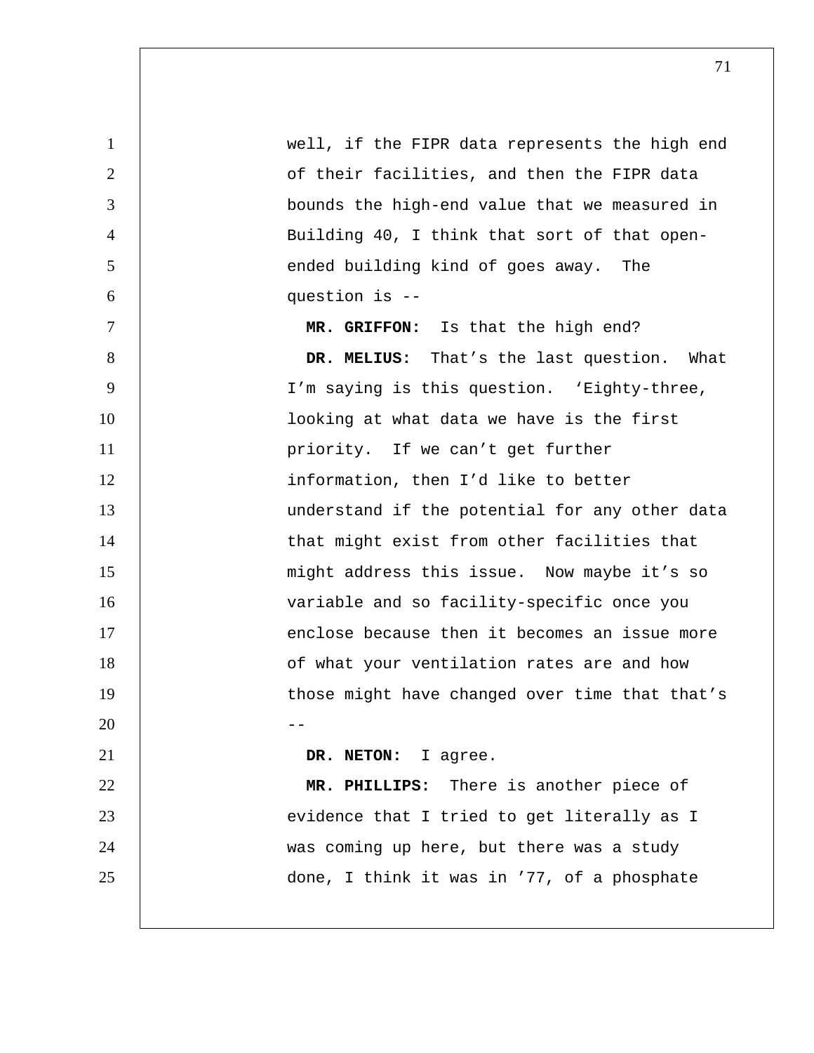well, if the FIPR data represents the high end of their facilities, and then the FIPR data bounds the high-end value that we measured in Building 40, I think that sort of that open-ended building kind of goes away. The question is --

**MR. GRIFFON:** Is that the high end?

**DR. MELIUS:** That's the last question. What I'm saying is this question. 'Eighty-three, looking at what data we have is the first priority. If we can't get further information, then I'd like to better understand if the potential for any other data that might exist from other facilities that might address this issue. Now maybe it's so variable and so facility-specific once you enclose because then it becomes an issue more of what your ventilation rates are and how those might have changed over time that that's --

**DR. NETON:** I agree.

**MR. PHILLIPS:** There is another piece of evidence that I tried to get literally as I was coming up here, but there was a study done, I think it was in '77, of a phosphate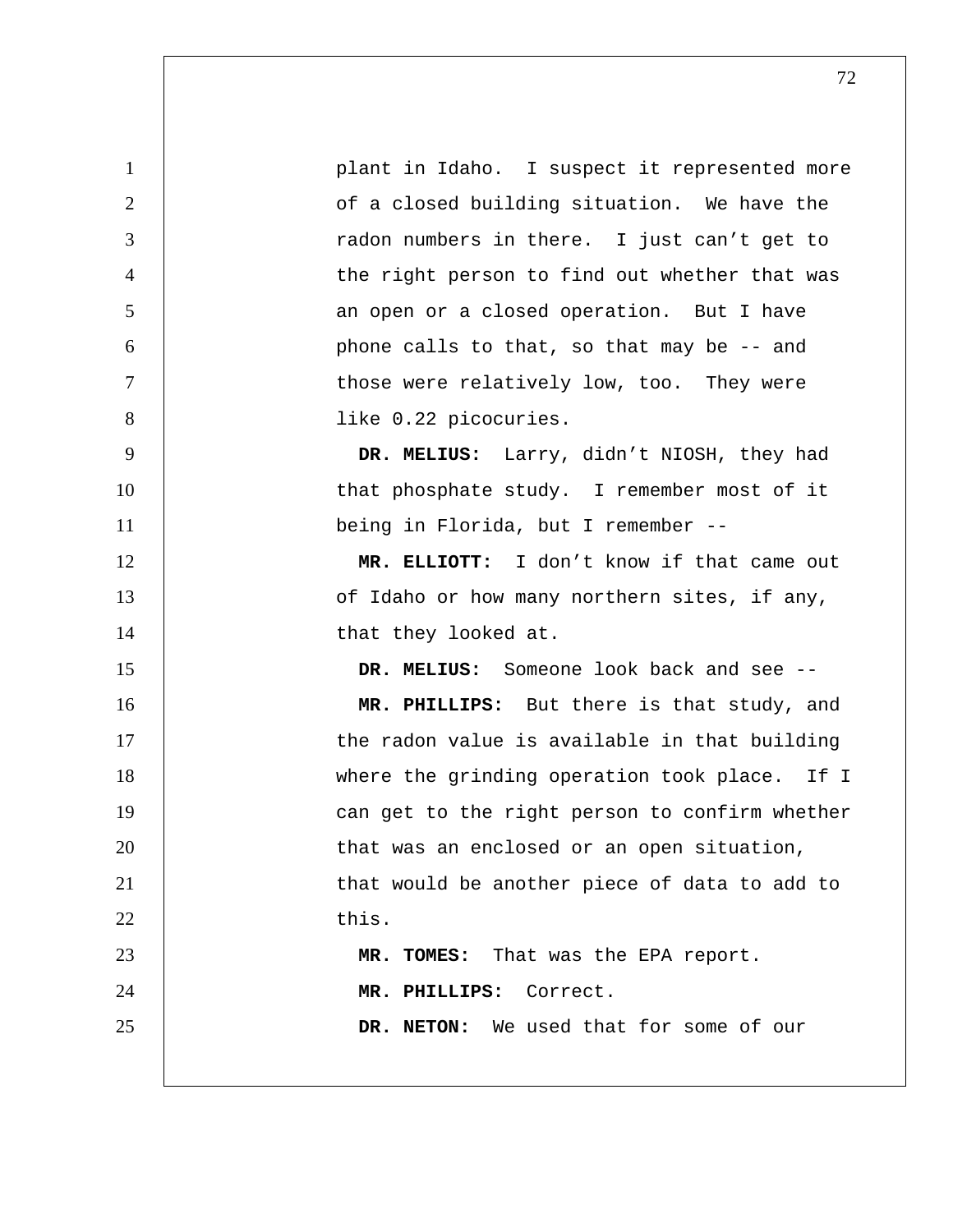plant in Idaho. I suspect it represented more of a closed building situation. We have the radon numbers in there. I just can't get to the right person to find out whether that was an open or a closed operation. But I have phone calls to that, so that may be -- and those were relatively low, too. They were like 0.22 picocuries.

**DR. MELIUS:** Larry, didn't NIOSH, they had that phosphate study. I remember most of it being in Florida, but I remember --

**MR. ELLIOTT:** I don't know if that came out of Idaho or how many northern sites, if any, that they looked at.

**DR. MELIUS:** Someone look back and see --

**MR. PHILLIPS:** But there is that study, and the radon value is available in that building where the grinding operation took place. If I can get to the right person to confirm whether that was an enclosed or an open situation, that would be another piece of data to add to this.

**MR. TOMES:** That was the EPA report.

**MR. PHILLIPS:** Correct.

**DR. NETON:** We used that for some of our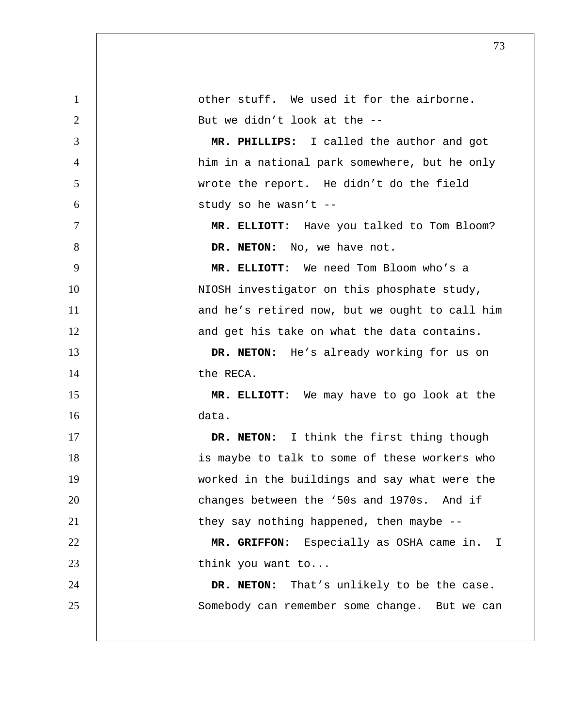other stuff. We used it for the airborne. But we didn't look at the --

**MR. PHILLIPS:** I called the author and got him in a national park somewhere, but he only wrote the report. He didn't do the field study so he wasn't --

**MR. ELLIOTT:** Have you talked to Tom Bloom?

**DR. NETON:** No, we have not.

**MR. ELLIOTT:** We need Tom Bloom who's a NIOSH investigator on this phosphate study, and he's retired now, but we ought to call him and get his take on what the data contains.

**DR. NETON:** He's already working for us on the RECA.

**MR. ELLIOTT:** We may have to go look at the data.

**DR. NETON:** I think the first thing though is maybe to talk to some of these workers who worked in the buildings and say what were the changes between the '50s and 1970s. And if they say nothing happened, then maybe --

**MR. GRIFFON:** Especially as OSHA came in. I think you want to...

**DR. NETON:** That's unlikely to be the case. Somebody can remember some change. But we can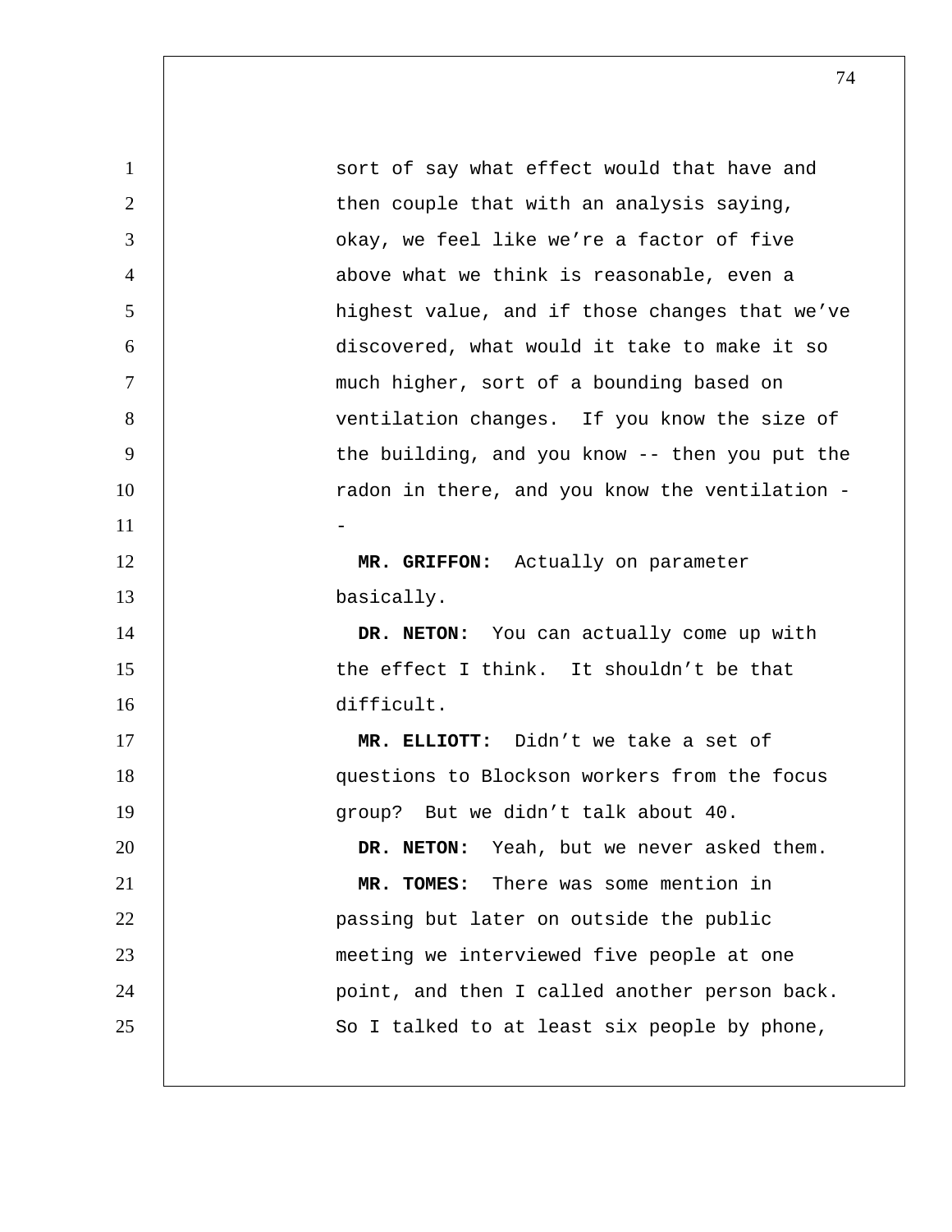sort of say what effect would that have and then couple that with an analysis saying, okay, we feel like we're a factor of five above what we think is reasonable, even a highest value, and if those changes that we've discovered, what would it take to make it so much higher, sort of a bounding based on ventilation changes. If you know the size of the building, and you know -- then you put the radon in there, and you know the ventilation --

**MR. GRIFFON:** Actually on parameter basically.

**DR. NETON:** You can actually come up with the effect I think. It shouldn't be that difficult.

**MR. ELLIOTT:** Didn't we take a set of questions to Blockson workers from the focus group? But we didn't talk about 40.

**DR. NETON:** Yeah, but we never asked them.

**MR. TOMES:** There was some mention in passing but later on outside the public meeting we interviewed five people at one point, and then I called another person back. So I talked to at least six people by phone,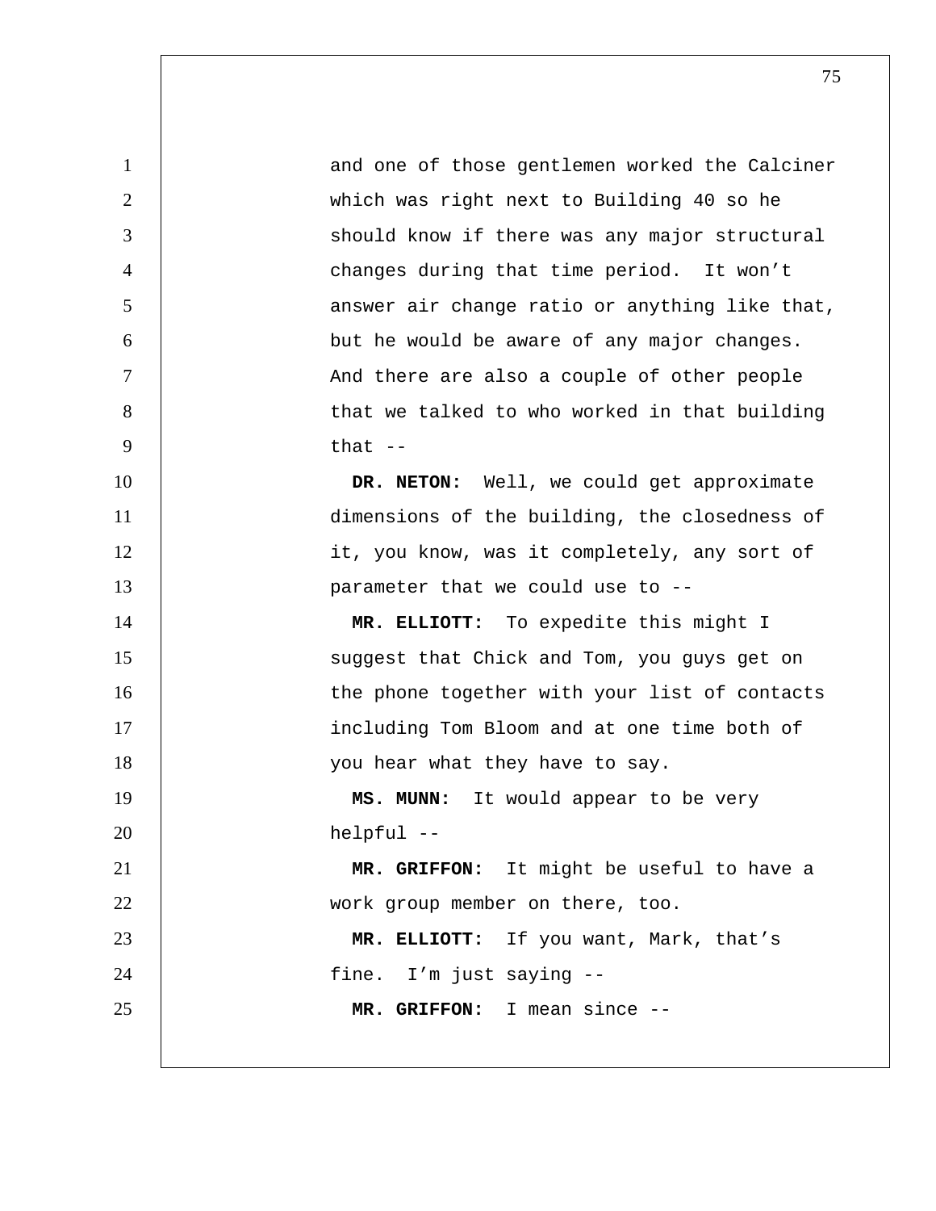and one of those gentlemen worked the Calciner which was right next to Building 40 so he should know if there was any major structural changes during that time period. It won't answer air change ratio or anything like that, but he would be aware of any major changes. And there are also a couple of other people that we talked to who worked in that building that --

**DR. NETON:** Well, we could get approximate dimensions of the building, the closedness of it, you know, was it completely, any sort of parameter that we could use to --

**MR. ELLIOTT:** To expedite this might I suggest that Chick and Tom, you guys get on the phone together with your list of contacts including Tom Bloom and at one time both of you hear what they have to say.

**MS. MUNN:** It would appear to be very helpful --

**MR. GRIFFON:** It might be useful to have a work group member on there, too.

**MR. ELLIOTT:** If you want, Mark, that's fine. I'm just saying --

**MR. GRIFFON:** I mean since --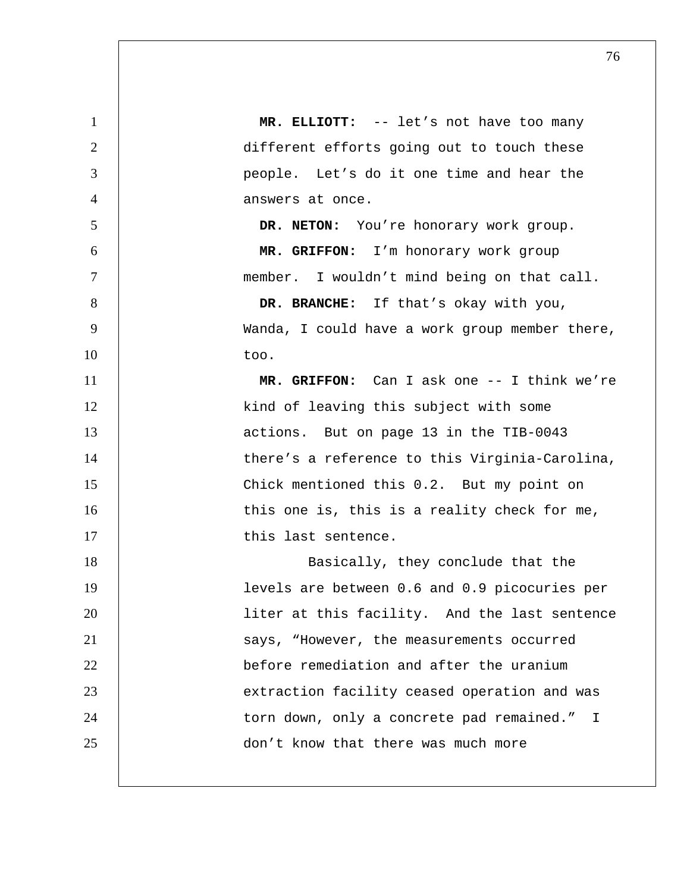**MR. ELLIOTT:** -- let's not have too many different efforts going out to touch these people. Let's do it one time and hear the answers at once.

**DR. NETON:** You're honorary work group.

**MR. GRIFFON:** I'm honorary work group member. I wouldn't mind being on that call.

**DR. BRANCHE:** If that's okay with you, Wanda, I could have a work group member there, too.

**MR. GRIFFON:** Can I ask one -- I think we're kind of leaving this subject with some actions. But on page 13 in the TIB-0043 there's a reference to this Virginia-Carolina, Chick mentioned this 0.2. But my point on this one is, this is a reality check for me, this last sentence.

Basically, they conclude that the levels are between 0.6 and 0.9 picocuries per liter at this facility. And the last sentence says, "However, the measurements occurred before remediation and after the uranium extraction facility ceased operation and was torn down, only a concrete pad remained." I don't know that there was much more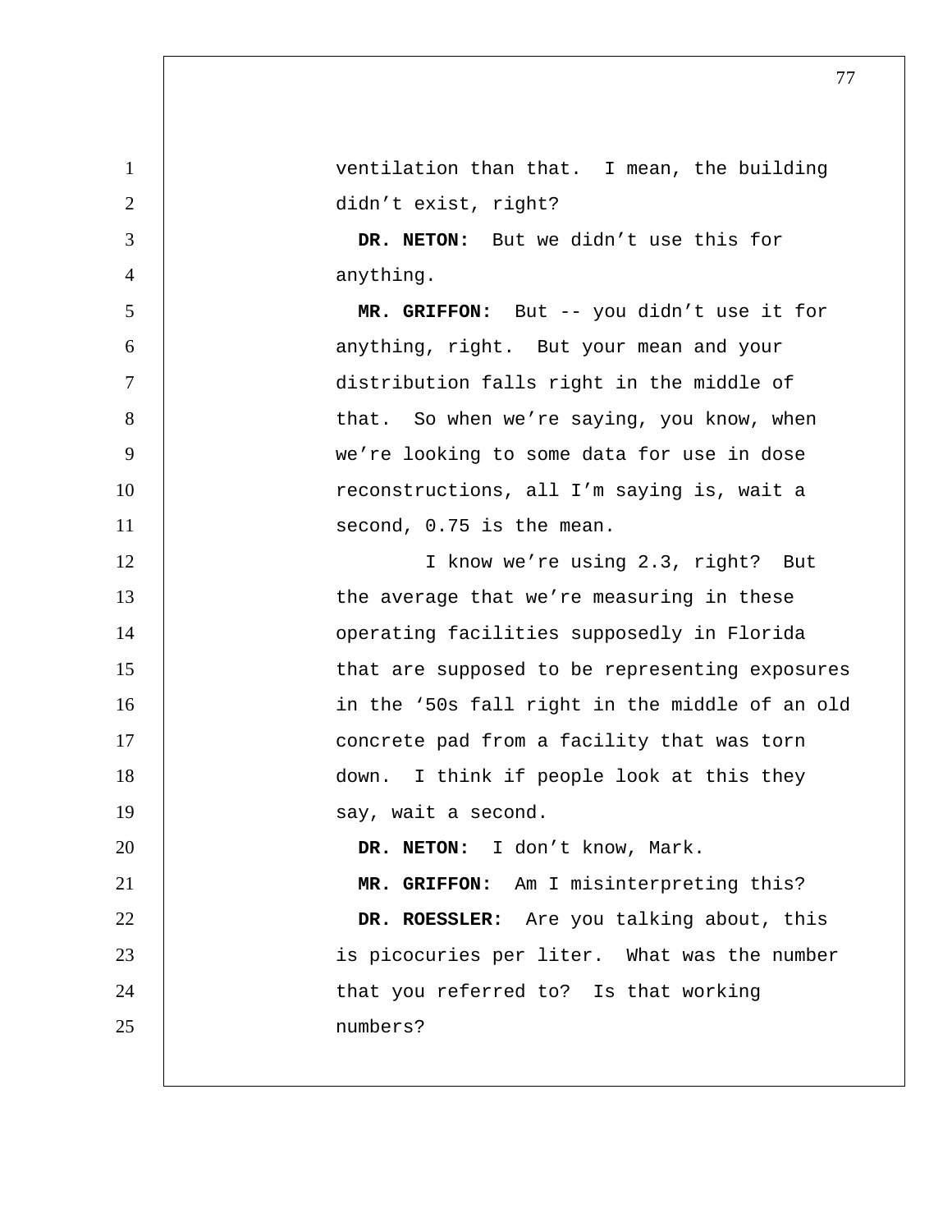ventilation than that. I mean, the building didn't exist, right?

**DR. NETON:** But we didn't use this for anything.

**MR. GRIFFON:** But -- you didn't use it for anything, right. But your mean and your distribution falls right in the middle of that. So when we're saying, you know, when we're looking to some data for use in dose reconstructions, all I'm saying is, wait a second, 0.75 is the mean.

I know we're using 2.3, right? But the average that we're measuring in these operating facilities supposedly in Florida that are supposed to be representing exposures in the '50s fall right in the middle of an old concrete pad from a facility that was torn down. I think if people look at this they say, wait a second.

**DR. NETON:** I don't know, Mark.

**MR. GRIFFON:** Am I misinterpreting this?

**DR. ROESSLER:** Are you talking about, this is picocuries per liter. What was the number that you referred to? Is that working numbers?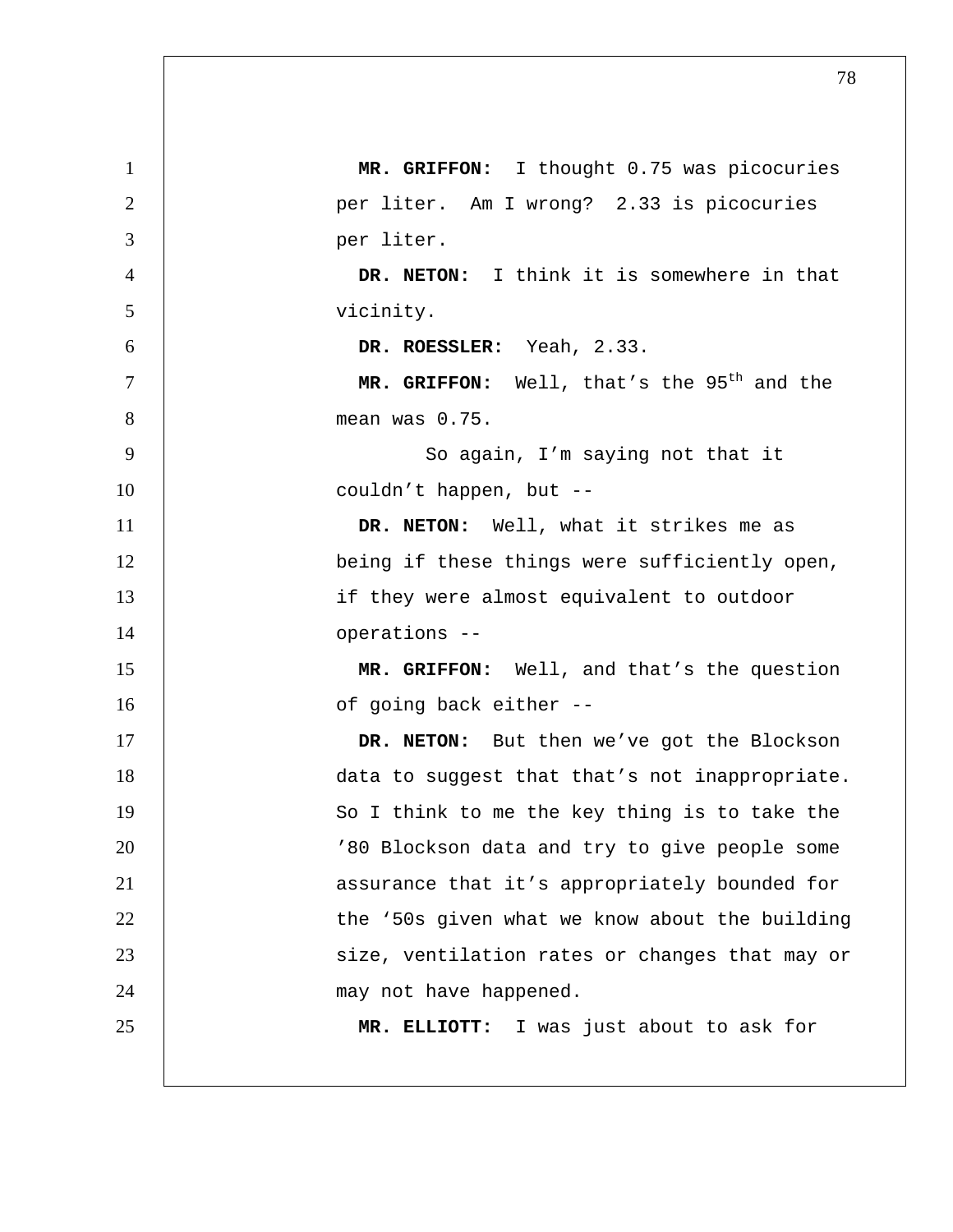**MR. GRIFFON:** I thought 0.75 was picocuries per liter. Am I wrong? 2.33 is picocuries per liter.

**DR. NETON:** I think it is somewhere in that vicinity.

**DR. ROESSLER:** Yeah, 2.33.

**MR. GRIFFON:** Well, that's the 95th and the mean was 0.75.

So again, I'm saying not that it couldn't happen, but --

**DR. NETON:** Well, what it strikes me as being if these things were sufficiently open, if they were almost equivalent to outdoor operations --

**MR. GRIFFON:** Well, and that's the question of going back either --

**DR. NETON:** But then we've got the Blockson data to suggest that that's not inappropriate. So I think to me the key thing is to take the '80 Blockson data and try to give people some assurance that it's appropriately bounded for the '50s given what we know about the building size, ventilation rates or changes that may or may not have happened.

**MR. ELLIOTT:** I was just about to ask for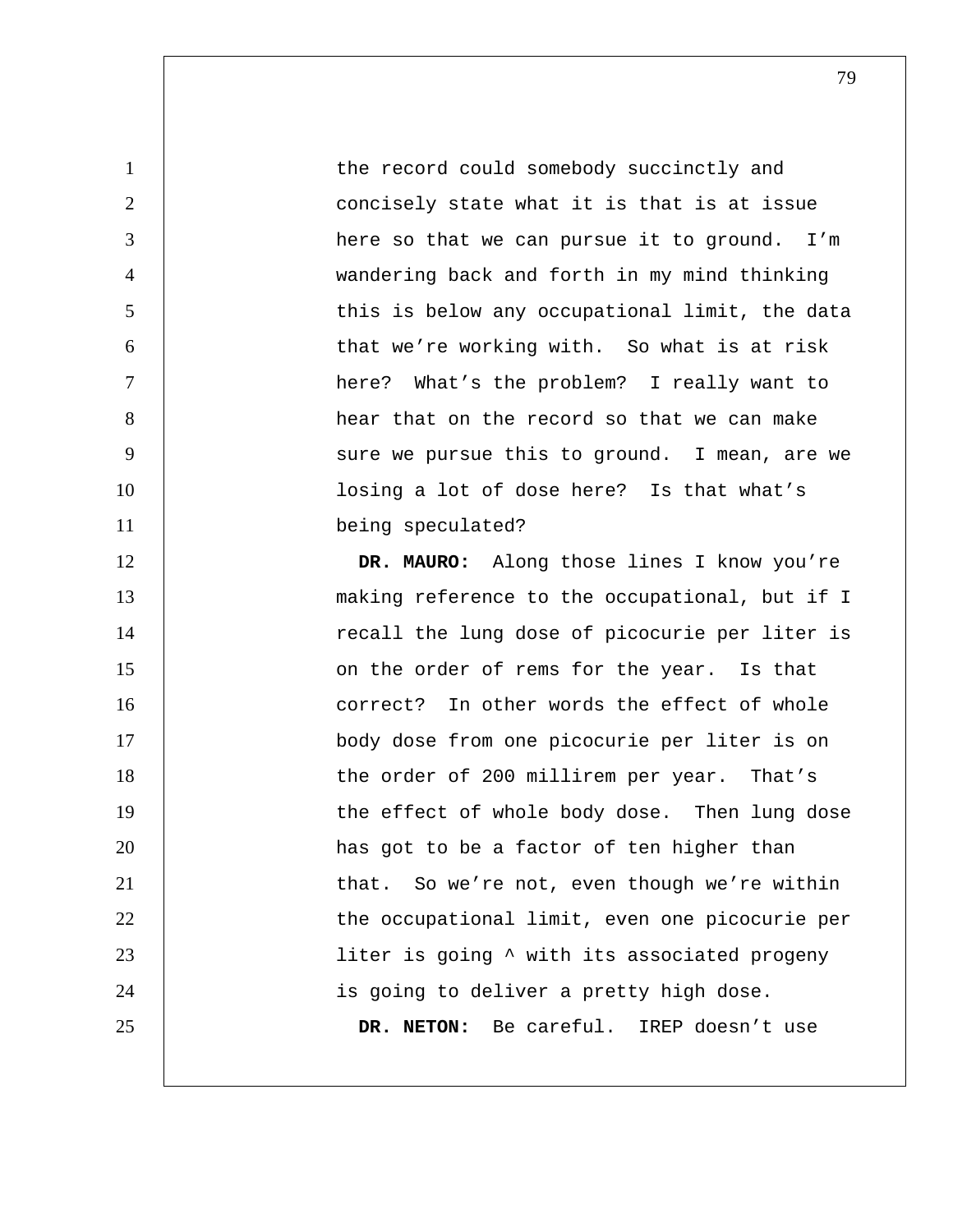the record could somebody succinctly and concisely state what it is that is at issue here so that we can pursue it to ground. I'm wandering back and forth in my mind thinking this is below any occupational limit, the data that we're working with. So what is at risk here? What's the problem? I really want to hear that on the record so that we can make sure we pursue this to ground. I mean, are we losing a lot of dose here? Is that what's being speculated?

**DR. MAURO:** Along those lines I know you're making reference to the occupational, but if I recall the lung dose of picocurie per liter is on the order of rems for the year. Is that correct? In other words the effect of whole body dose from one picocurie per liter is on the order of 200 millirem per year. That's the effect of whole body dose. Then lung dose has got to be a factor of ten higher than that. So we're not, even though we're within the occupational limit, even one picocurie per liter is going ^ with its associated progeny is going to deliver a pretty high dose.

**DR. NETON:** Be careful. IREP doesn't use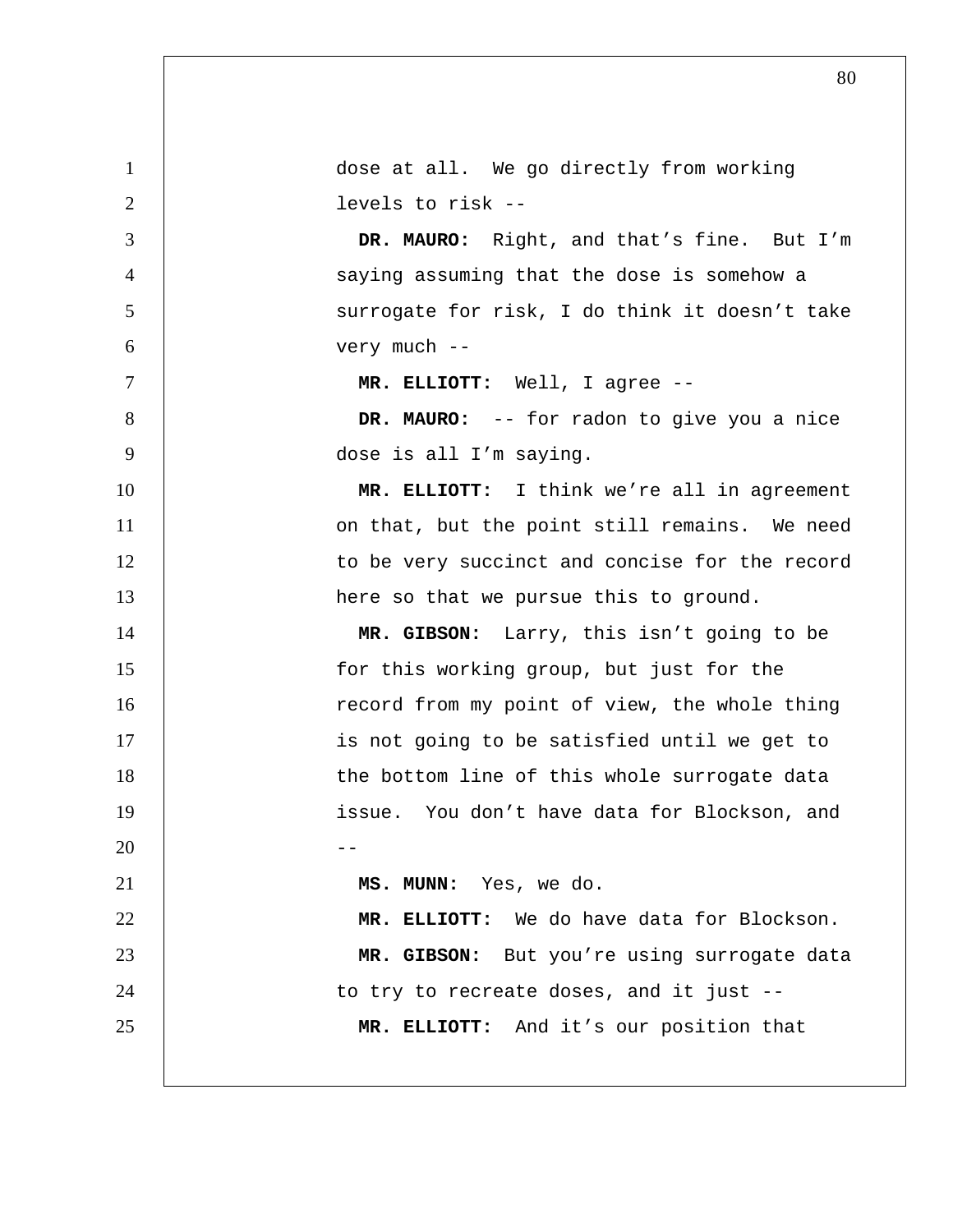dose at all. We go directly from working levels to risk --

**DR. MAURO:** Right, and that's fine. But I'm saying assuming that the dose is somehow a surrogate for risk, I do think it doesn't take very much --

**MR. ELLIOTT:** Well, I agree --

**DR. MAURO:** -- for radon to give you a nice dose is all I'm saying.

**MR. ELLIOTT:** I think we're all in agreement on that, but the point still remains. We need to be very succinct and concise for the record here so that we pursue this to ground.

**MR. GIBSON:** Larry, this isn't going to be for this working group, but just for the record from my point of view, the whole thing is not going to be satisfied until we get to the bottom line of this whole surrogate data issue. You don't have data for Blockson, and --

**MS. MUNN:** Yes, we do.

**MR. ELLIOTT:** We do have data for Blockson.

**MR. GIBSON:** But you're using surrogate data to try to recreate doses, and it just --

**MR. ELLIOTT:** And it's our position that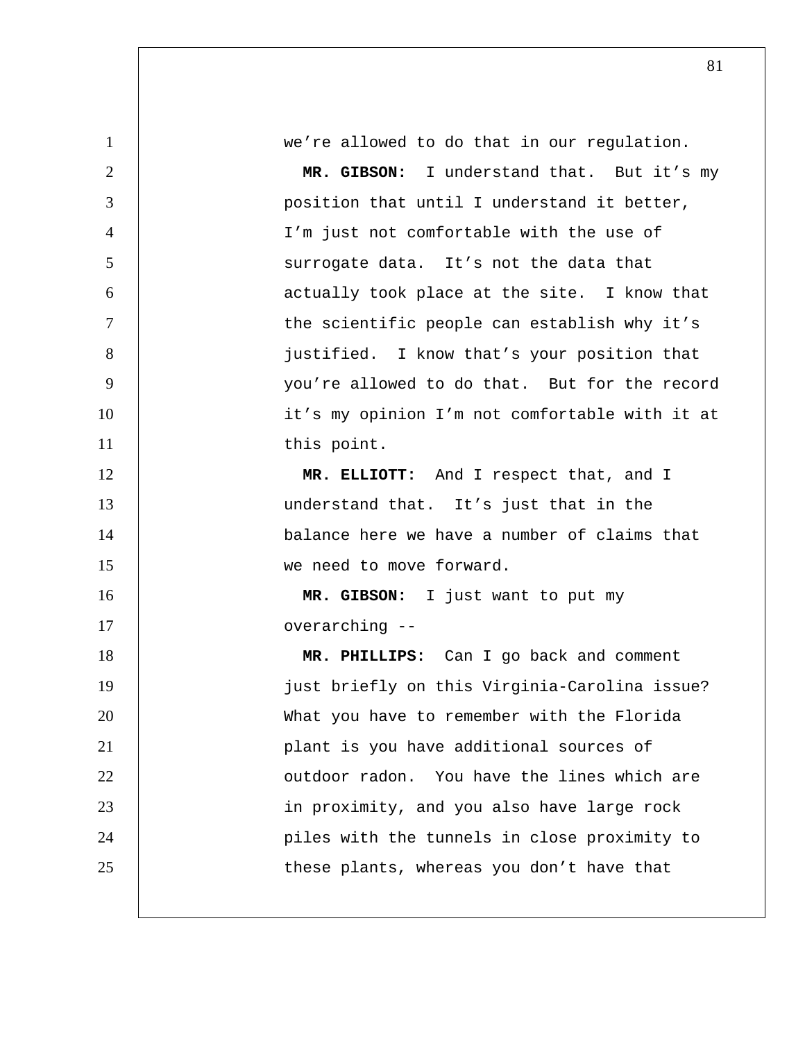we're allowed to do that in our regulation.

**MR. GIBSON:** I understand that. But it's my position that until I understand it better, I'm just not comfortable with the use of surrogate data. It's not the data that actually took place at the site. I know that the scientific people can establish why it's justified. I know that's your position that you're allowed to do that. But for the record it's my opinion I'm not comfortable with it at this point.

**MR. ELLIOTT:** And I respect that, and I understand that. It's just that in the balance here we have a number of claims that we need to move forward.

**MR. GIBSON:** I just want to put my overarching --

**MR. PHILLIPS:** Can I go back and comment just briefly on this Virginia-Carolina issue? What you have to remember with the Florida plant is you have additional sources of outdoor radon. You have the lines which are in proximity, and you also have large rock piles with the tunnels in close proximity to these plants, whereas you don't have that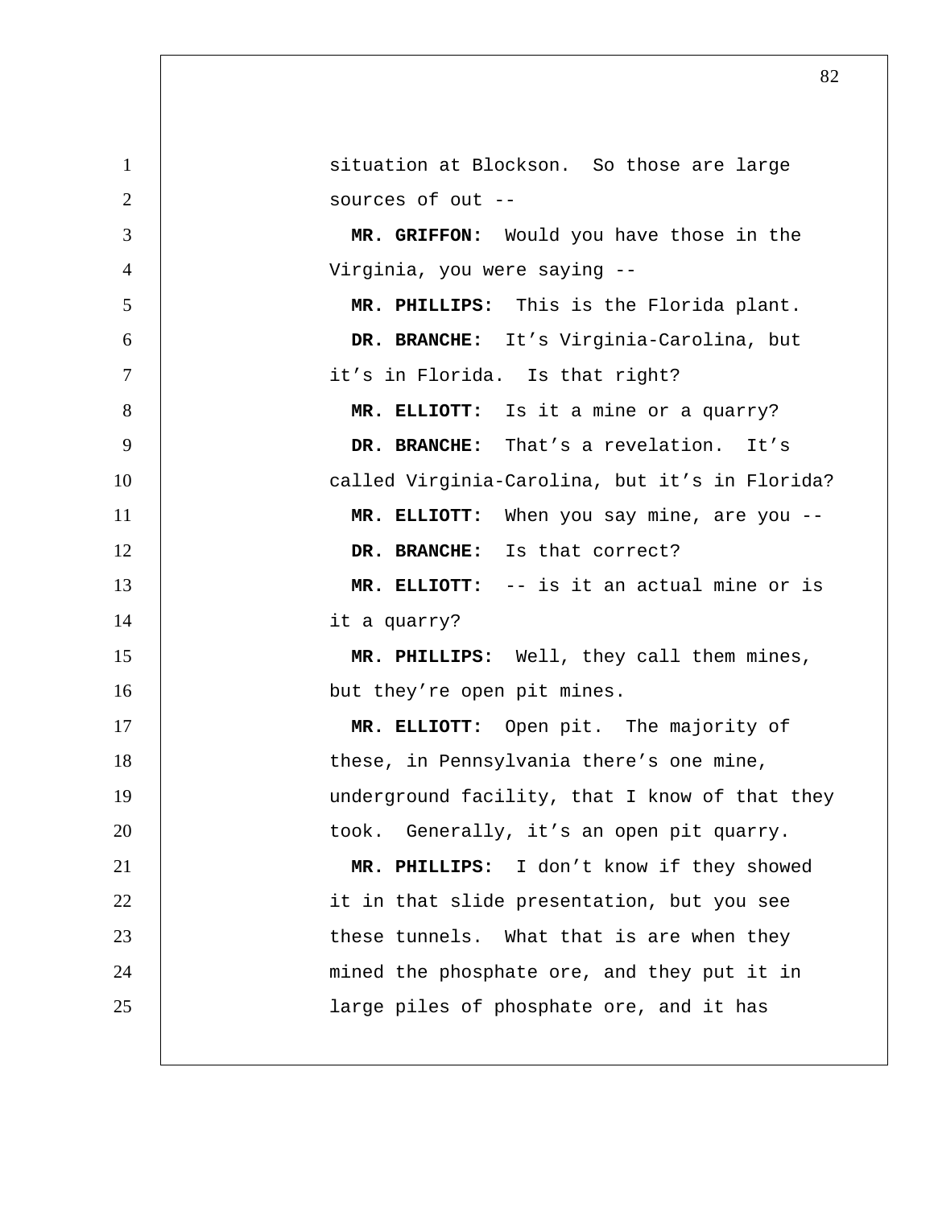situation at Blockson. So those are large sources of out --

**MR. GRIFFON:** Would you have those in the Virginia, you were saying --

**MR. PHILLIPS:** This is the Florida plant.

**DR. BRANCHE:** It's Virginia-Carolina, but it's in Florida. Is that right?

**MR. ELLIOTT:** Is it a mine or a quarry?

**DR. BRANCHE:** That's a revelation. It's called Virginia-Carolina, but it's in Florida?

**MR. ELLIOTT:** When you say mine, are you --

**DR. BRANCHE:** Is that correct?

**MR. ELLIOTT:** -- is it an actual mine or is it a quarry?

**MR. PHILLIPS:** Well, they call them mines, but they're open pit mines.

**MR. ELLIOTT:** Open pit. The majority of these, in Pennsylvania there's one mine, underground facility, that I know of that they took. Generally, it's an open pit quarry.

**MR. PHILLIPS:** I don't know if they showed it in that slide presentation, but you see these tunnels. What that is are when they mined the phosphate ore, and they put it in large piles of phosphate ore, and it has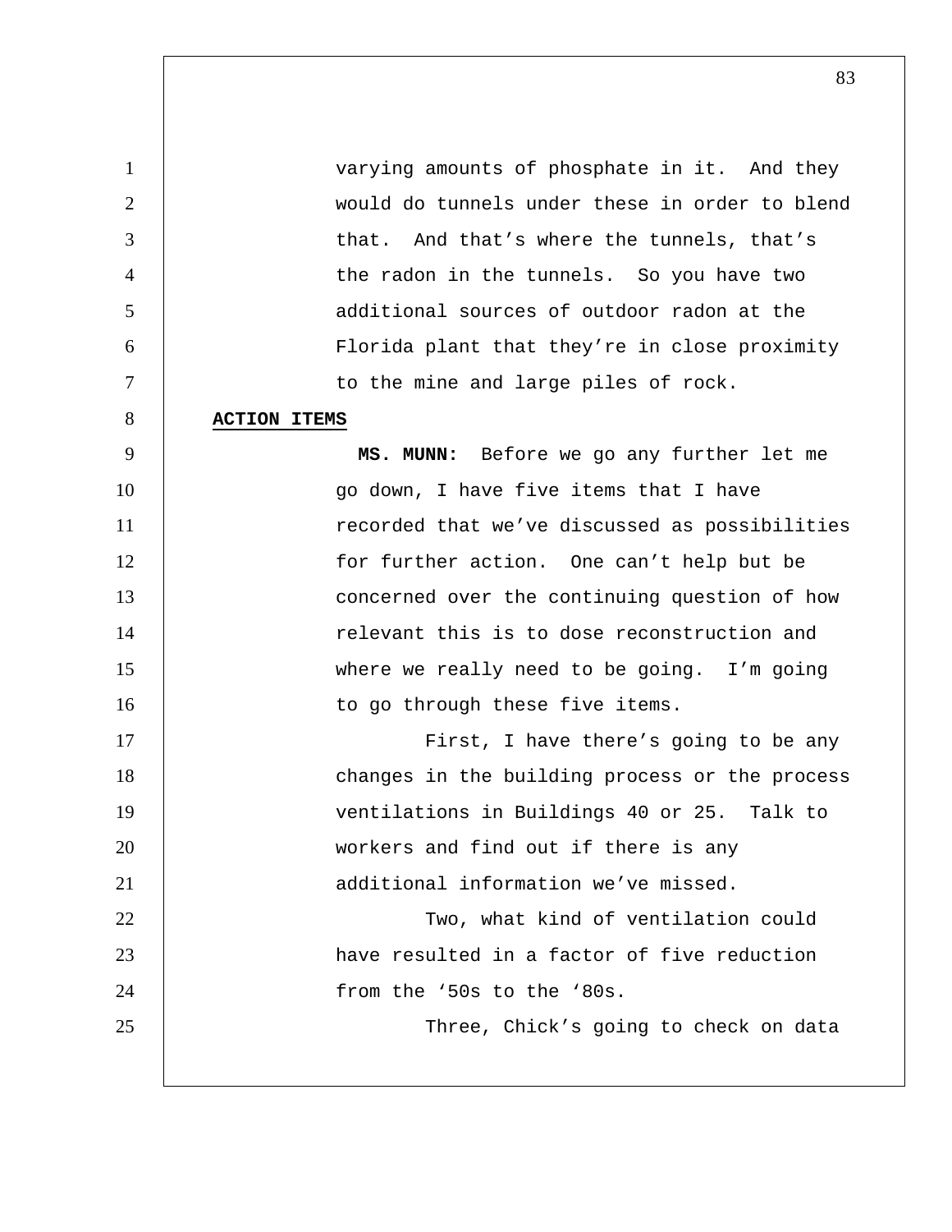varying amounts of phosphate in it. And they would do tunnels under these in order to blend that. And that's where the tunnels, that's the radon in the tunnels. So you have two additional sources of outdoor radon at the Florida plant that they're in close proximity to the mine and large piles of rock.

**ACTION ITEMS**

**MS. MUNN:** Before we go any further let me go down, I have five items that I have recorded that we've discussed as possibilities for further action. One can't help but be concerned over the continuing question of how relevant this is to dose reconstruction and where we really need to be going. I'm going to go through these five items.

First, I have there's going to be any changes in the building process or the process ventilations in Buildings 40 or 25. Talk to workers and find out if there is any additional information we've missed.

Two, what kind of ventilation could have resulted in a factor of five reduction from the '50s to the '80s.

Three, Chick's going to check on data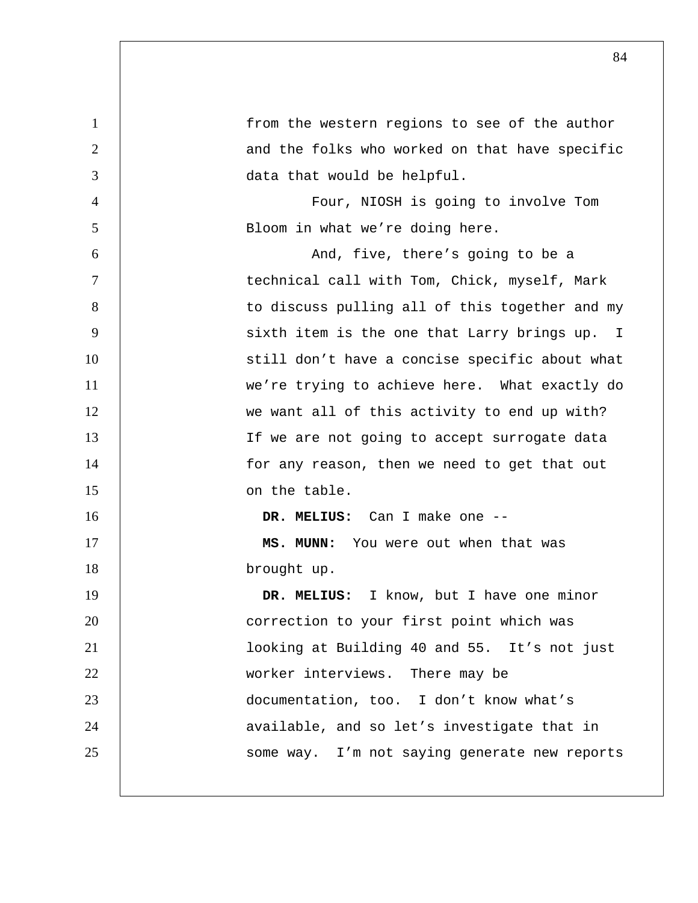from the western regions to see of the author and the folks who worked on that have specific data that would be helpful.

Four, NIOSH is going to involve Tom Bloom in what we're doing here.

And, five, there's going to be a technical call with Tom, Chick, myself, Mark to discuss pulling all of this together and my sixth item is the one that Larry brings up. I still don't have a concise specific about what we're trying to achieve here. What exactly do we want all of this activity to end up with? If we are not going to accept surrogate data for any reason, then we need to get that out on the table.

**DR. MELIUS:** Can I make one --

**MS. MUNN:** You were out when that was brought up.

**DR. MELIUS:** I know, but I have one minor correction to your first point which was looking at Building 40 and 55. It's not just worker interviews. There may be documentation, too. I don't know what's available, and so let's investigate that in some way. I'm not saying generate new reports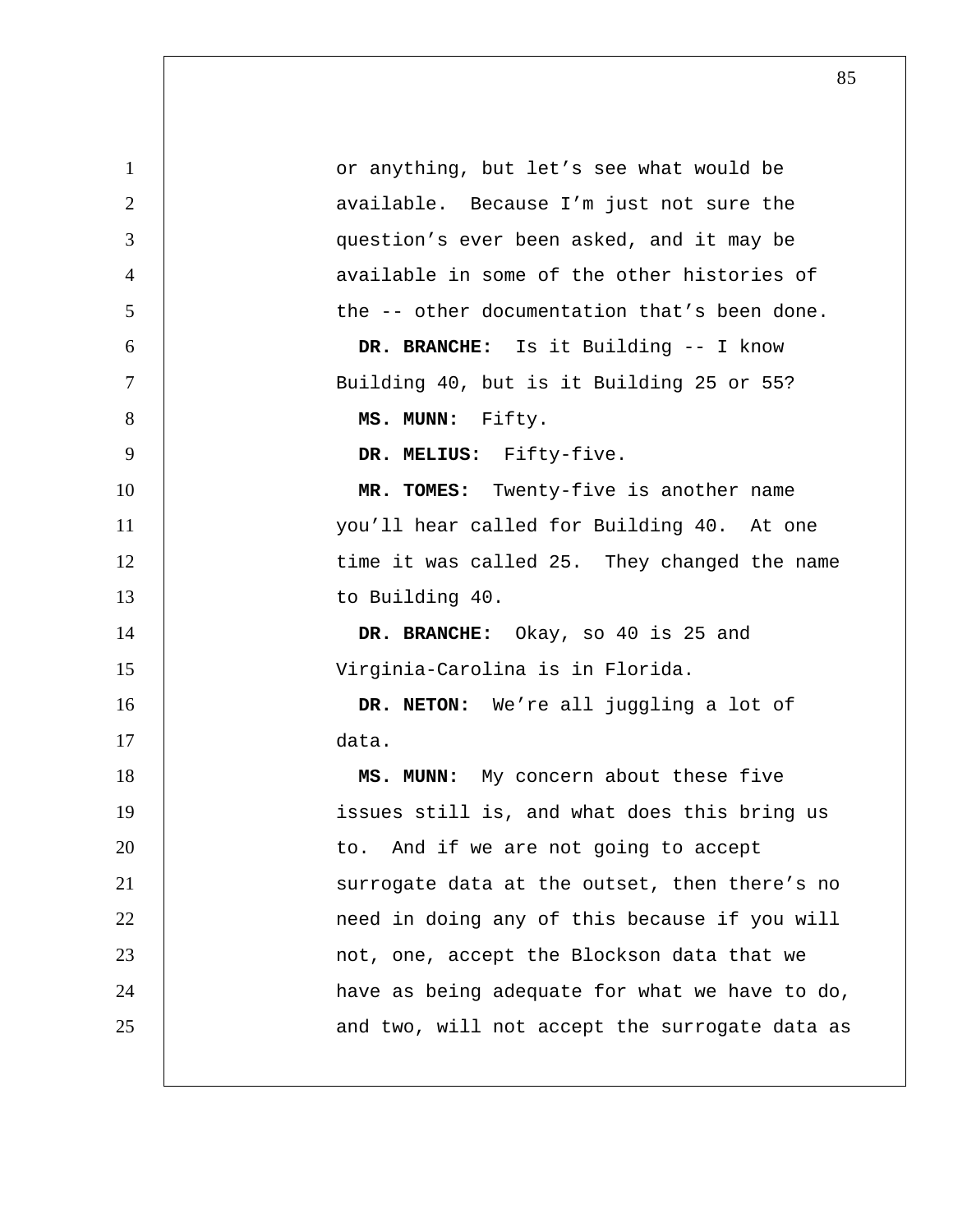or anything, but let's see what would be available. Because I'm just not sure the question's ever been asked, and it may be available in some of the other histories of the -- other documentation that's been done.

**DR. BRANCHE:** Is it Building -- I know Building 40, but is it Building 25 or 55?

**MS. MUNN:** Fifty.

**DR. MELIUS:** Fifty-five.

**MR. TOMES:** Twenty-five is another name you'll hear called for Building 40. At one time it was called 25. They changed the name to Building 40.

**DR. BRANCHE:** Okay, so 40 is 25 and Virginia-Carolina is in Florida.

**DR. NETON:** We're all juggling a lot of data.

**MS. MUNN:** My concern about these five issues still is, and what does this bring us to. And if we are not going to accept surrogate data at the outset, then there's no need in doing any of this because if you will not, one, accept the Blockson data that we have as being adequate for what we have to do, and two, will not accept the surrogate data as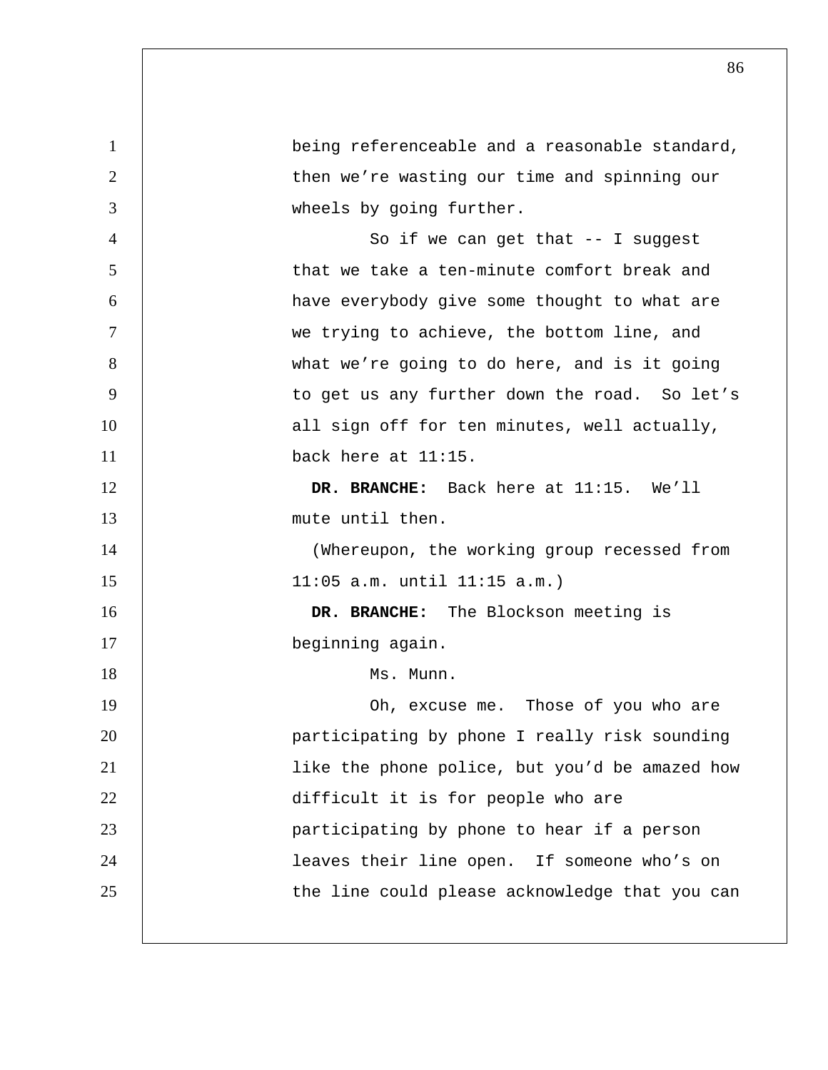being referenceable and a reasonable standard, then we're wasting our time and spinning our wheels by going further.

So if we can get that -- I suggest that we take a ten-minute comfort break and have everybody give some thought to what are we trying to achieve, the bottom line, and what we're going to do here, and is it going to get us any further down the road. So let's all sign off for ten minutes, well actually, back here at 11:15.

**DR. BRANCHE:** Back here at 11:15. We'll mute until then.

(Whereupon, the working group recessed from 11:05 a.m. until 11:15 a.m.)

**DR. BRANCHE:** The Blockson meeting is beginning again.

Ms. Munn.

Oh, excuse me. Those of you who are participating by phone I really risk sounding like the phone police, but you'd be amazed how difficult it is for people who are participating by phone to hear if a person leaves their line open. If someone who's on the line could please acknowledge that you can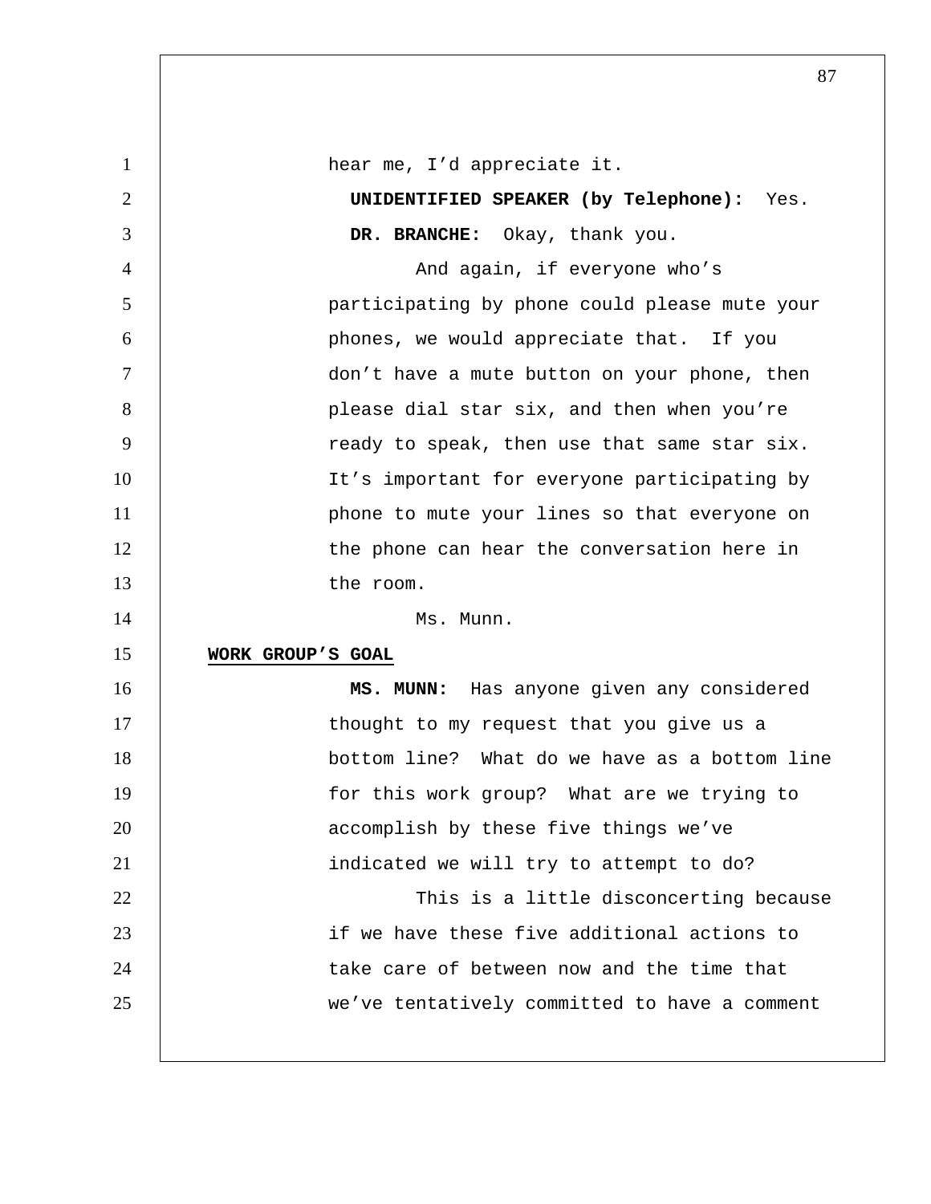hear me, I'd appreciate it.

**UNIDENTIFIED SPEAKER (by Telephone):** Yes.

**DR. BRANCHE:** Okay, thank you.

And again, if everyone who's participating by phone could please mute your phones, we would appreciate that. If you don't have a mute button on your phone, then please dial star six, and then when you're ready to speak, then use that same star six. It's important for everyone participating by phone to mute your lines so that everyone on the phone can hear the conversation here in the room.

Ms. Munn.

**WORK GROUP'S GOAL**

**MS. MUNN:** Has anyone given any considered thought to my request that you give us a bottom line? What do we have as a bottom line for this work group? What are we trying to accomplish by these five things we've indicated we will try to attempt to do?

This is a little disconcerting because if we have these five additional actions to take care of between now and the time that we've tentatively committed to have a comment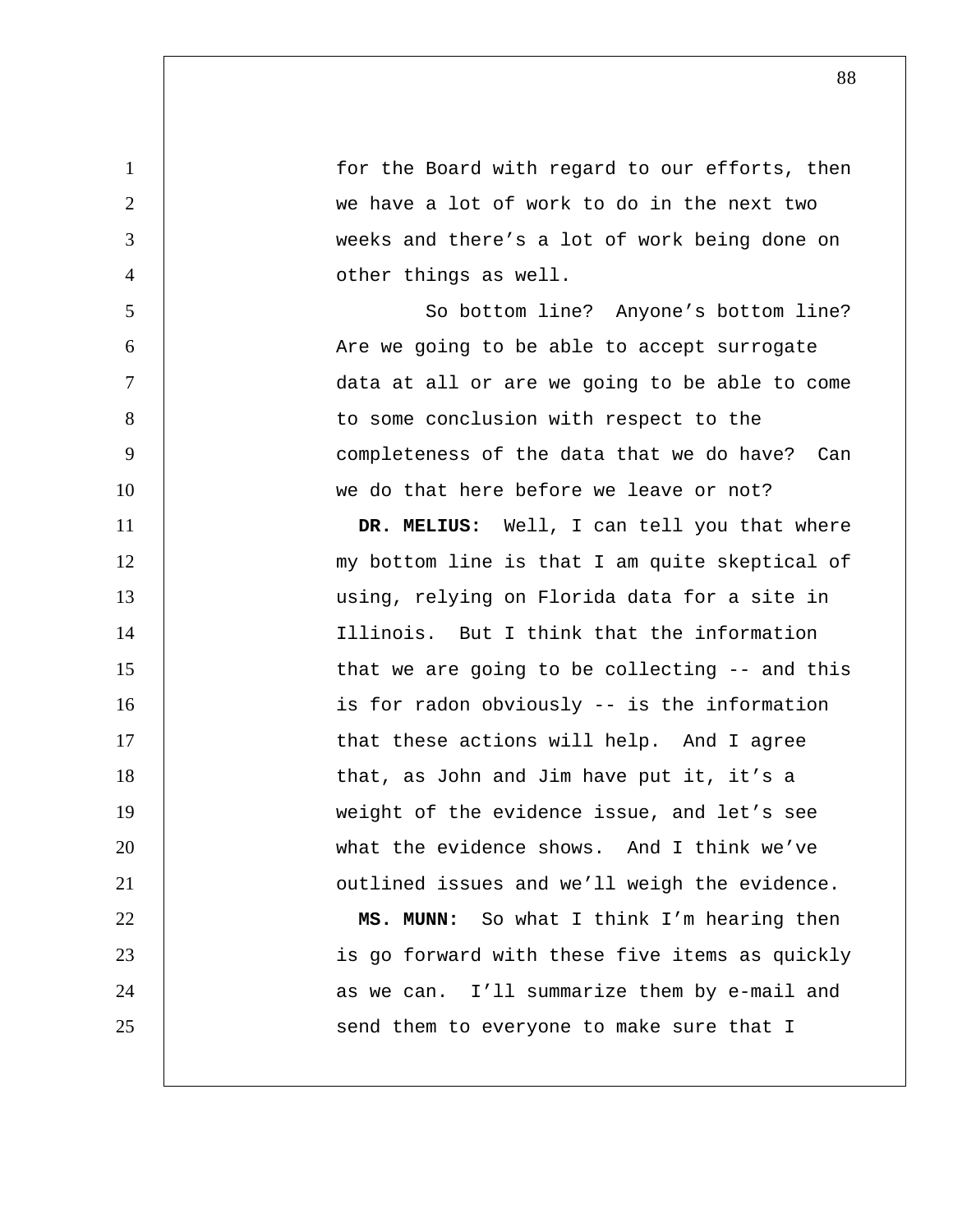for the Board with regard to our efforts, then we have a lot of work to do in the next two weeks and there's a lot of work being done on other things as well.

So bottom line? Anyone's bottom line? Are we going to be able to accept surrogate data at all or are we going to be able to come to some conclusion with respect to the completeness of the data that we do have? Can we do that here before we leave or not?

**DR. MELIUS:** Well, I can tell you that where my bottom line is that I am quite skeptical of using, relying on Florida data for a site in Illinois. But I think that the information that we are going to be collecting -- and this is for radon obviously -- is the information that these actions will help. And I agree that, as John and Jim have put it, it's a weight of the evidence issue, and let's see what the evidence shows. And I think we've outlined issues and we'll weigh the evidence.

**MS. MUNN:** So what I think I'm hearing then is go forward with these five items as quickly as we can. I'll summarize them by e-mail and send them to everyone to make sure that I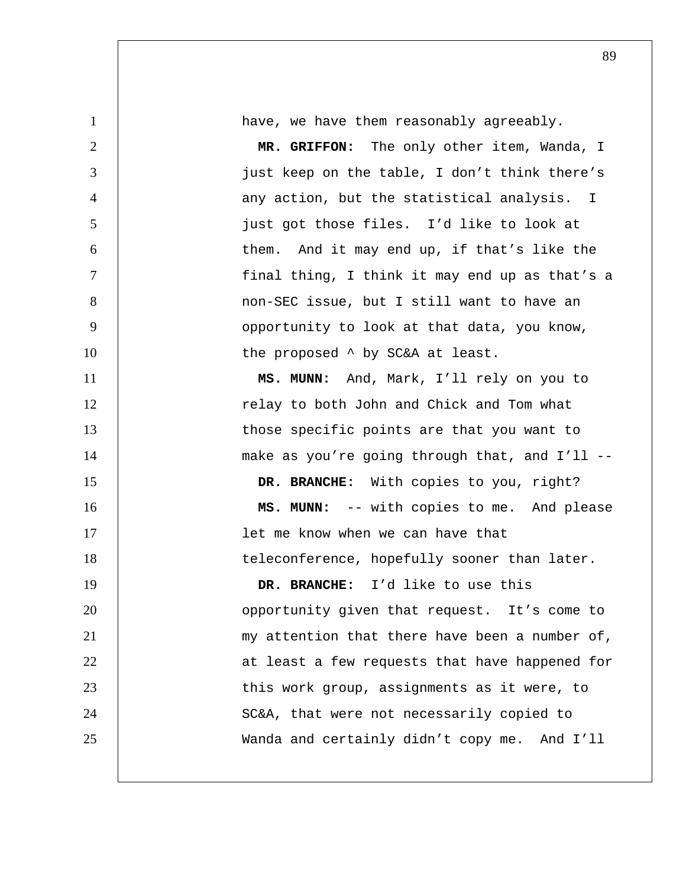have, we have them reasonably agreeably.

**MR. GRIFFON:** The only other item, Wanda, I just keep on the table, I don't think there's any action, but the statistical analysis. I just got those files. I'd like to look at them. And it may end up, if that's like the final thing, I think it may end up as that's a non-SEC issue, but I still want to have an opportunity to look at that data, you know, the proposed ^ by SC&A at least.

**MS. MUNN:** And, Mark, I'll rely on you to relay to both John and Chick and Tom what those specific points are that you want to make as you're going through that, and I'll --

**DR. BRANCHE:** With copies to you, right?

**MS. MUNN:** -- with copies to me. And please let me know when we can have that teleconference, hopefully sooner than later.

**DR. BRANCHE:** I'd like to use this opportunity given that request. It's come to my attention that there have been a number of, at least a few requests that have happened for this work group, assignments as it were, to SC&A, that were not necessarily copied to Wanda and certainly didn't copy me. And I'll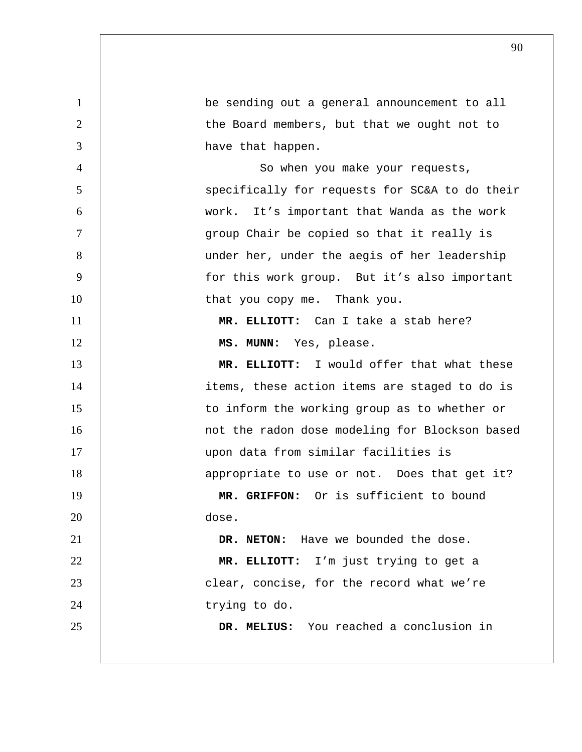be sending out a general announcement to all the Board members, but that we ought not to have that happen.

So when you make your requests, specifically for requests for SC&A to do their work. It's important that Wanda as the work group Chair be copied so that it really is under her, under the aegis of her leadership for this work group. But it's also important that you copy me. Thank you.

**MR. ELLIOTT:** Can I take a stab here?

**MS. MUNN:** Yes, please.

**MR. ELLIOTT:** I would offer that what these items, these action items are staged to do is to inform the working group as to whether or not the radon dose modeling for Blockson based upon data from similar facilities is appropriate to use or not. Does that get it?

**MR. GRIFFON:** Or is sufficient to bound dose.

**DR. NETON:** Have we bounded the dose.

**MR. ELLIOTT:** I'm just trying to get a clear, concise, for the record what we're trying to do.

**DR. MELIUS:** You reached a conclusion in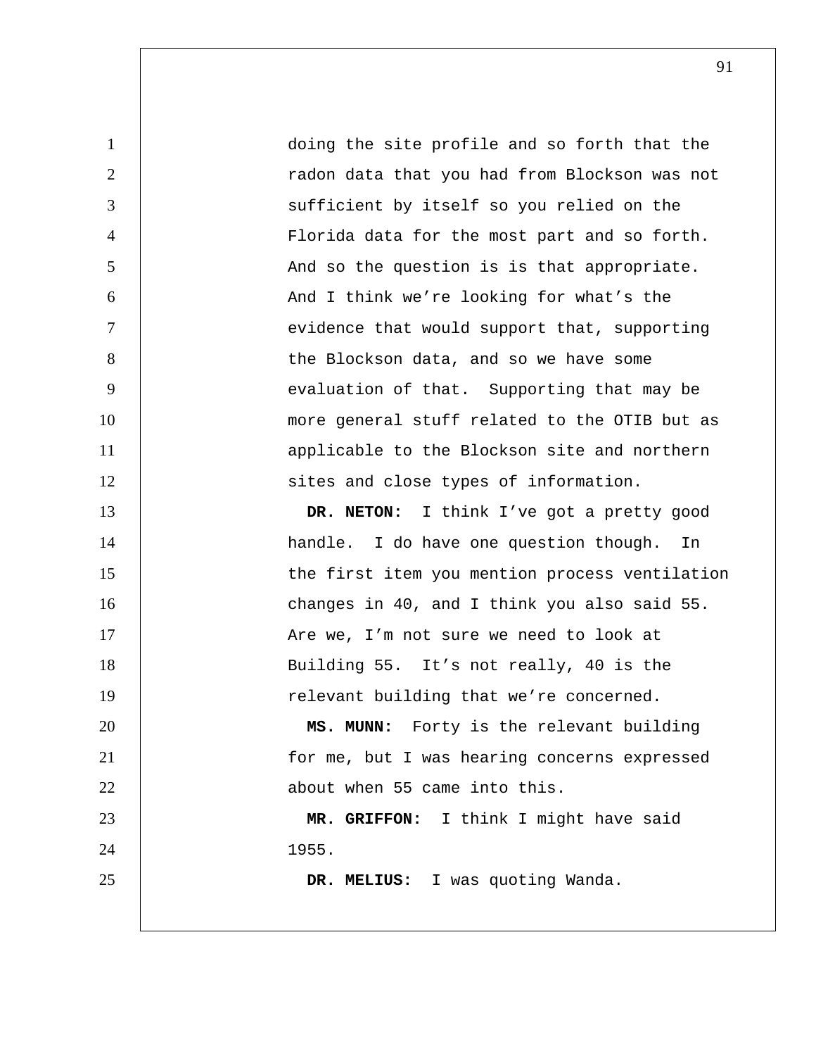doing the site profile and so forth that the radon data that you had from Blockson was not sufficient by itself so you relied on the Florida data for the most part and so forth. And so the question is is that appropriate. And I think we're looking for what's the evidence that would support that, supporting the Blockson data, and so we have some evaluation of that. Supporting that may be more general stuff related to the OTIB but as applicable to the Blockson site and northern sites and close types of information.

**DR. NETON:** I think I've got a pretty good handle. I do have one question though. In the first item you mention process ventilation changes in 40, and I think you also said 55. Are we, I'm not sure we need to look at Building 55. It's not really, 40 is the relevant building that we're concerned.

**MS. MUNN:** Forty is the relevant building for me, but I was hearing concerns expressed about when 55 came into this.

**MR. GRIFFON:** I think I might have said 1955.

**DR. MELIUS:** I was quoting Wanda.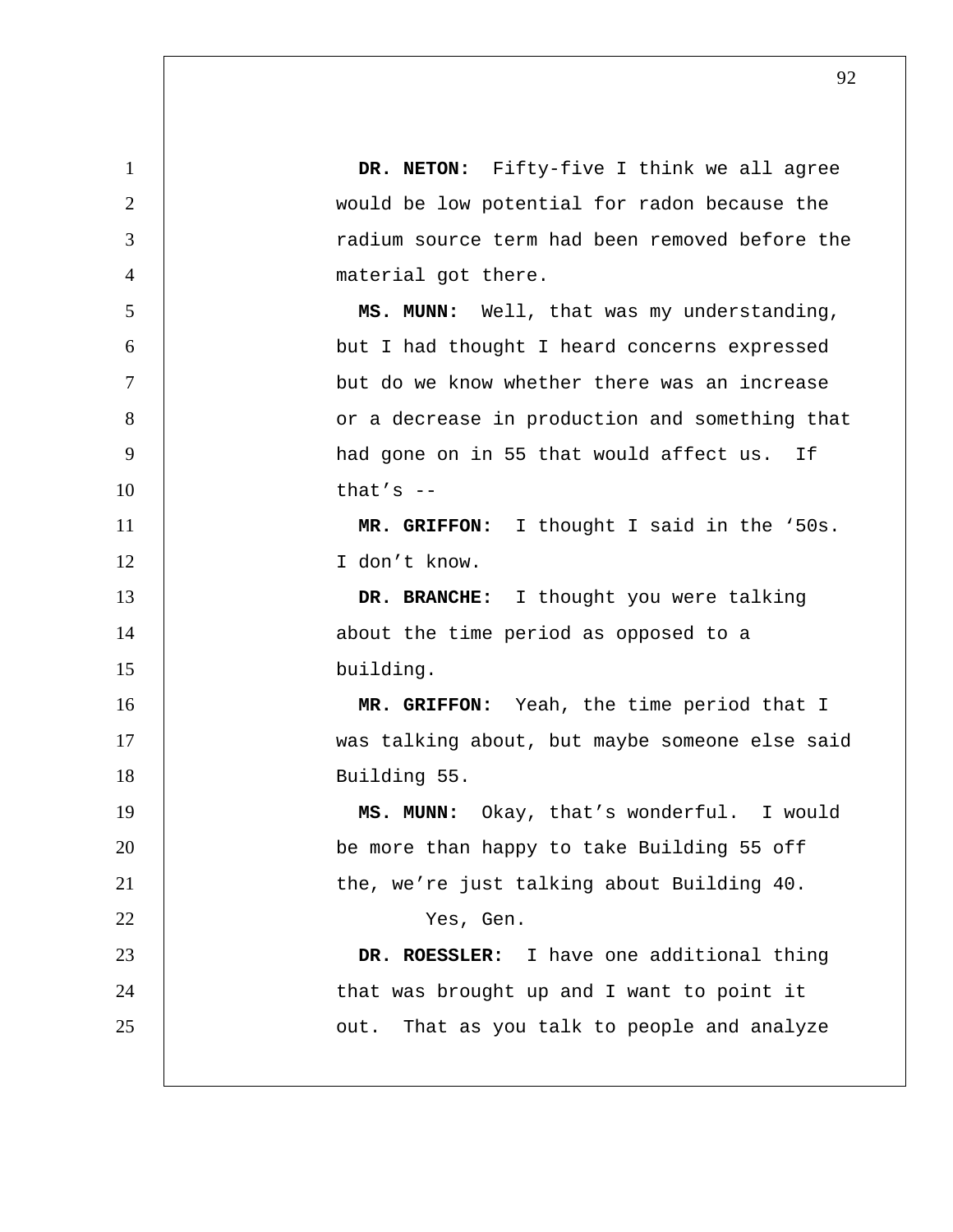**DR. NETON:** Fifty-five I think we all agree would be low potential for radon because the radium source term had been removed before the material got there.

**MS. MUNN:** Well, that was my understanding, but I had thought I heard concerns expressed but do we know whether there was an increase or a decrease in production and something that had gone on in 55 that would affect us. If that's --

**MR. GRIFFON:** I thought I said in the '50s. I don't know.

**DR. BRANCHE:** I thought you were talking about the time period as opposed to a building.

**MR. GRIFFON:** Yeah, the time period that I was talking about, but maybe someone else said Building 55.

**MS. MUNN:** Okay, that's wonderful. I would be more than happy to take Building 55 off the, we're just talking about Building 40.

Yes, Gen.

**DR. ROESSLER:** I have one additional thing that was brought up and I want to point it out. That as you talk to people and analyze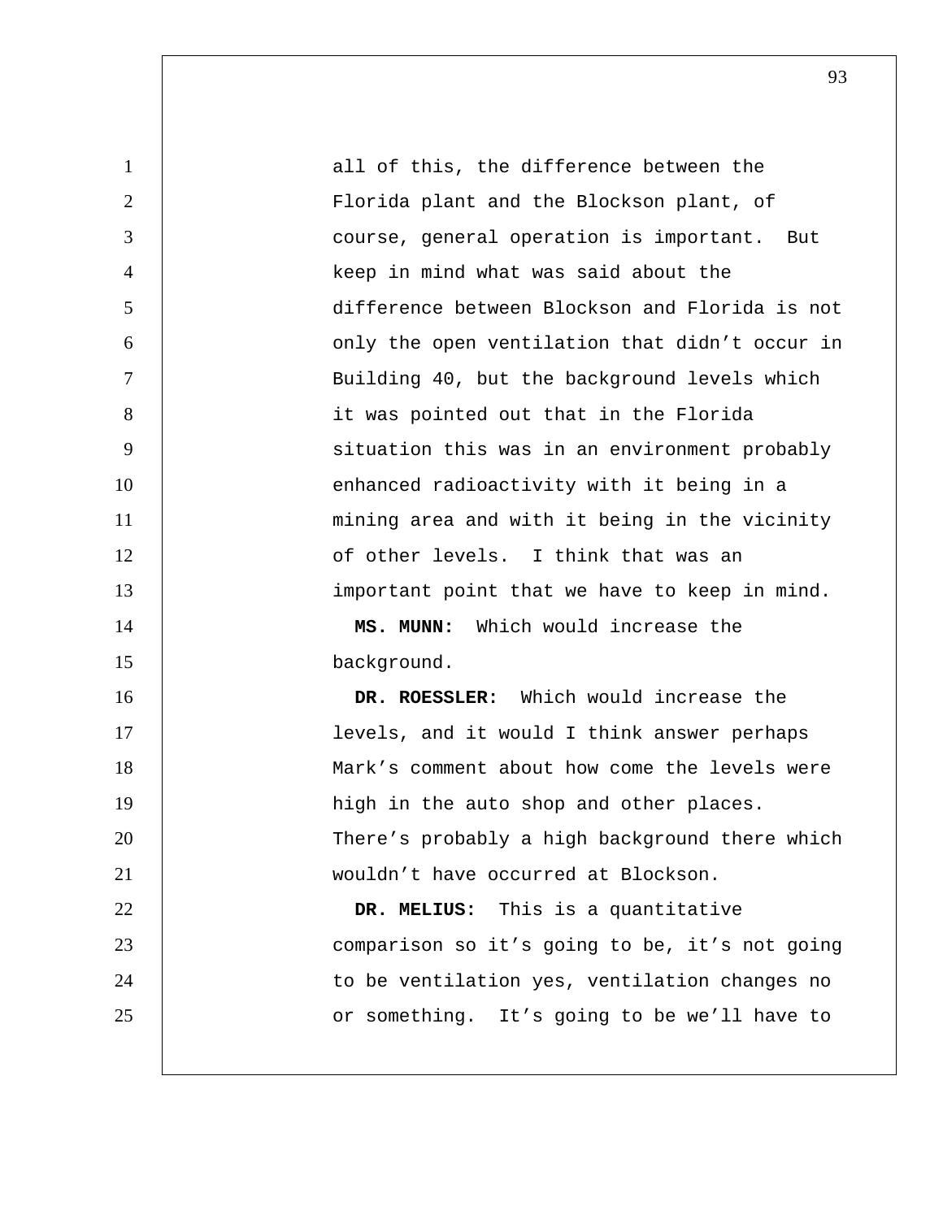all of this, the difference between the Florida plant and the Blockson plant, of course, general operation is important. But keep in mind what was said about the difference between Blockson and Florida is not only the open ventilation that didn't occur in Building 40, but the background levels which it was pointed out that in the Florida situation this was in an environment probably enhanced radioactivity with it being in a mining area and with it being in the vicinity of other levels. I think that was an important point that we have to keep in mind.

**MS. MUNN:** Which would increase the background.

**DR. ROESSLER:** Which would increase the levels, and it would I think answer perhaps Mark's comment about how come the levels were high in the auto shop and other places. There's probably a high background there which wouldn't have occurred at Blockson.

**DR. MELIUS:** This is a quantitative comparison so it's going to be, it's not going to be ventilation yes, ventilation changes no or something. It's going to be we'll have to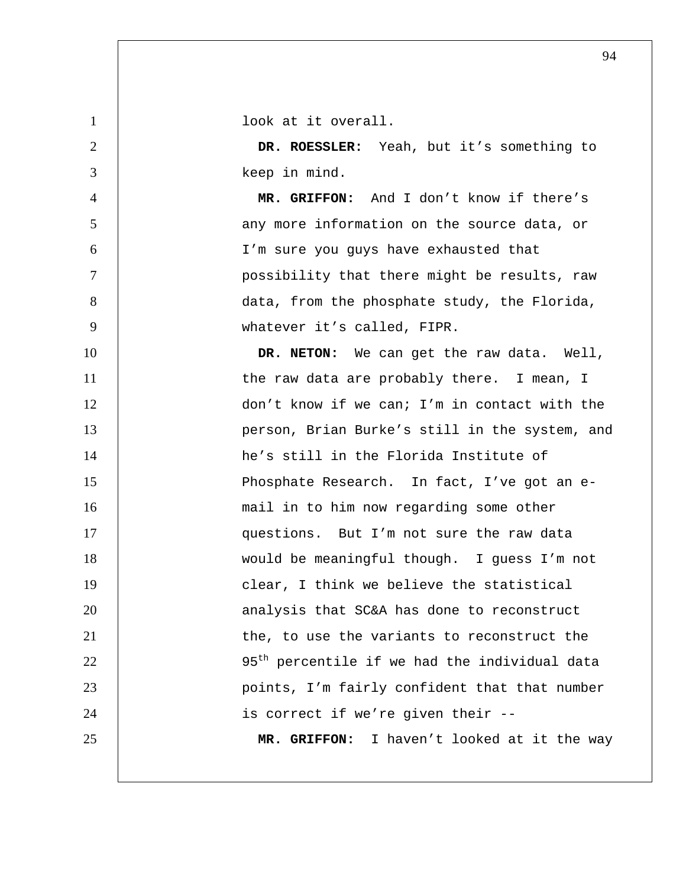look at it overall.

**DR. ROESSLER:** Yeah, but it's something to keep in mind.

**MR. GRIFFON:** And I don't know if there's any more information on the source data, or I'm sure you guys have exhausted that possibility that there might be results, raw data, from the phosphate study, the Florida, whatever it's called, FIPR.

**DR. NETON:** We can get the raw data. Well, the raw data are probably there. I mean, I don't know if we can; I'm in contact with the person, Brian Burke's still in the system, and he's still in the Florida Institute of Phosphate Research. In fact, I've got an e-mail in to him now regarding some other questions. But I'm not sure the raw data would be meaningful though. I guess I'm not clear, I think we believe the statistical analysis that SC&A has done to reconstruct the, to use the variants to reconstruct the 95th percentile if we had the individual data points, I'm fairly confident that that number is correct if we're given their --

**MR. GRIFFON:** I haven't looked at it the way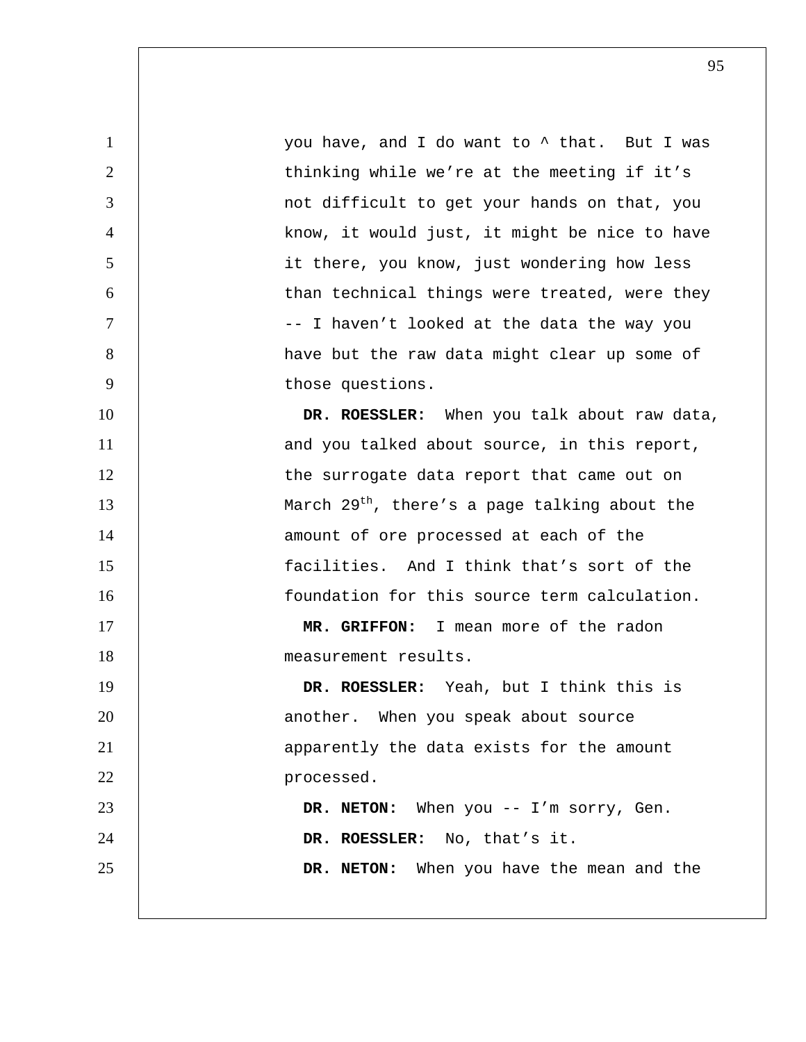you have, and I do want to ^ that. But I was thinking while we're at the meeting if it's not difficult to get your hands on that, you know, it would just, it might be nice to have it there, you know, just wondering how less than technical things were treated, were they -- I haven't looked at the data the way you have but the raw data might clear up some of those questions.

**DR. ROESSLER:** When you talk about raw data, and you talked about source, in this report, the surrogate data report that came out on March 29th, there's a page talking about the amount of ore processed at each of the facilities. And I think that's sort of the foundation for this source term calculation.

**MR. GRIFFON:** I mean more of the radon measurement results.

**DR. ROESSLER:** Yeah, but I think this is another. When you speak about source apparently the data exists for the amount processed.

**DR. NETON:** When you -- I'm sorry, Gen.

**DR. ROESSLER:** No, that's it.

**DR. NETON:** When you have the mean and the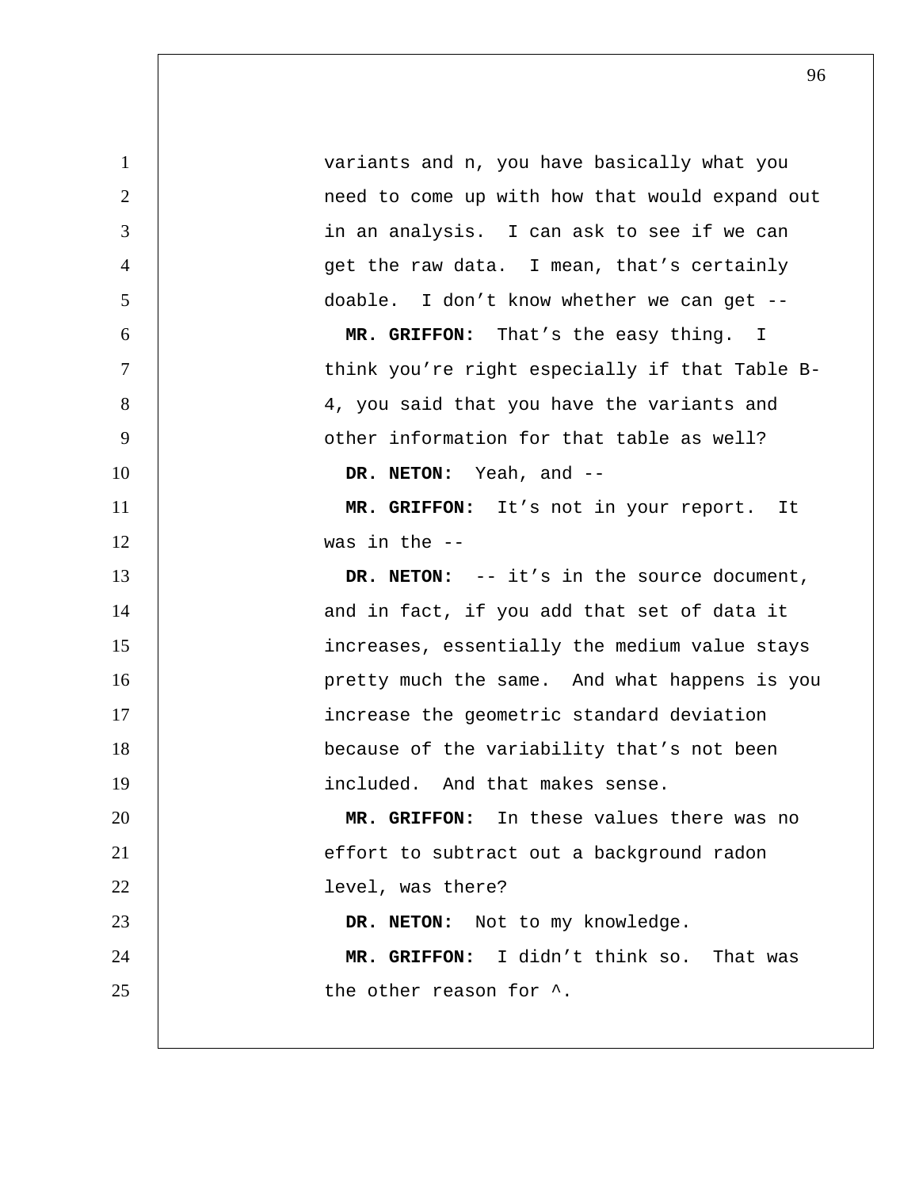variants and n, you have basically what you need to come up with how that would expand out in an analysis. I can ask to see if we can get the raw data. I mean, that's certainly doable. I don't know whether we can get --

**MR. GRIFFON:** That's the easy thing. I think you're right especially if that Table B-4, you said that you have the variants and other information for that table as well?

**DR. NETON:** Yeah, and --

**MR. GRIFFON:** It's not in your report. It was in the --

**DR. NETON:** -- it's in the source document, and in fact, if you add that set of data it increases, essentially the medium value stays pretty much the same. And what happens is you increase the geometric standard deviation because of the variability that's not been included. And that makes sense.

**MR. GRIFFON:** In these values there was no effort to subtract out a background radon level, was there?

**DR. NETON:** Not to my knowledge.

**MR. GRIFFON:** I didn't think so. That was the other reason for ^.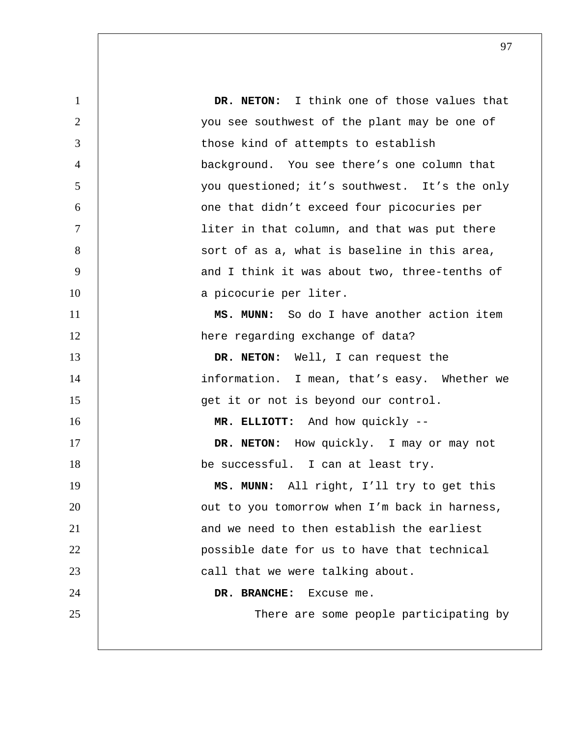**DR. NETON:** I think one of those values that you see southwest of the plant may be one of those kind of attempts to establish background. You see there's one column that you questioned; it's southwest. It's the only one that didn't exceed four picocuries per liter in that column, and that was put there sort of as a, what is baseline in this area, and I think it was about two, three-tenths of a picocurie per liter.

**MS. MUNN:** So do I have another action item here regarding exchange of data?

**DR. NETON:** Well, I can request the information. I mean, that's easy. Whether we get it or not is beyond our control.

**MR. ELLIOTT:** And how quickly --

**DR. NETON:** How quickly. I may or may not be successful. I can at least try.

**MS. MUNN:** All right, I'll try to get this out to you tomorrow when I'm back in harness, and we need to then establish the earliest possible date for us to have that technical call that we were talking about.

**DR. BRANCHE:** Excuse me.

There are some people participating by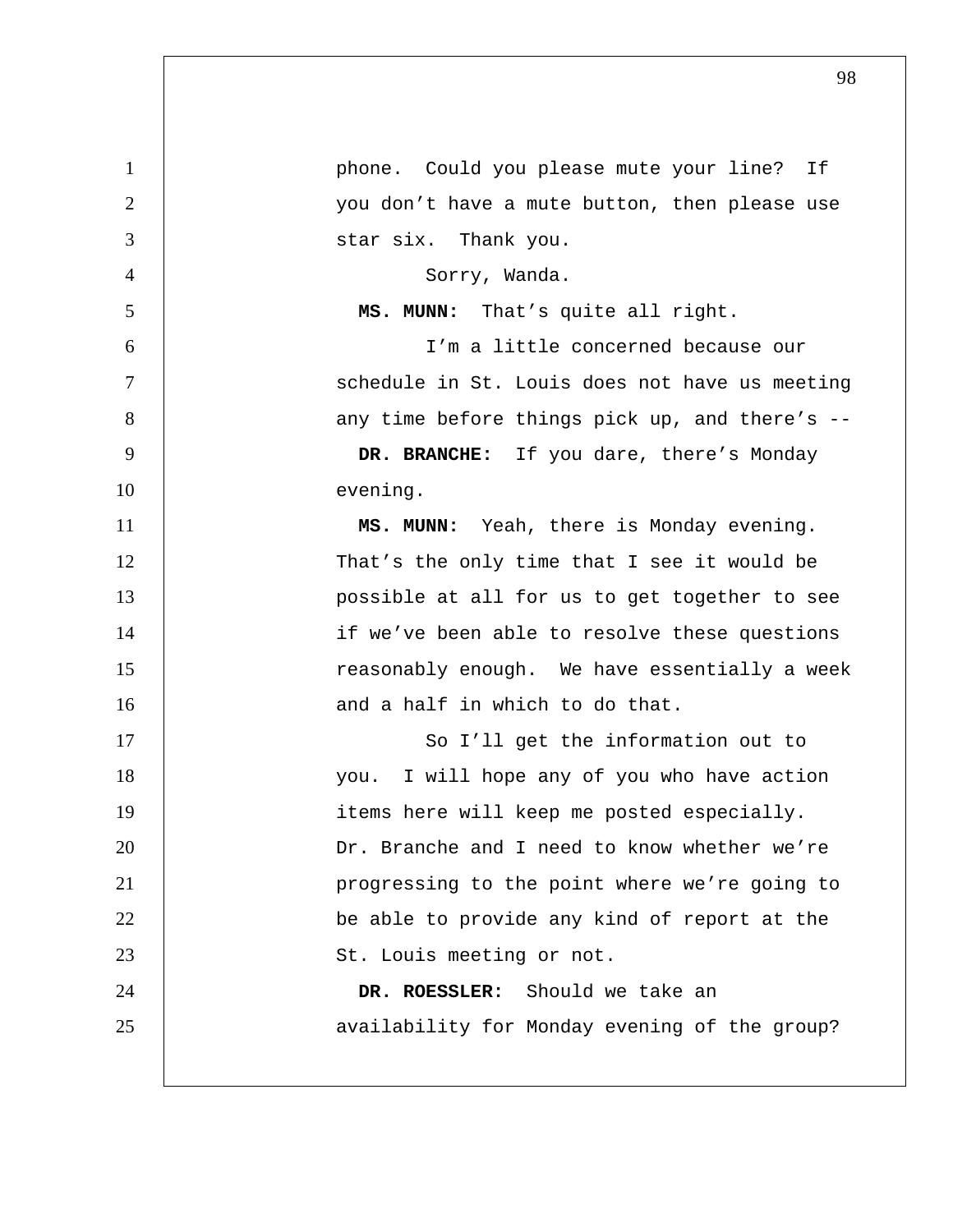phone. Could you please mute your line? If you don't have a mute button, then please use star six. Thank you.

Sorry, Wanda.

**MS. MUNN:** That's quite all right.

I'm a little concerned because our schedule in St. Louis does not have us meeting any time before things pick up, and there's --

**DR. BRANCHE:** If you dare, there's Monday evening.

**MS. MUNN:** Yeah, there is Monday evening. That's the only time that I see it would be possible at all for us to get together to see if we've been able to resolve these questions reasonably enough. We have essentially a week and a half in which to do that.

So I'll get the information out to you. I will hope any of you who have action items here will keep me posted especially. Dr. Branche and I need to know whether we're progressing to the point where we're going to be able to provide any kind of report at the St. Louis meeting or not.

**DR. ROESSLER:** Should we take an availability for Monday evening of the group?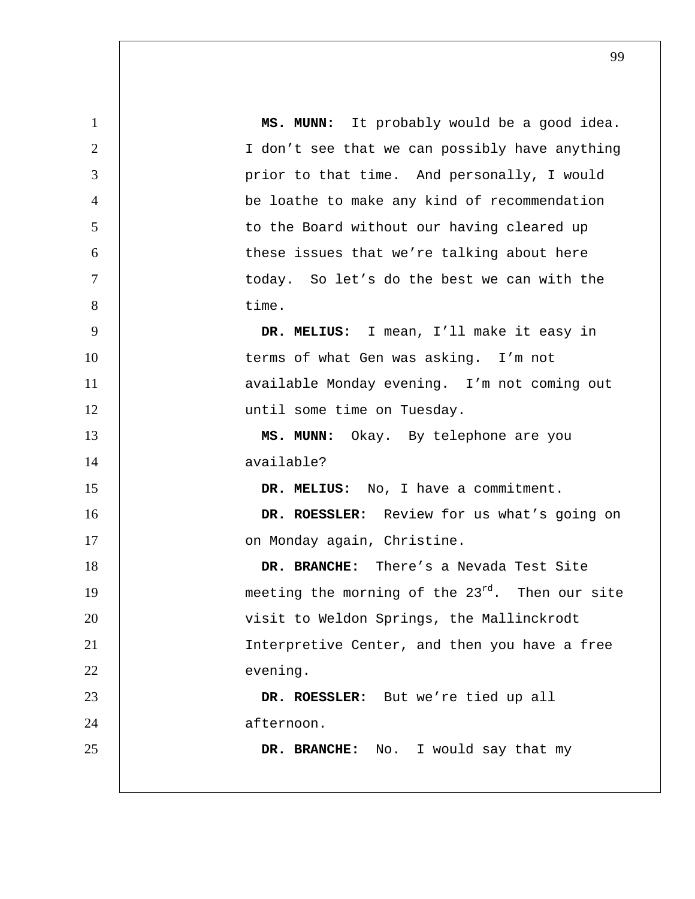**MS. MUNN:** It probably would be a good idea. I don't see that we can possibly have anything prior to that time. And personally, I would be loathe to make any kind of recommendation to the Board without our having cleared up these issues that we're talking about here today. So let's do the best we can with the time.

**DR. MELIUS:** I mean, I'll make it easy in terms of what Gen was asking. I'm not available Monday evening. I'm not coming out until some time on Tuesday.

**MS. MUNN:** Okay. By telephone are you available?

**DR. MELIUS:** No, I have a commitment.

**DR. ROESSLER:** Review for us what's going on on Monday again, Christine.

**DR. BRANCHE:** There's a Nevada Test Site meeting the morning of the 23rd. Then our site visit to Weldon Springs, the Mallinckrodt Interpretive Center, and then you have a free evening.

**DR. ROESSLER:** But we're tied up all afternoon.

**DR. BRANCHE:** No. I would say that my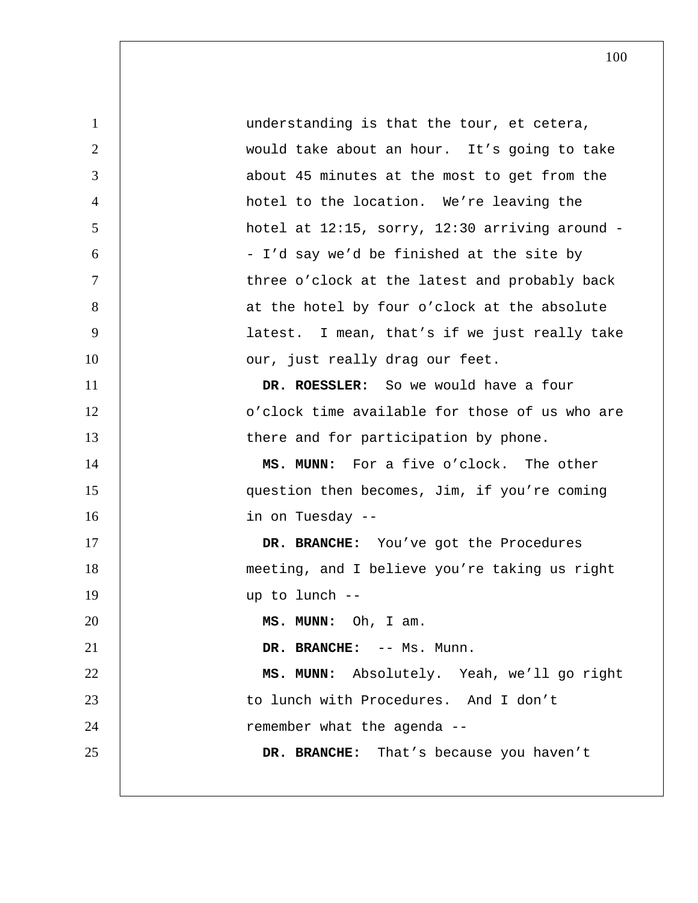understanding is that the tour, et cetera, would take about an hour. It's going to take about 45 minutes at the most to get from the hotel to the location. We're leaving the hotel at 12:15, sorry, 12:30 arriving around -- I'd say we'd be finished at the site by three o'clock at the latest and probably back at the hotel by four o'clock at the absolute latest. I mean, that's if we just really take our, just really drag our feet.

**DR. ROESSLER:** So we would have a four o'clock time available for those of us who are there and for participation by phone.

**MS. MUNN:** For a five o'clock. The other question then becomes, Jim, if you're coming in on Tuesday --

**DR. BRANCHE:** You've got the Procedures meeting, and I believe you're taking us right up to lunch --

**MS. MUNN:** Oh, I am.

**DR. BRANCHE:** -- Ms. Munn.

**MS. MUNN:** Absolutely. Yeah, we'll go right to lunch with Procedures. And I don't remember what the agenda --

**DR. BRANCHE:** That's because you haven't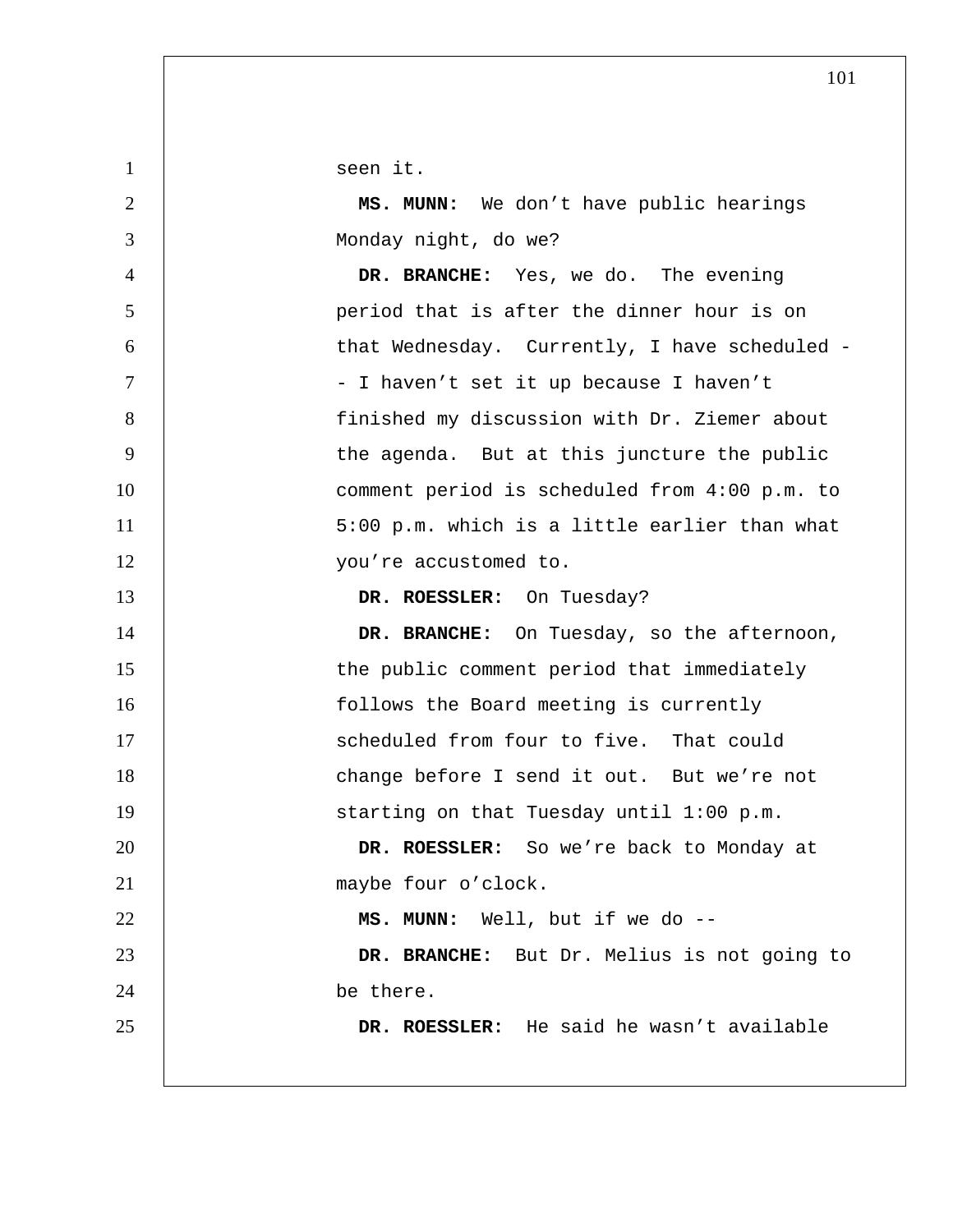seen it.

**MS. MUNN:** We don't have public hearings Monday night, do we?

**DR. BRANCHE:** Yes, we do. The evening period that is after the dinner hour is on that Wednesday. Currently, I have scheduled -- I haven't set it up because I haven't finished my discussion with Dr. Ziemer about the agenda. But at this juncture the public comment period is scheduled from 4:00 p.m. to 5:00 p.m. which is a little earlier than what you're accustomed to.

**DR. ROESSLER:** On Tuesday?

**DR. BRANCHE:** On Tuesday, so the afternoon, the public comment period that immediately follows the Board meeting is currently scheduled from four to five. That could change before I send it out. But we're not starting on that Tuesday until 1:00 p.m.

**DR. ROESSLER:** So we're back to Monday at maybe four o'clock.

**MS. MUNN:** Well, but if we do --

**DR. BRANCHE:** But Dr. Melius is not going to be there.

**DR. ROESSLER:** He said he wasn't available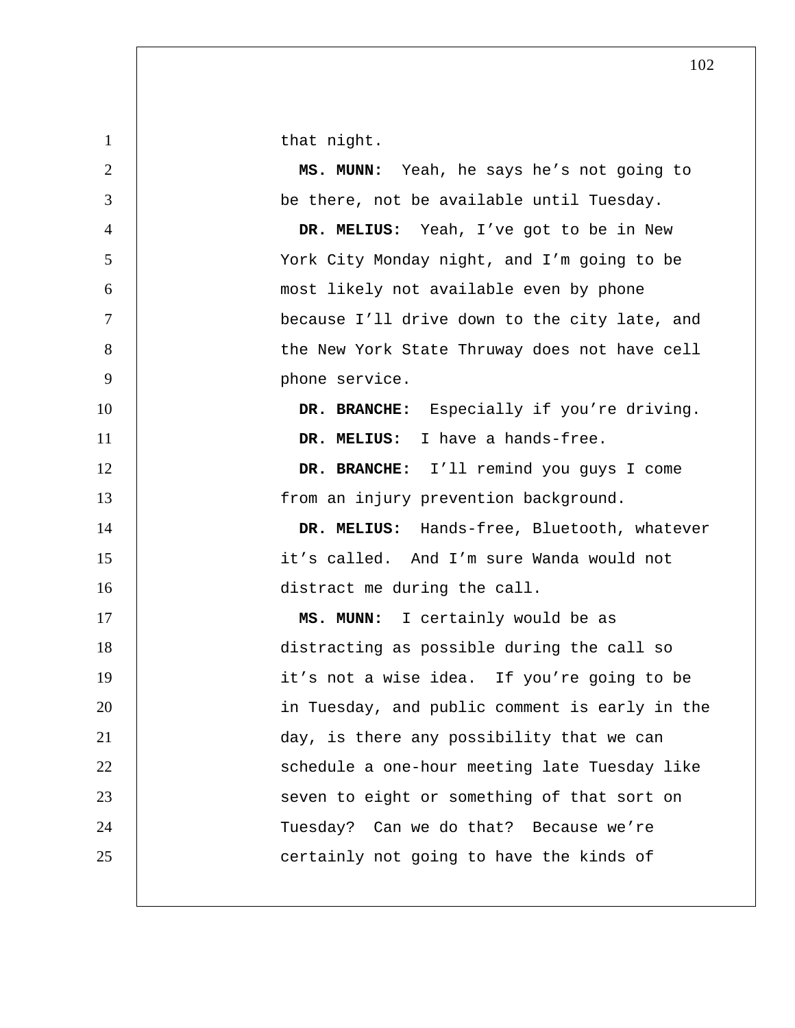that night.

**MS. MUNN:** Yeah, he says he's not going to be there, not be available until Tuesday.

**DR. MELIUS:** Yeah, I've got to be in New York City Monday night, and I'm going to be most likely not available even by phone because I'll drive down to the city late, and the New York State Thruway does not have cell phone service.

**DR. BRANCHE:** Especially if you're driving.

**DR. MELIUS:** I have a hands-free.

**DR. BRANCHE:** I'll remind you guys I come from an injury prevention background.

**DR. MELIUS:** Hands-free, Bluetooth, whatever it's called. And I'm sure Wanda would not distract me during the call.

**MS. MUNN:** I certainly would be as distracting as possible during the call so it's not a wise idea. If you're going to be in Tuesday, and public comment is early in the day, is there any possibility that we can schedule a one-hour meeting late Tuesday like seven to eight or something of that sort on Tuesday? Can we do that? Because we're certainly not going to have the kinds of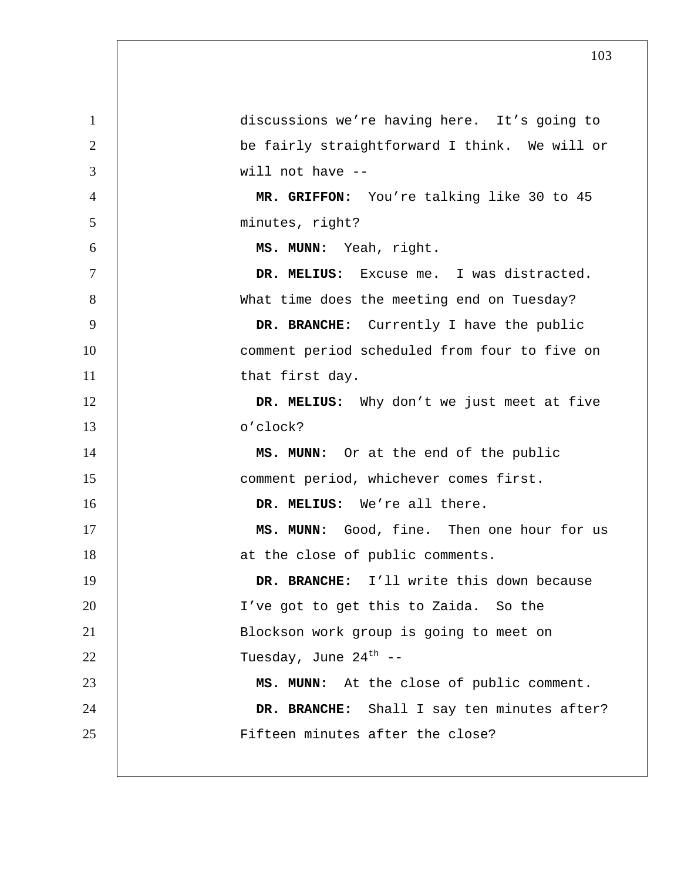discussions we're having here. It's going to be fairly straightforward I think. We will or will not have --

**MR. GRIFFON:** You're talking like 30 to 45 minutes, right?

**MS. MUNN:** Yeah, right.

**DR. MELIUS:** Excuse me. I was distracted. What time does the meeting end on Tuesday?

**DR. BRANCHE:** Currently I have the public comment period scheduled from four to five on that first day.

**DR. MELIUS:** Why don't we just meet at five o'clock?

**MS. MUNN:** Or at the end of the public comment period, whichever comes first.

**DR. MELIUS:** We're all there.

**MS. MUNN:** Good, fine. Then one hour for us at the close of public comments.

**DR. BRANCHE:** I'll write this down because I've got to get this to Zaida. So the Blockson work group is going to meet on Tuesday, June 24th --

**MS. MUNN:** At the close of public comment.

**DR. BRANCHE:** Shall I say ten minutes after? Fifteen minutes after the close?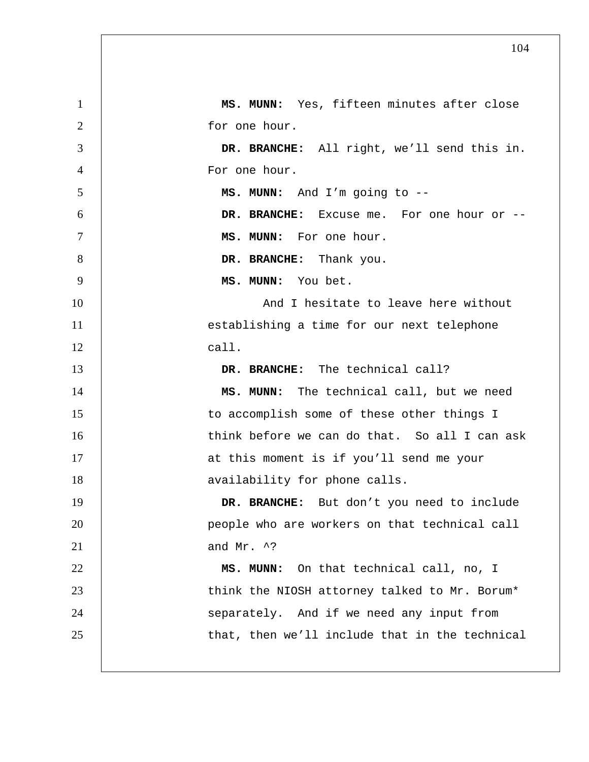**MS. MUNN:** Yes, fifteen minutes after close for one hour.

**DR. BRANCHE:** All right, we'll send this in. For one hour.

**MS. MUNN:** And I'm going to --

**DR. BRANCHE:** Excuse me. For one hour or --

**MS. MUNN:** For one hour.

**DR. BRANCHE:** Thank you.

**MS. MUNN:** You bet.

And I hesitate to leave here without establishing a time for our next telephone call.

**DR. BRANCHE:** The technical call?

**MS. MUNN:** The technical call, but we need to accomplish some of these other things I think before we can do that. So all I can ask at this moment is if you'll send me your availability for phone calls.

**DR. BRANCHE:** But don't you need to include people who are workers on that technical call and Mr. ^?

**MS. MUNN:** On that technical call, no, I think the NIOSH attorney talked to Mr. Borum* separately. And if we need any input from that, then we'll include that in the technical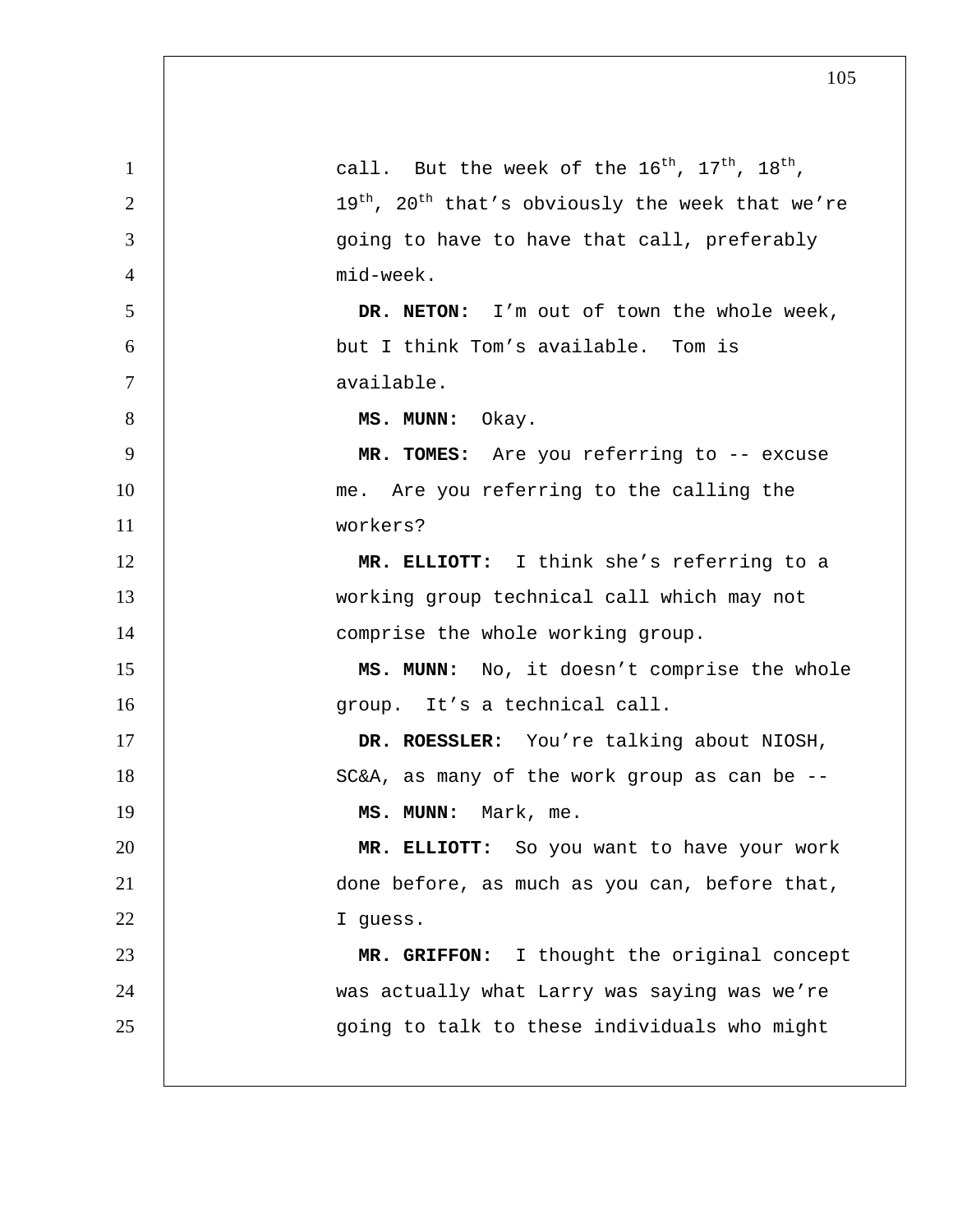call. But the week of the 16th, 17th, 18th, 19th, 20th that's obviously the week that we're going to have to have that call, preferably mid-week.

**DR. NETON:** I'm out of town the whole week, but I think Tom's available. Tom is available.

**MS. MUNN:** Okay.

**MR. TOMES:** Are you referring to -- excuse me. Are you referring to the calling the workers?

**MR. ELLIOTT:** I think she's referring to a working group technical call which may not comprise the whole working group.

**MS. MUNN:** No, it doesn't comprise the whole group. It's a technical call.

**DR. ROESSLER:** You're talking about NIOSH, SC&A, as many of the work group as can be --

**MS. MUNN:** Mark, me.

**MR. ELLIOTT:** So you want to have your work done before, as much as you can, before that, I guess.

**MR. GRIFFON:** I thought the original concept was actually what Larry was saying was we're going to talk to these individuals who might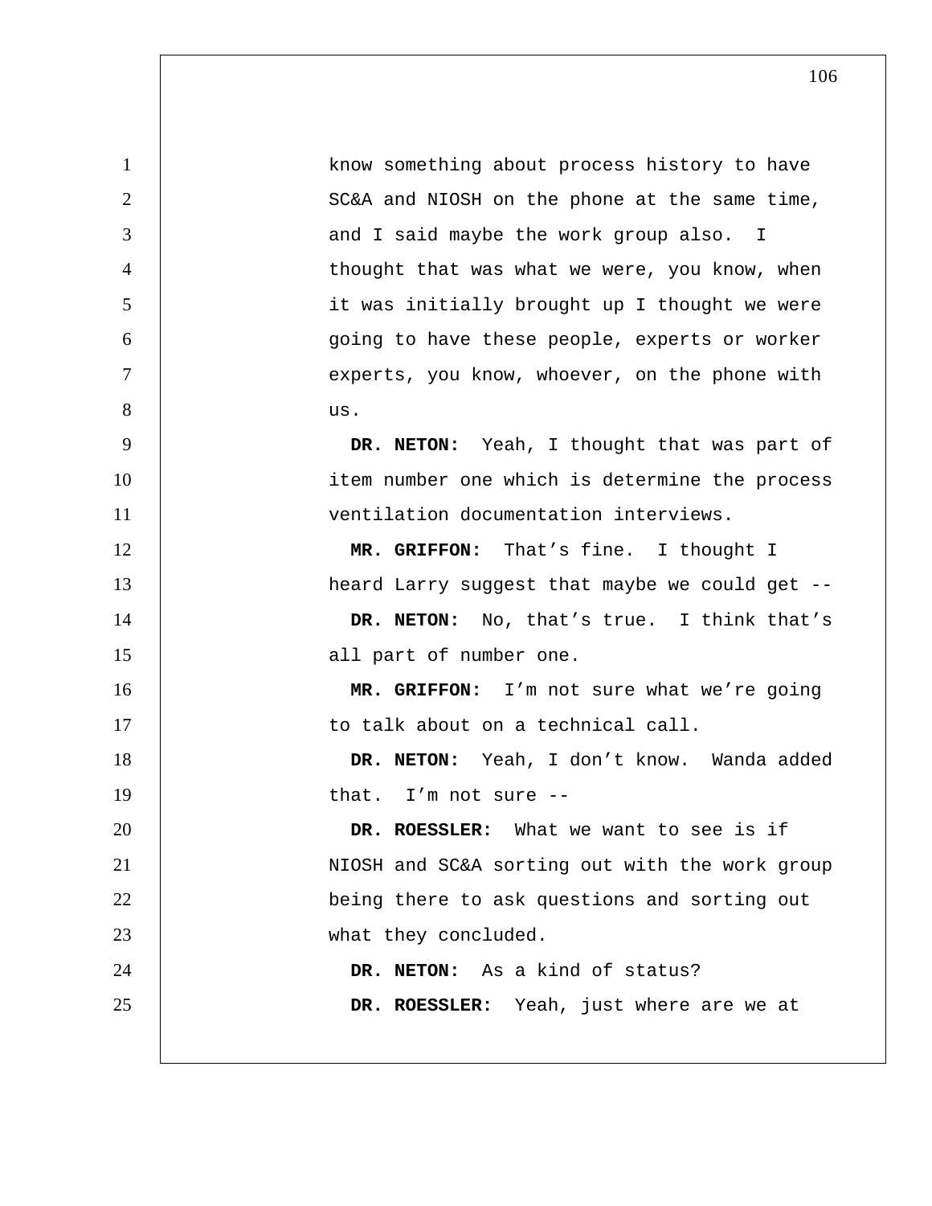know something about process history to have SC&A and NIOSH on the phone at the same time, and I said maybe the work group also. I thought that was what we were, you know, when it was initially brought up I thought we were going to have these people, experts or worker experts, you know, whoever, on the phone with us.

**DR. NETON:** Yeah, I thought that was part of item number one which is determine the process ventilation documentation interviews.

**MR. GRIFFON:** That's fine. I thought I heard Larry suggest that maybe we could get --

**DR. NETON:** No, that's true. I think that's all part of number one.

**MR. GRIFFON:** I'm not sure what we're going to talk about on a technical call.

**DR. NETON:** Yeah, I don't know. Wanda added that. I'm not sure --

**DR. ROESSLER:** What we want to see is if NIOSH and SC&A sorting out with the work group being there to ask questions and sorting out what they concluded.

**DR. NETON:** As a kind of status?

**DR. ROESSLER:** Yeah, just where are we at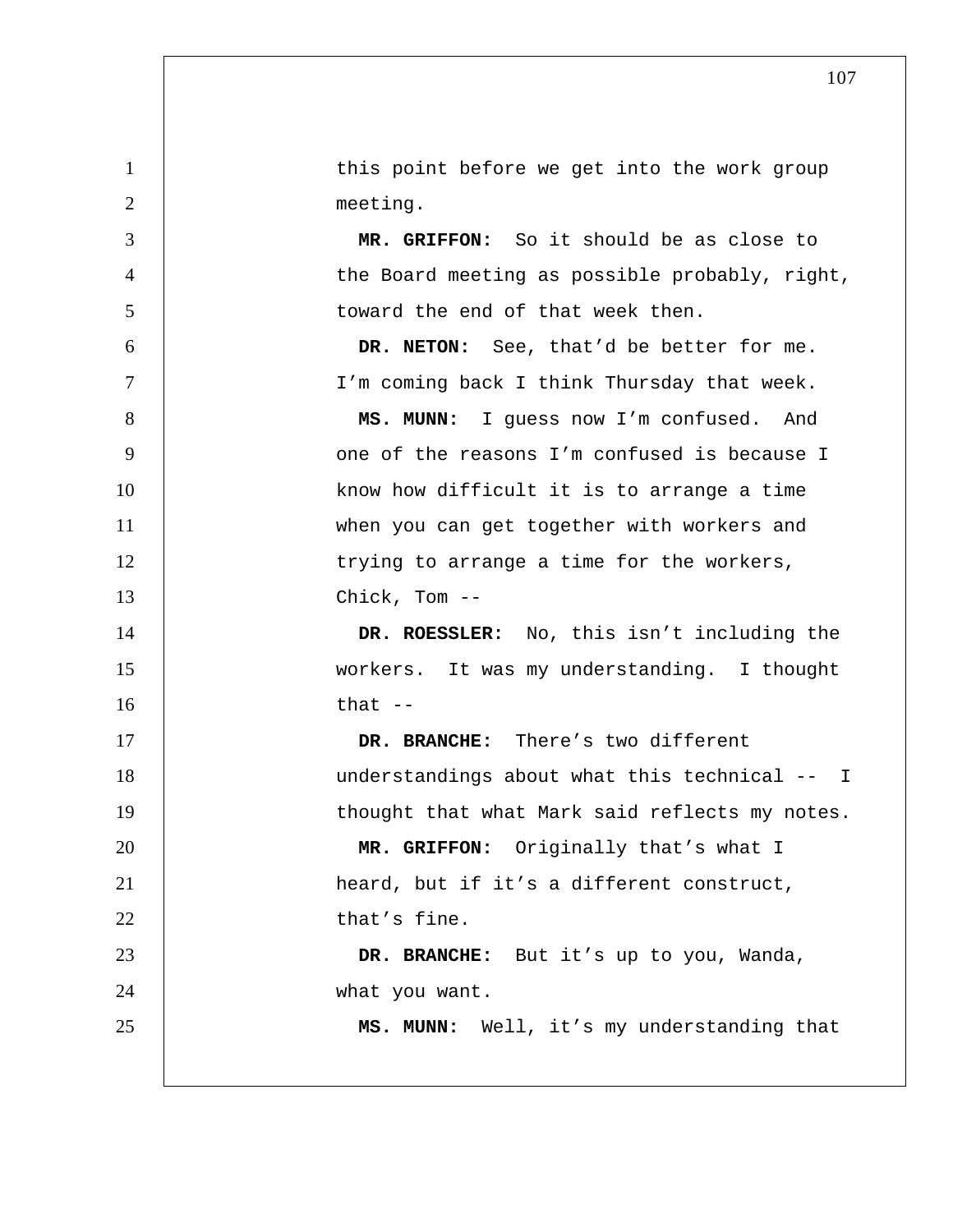this point before we get into the work group meeting.

**MR. GRIFFON:** So it should be as close to the Board meeting as possible probably, right, toward the end of that week then.

**DR. NETON:** See, that'd be better for me. I'm coming back I think Thursday that week.

**MS. MUNN:** I guess now I'm confused. And one of the reasons I'm confused is because I know how difficult it is to arrange a time when you can get together with workers and trying to arrange a time for the workers, Chick, Tom --

**DR. ROESSLER:** No, this isn't including the workers. It was my understanding. I thought that --

**DR. BRANCHE:** There's two different understandings about what this technical -- I thought that what Mark said reflects my notes.

**MR. GRIFFON:** Originally that's what I heard, but if it's a different construct, that's fine.

**DR. BRANCHE:** But it's up to you, Wanda, what you want.

**MS. MUNN:** Well, it's my understanding that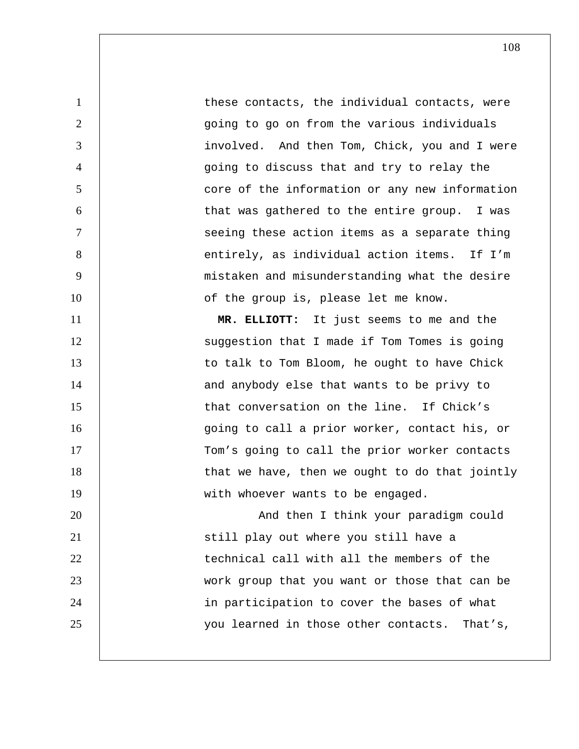these contacts, the individual contacts, were going to go on from the various individuals involved. And then Tom, Chick, you and I were going to discuss that and try to relay the core of the information or any new information that was gathered to the entire group. I was seeing these action items as a separate thing entirely, as individual action items. If I'm mistaken and misunderstanding what the desire of the group is, please let me know.

**MR. ELLIOTT:** It just seems to me and the suggestion that I made if Tom Tomes is going to talk to Tom Bloom, he ought to have Chick and anybody else that wants to be privy to that conversation on the line. If Chick's going to call a prior worker, contact his, or Tom's going to call the prior worker contacts that we have, then we ought to do that jointly with whoever wants to be engaged.

And then I think your paradigm could still play out where you still have a technical call with all the members of the work group that you want or those that can be in participation to cover the bases of what you learned in those other contacts. That's,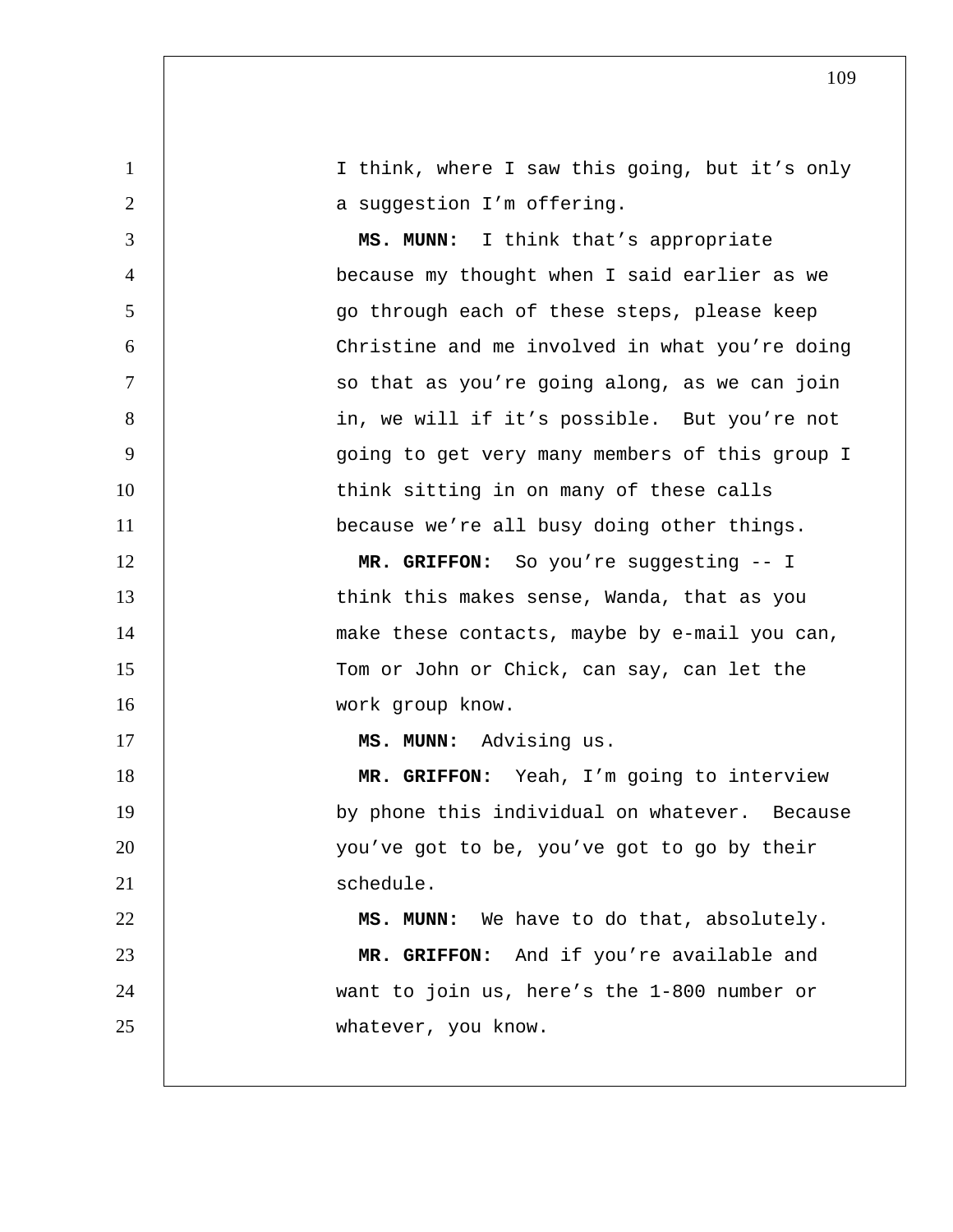I think, where I saw this going, but it's only a suggestion I'm offering.

**MS. MUNN:** I think that's appropriate because my thought when I said earlier as we go through each of these steps, please keep Christine and me involved in what you're doing so that as you're going along, as we can join in, we will if it's possible. But you're not going to get very many members of this group I think sitting in on many of these calls because we're all busy doing other things.

**MR. GRIFFON:** So you're suggesting -- I think this makes sense, Wanda, that as you make these contacts, maybe by e-mail you can, Tom or John or Chick, can say, can let the work group know.

**MS. MUNN:** Advising us.

**MR. GRIFFON:** Yeah, I'm going to interview by phone this individual on whatever. Because you've got to be, you've got to go by their schedule.

**MS. MUNN:** We have to do that, absolutely.

**MR. GRIFFON:** And if you're available and want to join us, here's the 1-800 number or whatever, you know.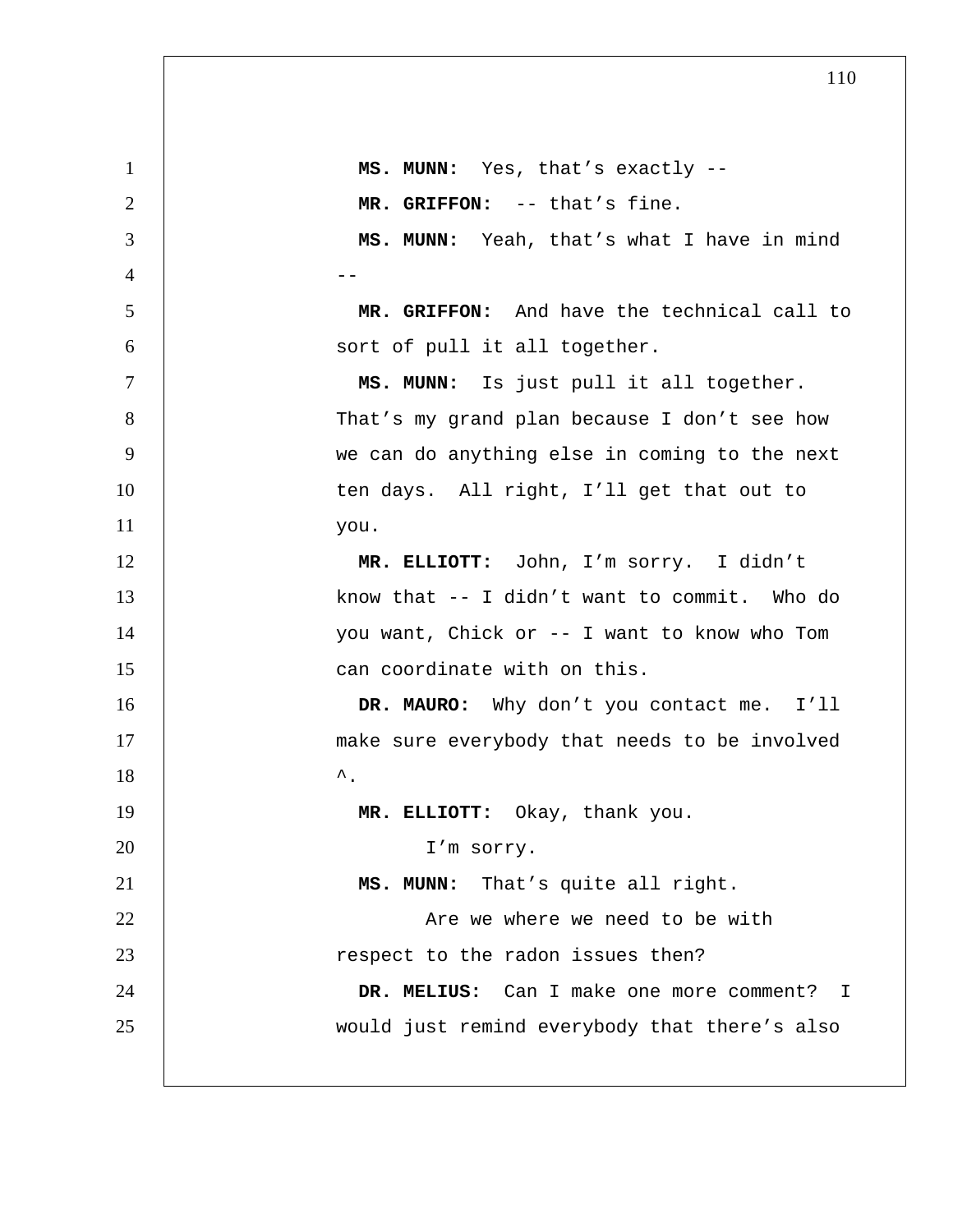**MS. MUNN:** Yes, that's exactly --

**MR. GRIFFON:** -- that's fine.

**MS. MUNN:** Yeah, that's what I have in mind --

**MR. GRIFFON:** And have the technical call to sort of pull it all together.

**MS. MUNN:** Is just pull it all together. That's my grand plan because I don't see how we can do anything else in coming to the next ten days. All right, I'll get that out to you.

**MR. ELLIOTT:** John, I'm sorry. I didn't know that -- I didn't want to commit. Who do you want, Chick or -- I want to know who Tom can coordinate with on this.

**DR. MAURO:** Why don't you contact me. I'll make sure everybody that needs to be involved ^.

**MR. ELLIOTT:** Okay, thank you.

I'm sorry.

**MS. MUNN:** That's quite all right.

Are we where we need to be with respect to the radon issues then?

**DR. MELIUS:** Can I make one more comment? I would just remind everybody that there's also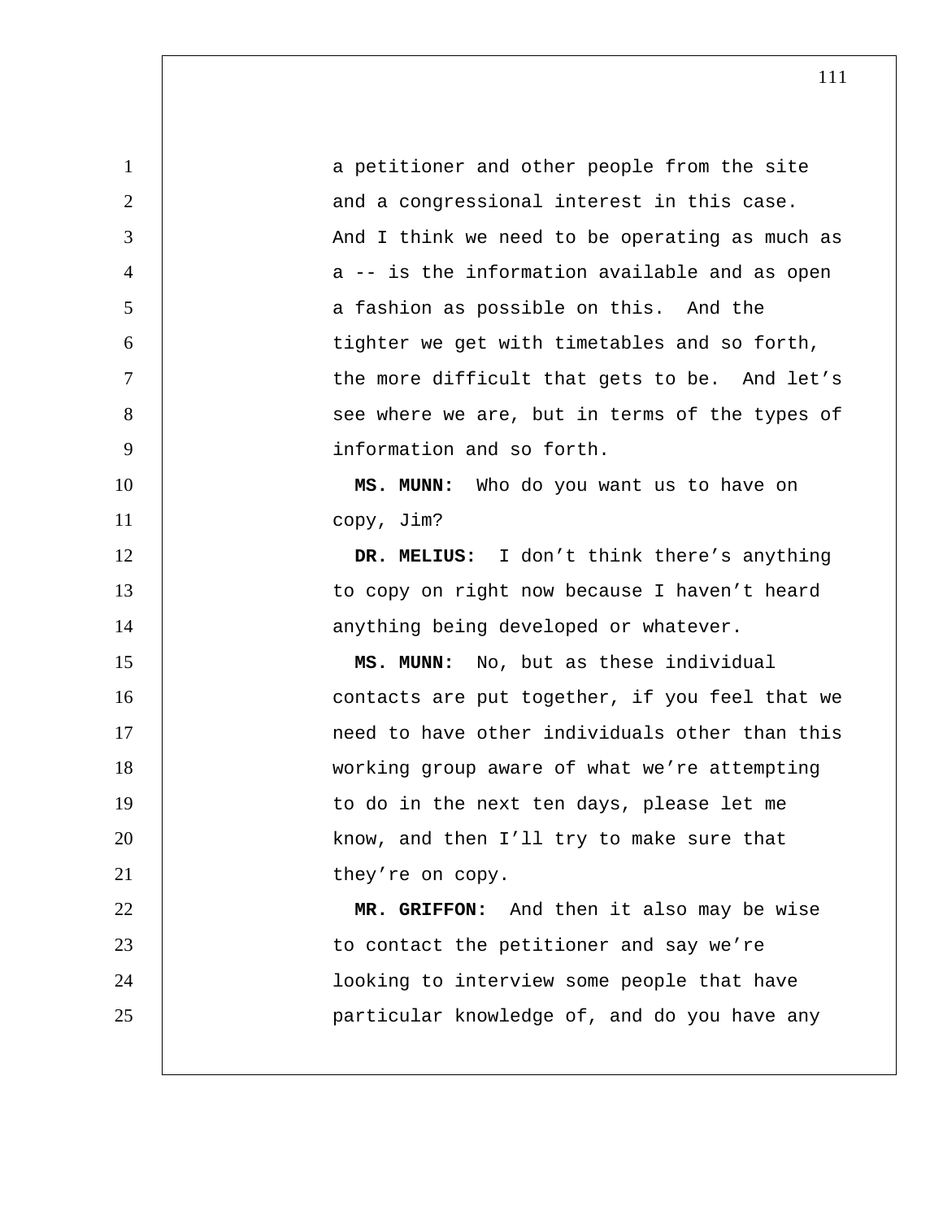a petitioner and other people from the site and a congressional interest in this case. And I think we need to be operating as much as a -- is the information available and as open a fashion as possible on this. And the tighter we get with timetables and so forth, the more difficult that gets to be. And let's see where we are, but in terms of the types of information and so forth.

**MS. MUNN:** Who do you want us to have on copy, Jim?

**DR. MELIUS:** I don't think there's anything to copy on right now because I haven't heard anything being developed or whatever.

**MS. MUNN:** No, but as these individual contacts are put together, if you feel that we need to have other individuals other than this working group aware of what we're attempting to do in the next ten days, please let me know, and then I'll try to make sure that they're on copy.

**MR. GRIFFON:** And then it also may be wise to contact the petitioner and say we're looking to interview some people that have particular knowledge of, and do you have any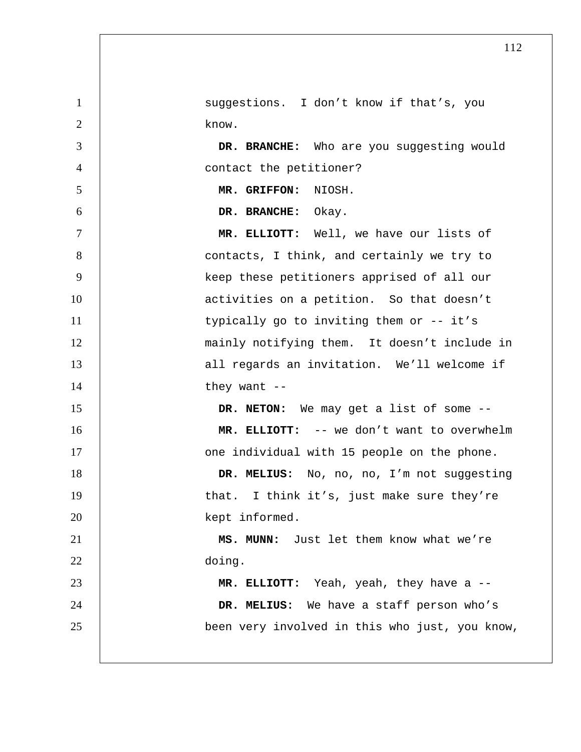suggestions. I don't know if that's, you know.

**DR. BRANCHE:** Who are you suggesting would contact the petitioner?

**MR. GRIFFON:** NIOSH.

**DR. BRANCHE:** Okay.

**MR. ELLIOTT:** Well, we have our lists of contacts, I think, and certainly we try to keep these petitioners apprised of all our activities on a petition. So that doesn't typically go to inviting them or -- it's mainly notifying them. It doesn't include in all regards an invitation. We'll welcome if they want --

**DR. NETON:** We may get a list of some --

**MR. ELLIOTT:** -- we don't want to overwhelm one individual with 15 people on the phone.

**DR. MELIUS:** No, no, no, I'm not suggesting that. I think it's, just make sure they're kept informed.

**MS. MUNN:** Just let them know what we're doing.

**MR. ELLIOTT:** Yeah, yeah, they have a --

**DR. MELIUS:** We have a staff person who's been very involved in this who just, you know,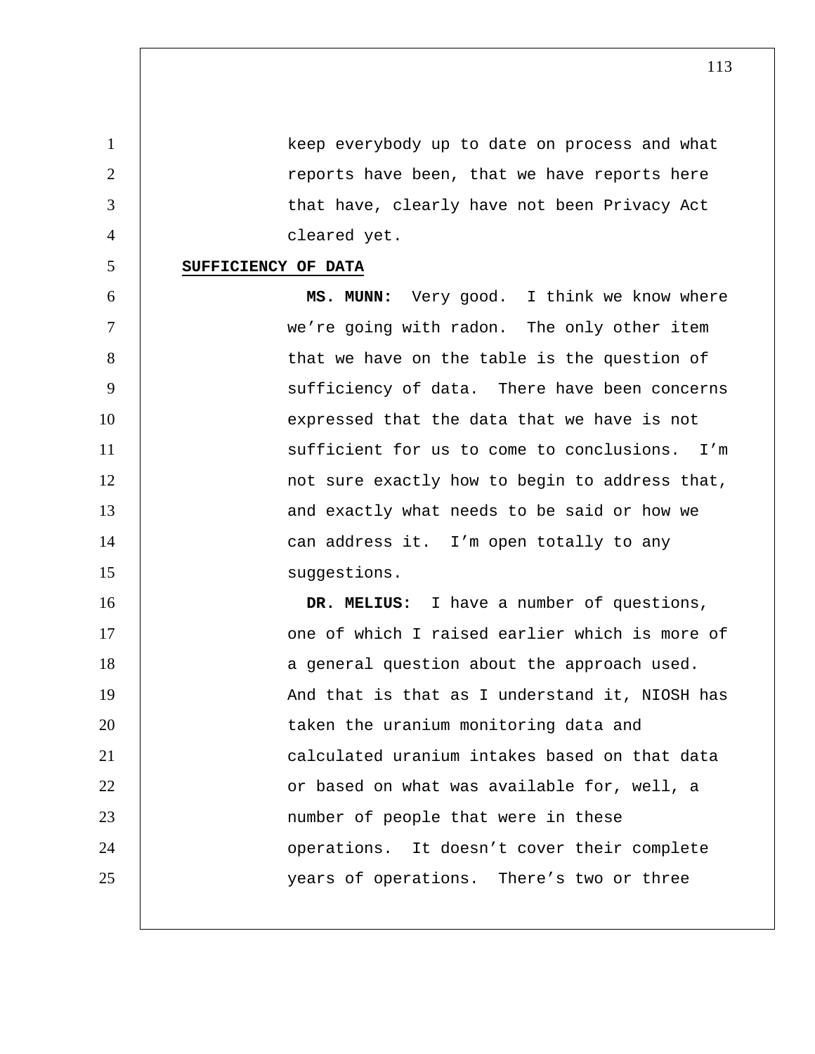keep everybody up to date on process and what reports have been, that we have reports here that have, clearly have not been Privacy Act cleared yet.

## SUFFICIENCY OF DATA

**MS. MUNN:** Very good. I think we know where we're going with radon. The only other item that we have on the table is the question of sufficiency of data. There have been concerns expressed that the data that we have is not sufficient for us to come to conclusions. I'm not sure exactly how to begin to address that, and exactly what needs to be said or how we can address it. I'm open totally to any suggestions.

**DR. MELIUS:** I have a number of questions, one of which I raised earlier which is more of a general question about the approach used. And that is that as I understand it, NIOSH has taken the uranium monitoring data and calculated uranium intakes based on that data or based on what was available for, well, a number of people that were in these operations. It doesn't cover their complete years of operations. There's two or three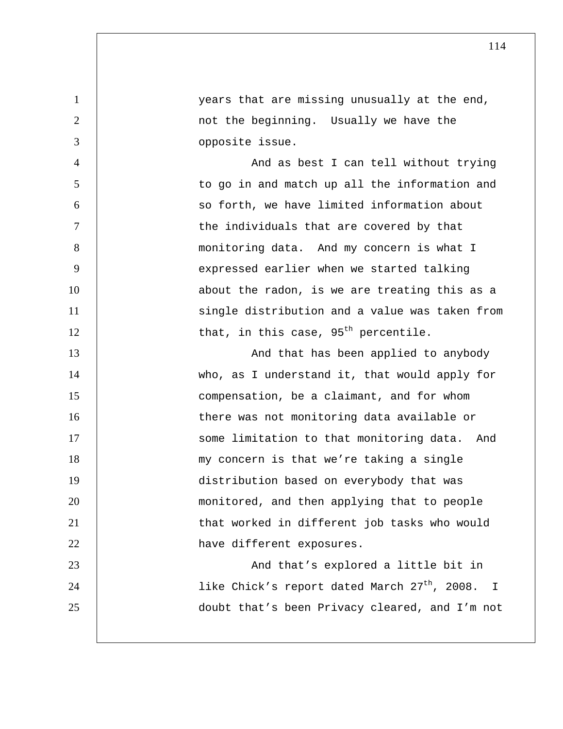years that are missing unusually at the end, not the beginning. Usually we have the opposite issue.

And as best I can tell without trying to go in and match up all the information and so forth, we have limited information about the individuals that are covered by that monitoring data. And my concern is what I expressed earlier when we started talking about the radon, is we are treating this as a single distribution and a value was taken from that, in this case, 95th percentile.

And that has been applied to anybody who, as I understand it, that would apply for compensation, be a claimant, and for whom there was not monitoring data available or some limitation to that monitoring data. And my concern is that we're taking a single distribution based on everybody that was monitored, and then applying that to people that worked in different job tasks who would have different exposures.

And that's explored a little bit in like Chick's report dated March 27th, 2008. I doubt that's been Privacy cleared, and I'm not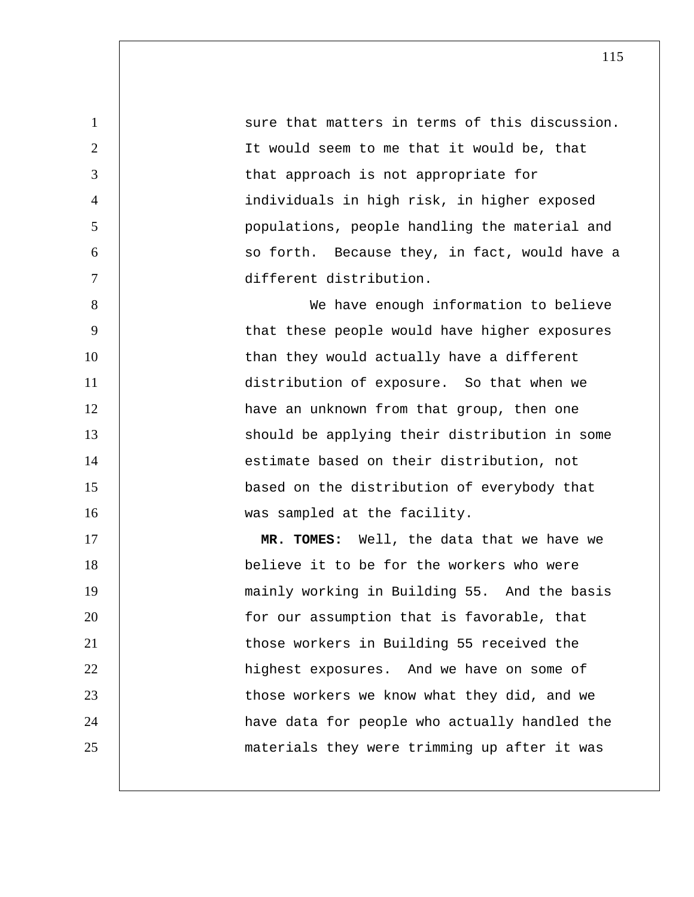sure that matters in terms of this discussion. It would seem to me that it would be, that that approach is not appropriate for individuals in high risk, in higher exposed populations, people handling the material and so forth. Because they, in fact, would have a different distribution.

We have enough information to believe that these people would have higher exposures than they would actually have a different distribution of exposure. So that when we have an unknown from that group, then one should be applying their distribution in some estimate based on their distribution, not based on the distribution of everybody that was sampled at the facility.

**MR. TOMES:** Well, the data that we have we believe it to be for the workers who were mainly working in Building 55. And the basis for our assumption that is favorable, that those workers in Building 55 received the highest exposures. And we have on some of those workers we know what they did, and we have data for people who actually handled the materials they were trimming up after it was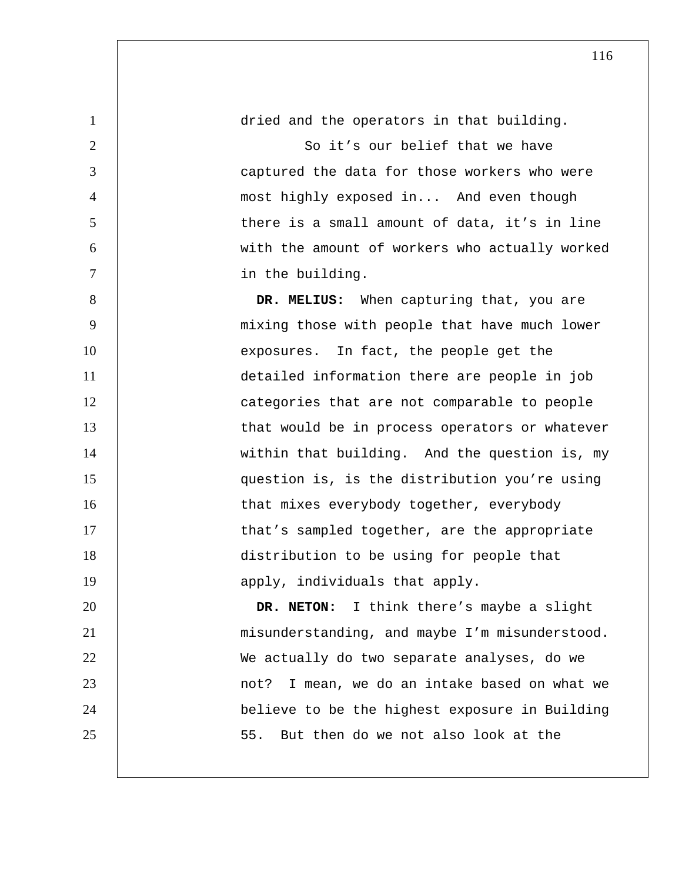dried and the operators in that building.

So it's our belief that we have captured the data for those workers who were most highly exposed in... And even though there is a small amount of data, it's in line with the amount of workers who actually worked in the building.

**DR. MELIUS:** When capturing that, you are mixing those with people that have much lower exposures. In fact, the people get the detailed information there are people in job categories that are not comparable to people that would be in process operators or whatever within that building. And the question is, my question is, is the distribution you're using that mixes everybody together, everybody that's sampled together, are the appropriate distribution to be using for people that apply, individuals that apply.

**DR. NETON:** I think there's maybe a slight misunderstanding, and maybe I'm misunderstood. We actually do two separate analyses, do we not? I mean, we do an intake based on what we believe to be the highest exposure in Building 55. But then do we not also look at the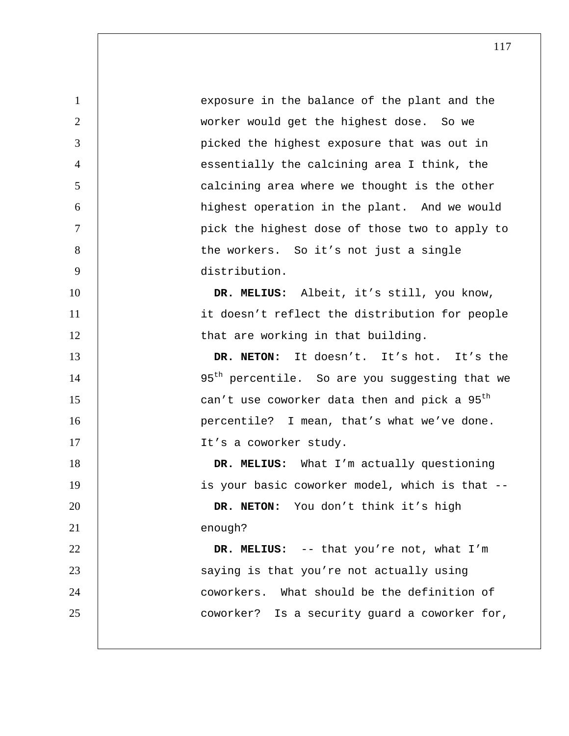exposure in the balance of the plant and the worker would get the highest dose. So we picked the highest exposure that was out in essentially the calcining area I think, the calcining area where we thought is the other highest operation in the plant. And we would pick the highest dose of those two to apply to the workers. So it's not just a single distribution.

**DR. MELIUS:** Albeit, it's still, you know, it doesn't reflect the distribution for people that are working in that building.

**DR. NETON:** It doesn't. It's hot. It's the 95th percentile. So are you suggesting that we can't use coworker data then and pick a 95th percentile? I mean, that's what we've done. It's a coworker study.

**DR. MELIUS:** What I'm actually questioning is your basic coworker model, which is that --

**DR. NETON:** You don't think it's high enough?

**DR. MELIUS:** -- that you're not, what I'm saying is that you're not actually using coworkers. What should be the definition of coworker? Is a security guard a coworker for,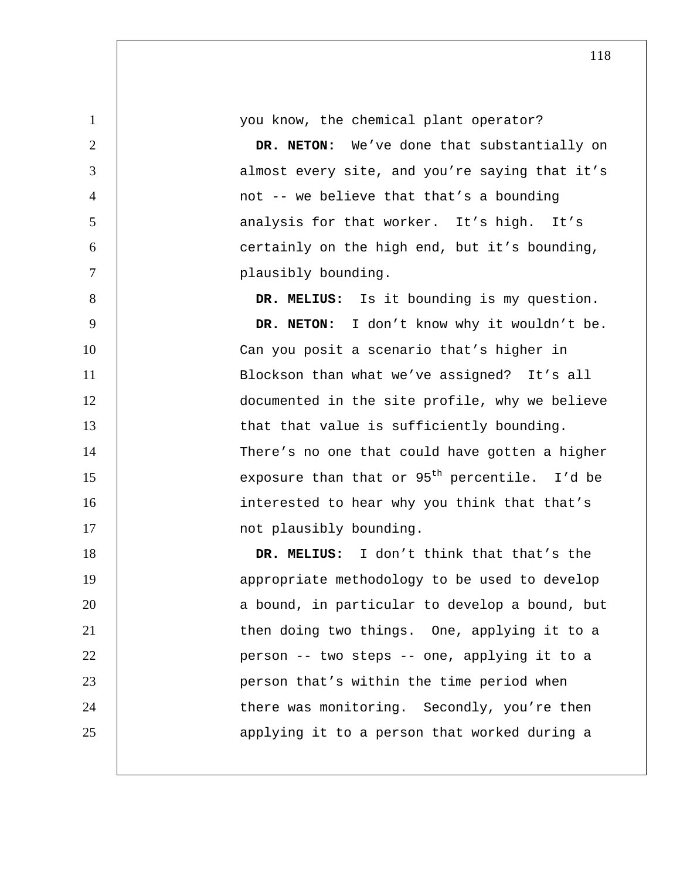you know, the chemical plant operator?

**DR. NETON:** We've done that substantially on almost every site, and you're saying that it's not -- we believe that that's a bounding analysis for that worker. It's high. It's certainly on the high end, but it's bounding, plausibly bounding.

**DR. MELIUS:** Is it bounding is my question.

**DR. NETON:** I don't know why it wouldn't be. Can you posit a scenario that's higher in Blockson than what we've assigned? It's all documented in the site profile, why we believe that that value is sufficiently bounding. There's no one that could have gotten a higher exposure than that or 95th percentile. I'd be interested to hear why you think that that's not plausibly bounding.

**DR. MELIUS:** I don't think that that's the appropriate methodology to be used to develop a bound, in particular to develop a bound, but then doing two things. One, applying it to a person -- two steps -- one, applying it to a person that's within the time period when there was monitoring. Secondly, you're then applying it to a person that worked during a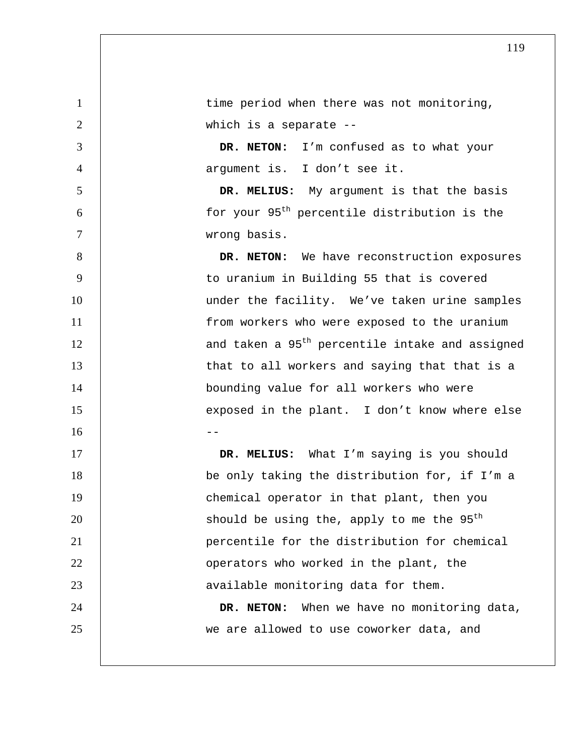time period when there was not monitoring, which is a separate --

**DR. NETON:** I'm confused as to what your argument is. I don't see it.

**DR. MELIUS:** My argument is that the basis for your 95th percentile distribution is the wrong basis.

**DR. NETON:** We have reconstruction exposures to uranium in Building 55 that is covered under the facility. We've taken urine samples from workers who were exposed to the uranium and taken a 95th percentile intake and assigned that to all workers and saying that that is a bounding value for all workers who were exposed in the plant. I don't know where else --

**DR. MELIUS:** What I'm saying is you should be only taking the distribution for, if I'm a chemical operator in that plant, then you should be using the, apply to me the 95th percentile for the distribution for chemical operators who worked in the plant, the available monitoring data for them.

**DR. NETON:** When we have no monitoring data, we are allowed to use coworker data, and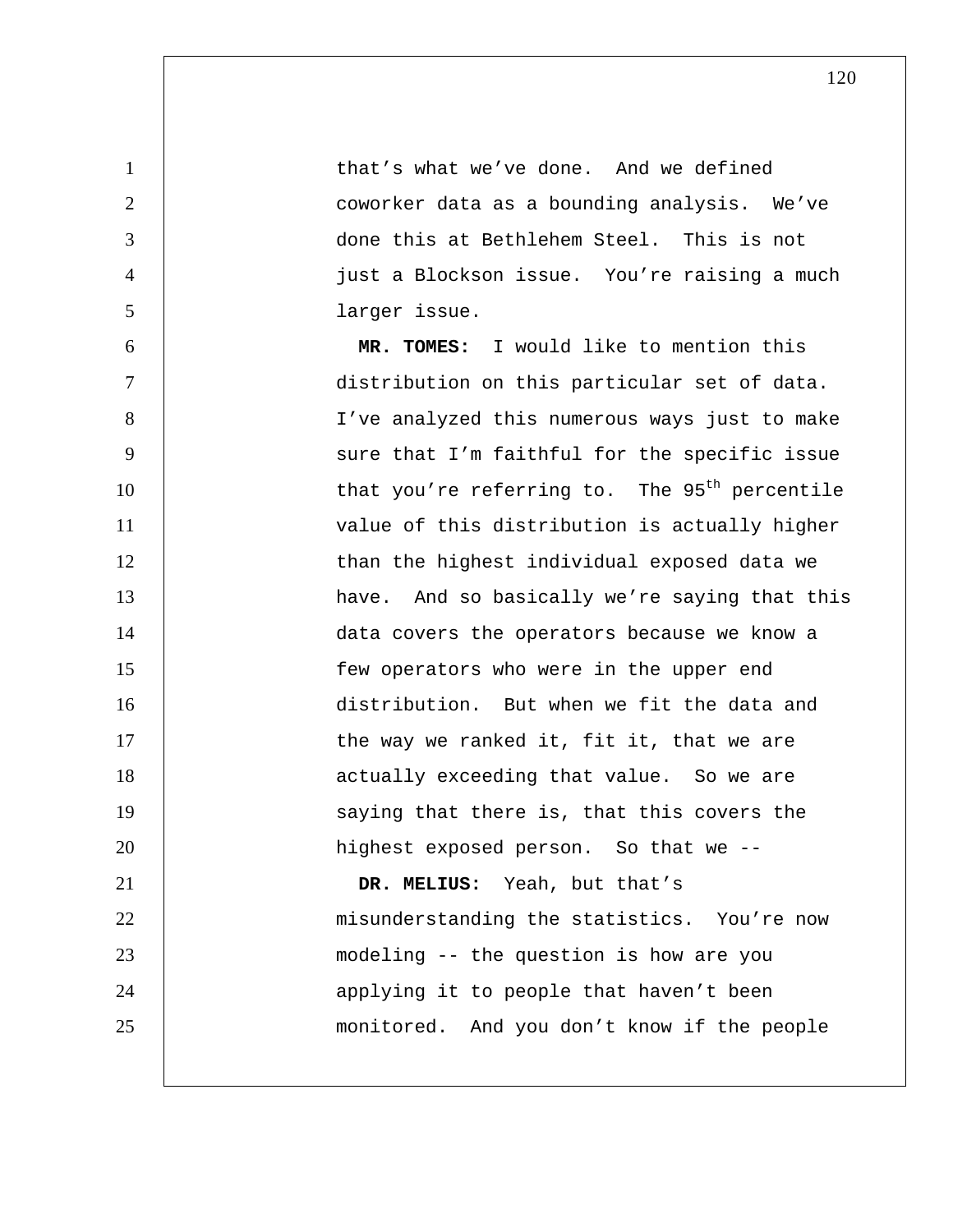that's what we've done. And we defined coworker data as a bounding analysis. We've done this at Bethlehem Steel. This is not just a Blockson issue. You're raising a much larger issue.

**MR. TOMES:** I would like to mention this distribution on this particular set of data. I've analyzed this numerous ways just to make sure that I'm faithful for the specific issue that you're referring to. The 95th percentile value of this distribution is actually higher than the highest individual exposed data we have. And so basically we're saying that this data covers the operators because we know a few operators who were in the upper end distribution. But when we fit the data and the way we ranked it, fit it, that we are actually exceeding that value. So we are saying that there is, that this covers the highest exposed person. So that we --

**DR. MELIUS:** Yeah, but that's misunderstanding the statistics. You're now modeling -- the question is how are you applying it to people that haven't been monitored. And you don't know if the people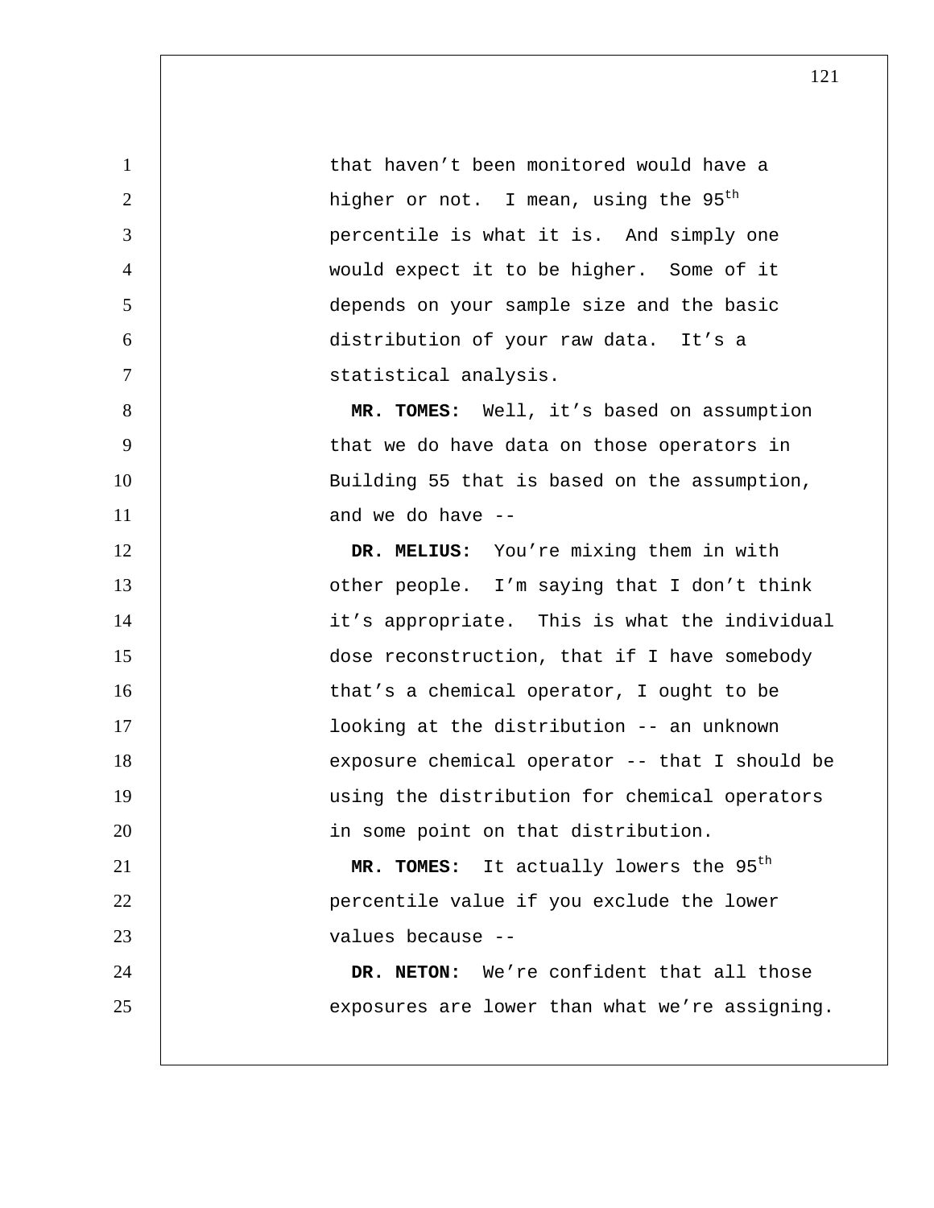that haven't been monitored would have a higher or not. I mean, using the $95^{th}$ percentile is what it is. And simply one would expect it to be higher. Some of it depends on your sample size and the basic distribution of your raw data. It's a statistical analysis.

**MR. TOMES:** Well, it's based on assumption that we do have data on those operators in Building 55 that is based on the assumption, and we do have --

**DR. MELIUS:** You're mixing them in with other people. I'm saying that I don't think it's appropriate. This is what the individual dose reconstruction, that if I have somebody that's a chemical operator, I ought to be looking at the distribution -- an unknown exposure chemical operator -- that I should be using the distribution for chemical operators in some point on that distribution.

**MR. TOMES:** It actually lowers the $95^{th}$ percentile value if you exclude the lower values because --

**DR. NETON:** We're confident that all those exposures are lower than what we're assigning.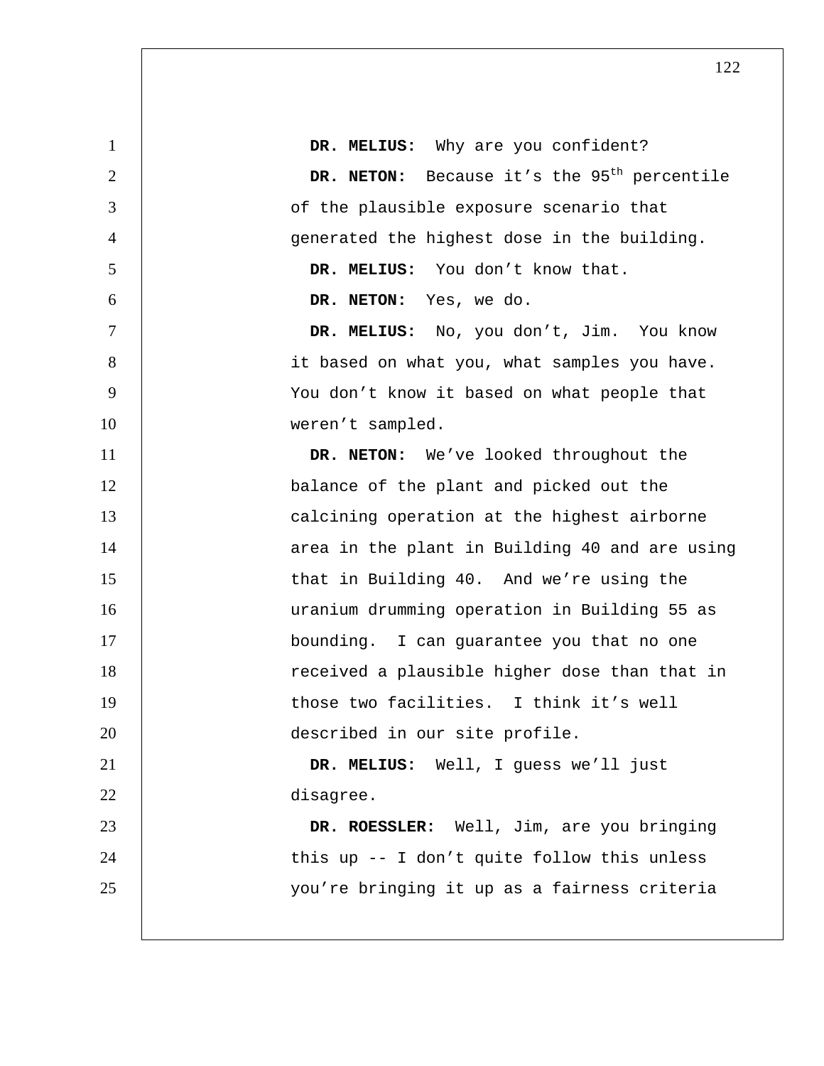**DR. MELIUS:** Why are you confident?

**DR. NETON:** Because it's the 95th percentile of the plausible exposure scenario that generated the highest dose in the building.

**DR. MELIUS:** You don't know that.

**DR. NETON:** Yes, we do.

**DR. MELIUS:** No, you don't, Jim. You know it based on what you, what samples you have. You don't know it based on what people that weren't sampled.

**DR. NETON:** We've looked throughout the balance of the plant and picked out the calcining operation at the highest airborne area in the plant in Building 40 and are using that in Building 40. And we're using the uranium drumming operation in Building 55 as bounding. I can guarantee you that no one received a plausible higher dose than that in those two facilities. I think it's well described in our site profile.

**DR. MELIUS:** Well, I guess we'll just disagree.

**DR. ROESSLER:** Well, Jim, are you bringing this up -- I don't quite follow this unless you're bringing it up as a fairness criteria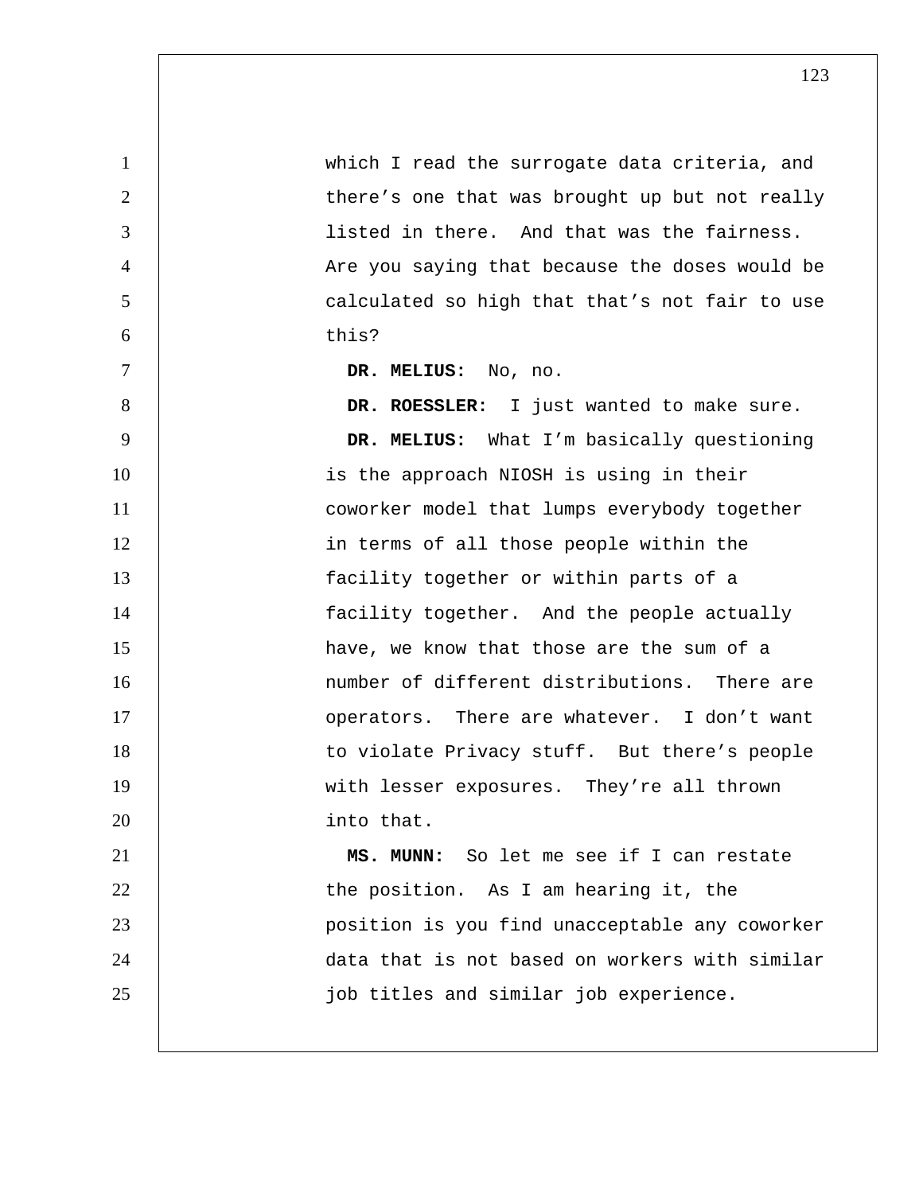which I read the surrogate data criteria, and there's one that was brought up but not really listed in there. And that was the fairness. Are you saying that because the doses would be calculated so high that that's not fair to use this?

**DR. MELIUS:** No, no.

**DR. ROESSLER:** I just wanted to make sure.

**DR. MELIUS:** What I'm basically questioning is the approach NIOSH is using in their coworker model that lumps everybody together in terms of all those people within the facility together or within parts of a facility together. And the people actually have, we know that those are the sum of a number of different distributions. There are operators. There are whatever. I don't want to violate Privacy stuff. But there's people with lesser exposures. They're all thrown into that.

**MS. MUNN:** So let me see if I can restate the position. As I am hearing it, the position is you find unacceptable any coworker data that is not based on workers with similar job titles and similar job experience.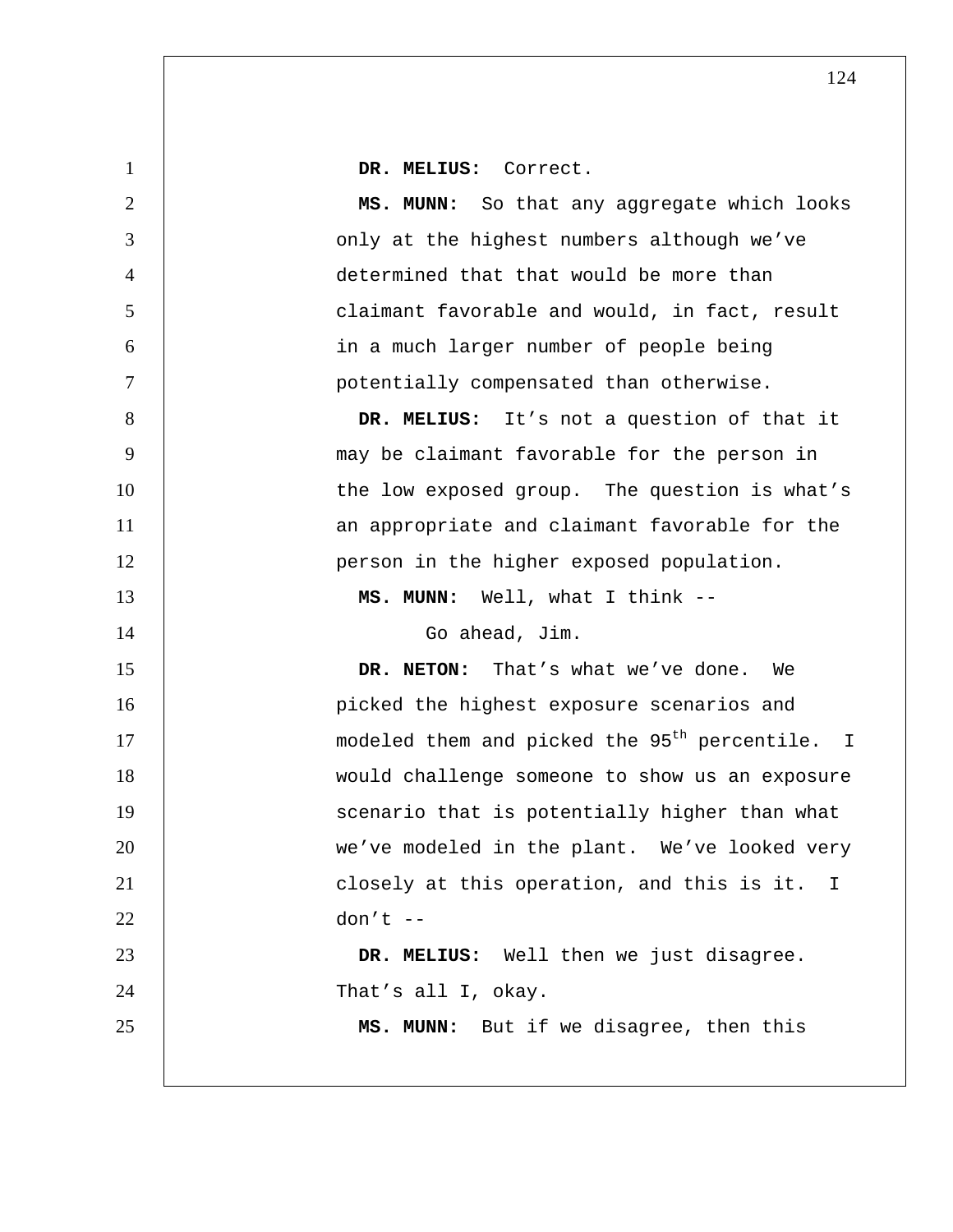**DR. MELIUS:** Correct.

**MS. MUNN:** So that any aggregate which looks only at the highest numbers although we've determined that that would be more than claimant favorable and would, in fact, result in a much larger number of people being potentially compensated than otherwise.

**DR. MELIUS:** It's not a question of that it may be claimant favorable for the person in the low exposed group. The question is what's an appropriate and claimant favorable for the person in the higher exposed population.

**MS. MUNN:** Well, what I think --

Go ahead, Jim.

**DR. NETON:** That's what we've done. We picked the highest exposure scenarios and modeled them and picked the 95th percentile. I would challenge someone to show us an exposure scenario that is potentially higher than what we've modeled in the plant. We've looked very closely at this operation, and this is it. I don't --

**DR. MELIUS:** Well then we just disagree. That's all I, okay.

**MS. MUNN:** But if we disagree, then this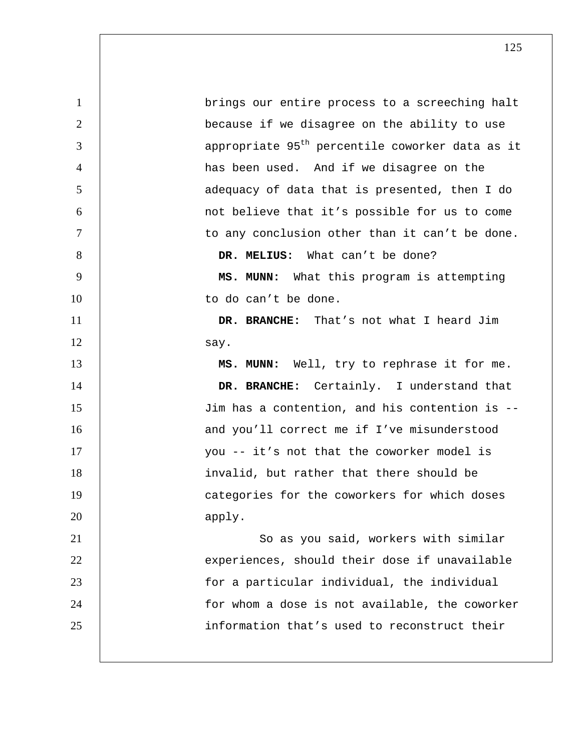brings our entire process to a screeching halt because if we disagree on the ability to use appropriate 95th percentile coworker data as it has been used. And if we disagree on the adequacy of data that is presented, then I do not believe that it's possible for us to come to any conclusion other than it can't be done.

**DR. MELIUS:** What can't be done?

**MS. MUNN:** What this program is attempting to do can't be done.

**DR. BRANCHE:** That's not what I heard Jim say.

**MS. MUNN:** Well, try to rephrase it for me.

**DR. BRANCHE:** Certainly. I understand that Jim has a contention, and his contention is -- and you'll correct me if I've misunderstood you -- it's not that the coworker model is invalid, but rather that there should be categories for the coworkers for which doses apply.

So as you said, workers with similar experiences, should their dose if unavailable for a particular individual, the individual for whom a dose is not available, the coworker information that's used to reconstruct their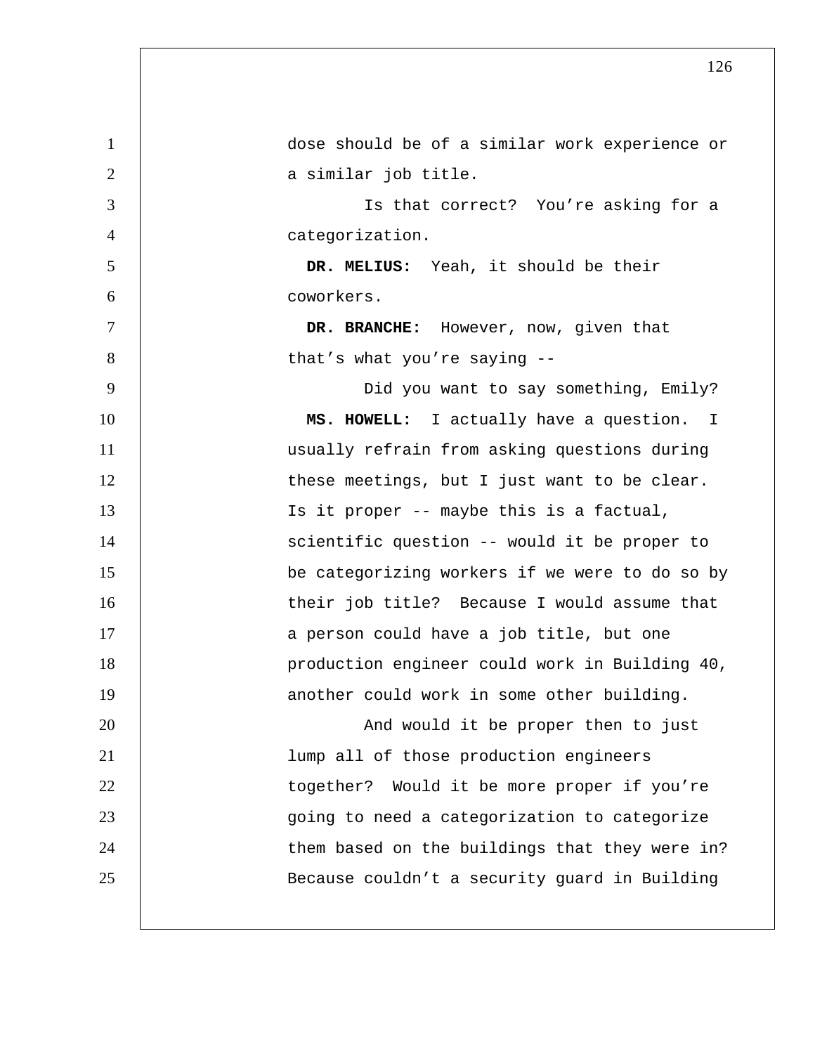dose should be of a similar work experience or a similar job title.

Is that correct? You're asking for a categorization.

**DR. MELIUS:** Yeah, it should be their coworkers.

**DR. BRANCHE:** However, now, given that that's what you're saying --

Did you want to say something, Emily?

**MS. HOWELL:** I actually have a question. I usually refrain from asking questions during these meetings, but I just want to be clear. Is it proper -- maybe this is a factual, scientific question -- would it be proper to be categorizing workers if we were to do so by their job title? Because I would assume that a person could have a job title, but one production engineer could work in Building 40, another could work in some other building.

And would it be proper then to just lump all of those production engineers together? Would it be more proper if you're going to need a categorization to categorize them based on the buildings that they were in? Because couldn't a security guard in Building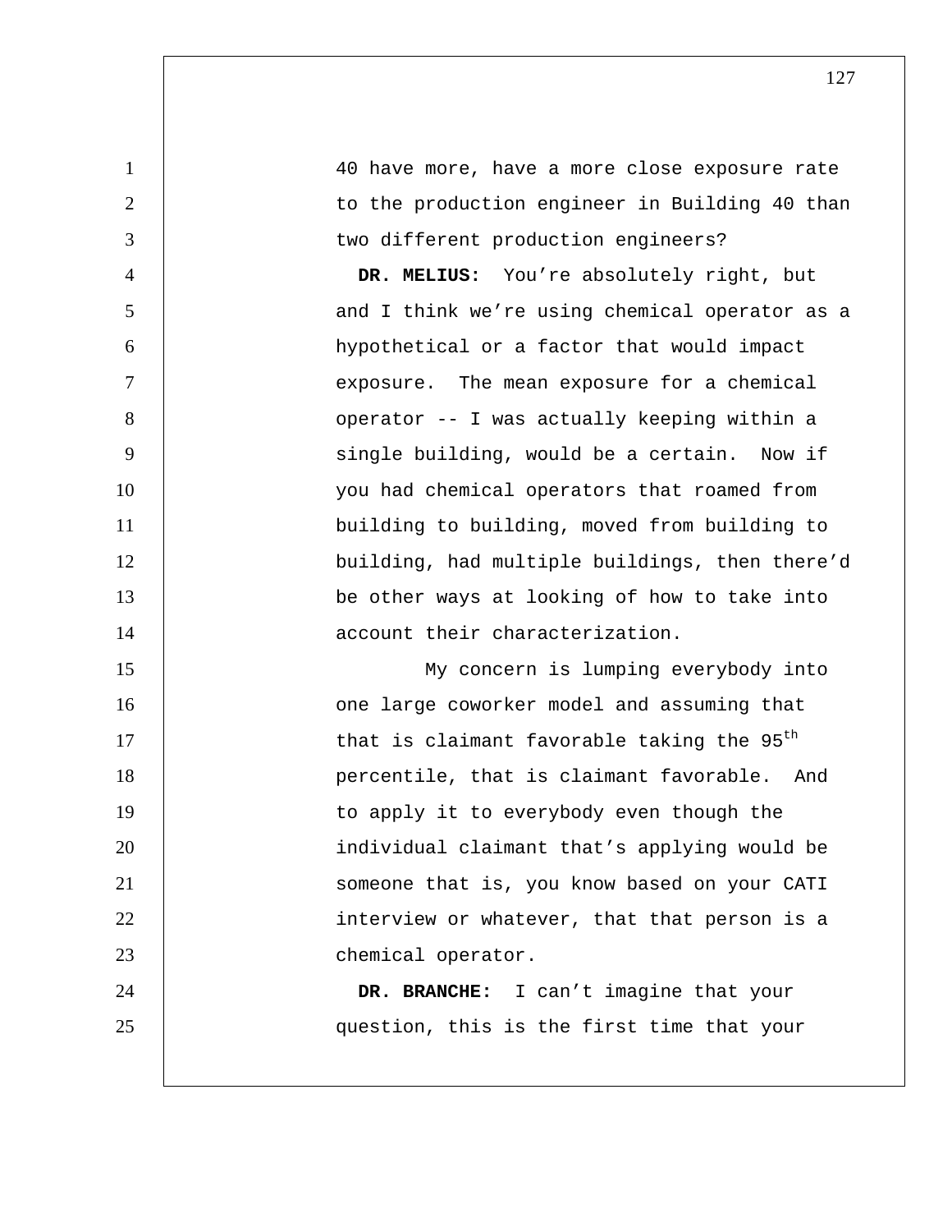40 have more, have a more close exposure rate to the production engineer in Building 40 than two different production engineers?

**DR. MELIUS:** You're absolutely right, but and I think we're using chemical operator as a hypothetical or a factor that would impact exposure. The mean exposure for a chemical operator -- I was actually keeping within a single building, would be a certain. Now if you had chemical operators that roamed from building to building, moved from building to building, had multiple buildings, then there'd be other ways at looking of how to take into account their characterization.

My concern is lumping everybody into one large coworker model and assuming that that is claimant favorable taking the 95th percentile, that is claimant favorable. And to apply it to everybody even though the individual claimant that's applying would be someone that is, you know based on your CATI interview or whatever, that that person is a chemical operator.

**DR. BRANCHE:** I can't imagine that your question, this is the first time that your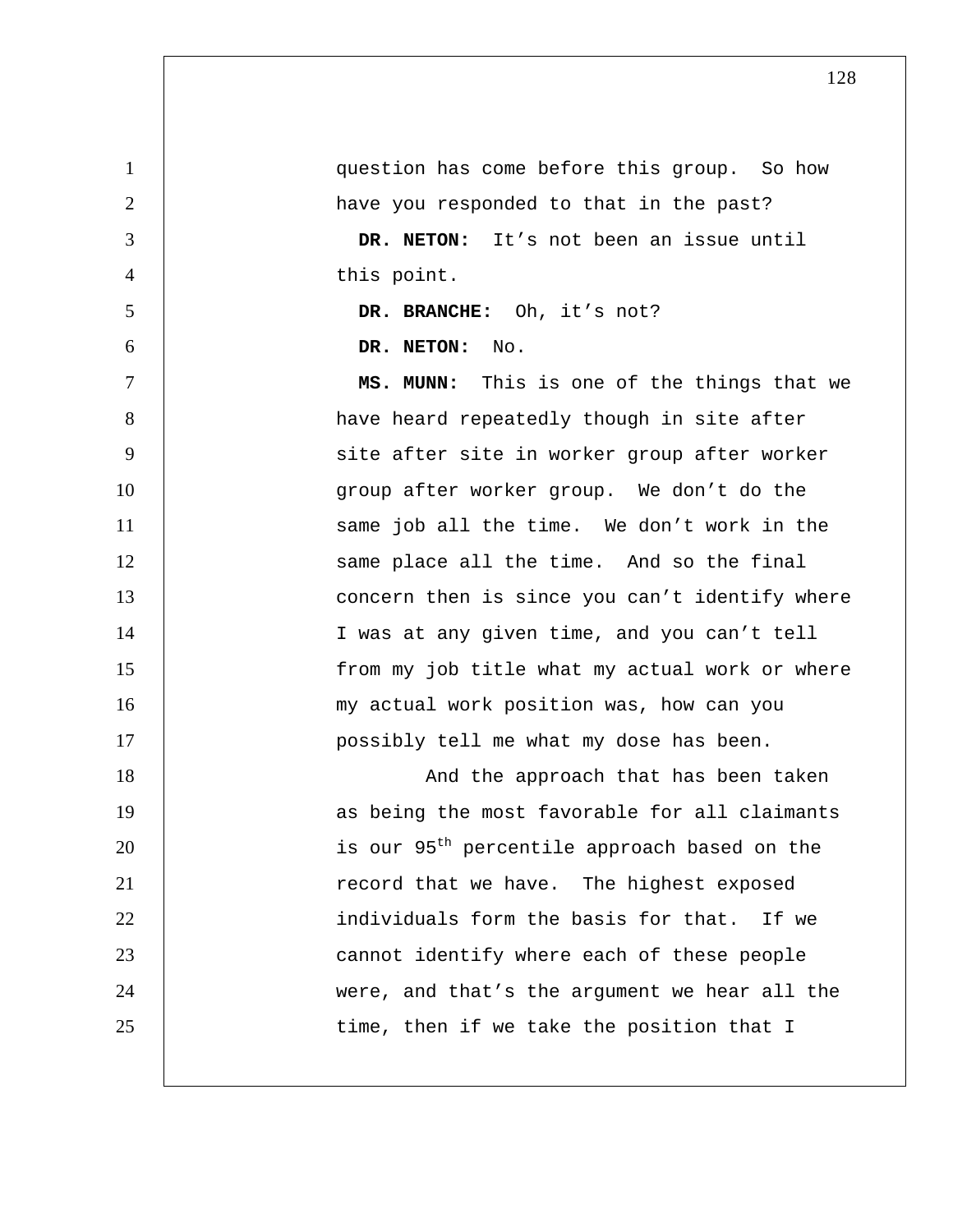question has come before this group. So how have you responded to that in the past?

**DR. NETON:** It's not been an issue until this point.

**DR. BRANCHE:** Oh, it's not?

**DR. NETON:** No.

**MS. MUNN:** This is one of the things that we have heard repeatedly though in site after site after site in worker group after worker group after worker group. We don't do the same job all the time. We don't work in the same place all the time. And so the final concern then is since you can't identify where I was at any given time, and you can't tell from my job title what my actual work or where my actual work position was, how can you possibly tell me what my dose has been.

And the approach that has been taken as being the most favorable for all claimants is our 95$^{th}$ percentile approach based on the record that we have. The highest exposed individuals form the basis for that. If we cannot identify where each of these people were, and that's the argument we hear all the time, then if we take the position that I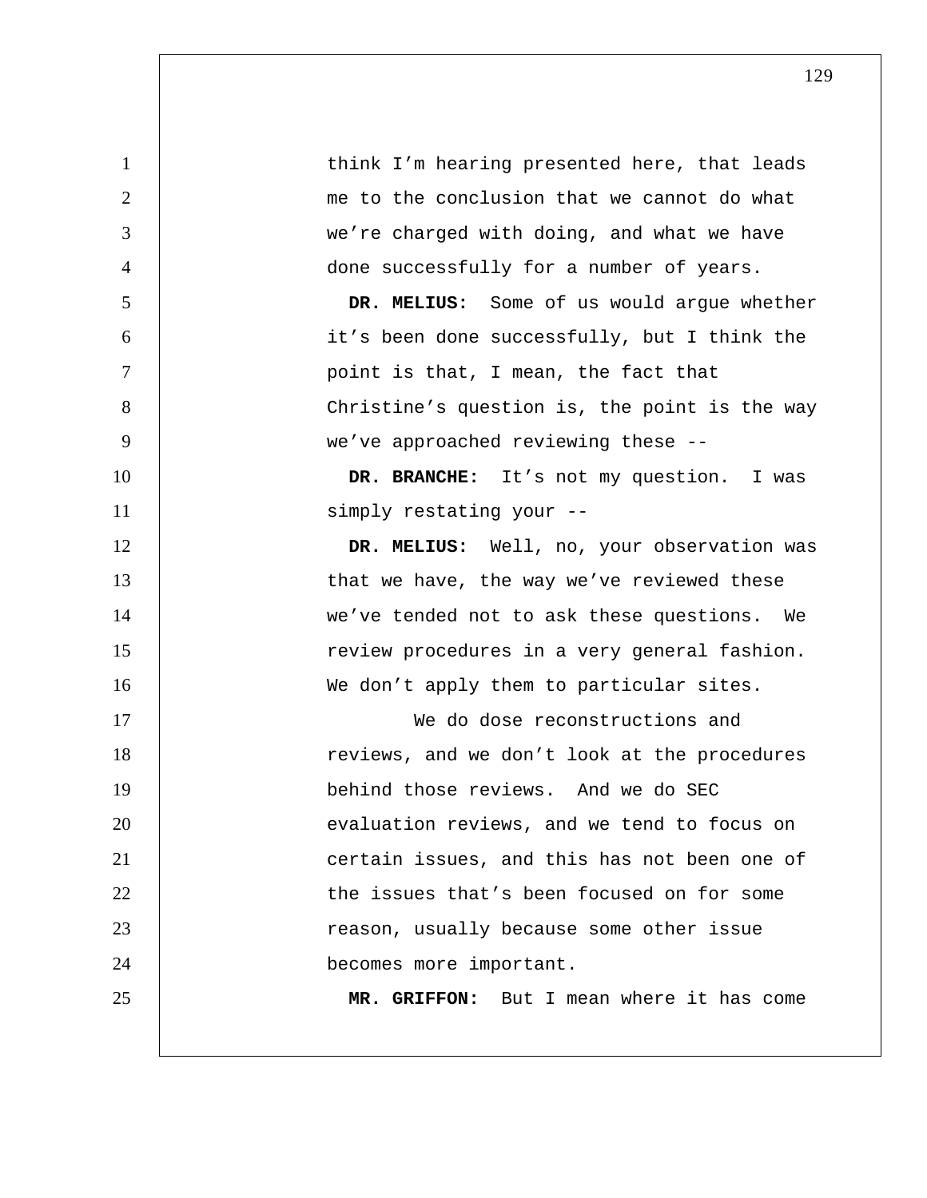think I'm hearing presented here, that leads me to the conclusion that we cannot do what we're charged with doing, and what we have done successfully for a number of years.

**DR. MELIUS:** Some of us would argue whether it's been done successfully, but I think the point is that, I mean, the fact that Christine's question is, the point is the way we've approached reviewing these --

**DR. BRANCHE:** It's not my question. I was simply restating your --

**DR. MELIUS:** Well, no, your observation was that we have, the way we've reviewed these we've tended not to ask these questions. We review procedures in a very general fashion. We don't apply them to particular sites.

We do dose reconstructions and reviews, and we don't look at the procedures behind those reviews. And we do SEC evaluation reviews, and we tend to focus on certain issues, and this has not been one of the issues that's been focused on for some reason, usually because some other issue becomes more important.

**MR. GRIFFON:** But I mean where it has come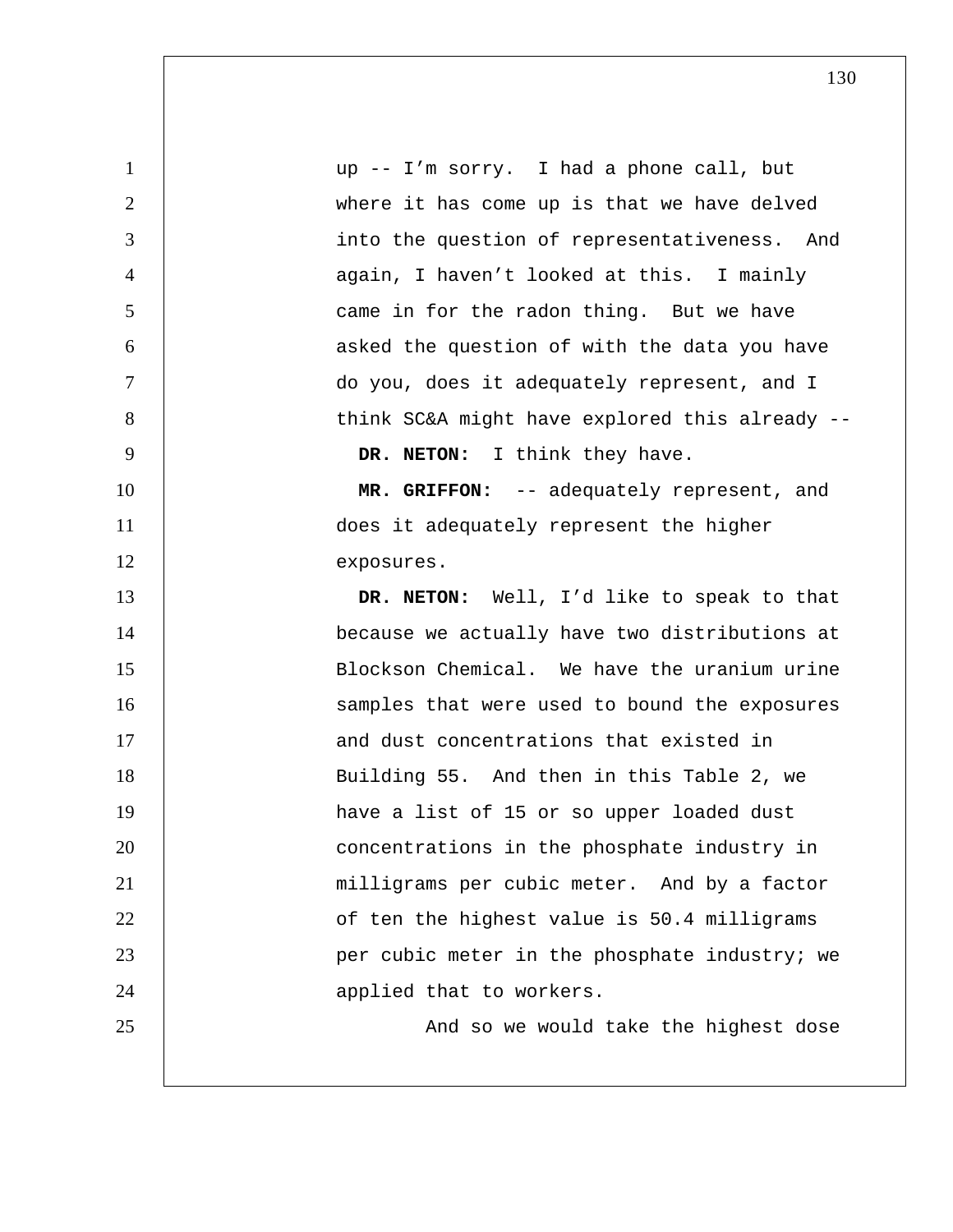up -- I'm sorry. I had a phone call, but where it has come up is that we have delved into the question of representativeness. And again, I haven't looked at this. I mainly came in for the radon thing. But we have asked the question of with the data you have do you, does it adequately represent, and I think SC&A might have explored this already --

**DR. NETON:** I think they have.

**MR. GRIFFON:** -- adequately represent, and does it adequately represent the higher exposures.

**DR. NETON:** Well, I'd like to speak to that because we actually have two distributions at Blockson Chemical. We have the uranium urine samples that were used to bound the exposures and dust concentrations that existed in Building 55. And then in this Table 2, we have a list of 15 or so upper loaded dust concentrations in the phosphate industry in milligrams per cubic meter. And by a factor of ten the highest value is 50.4 milligrams per cubic meter in the phosphate industry; we applied that to workers.

And so we would take the highest dose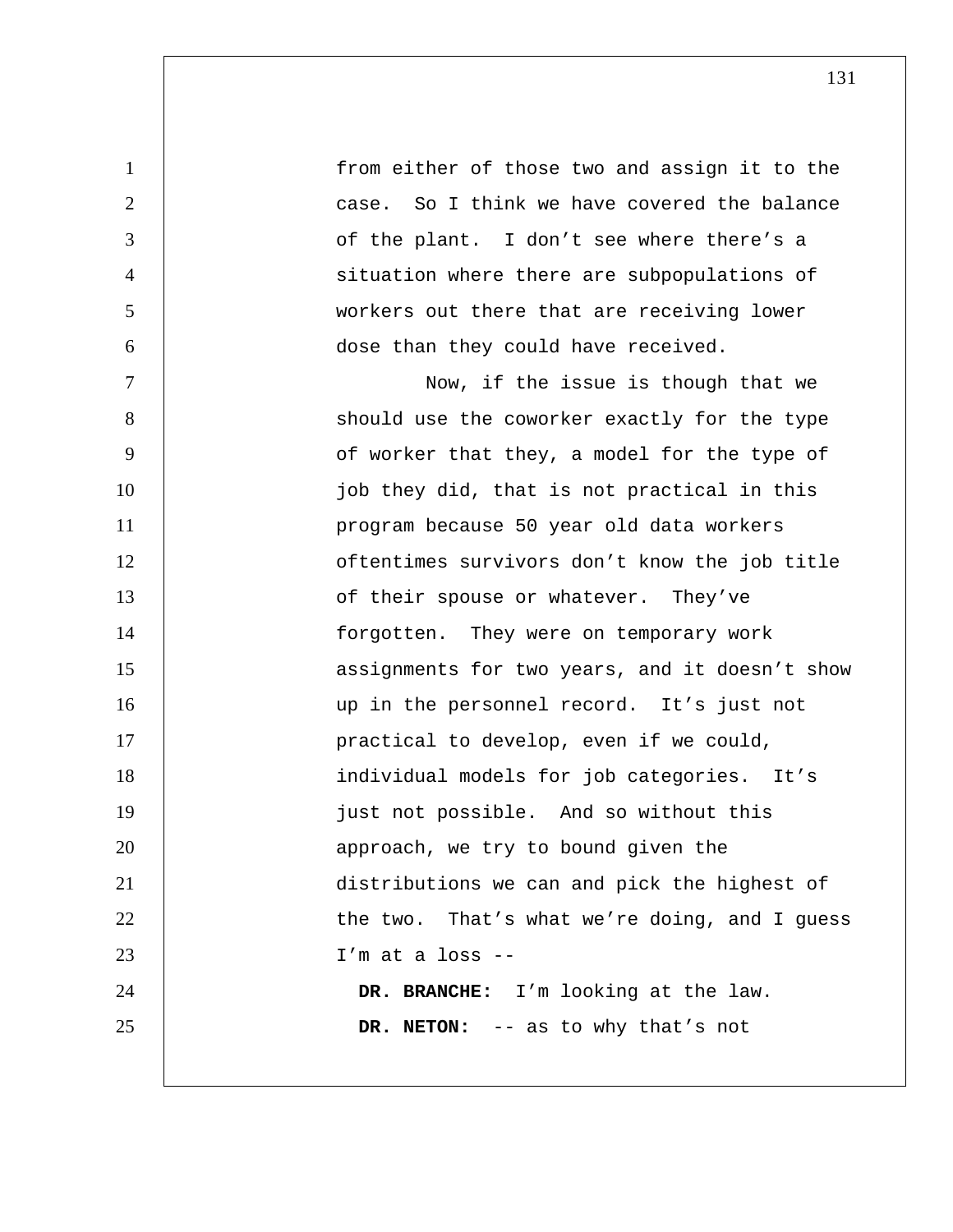from either of those two and assign it to the case. So I think we have covered the balance of the plant. I don't see where there's a situation where there are subpopulations of workers out there that are receiving lower dose than they could have received.

Now, if the issue is though that we should use the coworker exactly for the type of worker that they, a model for the type of job they did, that is not practical in this program because 50 year old data workers oftentimes survivors don't know the job title of their spouse or whatever. They've forgotten. They were on temporary work assignments for two years, and it doesn't show up in the personnel record. It's just not practical to develop, even if we could, individual models for job categories. It's just not possible. And so without this approach, we try to bound given the distributions we can and pick the highest of the two. That's what we're doing, and I guess I'm at a loss --

**DR. BRANCHE:** I'm looking at the law.

**DR. NETON:** -- as to why that's not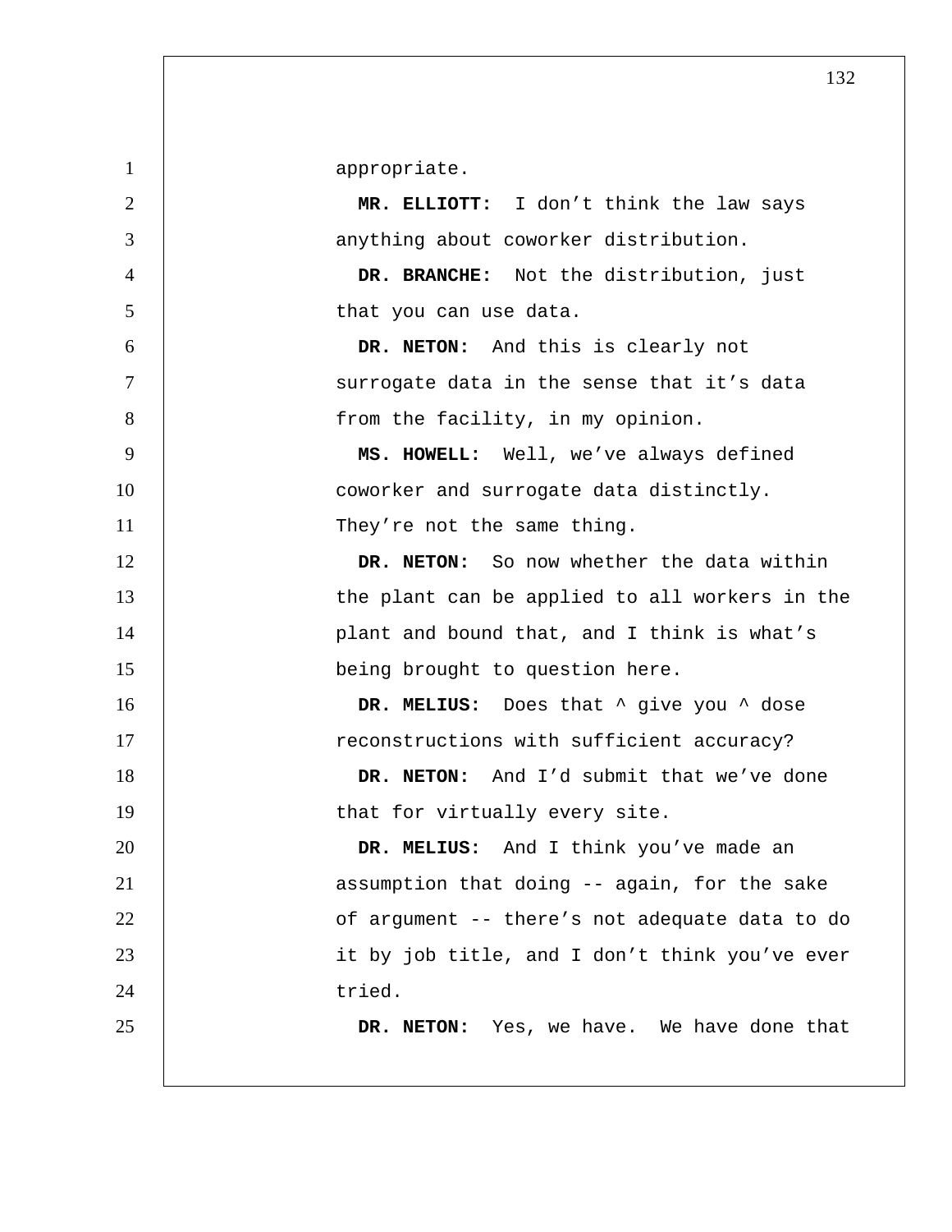appropriate.

**MR. ELLIOTT:** I don't think the law says anything about coworker distribution.

**DR. BRANCHE:** Not the distribution, just that you can use data.

**DR. NETON:** And this is clearly not surrogate data in the sense that it's data from the facility, in my opinion.

**MS. HOWELL:** Well, we've always defined coworker and surrogate data distinctly. They're not the same thing.

**DR. NETON:** So now whether the data within the plant can be applied to all workers in the plant and bound that, and I think is what's being brought to question here.

**DR. MELIUS:** Does that ^ give you ^ dose reconstructions with sufficient accuracy?

**DR. NETON:** And I'd submit that we've done that for virtually every site.

**DR. MELIUS:** And I think you've made an assumption that doing -- again, for the sake of argument -- there's not adequate data to do it by job title, and I don't think you've ever tried.

**DR. NETON:** Yes, we have. We have done that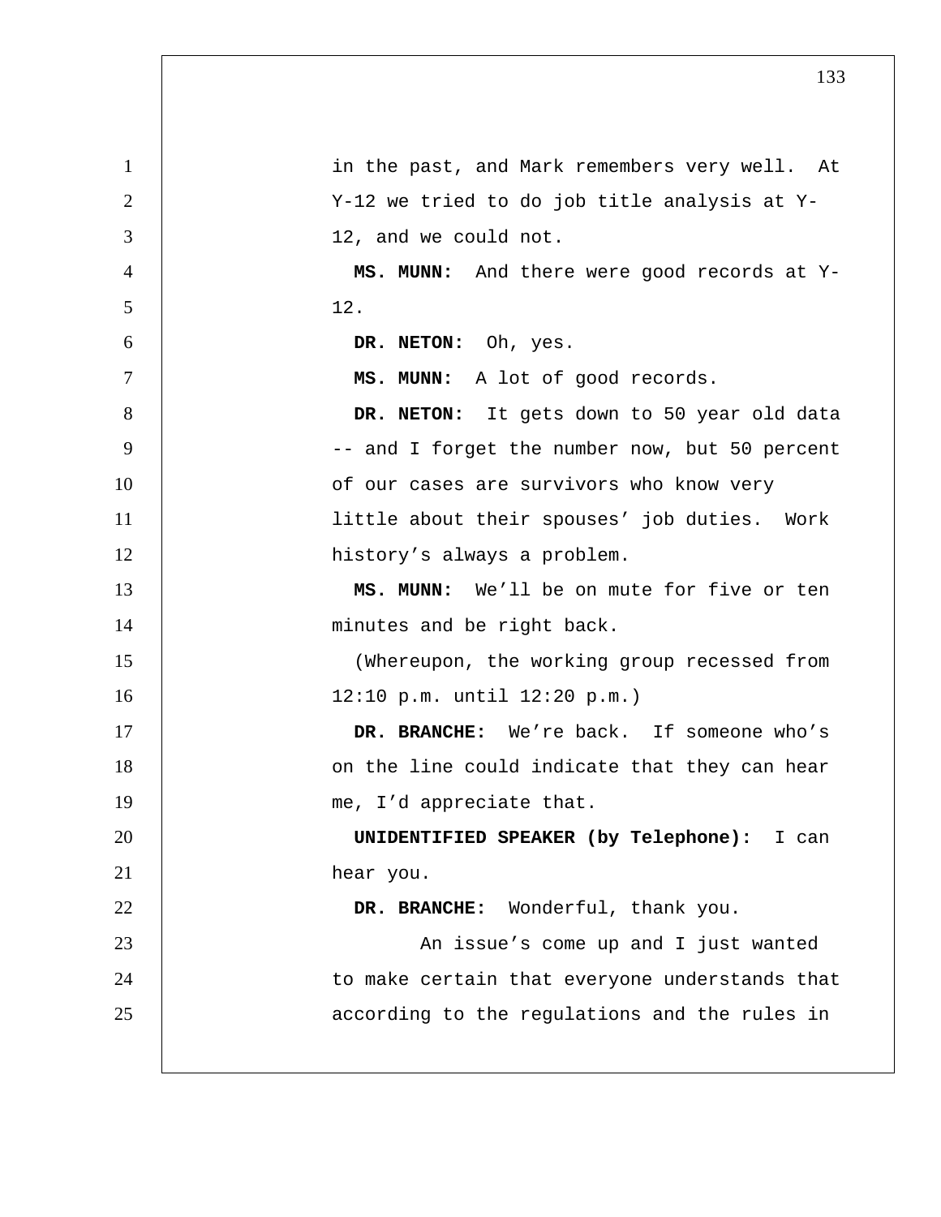in the past, and Mark remembers very well. At Y-12 we tried to do job title analysis at Y-12, and we could not.

**MS. MUNN:** And there were good records at Y-12.

**DR. NETON:** Oh, yes.

**MS. MUNN:** A lot of good records.

**DR. NETON:** It gets down to 50 year old data -- and I forget the number now, but 50 percent of our cases are survivors who know very little about their spouses' job duties. Work history's always a problem.

**MS. MUNN:** We'll be on mute for five or ten minutes and be right back.

(Whereupon, the working group recessed from 12:10 p.m. until 12:20 p.m.)

**DR. BRANCHE:** We're back. If someone who's on the line could indicate that they can hear me, I'd appreciate that.

**UNIDENTIFIED SPEAKER (by Telephone):** I can hear you.

**DR. BRANCHE:** Wonderful, thank you.

An issue's come up and I just wanted to make certain that everyone understands that according to the regulations and the rules in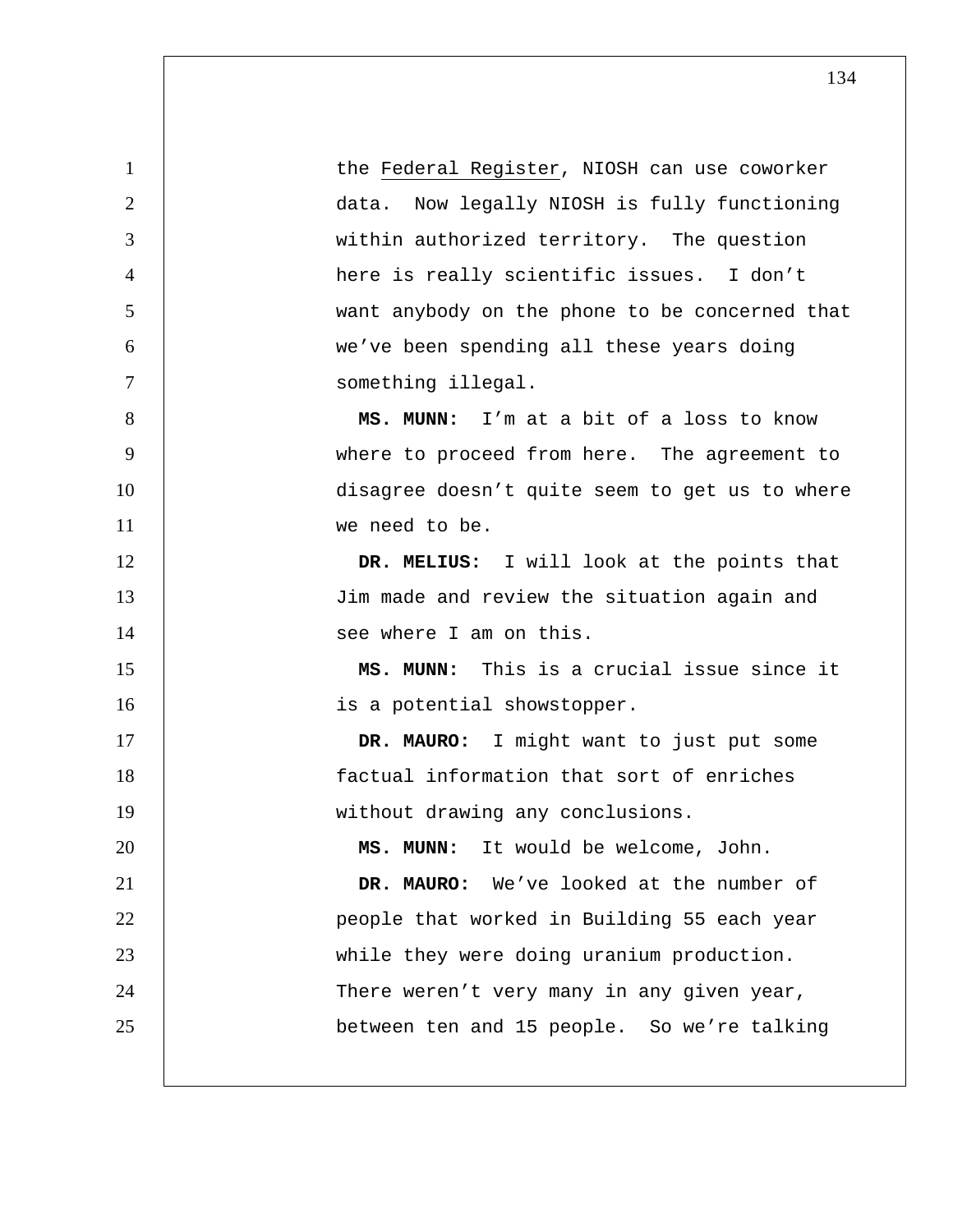the Federal Register, NIOSH can use coworker data. Now legally NIOSH is fully functioning within authorized territory. The question here is really scientific issues. I don't want anybody on the phone to be concerned that we've been spending all these years doing something illegal.

**MS. MUNN:** I'm at a bit of a loss to know where to proceed from here. The agreement to disagree doesn't quite seem to get us to where we need to be.

**DR. MELIUS:** I will look at the points that Jim made and review the situation again and see where I am on this.

**MS. MUNN:** This is a crucial issue since it is a potential showstopper.

**DR. MAURO:** I might want to just put some factual information that sort of enriches without drawing any conclusions.

**MS. MUNN:** It would be welcome, John.

**DR. MAURO:** We've looked at the number of people that worked in Building 55 each year while they were doing uranium production. There weren't very many in any given year, between ten and 15 people. So we're talking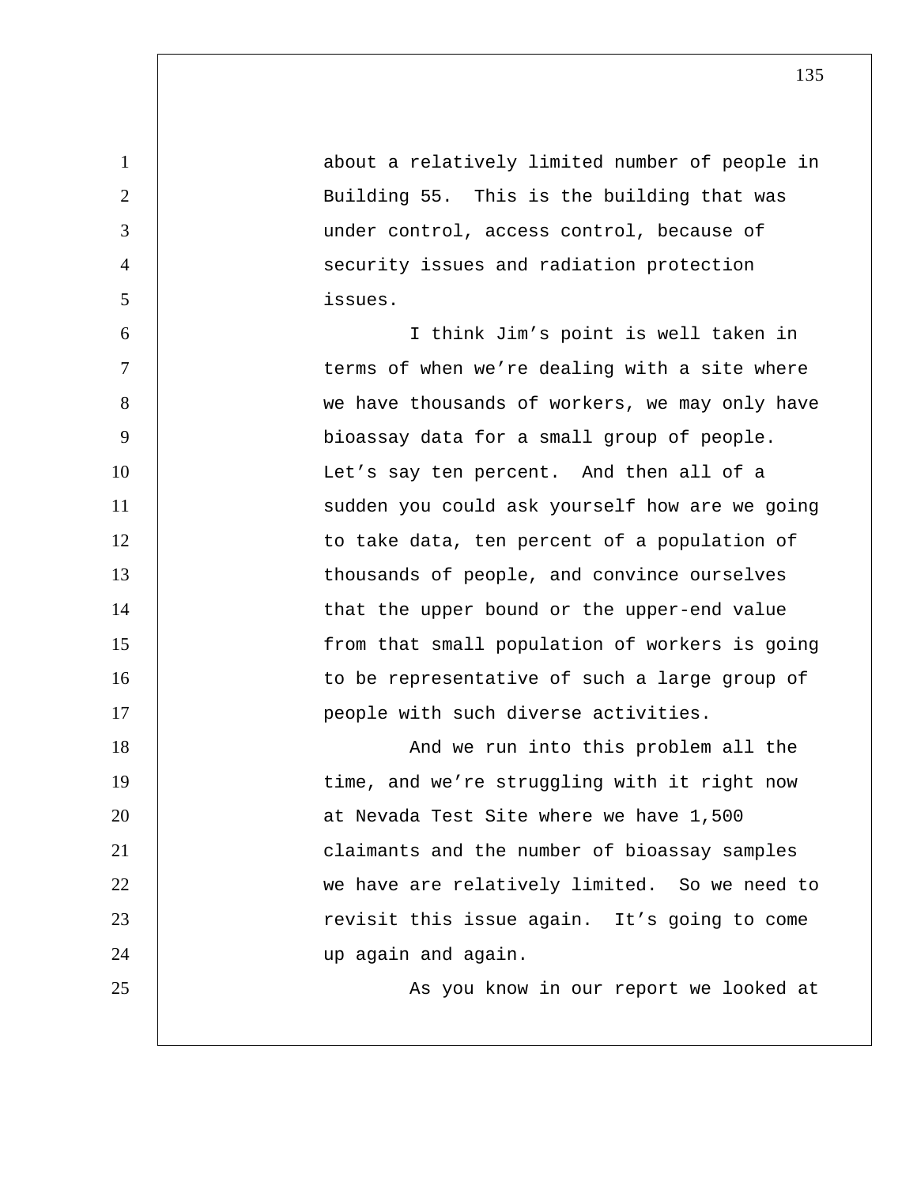about a relatively limited number of people in Building 55. This is the building that was under control, access control, because of security issues and radiation protection issues.

I think Jim's point is well taken in terms of when we're dealing with a site where we have thousands of workers, we may only have bioassay data for a small group of people. Let's say ten percent. And then all of a sudden you could ask yourself how are we going to take data, ten percent of a population of thousands of people, and convince ourselves that the upper bound or the upper-end value from that small population of workers is going to be representative of such a large group of people with such diverse activities.

And we run into this problem all the time, and we're struggling with it right now at Nevada Test Site where we have 1,500 claimants and the number of bioassay samples we have are relatively limited. So we need to revisit this issue again. It's going to come up again and again.

As you know in our report we looked at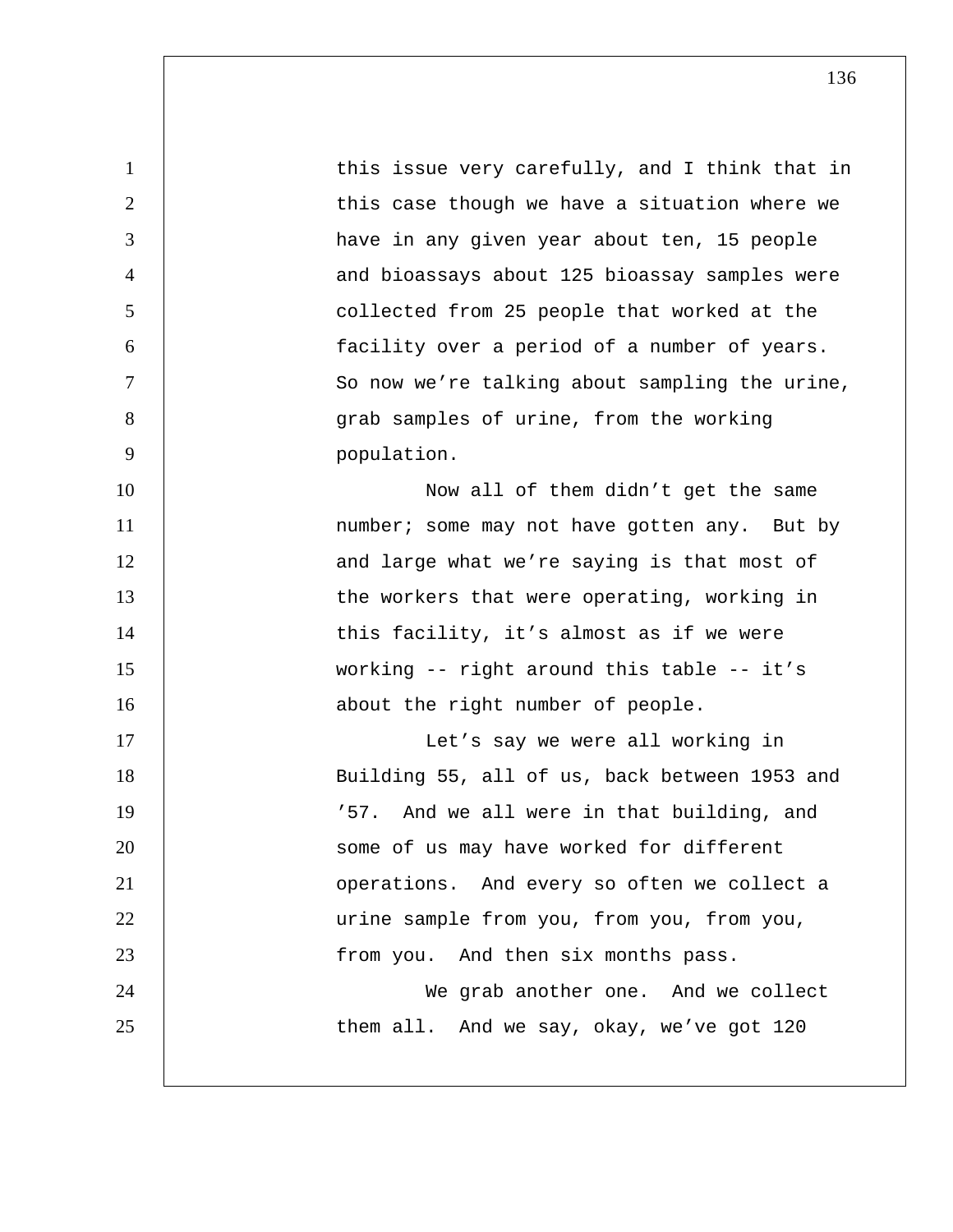this issue very carefully, and I think that in this case though we have a situation where we have in any given year about ten, 15 people and bioassays about 125 bioassay samples were collected from 25 people that worked at the facility over a period of a number of years. So now we’re talking about sampling the urine, grab samples of urine, from the working population.

Now all of them didn’t get the same number; some may not have gotten any. But by and large what we’re saying is that most of the workers that were operating, working in this facility, it’s almost as if we were working -- right around this table -- it’s about the right number of people.

Let’s say we were all working in Building 55, all of us, back between 1953 and ’57. And we all were in that building, and some of us may have worked for different operations. And every so often we collect a urine sample from you, from you, from you, from you. And then six months pass.

We grab another one. And we collect them all. And we say, okay, we’ve got 120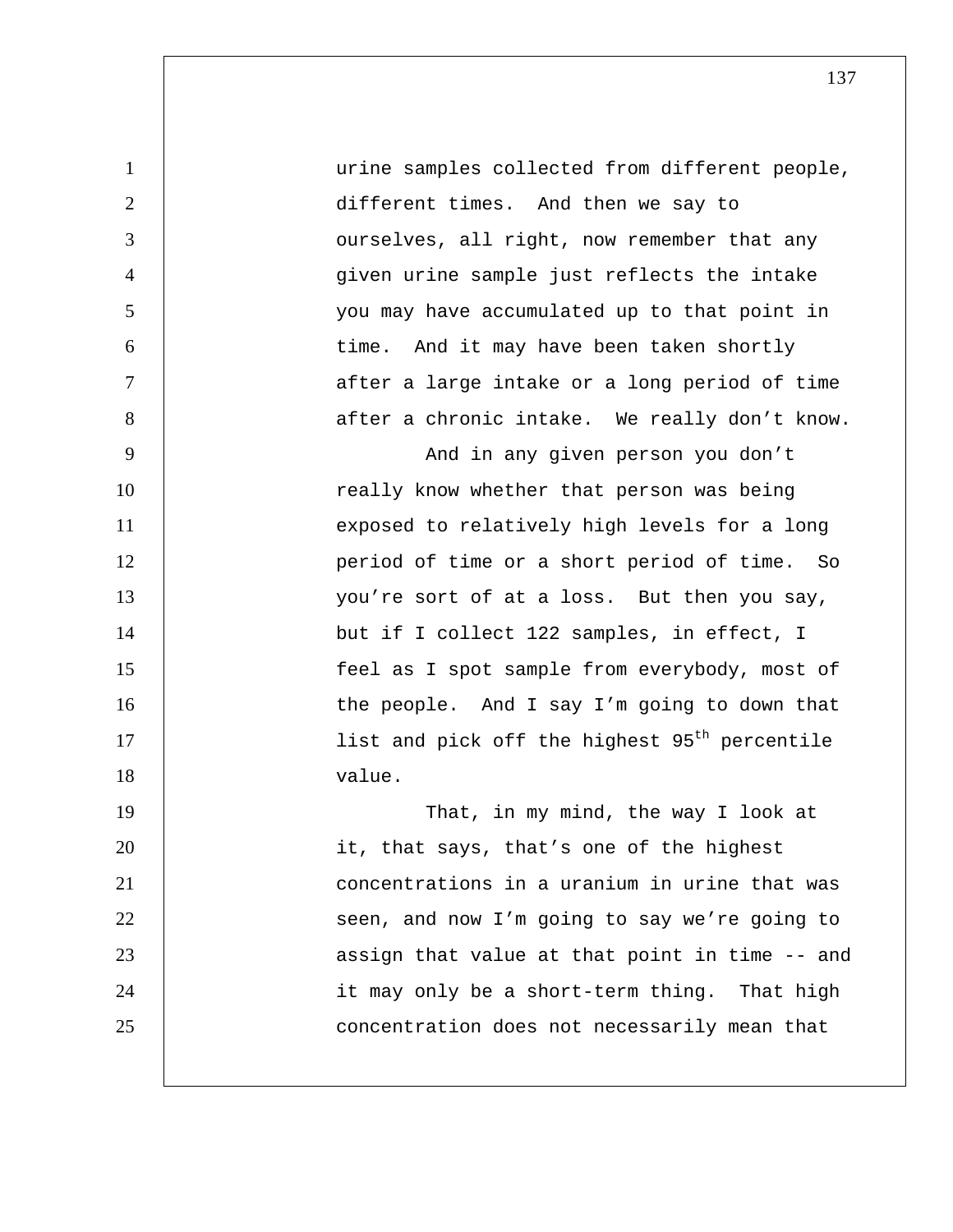urine samples collected from different people, different times. And then we say to ourselves, all right, now remember that any given urine sample just reflects the intake you may have accumulated up to that point in time. And it may have been taken shortly after a large intake or a long period of time after a chronic intake. We really don't know.

And in any given person you don't really know whether that person was being exposed to relatively high levels for a long period of time or a short period of time. So you're sort of at a loss. But then you say, but if I collect 122 samples, in effect, I feel as I spot sample from everybody, most of the people. And I say I'm going to down that list and pick off the highest $95^{th}$ percentile value.

That, in my mind, the way I look at it, that says, that's one of the highest concentrations in a uranium in urine that was seen, and now I'm going to say we're going to assign that value at that point in time -- and it may only be a short-term thing. That high concentration does not necessarily mean that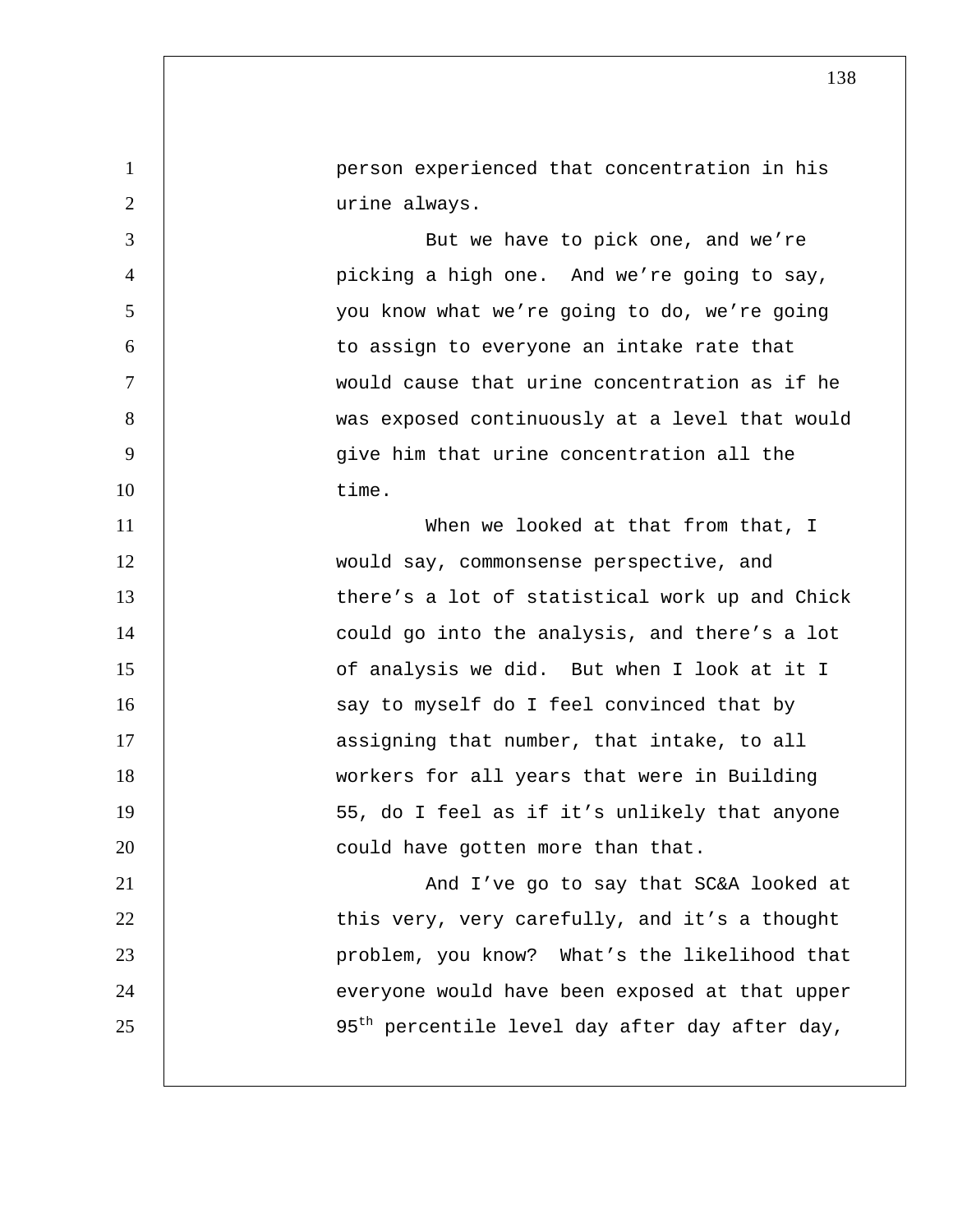person experienced that concentration in his urine always.

But we have to pick one, and we're picking a high one. And we're going to say, you know what we're going to do, we're going to assign to everyone an intake rate that would cause that urine concentration as if he was exposed continuously at a level that would give him that urine concentration all the time.

When we looked at that from that, I would say, commonsense perspective, and there's a lot of statistical work up and Chick could go into the analysis, and there's a lot of analysis we did. But when I look at it I say to myself do I feel convinced that by assigning that number, that intake, to all workers for all years that were in Building 55, do I feel as if it's unlikely that anyone could have gotten more than that.

And I've go to say that SC&A looked at this very, very carefully, and it's a thought problem, you know? What's the likelihood that everyone would have been exposed at that upper 95th percentile level day after day after day,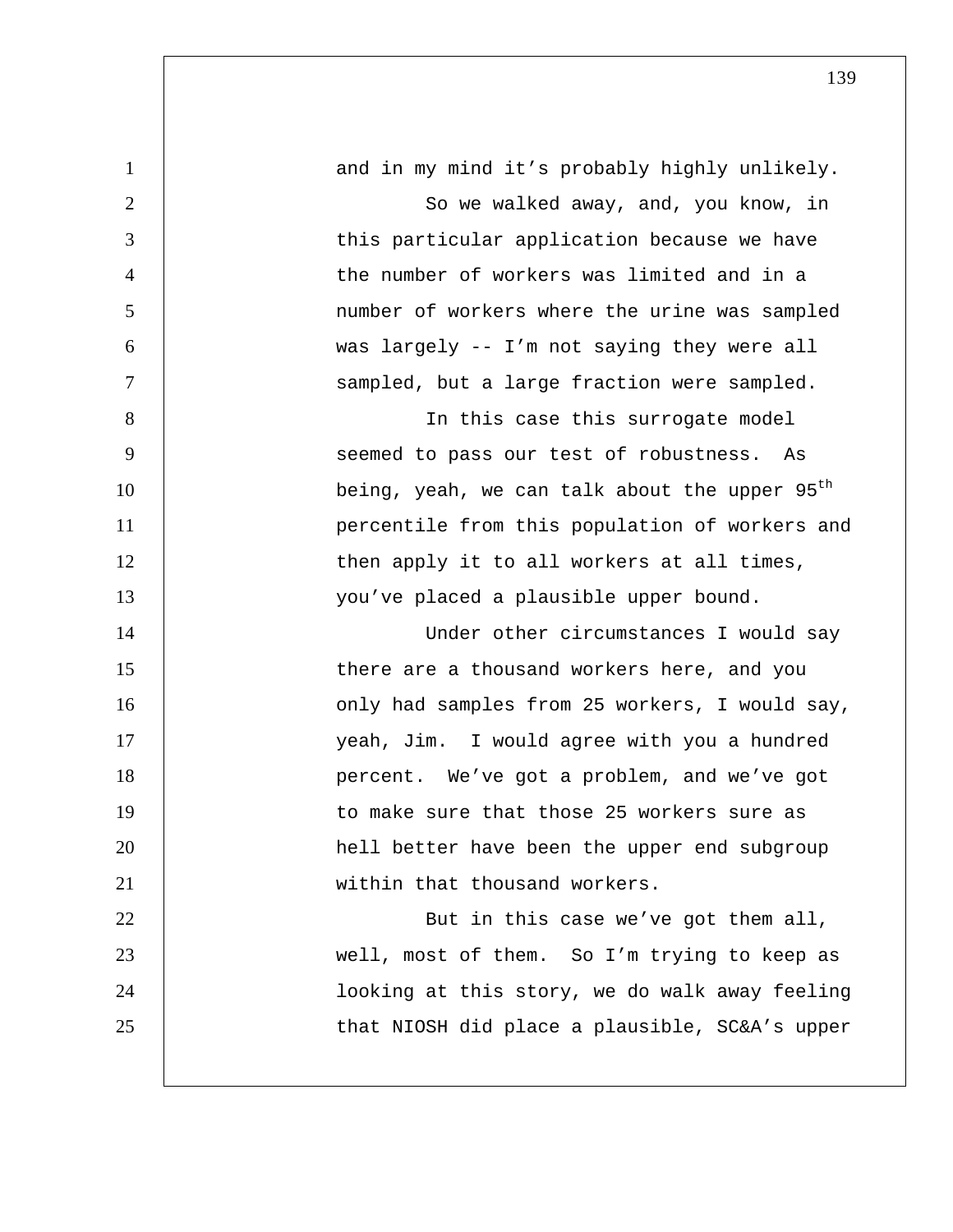and in my mind it's probably highly unlikely.

So we walked away, and, you know, in this particular application because we have the number of workers was limited and in a number of workers where the urine was sampled was largely -- I'm not saying they were all sampled, but a large fraction were sampled.

In this case this surrogate model seemed to pass our test of robustness. As being, yeah, we can talk about the upper 95th percentile from this population of workers and then apply it to all workers at all times, you've placed a plausible upper bound.

Under other circumstances I would say there are a thousand workers here, and you only had samples from 25 workers, I would say, yeah, Jim. I would agree with you a hundred percent. We've got a problem, and we've got to make sure that those 25 workers sure as hell better have been the upper end subgroup within that thousand workers.

But in this case we've got them all, well, most of them. So I'm trying to keep as looking at this story, we do walk away feeling that NIOSH did place a plausible, SC&A's upper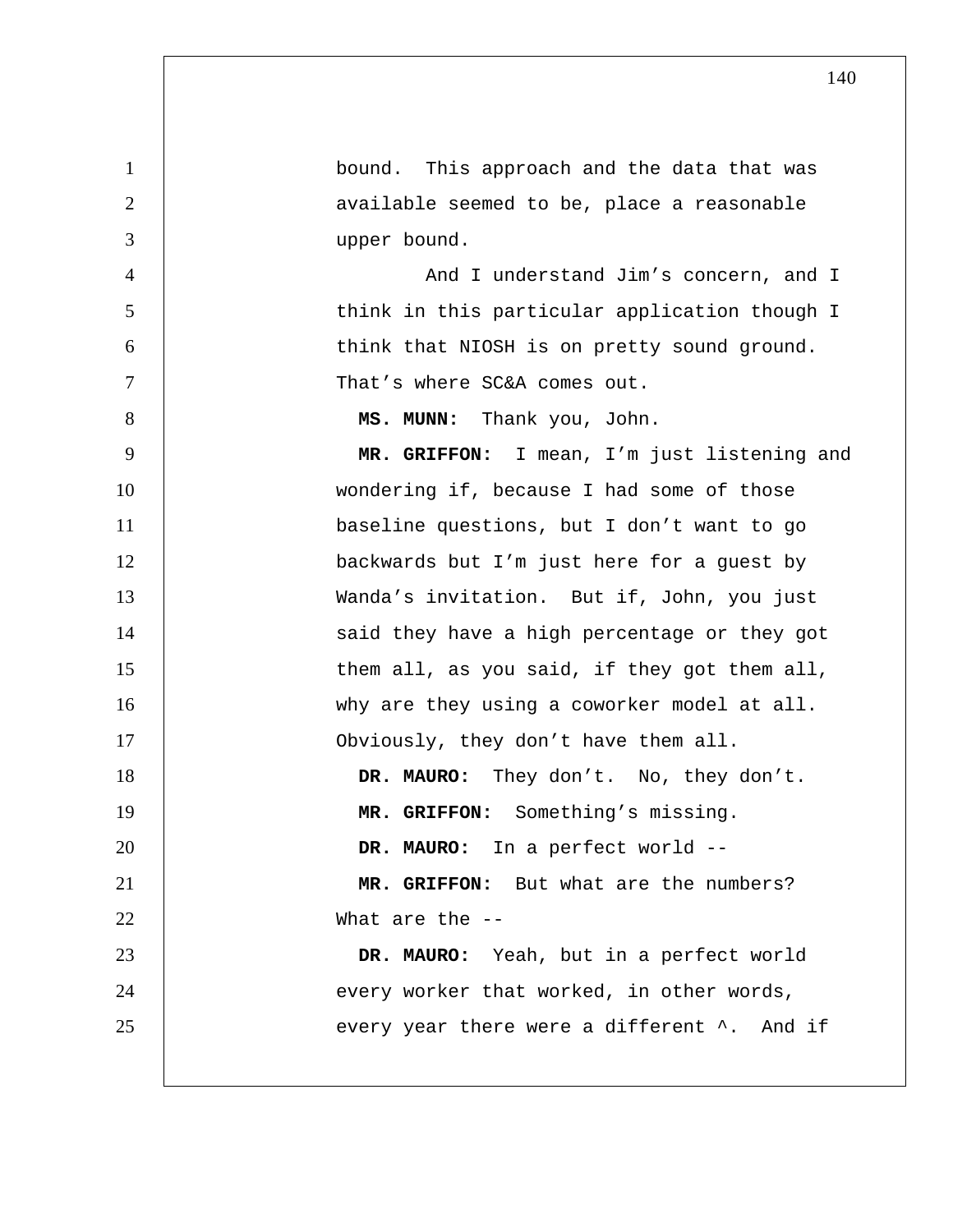bound. This approach and the data that was available seemed to be, place a reasonable upper bound.

And I understand Jim's concern, and I think in this particular application though I think that NIOSH is on pretty sound ground. That's where SC&A comes out.

**MS. MUNN:** Thank you, John.

**MR. GRIFFON:** I mean, I'm just listening and wondering if, because I had some of those baseline questions, but I don't want to go backwards but I'm just here for a guest by Wanda's invitation. But if, John, you just said they have a high percentage or they got them all, as you said, if they got them all, why are they using a coworker model at all. Obviously, they don't have them all.

**DR. MAURO:** They don't. No, they don't.

**MR. GRIFFON:** Something's missing.

**DR. MAURO:** In a perfect world --

**MR. GRIFFON:** But what are the numbers? What are the --

**DR. MAURO:** Yeah, but in a perfect world every worker that worked, in other words, every year there were a different ^. And if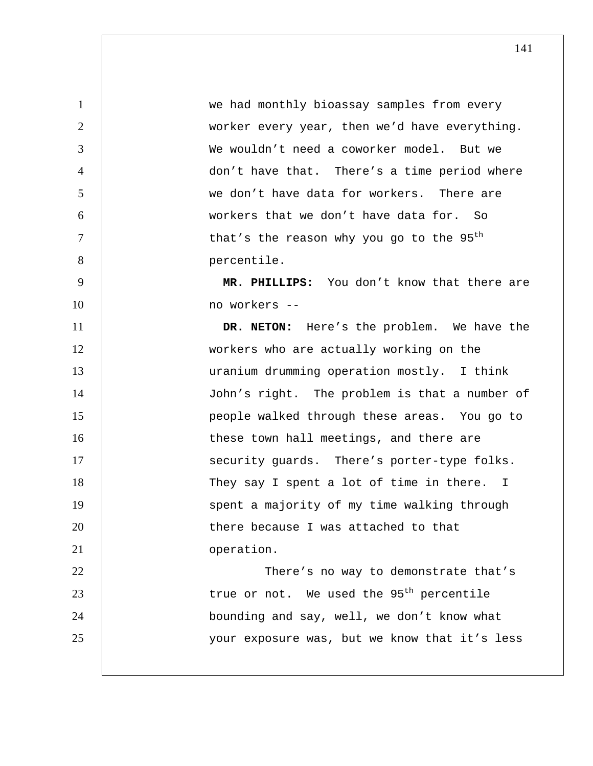we had monthly bioassay samples from every worker every year, then we'd have everything. We wouldn't need a coworker model. But we don't have that. There's a time period where we don't have data for workers. There are workers that we don't have data for. So that's the reason why you go to the 95th percentile.

**MR. PHILLIPS:** You don't know that there are no workers --

**DR. NETON:** Here's the problem. We have the workers who are actually working on the uranium drumming operation mostly. I think John's right. The problem is that a number of people walked through these areas. You go to these town hall meetings, and there are security guards. There's porter-type folks. They say I spent a lot of time in there. I spent a majority of my time walking through there because I was attached to that operation.

There's no way to demonstrate that's true or not. We used the 95th percentile bounding and say, well, we don't know what your exposure was, but we know that it's less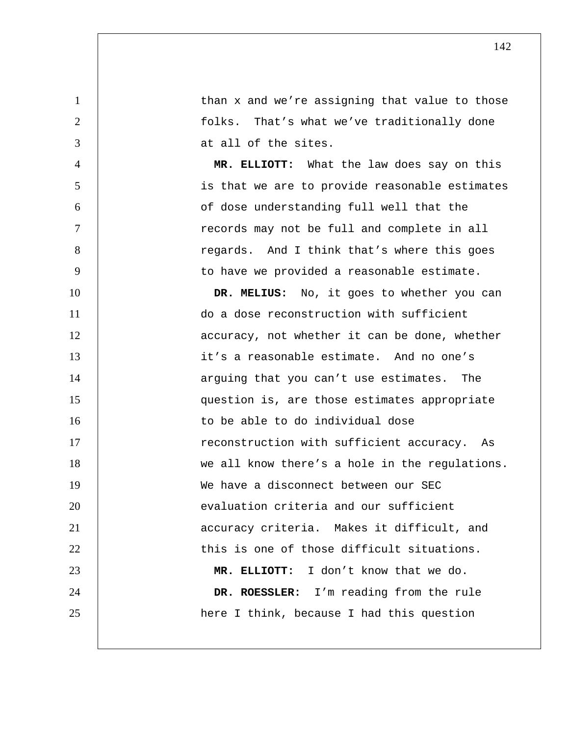than x and we're assigning that value to those folks. That's what we've traditionally done at all of the sites.

**MR. ELLIOTT:** What the law does say on this is that we are to provide reasonable estimates of dose understanding full well that the records may not be full and complete in all regards. And I think that's where this goes to have we provided a reasonable estimate.

**DR. MELIUS:** No, it goes to whether you can do a dose reconstruction with sufficient accuracy, not whether it can be done, whether it's a reasonable estimate. And no one's arguing that you can't use estimates. The question is, are those estimates appropriate to be able to do individual dose reconstruction with sufficient accuracy. As we all know there's a hole in the regulations. We have a disconnect between our SEC evaluation criteria and our sufficient accuracy criteria. Makes it difficult, and this is one of those difficult situations.

**MR. ELLIOTT:** I don't know that we do.

**DR. ROESSLER:** I'm reading from the rule here I think, because I had this question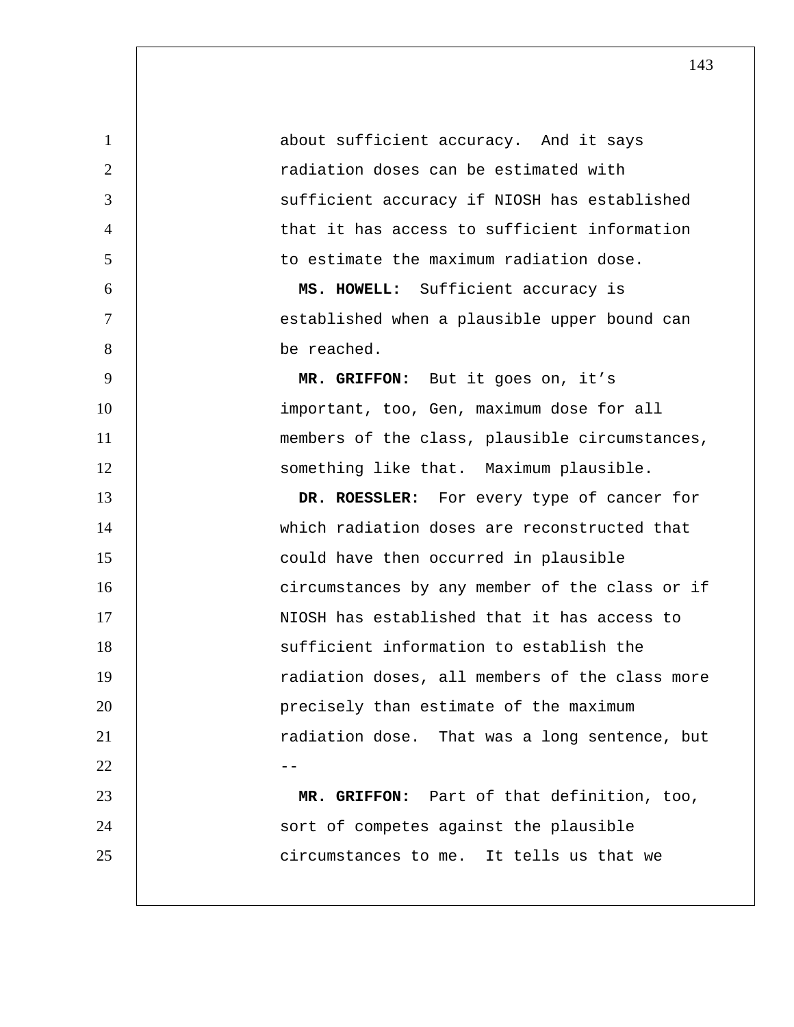about sufficient accuracy. And it says radiation doses can be estimated with sufficient accuracy if NIOSH has established that it has access to sufficient information to estimate the maximum radiation dose.

**MS. HOWELL:** Sufficient accuracy is established when a plausible upper bound can be reached.

**MR. GRIFFON:** But it goes on, it's important, too, Gen, maximum dose for all members of the class, plausible circumstances, something like that. Maximum plausible.

**DR. ROESSLER:** For every type of cancer for which radiation doses are reconstructed that could have then occurred in plausible circumstances by any member of the class or if NIOSH has established that it has access to sufficient information to establish the radiation doses, all members of the class more precisely than estimate of the maximum radiation dose. That was a long sentence, but --

**MR. GRIFFON:** Part of that definition, too, sort of competes against the plausible circumstances to me. It tells us that we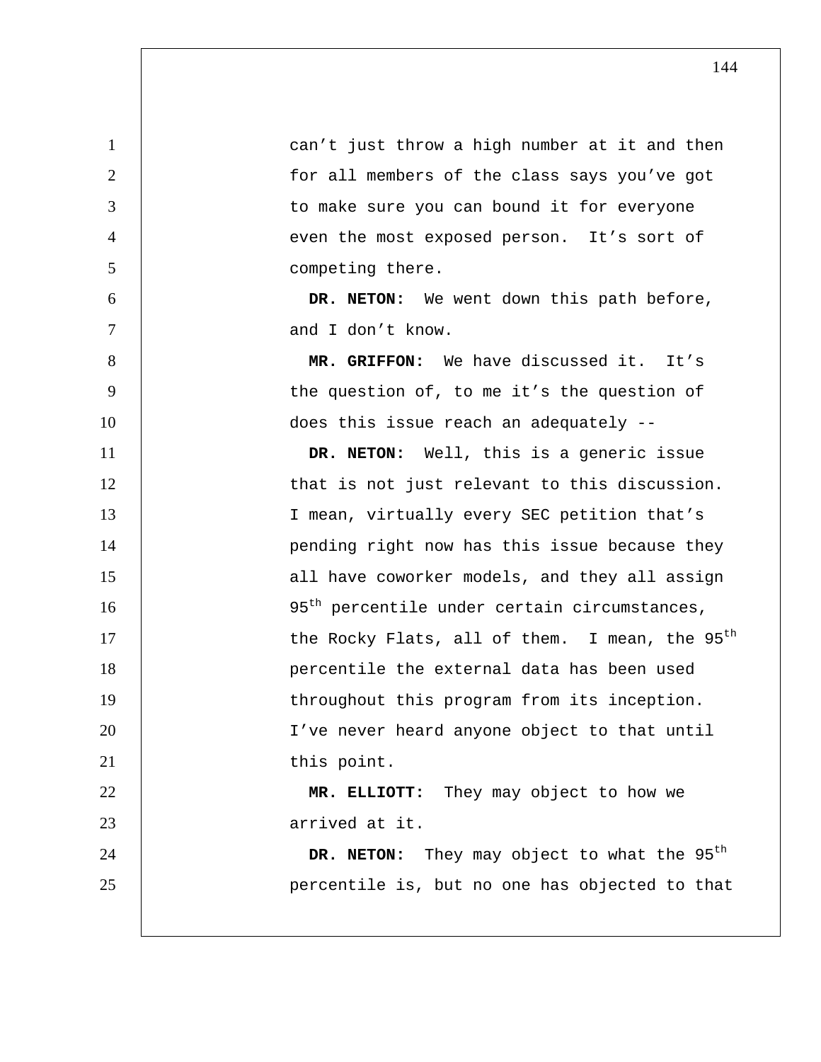can't just throw a high number at it and then for all members of the class says you've got to make sure you can bound it for everyone even the most exposed person. It's sort of competing there.

**DR. NETON:** We went down this path before, and I don't know.

**MR. GRIFFON:** We have discussed it. It's the question of, to me it's the question of does this issue reach an adequately --

**DR. NETON:** Well, this is a generic issue that is not just relevant to this discussion. I mean, virtually every SEC petition that's pending right now has this issue because they all have coworker models, and they all assign 95th percentile under certain circumstances, the Rocky Flats, all of them. I mean, the 95th percentile the external data has been used throughout this program from its inception. I've never heard anyone object to that until this point.

**MR. ELLIOTT:** They may object to how we arrived at it.

**DR. NETON:** They may object to what the 95th percentile is, but no one has objected to that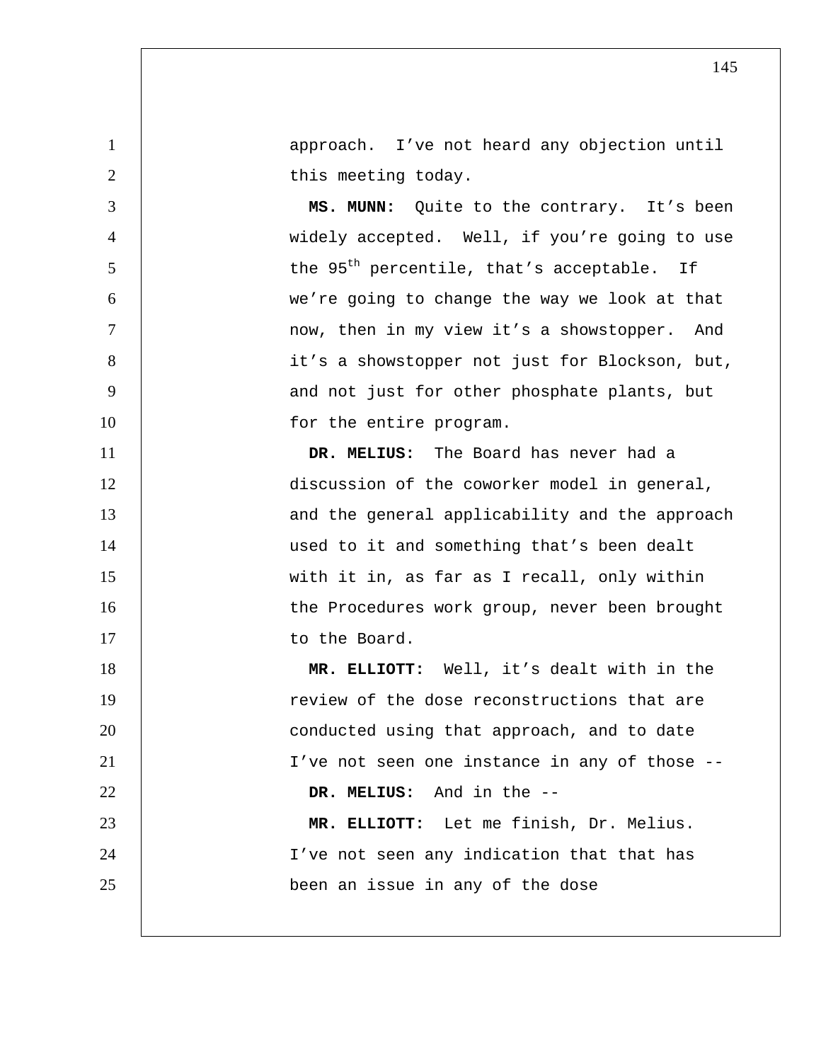approach. I've not heard any objection until this meeting today.

**MS. MUNN:** Quite to the contrary. It's been widely accepted. Well, if you're going to use the $95^{th}$ percentile, that's acceptable. If we're going to change the way we look at that now, then in my view it's a showstopper. And it's a showstopper not just for Blockson, but, and not just for other phosphate plants, but for the entire program.

**DR. MELIUS:** The Board has never had a discussion of the coworker model in general, and the general applicability and the approach used to it and something that's been dealt with it in, as far as I recall, only within the Procedures work group, never been brought to the Board.

**MR. ELLIOTT:** Well, it's dealt with in the review of the dose reconstructions that are conducted using that approach, and to date I've not seen one instance in any of those --

**DR. MELIUS:** And in the --

**MR. ELLIOTT:** Let me finish, Dr. Melius. I've not seen any indication that that has been an issue in any of the dose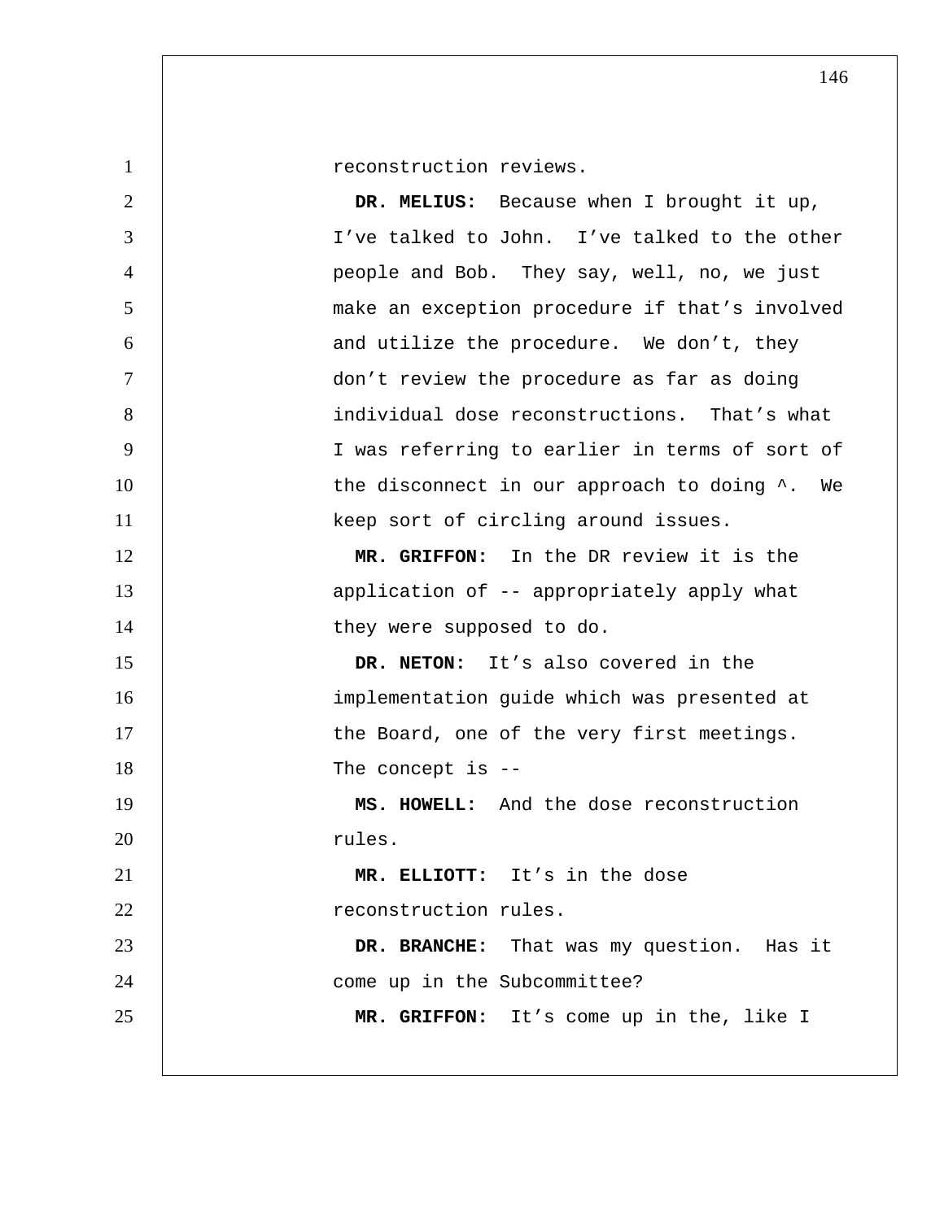reconstruction reviews.

**DR. MELIUS:** Because when I brought it up, I've talked to John. I've talked to the other people and Bob. They say, well, no, we just make an exception procedure if that's involved and utilize the procedure. We don't, they don't review the procedure as far as doing individual dose reconstructions. That's what I was referring to earlier in terms of sort of the disconnect in our approach to doing ^. We keep sort of circling around issues.

**MR. GRIFFON:** In the DR review it is the application of -- appropriately apply what they were supposed to do.

**DR. NETON:** It's also covered in the implementation guide which was presented at the Board, one of the very first meetings. The concept is --

**MS. HOWELL:** And the dose reconstruction rules.

**MR. ELLIOTT:** It's in the dose reconstruction rules.

**DR. BRANCHE:** That was my question. Has it come up in the Subcommittee?

**MR. GRIFFON:** It's come up in the, like I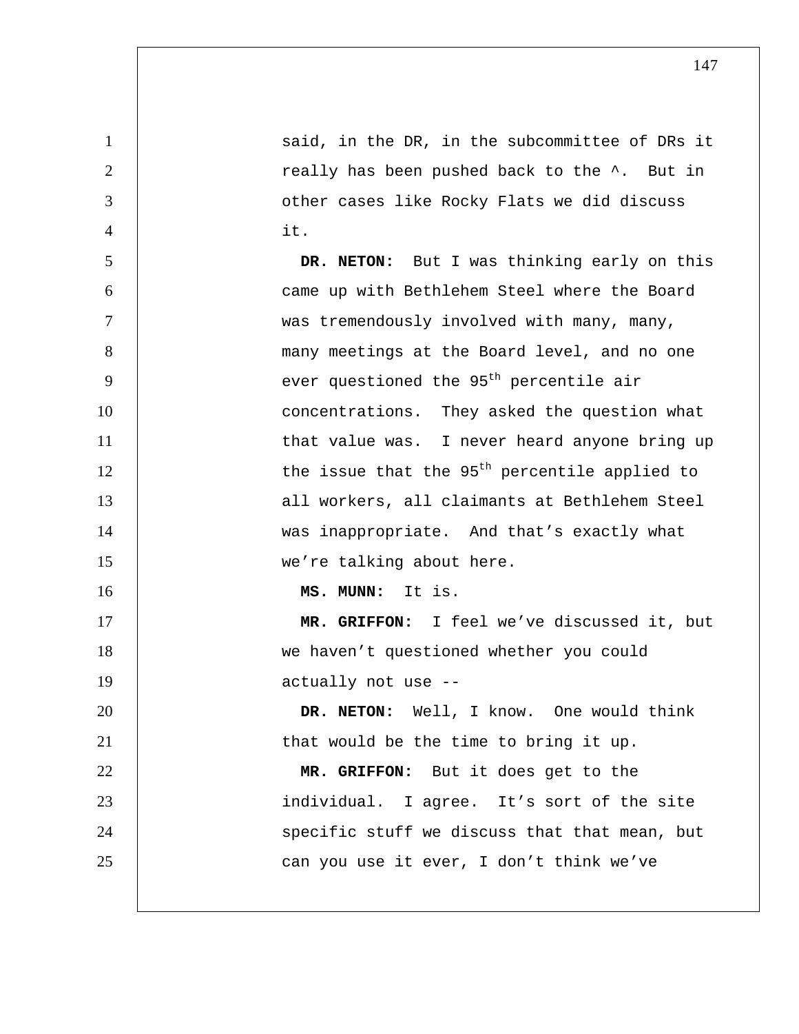said, in the DR, in the subcommittee of DRs it really has been pushed back to the ^. But in other cases like Rocky Flats we did discuss it.

**DR. NETON:** But I was thinking early on this came up with Bethlehem Steel where the Board was tremendously involved with many, many, many meetings at the Board level, and no one ever questioned the $95^{th}$ percentile air concentrations. They asked the question what that value was. I never heard anyone bring up the issue that the $95^{th}$ percentile applied to all workers, all claimants at Bethlehem Steel was inappropriate. And that's exactly what we're talking about here.

**MS. MUNN:** It is.

**MR. GRIFFON:** I feel we've discussed it, but we haven't questioned whether you could actually not use --

**DR. NETON:** Well, I know. One would think that would be the time to bring it up.

**MR. GRIFFON:** But it does get to the individual. I agree. It's sort of the site specific stuff we discuss that that mean, but can you use it ever, I don't think we've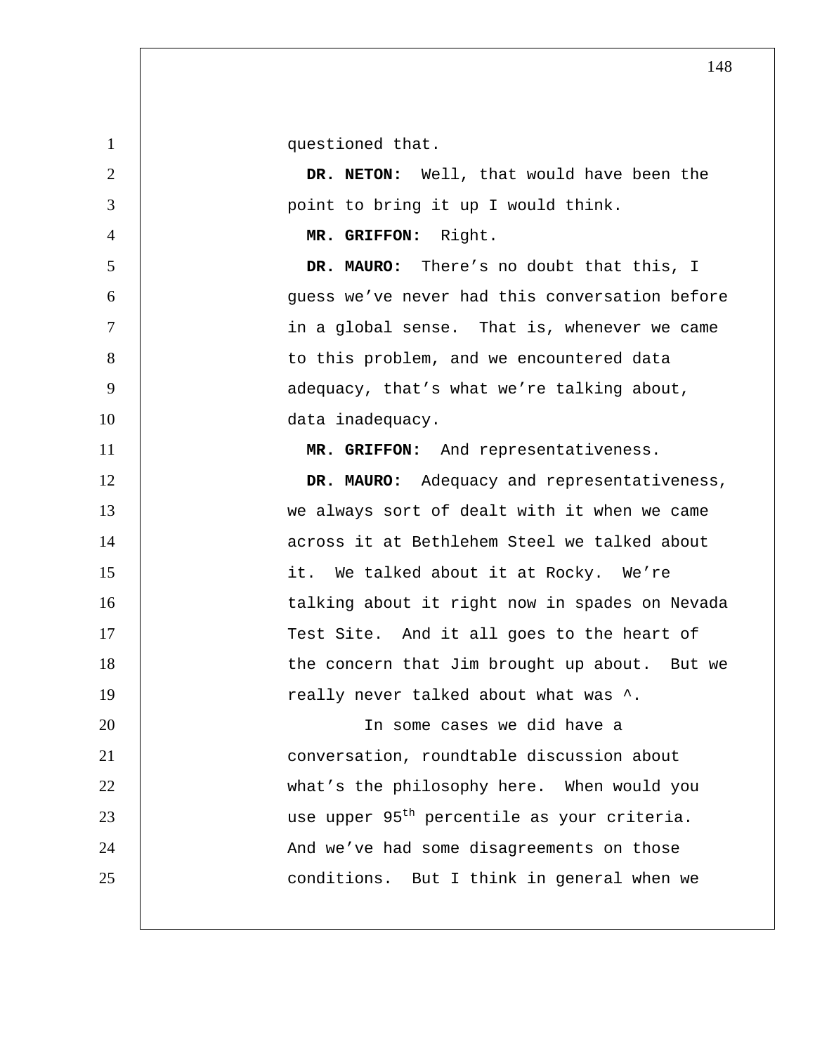questioned that.

**DR. NETON:** Well, that would have been the point to bring it up I would think.

**MR. GRIFFON:** Right.

**DR. MAURO:** There's no doubt that this, I guess we've never had this conversation before in a global sense. That is, whenever we came to this problem, and we encountered data adequacy, that's what we're talking about, data inadequacy.

**MR. GRIFFON:** And representativeness.

**DR. MAURO:** Adequacy and representativeness, we always sort of dealt with it when we came across it at Bethlehem Steel we talked about it. We talked about it at Rocky. We're talking about it right now in spades on Nevada Test Site. And it all goes to the heart of the concern that Jim brought up about. But we really never talked about what was ^.

In some cases we did have a conversation, roundtable discussion about what's the philosophy here. When would you use upper 95$^{th}$ percentile as your criteria. And we've had some disagreements on those conditions. But I think in general when we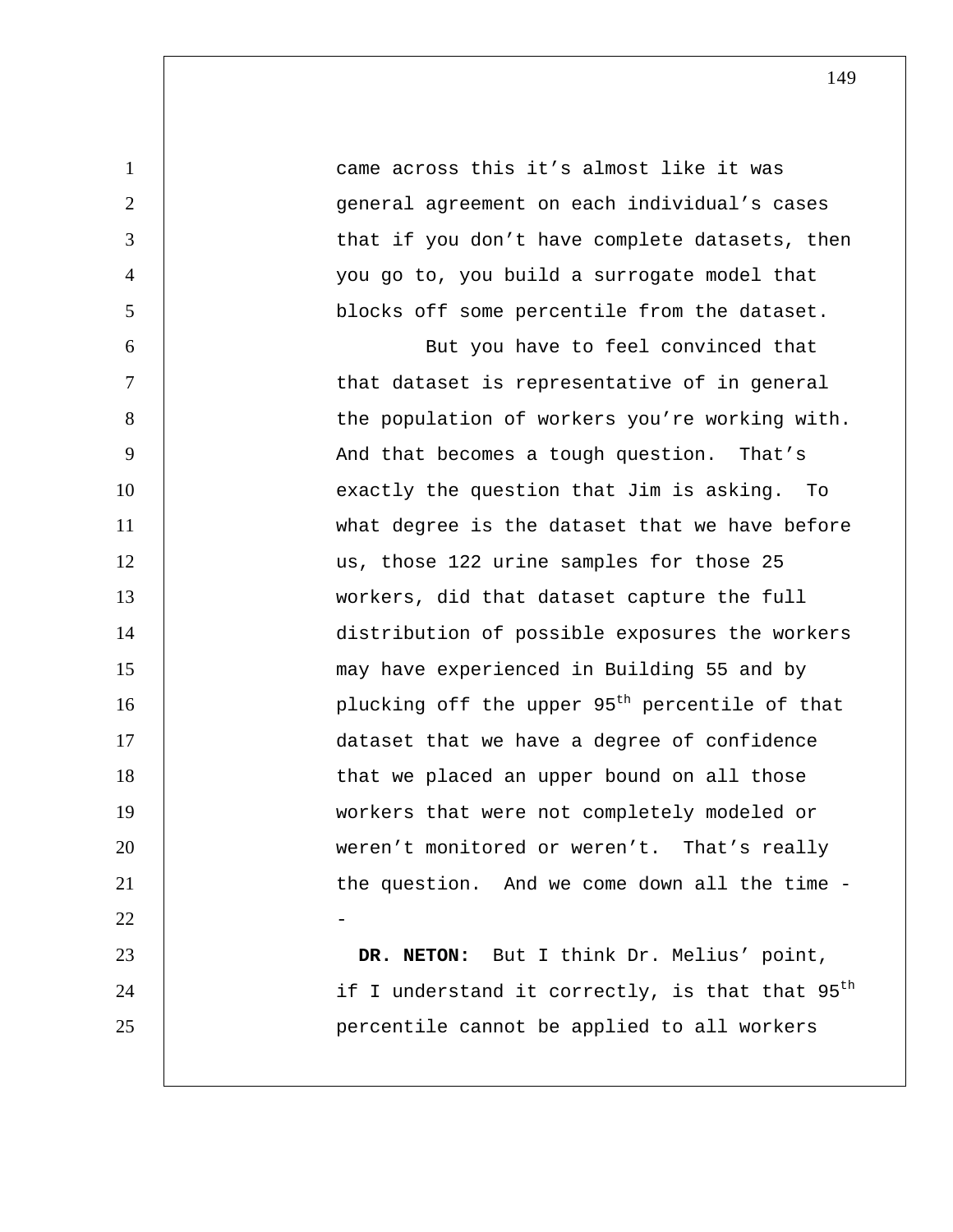came across this it's almost like it was general agreement on each individual's cases that if you don't have complete datasets, then you go to, you build a surrogate model that blocks off some percentile from the dataset.

But you have to feel convinced that that dataset is representative of in general the population of workers you're working with. And that becomes a tough question. That's exactly the question that Jim is asking. To what degree is the dataset that we have before us, those 122 urine samples for those 25 workers, did that dataset capture the full distribution of possible exposures the workers may have experienced in Building 55 and by plucking off the upper 95th percentile of that dataset that we have a degree of confidence that we placed an upper bound on all those workers that were not completely modeled or weren't monitored or weren't. That's really the question. And we come down all the time --

**DR. NETON:** But I think Dr. Melius' point, if I understand it correctly, is that that 95th percentile cannot be applied to all workers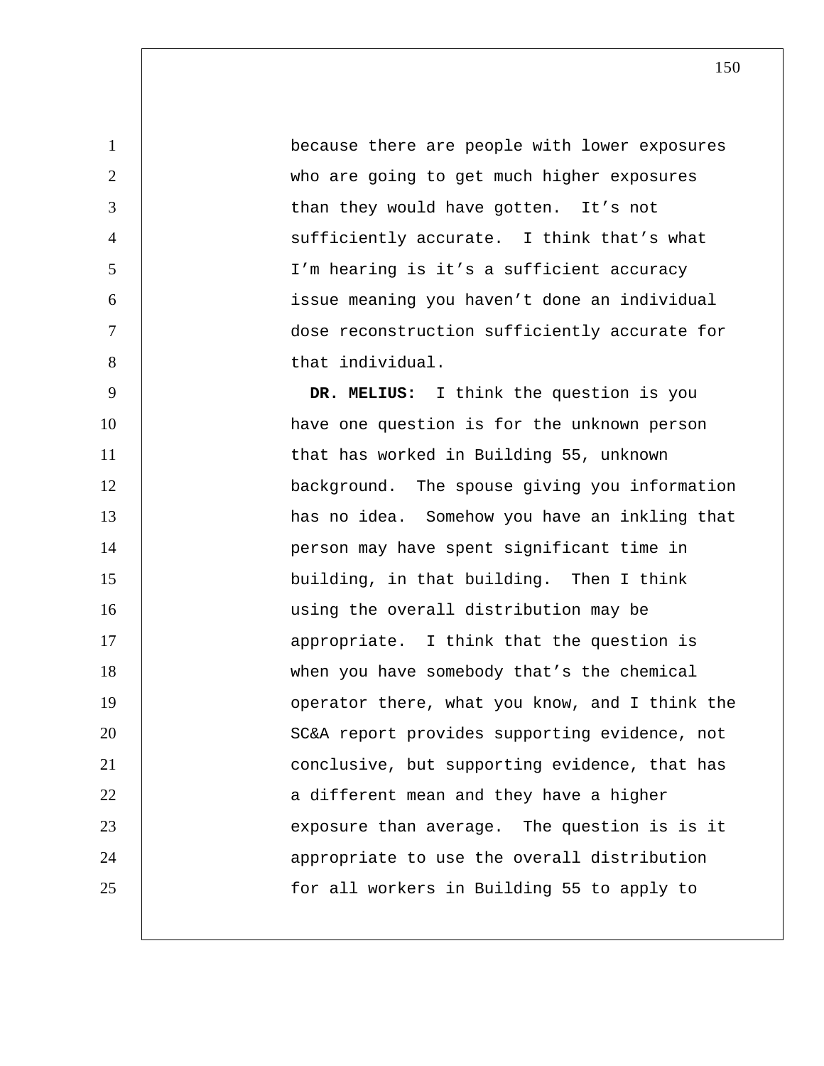because there are people with lower exposures who are going to get much higher exposures than they would have gotten. It's not sufficiently accurate. I think that's what I'm hearing is it's a sufficient accuracy issue meaning you haven't done an individual dose reconstruction sufficiently accurate for that individual.

**DR. MELIUS:** I think the question is you have one question is for the unknown person that has worked in Building 55, unknown background. The spouse giving you information has no idea. Somehow you have an inkling that person may have spent significant time in building, in that building. Then I think using the overall distribution may be appropriate. I think that the question is when you have somebody that's the chemical operator there, what you know, and I think the SC&A report provides supporting evidence, not conclusive, but supporting evidence, that has a different mean and they have a higher exposure than average. The question is is it appropriate to use the overall distribution for all workers in Building 55 to apply to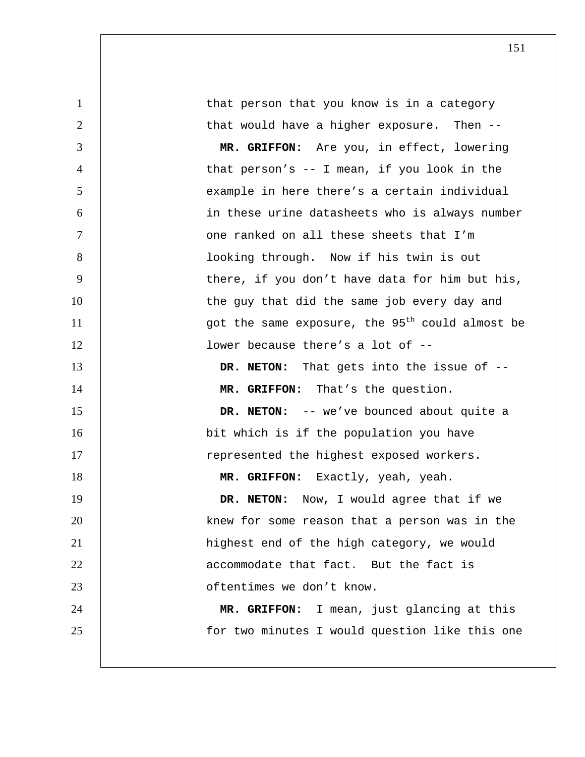that person that you know is in a category that would have a higher exposure. Then --

**MR. GRIFFON:** Are you, in effect, lowering that person's -- I mean, if you look in the example in here there's a certain individual in these urine datasheets who is always number one ranked on all these sheets that I'm looking through. Now if his twin is out there, if you don't have data for him but his, the guy that did the same job every day and got the same exposure, the 95th could almost be lower because there's a lot of --

**DR. NETON:** That gets into the issue of --

**MR. GRIFFON:** That's the question.

**DR. NETON:** -- we've bounced about quite a bit which is if the population you have represented the highest exposed workers.

**MR. GRIFFON:** Exactly, yeah, yeah.

**DR. NETON:** Now, I would agree that if we knew for some reason that a person was in the highest end of the high category, we would accommodate that fact. But the fact is oftentimes we don't know.

**MR. GRIFFON:** I mean, just glancing at this for two minutes I would question like this one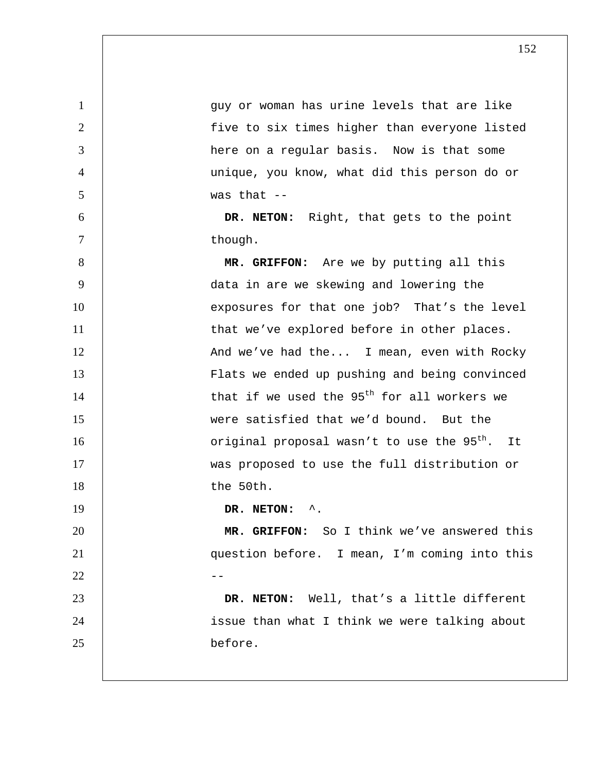guy or woman has urine levels that are like five to six times higher than everyone listed here on a regular basis. Now is that some unique, you know, what did this person do or was that --

**DR. NETON:** Right, that gets to the point though.

**MR. GRIFFON:** Are we by putting all this data in are we skewing and lowering the exposures for that one job? That's the level that we've explored before in other places. And we've had the... I mean, even with Rocky Flats we ended up pushing and being convinced that if we used the 95th for all workers we were satisfied that we'd bound. But the original proposal wasn't to use the 95th. It was proposed to use the full distribution or the 50th.

**DR. NETON:** ^.

**MR. GRIFFON:** So I think we've answered this question before. I mean, I'm coming into this --

**DR. NETON:** Well, that's a little different issue than what I think we were talking about before.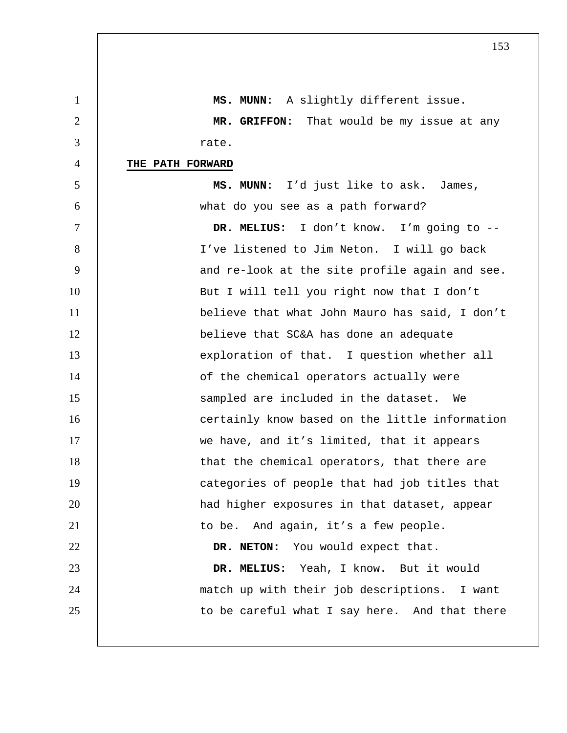**MS. MUNN:** A slightly different issue.

**MR. GRIFFON:** That would be my issue at any rate.

**THE PATH FORWARD**

**MS. MUNN:** I'd just like to ask. James, what do you see as a path forward?

**DR. MELIUS:** I don't know. I'm going to -- I've listened to Jim Neton. I will go back and re-look at the site profile again and see. But I will tell you right now that I don't believe that what John Mauro has said, I don't believe that SC&A has done an adequate exploration of that. I question whether all of the chemical operators actually were sampled are included in the dataset. We certainly know based on the little information we have, and it's limited, that it appears that the chemical operators, that there are categories of people that had job titles that had higher exposures in that dataset, appear to be. And again, it's a few people.

**DR. NETON:** You would expect that.

**DR. MELIUS:** Yeah, I know. But it would match up with their job descriptions. I want to be careful what I say here. And that there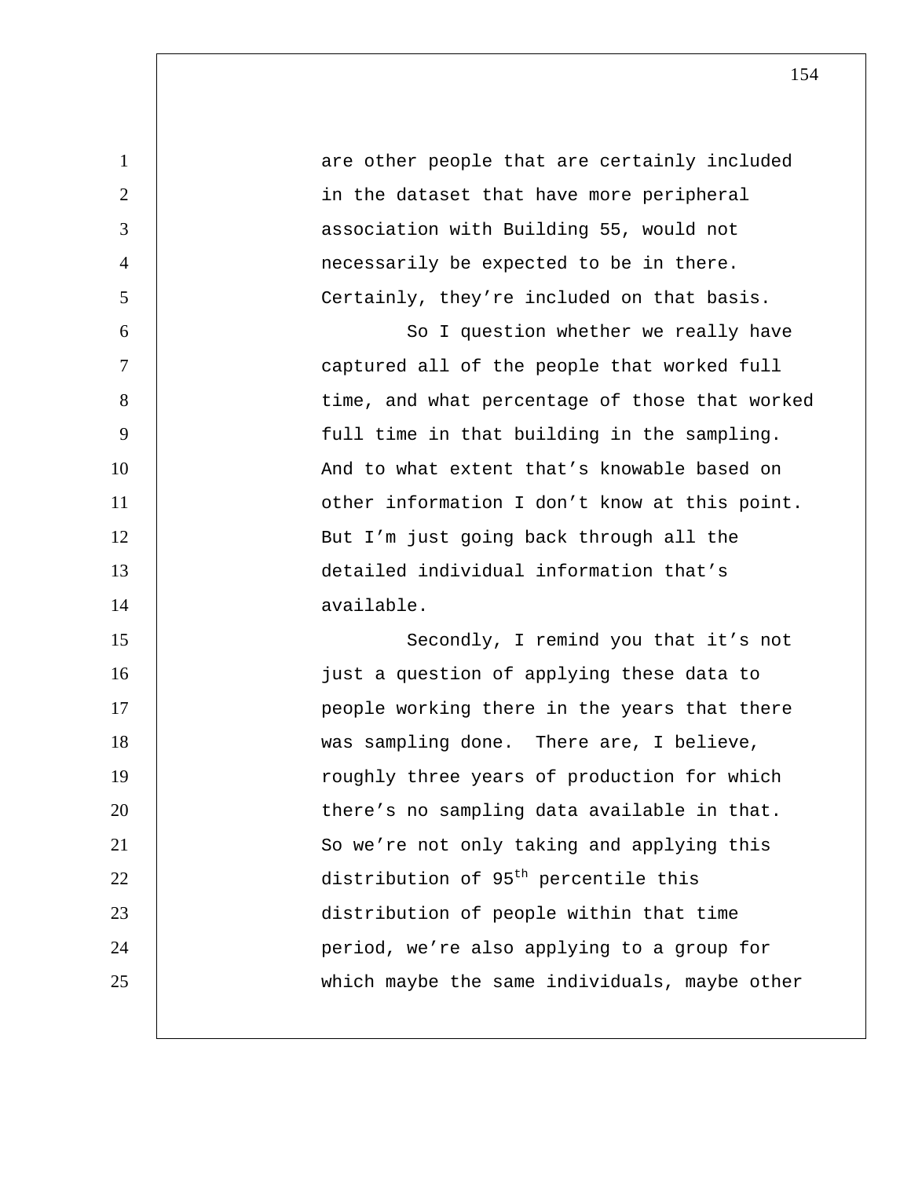are other people that are certainly included in the dataset that have more peripheral association with Building 55, would not necessarily be expected to be in there. Certainly, they're included on that basis.

So I question whether we really have captured all of the people that worked full time, and what percentage of those that worked full time in that building in the sampling. And to what extent that's knowable based on other information I don't know at this point. But I'm just going back through all the detailed individual information that's available.

Secondly, I remind you that it's not just a question of applying these data to people working there in the years that there was sampling done. There are, I believe, roughly three years of production for which there's no sampling data available in that. So we're not only taking and applying this distribution of 95th percentile this distribution of people within that time period, we're also applying to a group for which maybe the same individuals, maybe other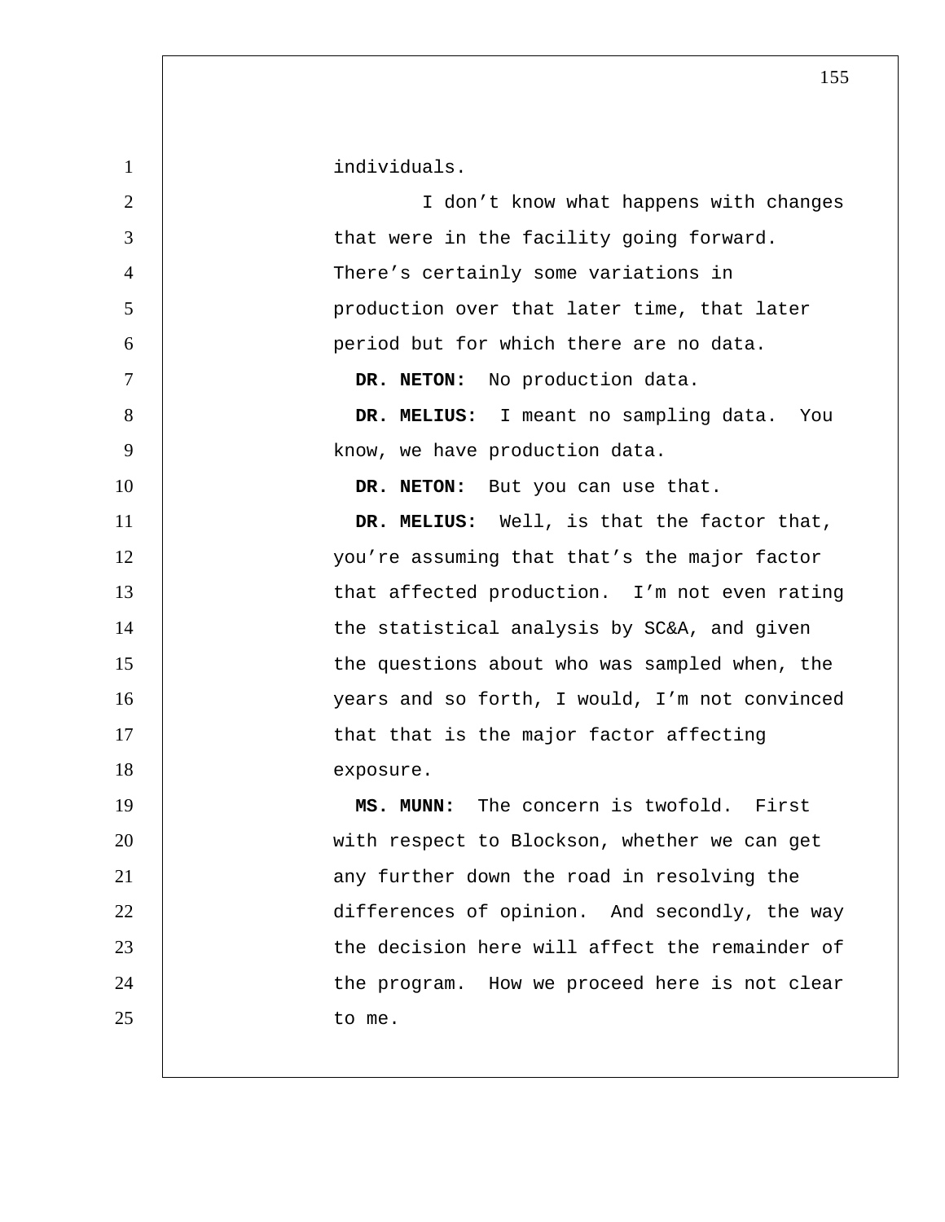individuals.

I don't know what happens with changes that were in the facility going forward. There's certainly some variations in production over that later time, that later period but for which there are no data.

**DR. NETON:** No production data.

**DR. MELIUS:** I meant no sampling data. You know, we have production data.

**DR. NETON:** But you can use that.

**DR. MELIUS:** Well, is that the factor that, you're assuming that that's the major factor that affected production. I'm not even rating the statistical analysis by SC&A, and given the questions about who was sampled when, the years and so forth, I would, I'm not convinced that that is the major factor affecting exposure.

**MS. MUNN:** The concern is twofold. First with respect to Blockson, whether we can get any further down the road in resolving the differences of opinion. And secondly, the way the decision here will affect the remainder of the program. How we proceed here is not clear to me.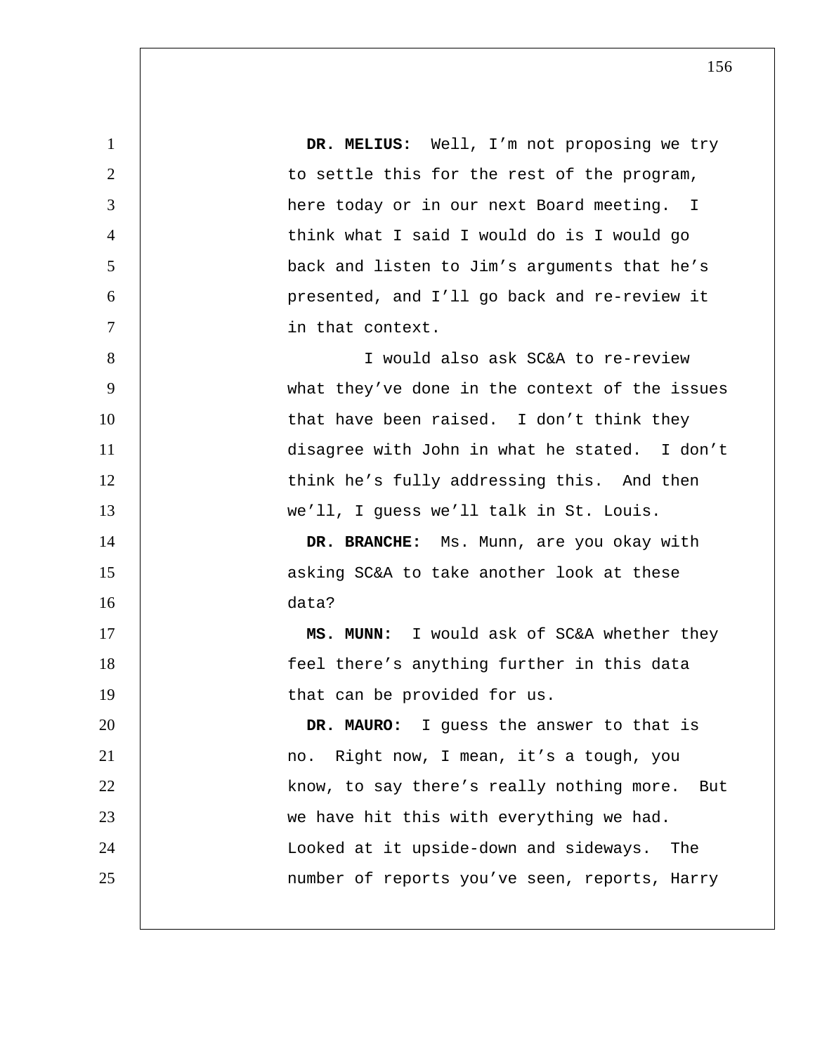**DR. MELIUS:** Well, I'm not proposing we try to settle this for the rest of the program, here today or in our next Board meeting. I think what I said I would do is I would go back and listen to Jim's arguments that he's presented, and I'll go back and re-review it in that context.

I would also ask SC&A to re-review what they've done in the context of the issues that have been raised. I don't think they disagree with John in what he stated. I don't think he's fully addressing this. And then we'll, I guess we'll talk in St. Louis.

**DR. BRANCHE:** Ms. Munn, are you okay with asking SC&A to take another look at these data?

**MS. MUNN:** I would ask of SC&A whether they feel there's anything further in this data that can be provided for us.

**DR. MAURO:** I guess the answer to that is no. Right now, I mean, it's a tough, you know, to say there's really nothing more. But we have hit this with everything we had. Looked at it upside-down and sideways. The number of reports you've seen, reports, Harry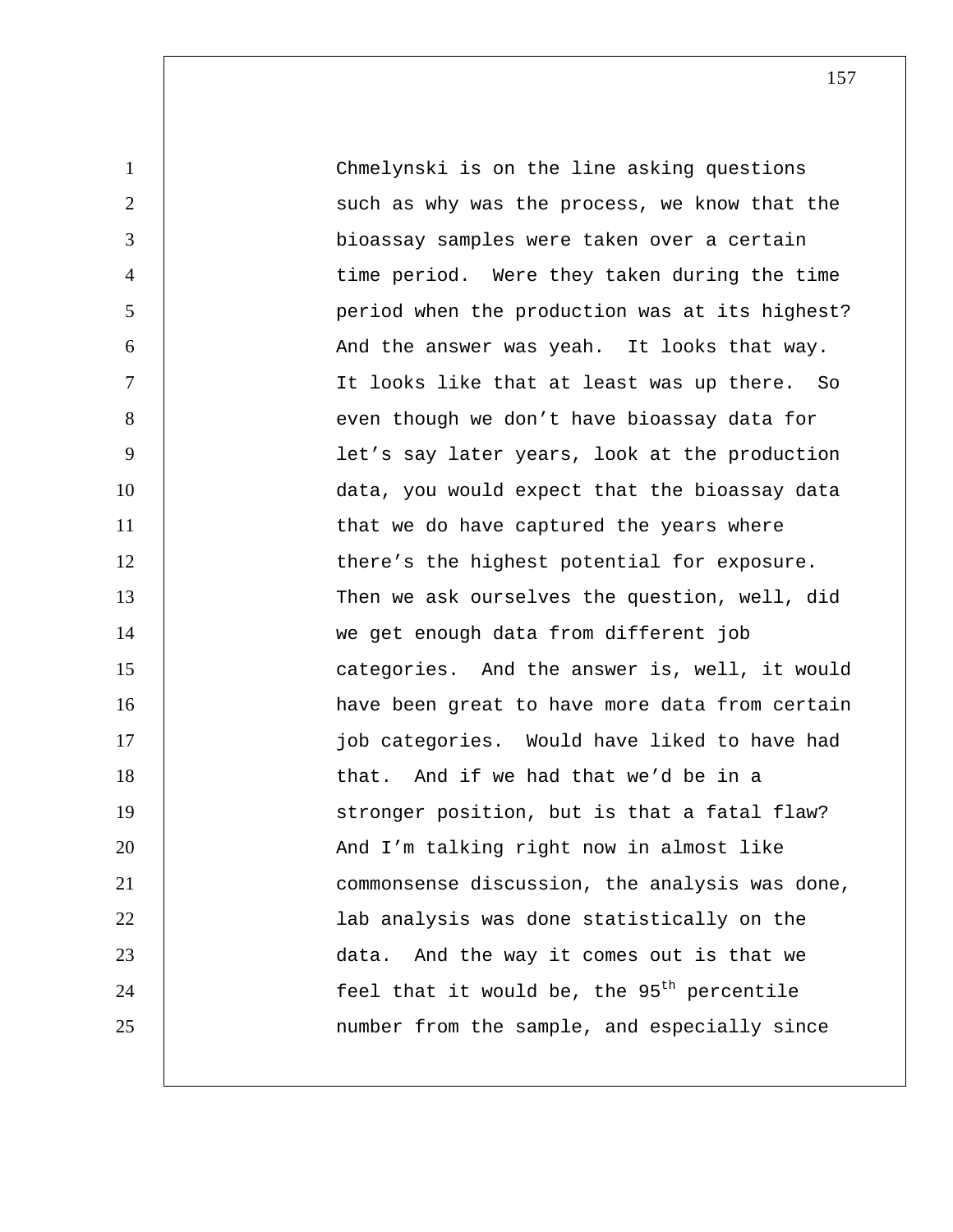Chmelynski is on the line asking questions such as why was the process, we know that the bioassay samples were taken over a certain time period. Were they taken during the time period when the production was at its highest? And the answer was yeah. It looks that way. It looks like that at least was up there. So even though we don't have bioassay data for let's say later years, look at the production data, you would expect that the bioassay data that we do have captured the years where there's the highest potential for exposure. Then we ask ourselves the question, well, did we get enough data from different job categories. And the answer is, well, it would have been great to have more data from certain job categories. Would have liked to have had that. And if we had that we'd be in a stronger position, but is that a fatal flaw? And I'm talking right now in almost like commonsense discussion, the analysis was done, lab analysis was done statistically on the data. And the way it comes out is that we feel that it would be, the $95^{th}$ percentile number from the sample, and especially since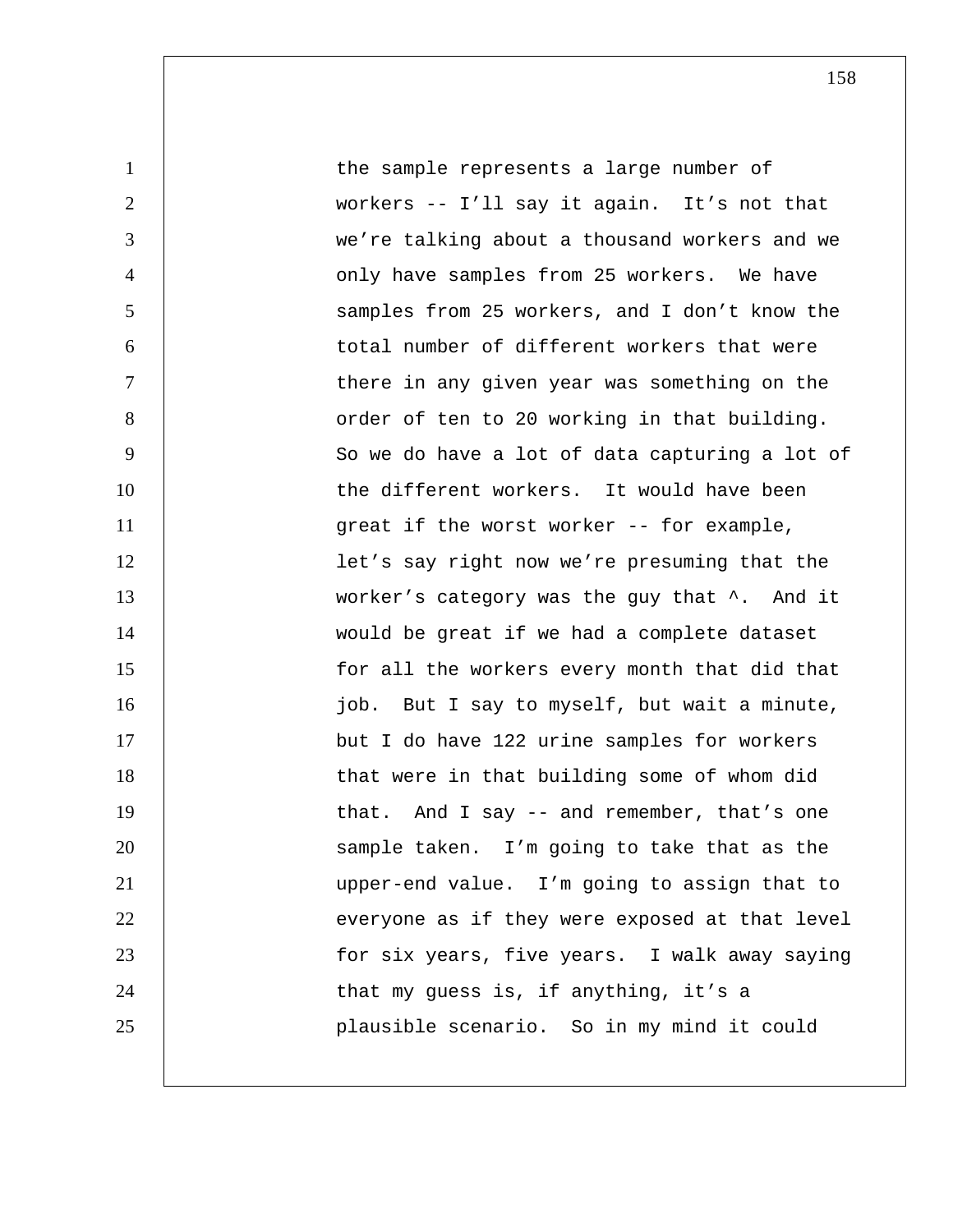the sample represents a large number of workers -- I'll say it again. It's not that we're talking about a thousand workers and we only have samples from 25 workers. We have samples from 25 workers, and I don't know the total number of different workers that were there in any given year was something on the order of ten to 20 working in that building. So we do have a lot of data capturing a lot of the different workers. It would have been great if the worst worker -- for example, let's say right now we're presuming that the worker's category was the guy that ^. And it would be great if we had a complete dataset for all the workers every month that did that job. But I say to myself, but wait a minute, but I do have 122 urine samples for workers that were in that building some of whom did that. And I say -- and remember, that's one sample taken. I'm going to take that as the upper-end value. I'm going to assign that to everyone as if they were exposed at that level for six years, five years. I walk away saying that my guess is, if anything, it's a plausible scenario. So in my mind it could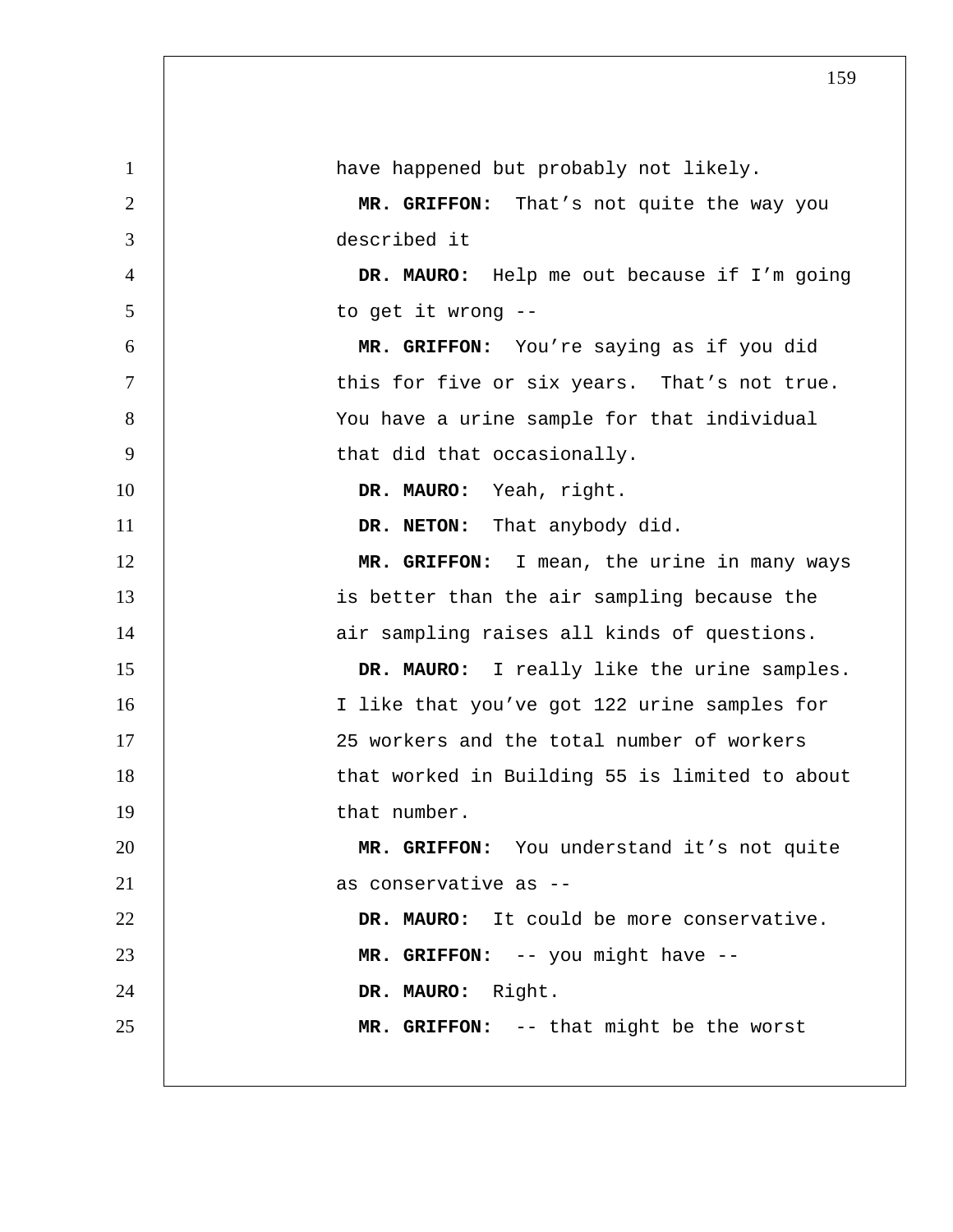have happened but probably not likely.

**MR. GRIFFON:** That's not quite the way you described it

**DR. MAURO:** Help me out because if I'm going to get it wrong --

**MR. GRIFFON:** You're saying as if you did this for five or six years. That's not true. You have a urine sample for that individual that did that occasionally.

**DR. MAURO:** Yeah, right.

**DR. NETON:** That anybody did.

**MR. GRIFFON:** I mean, the urine in many ways is better than the air sampling because the air sampling raises all kinds of questions.

**DR. MAURO:** I really like the urine samples. I like that you've got 122 urine samples for 25 workers and the total number of workers that worked in Building 55 is limited to about that number.

**MR. GRIFFON:** You understand it's not quite as conservative as --

**DR. MAURO:** It could be more conservative.

**MR. GRIFFON:** -- you might have --

**DR. MAURO:** Right.

**MR. GRIFFON:** -- that might be the worst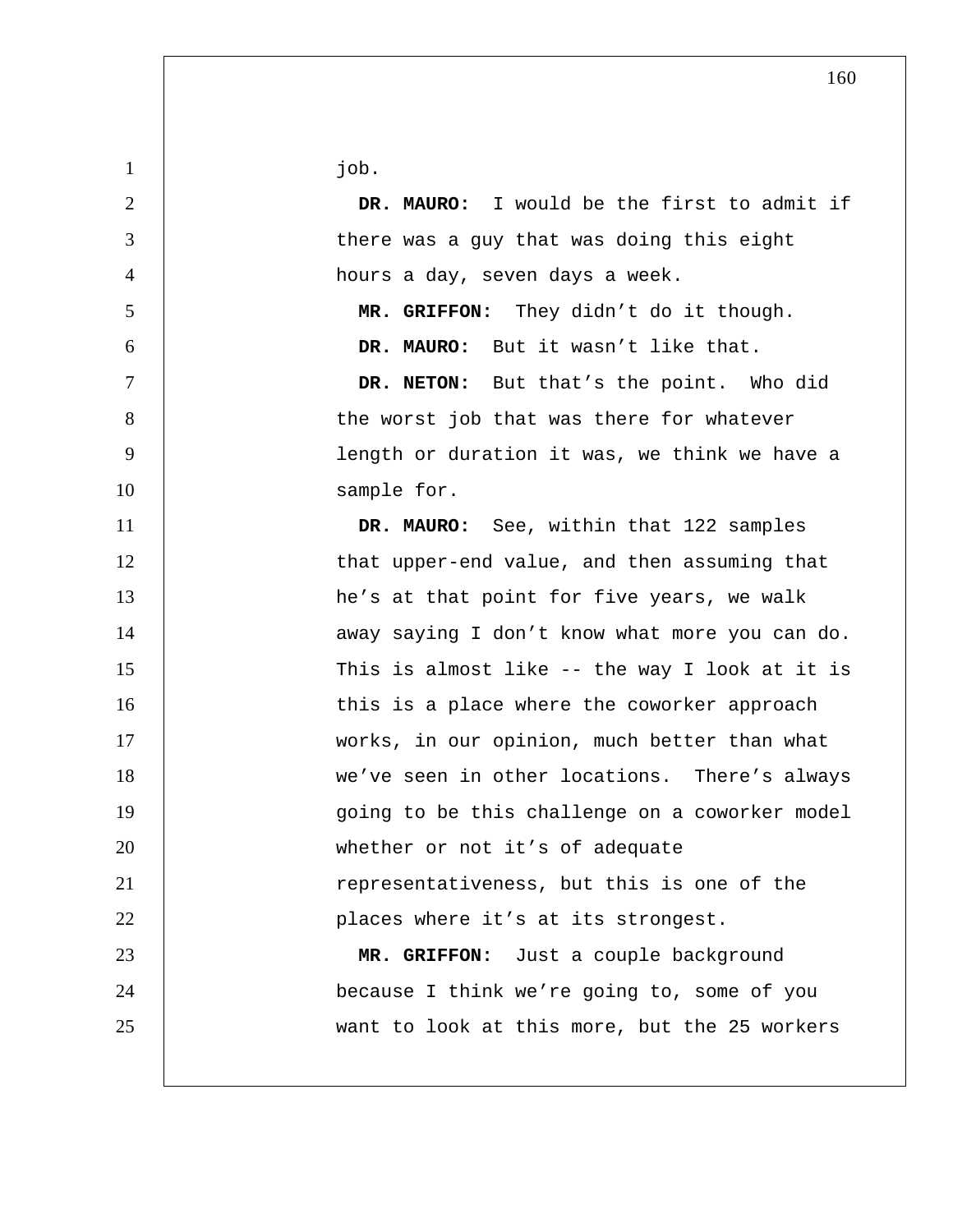job.

**DR. MAURO:** I would be the first to admit if there was a guy that was doing this eight hours a day, seven days a week.

**MR. GRIFFON:** They didn't do it though.

**DR. MAURO:** But it wasn't like that.

**DR. NETON:** But that's the point. Who did the worst job that was there for whatever length or duration it was, we think we have a sample for.

**DR. MAURO:** See, within that 122 samples that upper-end value, and then assuming that he's at that point for five years, we walk away saying I don't know what more you can do. This is almost like -- the way I look at it is this is a place where the coworker approach works, in our opinion, much better than what we've seen in other locations. There's always going to be this challenge on a coworker model whether or not it's of adequate representativeness, but this is one of the places where it's at its strongest.

**MR. GRIFFON:** Just a couple background because I think we're going to, some of you want to look at this more, but the 25 workers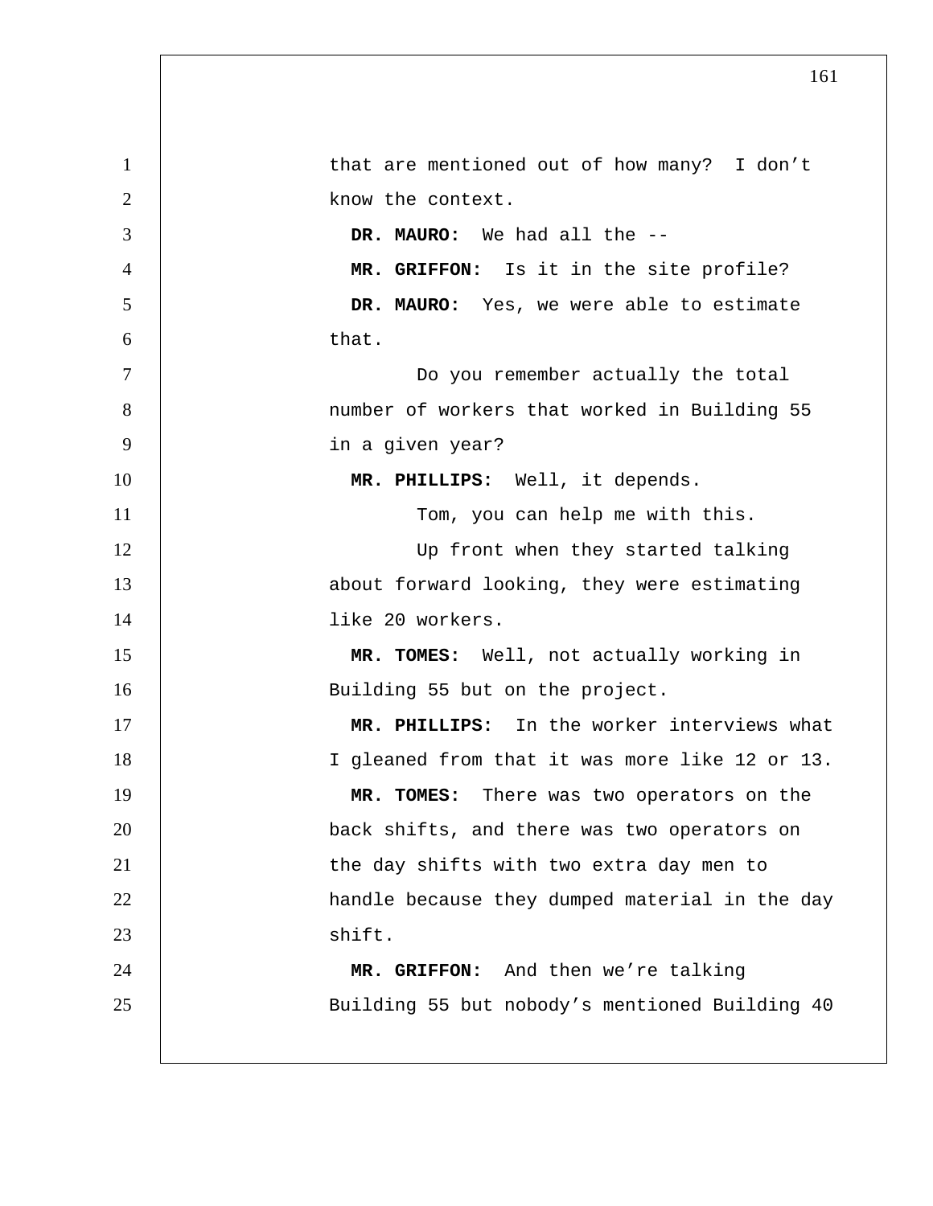that are mentioned out of how many? I don't know the context.

**DR. MAURO:** We had all the --

**MR. GRIFFON:** Is it in the site profile?

**DR. MAURO:** Yes, we were able to estimate that.

Do you remember actually the total number of workers that worked in Building 55 in a given year?

**MR. PHILLIPS:** Well, it depends.

Tom, you can help me with this.

Up front when they started talking about forward looking, they were estimating like 20 workers.

**MR. TOMES:** Well, not actually working in Building 55 but on the project.

**MR. PHILLIPS:** In the worker interviews what I gleaned from that it was more like 12 or 13.

**MR. TOMES:** There was two operators on the back shifts, and there was two operators on the day shifts with two extra day men to handle because they dumped material in the day shift.

**MR. GRIFFON:** And then we're talking Building 55 but nobody's mentioned Building 40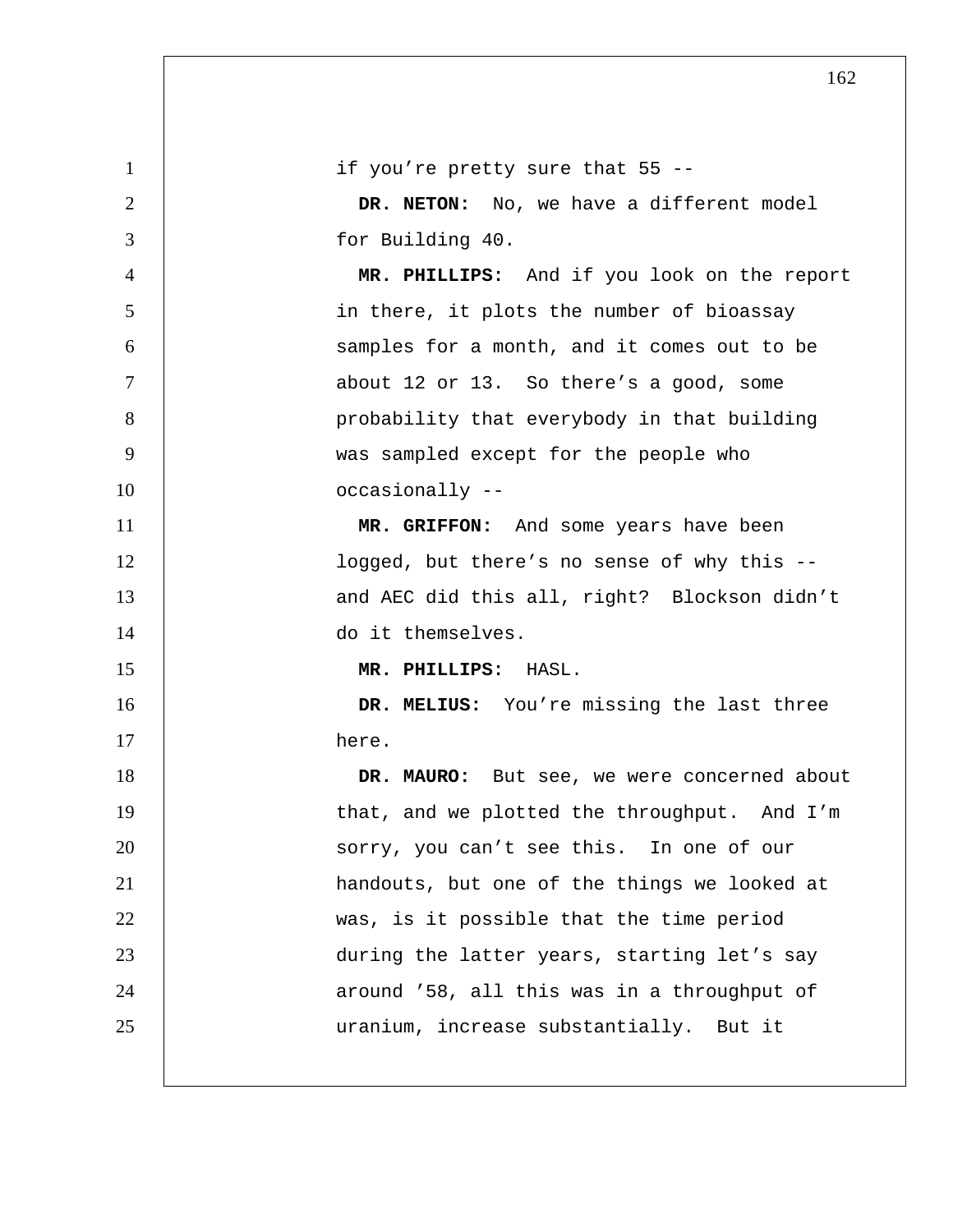if you're pretty sure that 55 --

**DR. NETON:** No, we have a different model for Building 40.

**MR. PHILLIPS:** And if you look on the report in there, it plots the number of bioassay samples for a month, and it comes out to be about 12 or 13. So there's a good, some probability that everybody in that building was sampled except for the people who occasionally --

**MR. GRIFFON:** And some years have been logged, but there's no sense of why this -- and AEC did this all, right? Blockson didn't do it themselves.

**MR. PHILLIPS:** HASL.

**DR. MELIUS:** You're missing the last three here.

**DR. MAURO:** But see, we were concerned about that, and we plotted the throughput. And I'm sorry, you can't see this. In one of our handouts, but one of the things we looked at was, is it possible that the time period during the latter years, starting let's say around '58, all this was in a throughput of uranium, increase substantially. But it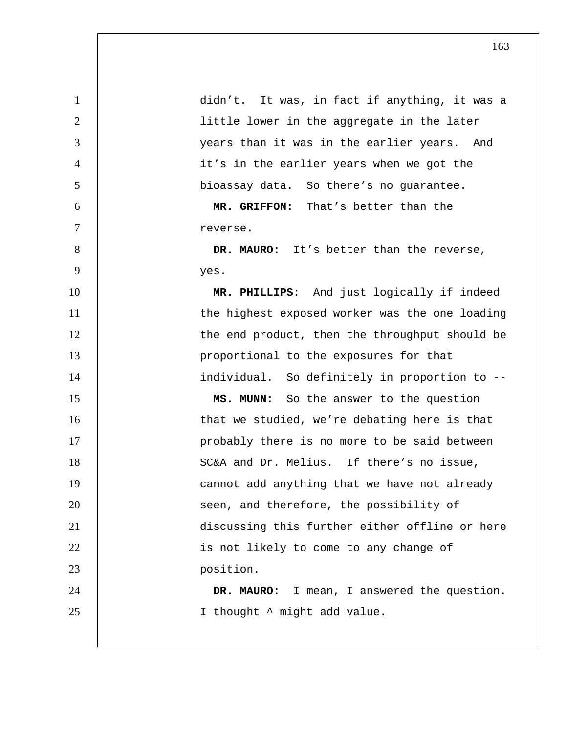didn't. It was, in fact if anything, it was a little lower in the aggregate in the later years than it was in the earlier years. And it's in the earlier years when we got the bioassay data. So there's no guarantee.

**MR. GRIFFON:** That's better than the reverse.

**DR. MAURO:** It's better than the reverse, yes.

**MR. PHILLIPS:** And just logically if indeed the highest exposed worker was the one loading the end product, then the throughput should be proportional to the exposures for that individual. So definitely in proportion to --

**MS. MUNN:** So the answer to the question that we studied, we're debating here is that probably there is no more to be said between SC&A and Dr. Melius. If there's no issue, cannot add anything that we have not already seen, and therefore, the possibility of discussing this further either offline or here is not likely to come to any change of position.

**DR. MAURO:** I mean, I answered the question. I thought ^ might add value.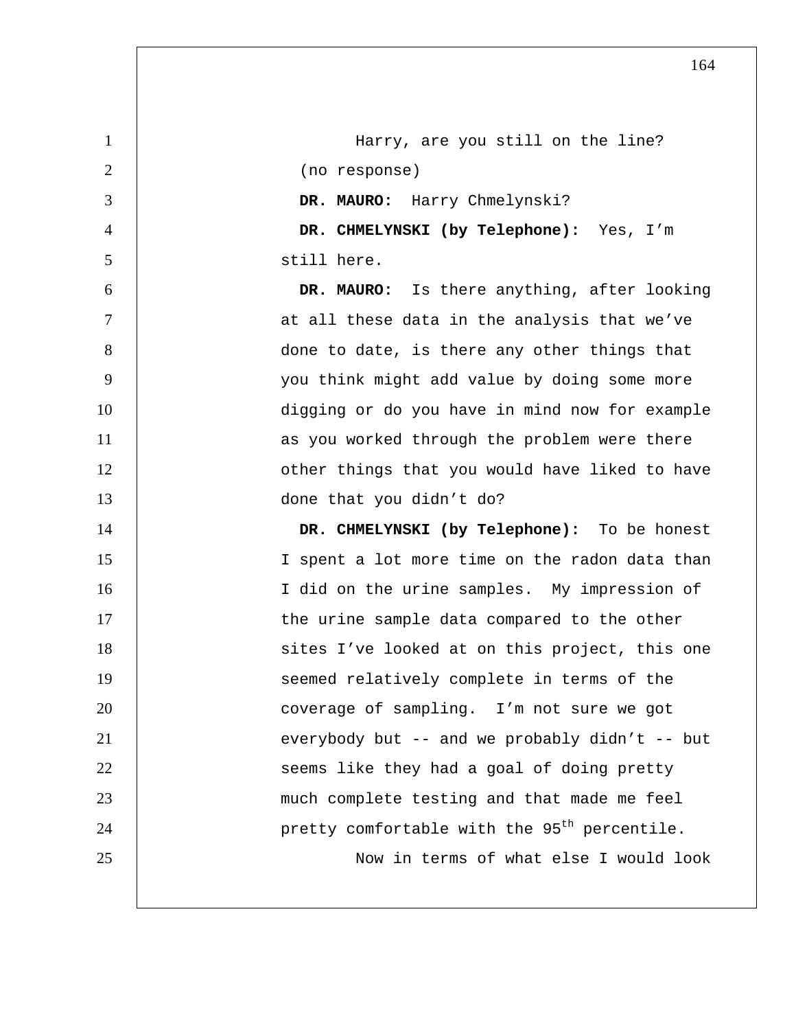Harry, are you still on the line?

(no response)

**DR. MAURO:** Harry Chmelynski?

**DR. CHMELYNSKI (by Telephone):** Yes, I'm still here.

**DR. MAURO:** Is there anything, after looking at all these data in the analysis that we've done to date, is there any other things that you think might add value by doing some more digging or do you have in mind now for example as you worked through the problem were there other things that you would have liked to have done that you didn't do?

**DR. CHMELYNSKI (by Telephone):** To be honest I spent a lot more time on the radon data than I did on the urine samples. My impression of the urine sample data compared to the other sites I've looked at on this project, this one seemed relatively complete in terms of the coverage of sampling. I'm not sure we got everybody but -- and we probably didn't -- but seems like they had a goal of doing pretty much complete testing and that made me feel pretty comfortable with the 95th percentile.

Now in terms of what else I would look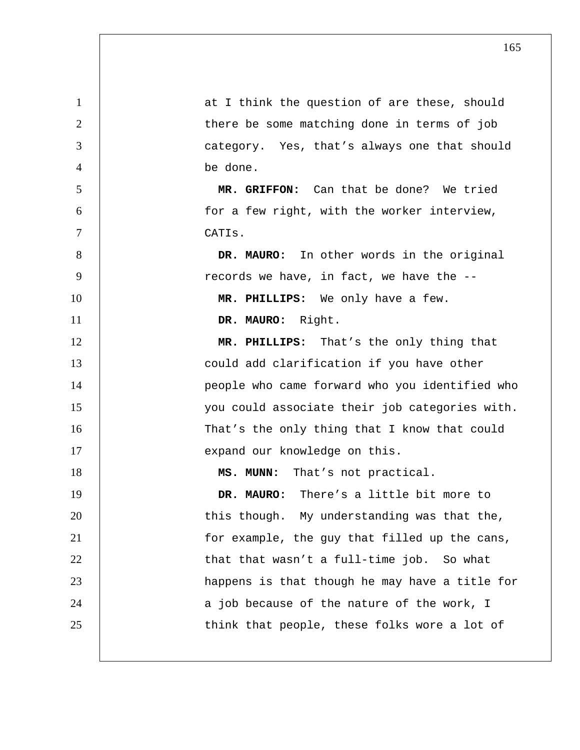at I think the question of are these, should there be some matching done in terms of job category. Yes, that's always one that should be done.

**MR. GRIFFON:** Can that be done? We tried for a few right, with the worker interview, CATIs.

**DR. MAURO:** In other words in the original records we have, in fact, we have the --

**MR. PHILLIPS:** We only have a few.

**DR. MAURO:** Right.

**MR. PHILLIPS:** That's the only thing that could add clarification if you have other people who came forward who you identified who you could associate their job categories with. That's the only thing that I know that could expand our knowledge on this.

**MS. MUNN:** That's not practical.

**DR. MAURO:** There's a little bit more to this though. My understanding was that the, for example, the guy that filled up the cans, that that wasn't a full-time job. So what happens is that though he may have a title for a job because of the nature of the work, I think that people, these folks wore a lot of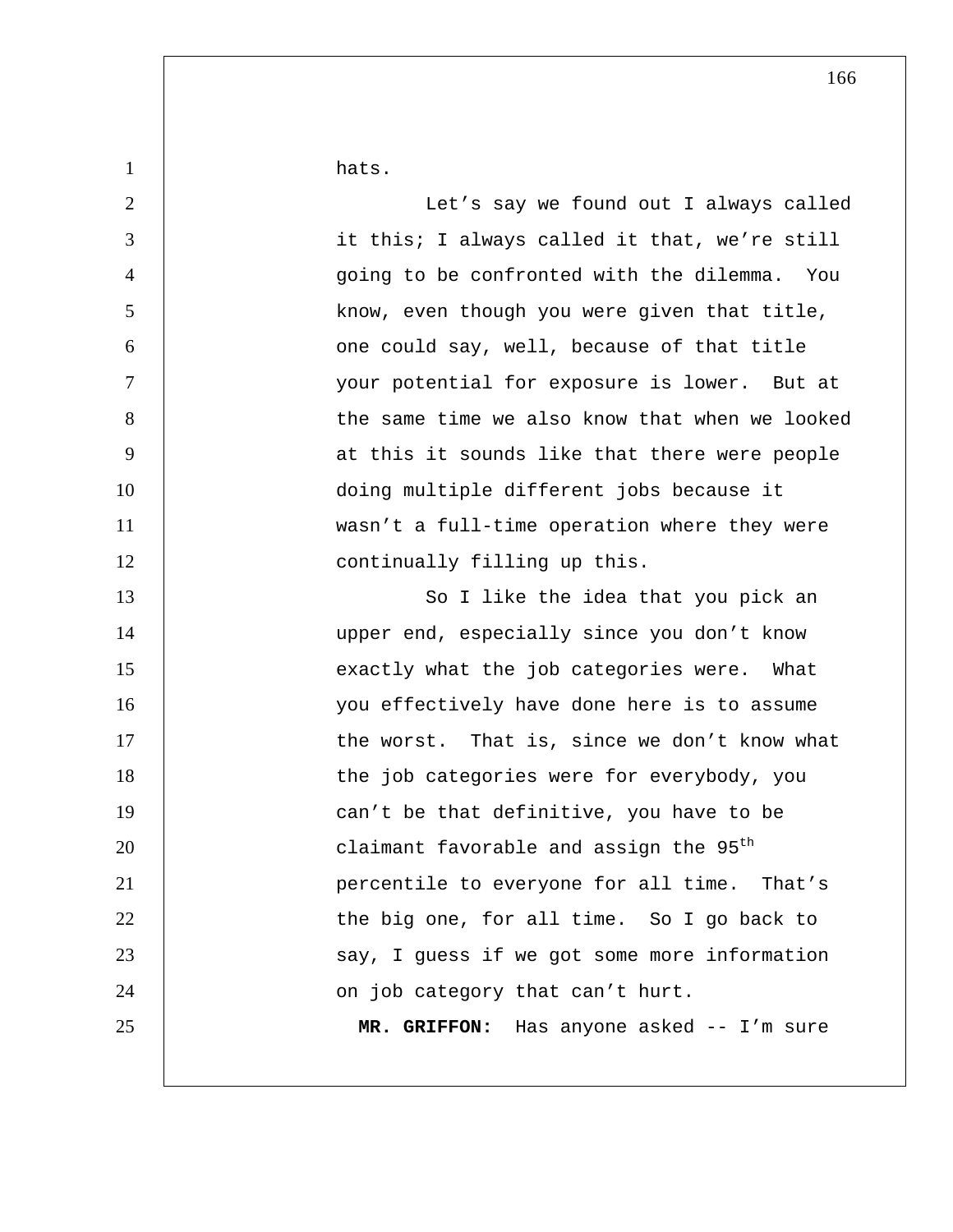hats.

Let's say we found out I always called it this; I always called it that, we're still going to be confronted with the dilemma. You know, even though you were given that title, one could say, well, because of that title your potential for exposure is lower. But at the same time we also know that when we looked at this it sounds like that there were people doing multiple different jobs because it wasn't a full-time operation where they were continually filling up this.

So I like the idea that you pick an upper end, especially since you don't know exactly what the job categories were. What you effectively have done here is to assume the worst. That is, since we don't know what the job categories were for everybody, you can't be that definitive, you have to be claimant favorable and assign the 95th percentile to everyone for all time. That's the big one, for all time. So I go back to say, I guess if we got some more information on job category that can't hurt.

**MR. GRIFFON:** Has anyone asked -- I'm sure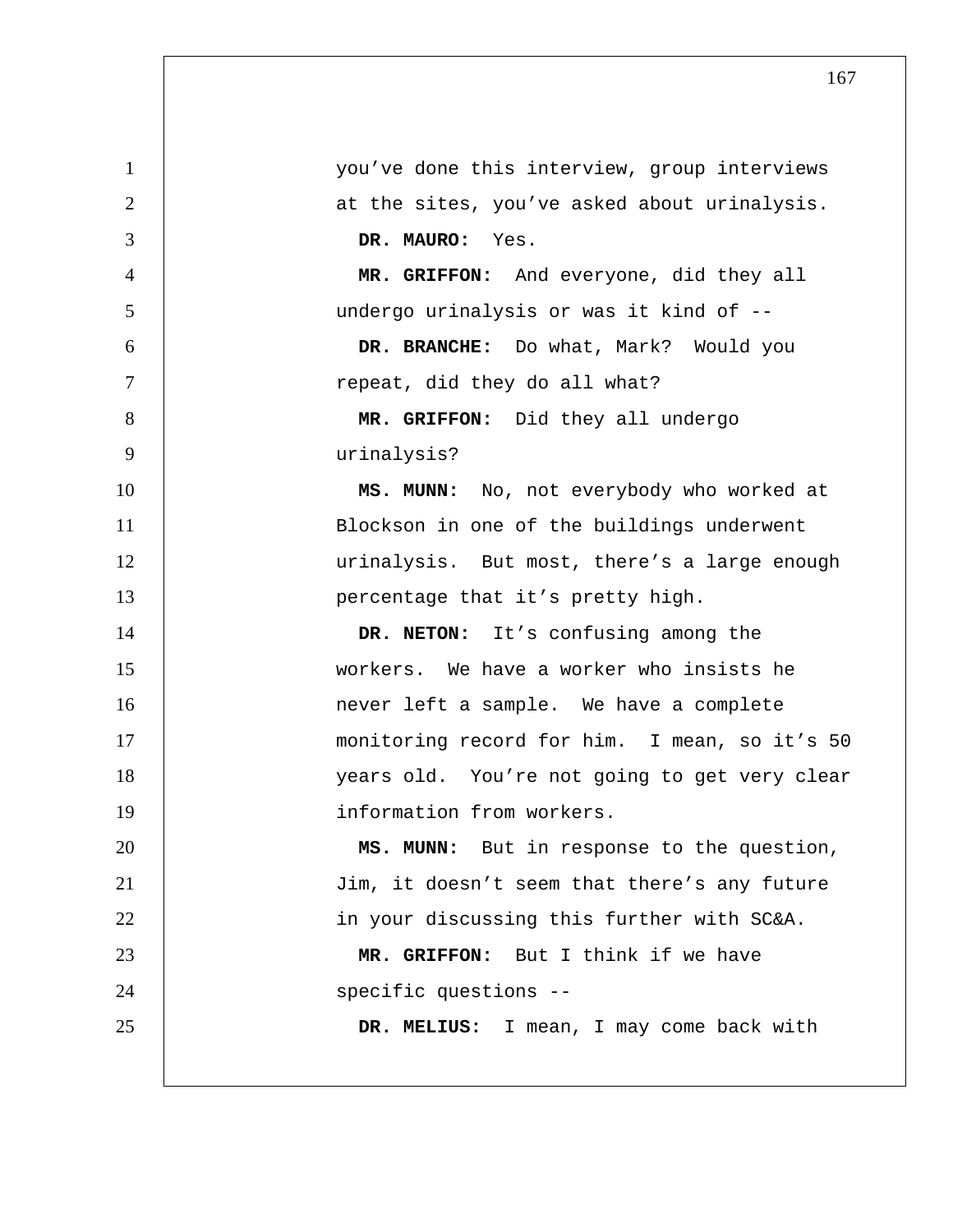you've done this interview, group interviews at the sites, you've asked about urinalysis.

**DR. MAURO:** Yes.

**MR. GRIFFON:** And everyone, did they all undergo urinalysis or was it kind of --

**DR. BRANCHE:** Do what, Mark? Would you repeat, did they do all what?

**MR. GRIFFON:** Did they all undergo urinalysis?

**MS. MUNN:** No, not everybody who worked at Blockson in one of the buildings underwent urinalysis. But most, there's a large enough percentage that it's pretty high.

**DR. NETON:** It's confusing among the workers. We have a worker who insists he never left a sample. We have a complete monitoring record for him. I mean, so it's 50 years old. You're not going to get very clear information from workers.

**MS. MUNN:** But in response to the question, Jim, it doesn't seem that there's any future in your discussing this further with SC&A.

**MR. GRIFFON:** But I think if we have specific questions --

**DR. MELIUS:** I mean, I may come back with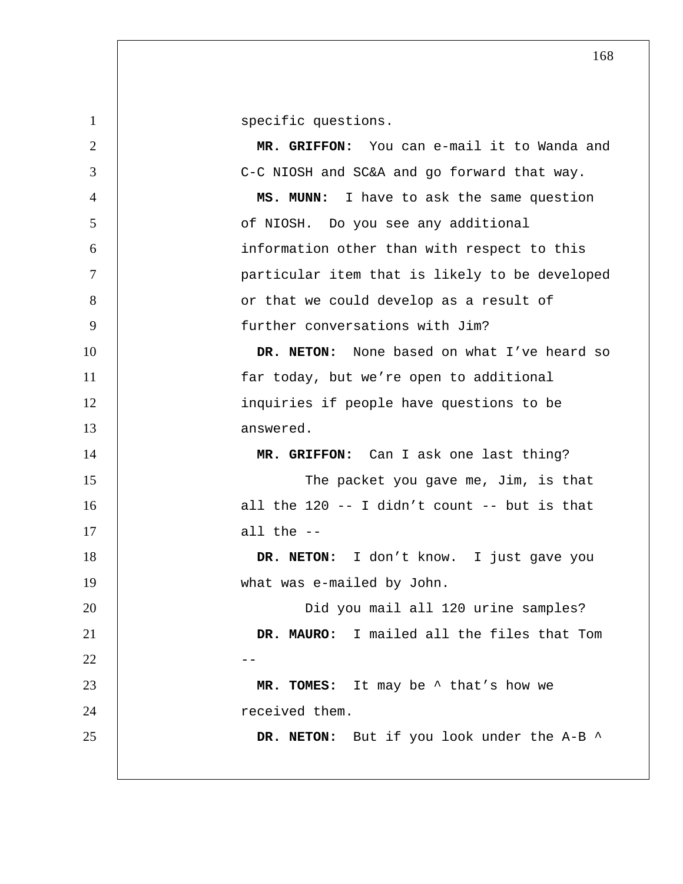specific questions.

**MR. GRIFFON:** You can e-mail it to Wanda and C-C NIOSH and SC&A and go forward that way.

**MS. MUNN:** I have to ask the same question of NIOSH. Do you see any additional information other than with respect to this particular item that is likely to be developed or that we could develop as a result of further conversations with Jim?

**DR. NETON:** None based on what I've heard so far today, but we're open to additional inquiries if people have questions to be answered.

**MR. GRIFFON:** Can I ask one last thing?

The packet you gave me, Jim, is that all the 120 -- I didn't count -- but is that all the --

**DR. NETON:** I don't know. I just gave you what was e-mailed by John.

Did you mail all 120 urine samples?

**DR. MAURO:** I mailed all the files that Tom --

**MR. TOMES:** It may be ^ that's how we received them.

**DR. NETON:** But if you look under the A-B ^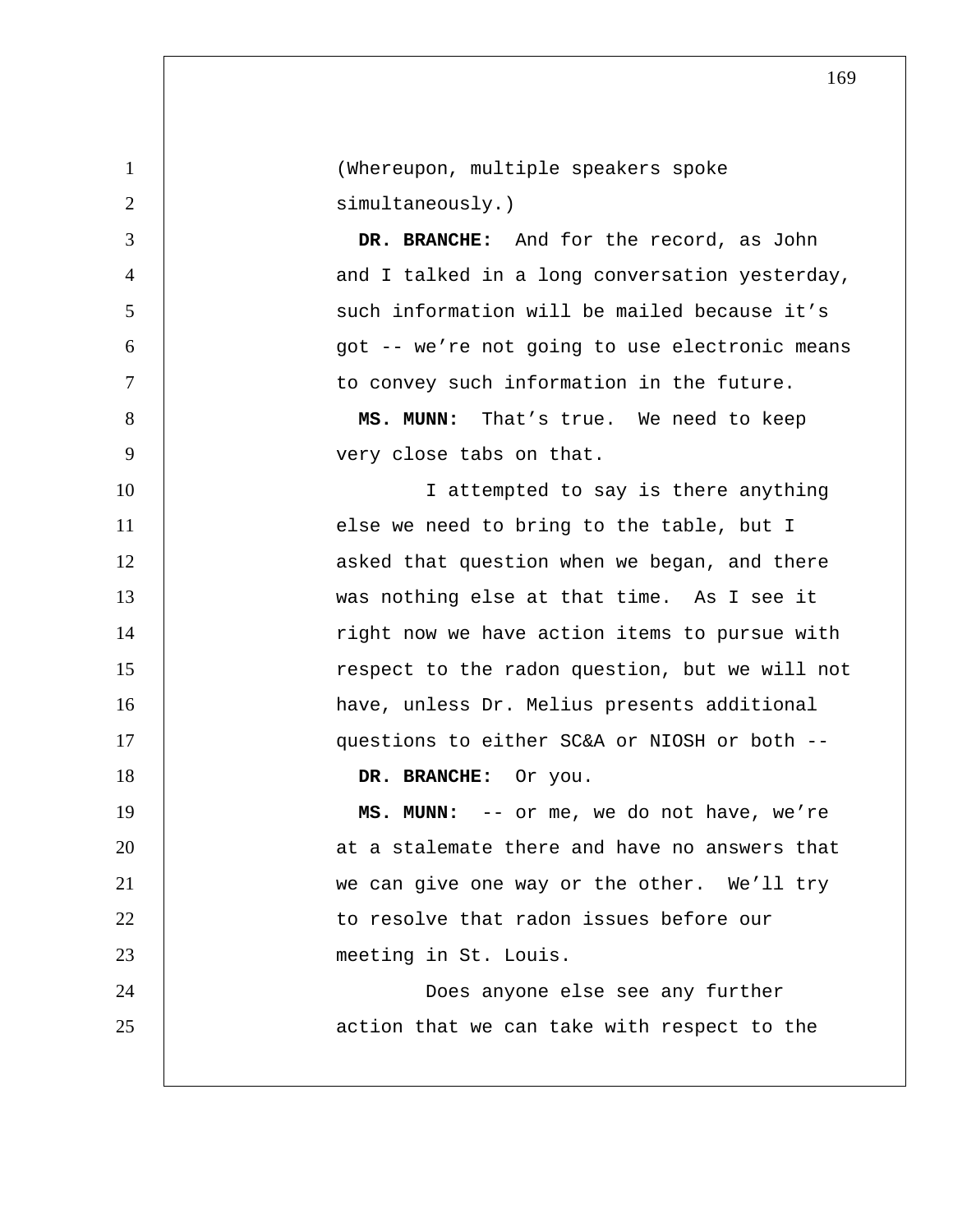(Whereupon, multiple speakers spoke simultaneously.)

**DR. BRANCHE:** And for the record, as John and I talked in a long conversation yesterday, such information will be mailed because it's got -- we're not going to use electronic means to convey such information in the future.

**MS. MUNN:** That's true. We need to keep very close tabs on that.

I attempted to say is there anything else we need to bring to the table, but I asked that question when we began, and there was nothing else at that time. As I see it right now we have action items to pursue with respect to the radon question, but we will not have, unless Dr. Melius presents additional questions to either SC&A or NIOSH or both --

**DR. BRANCHE:** Or you.

**MS. MUNN:** -- or me, we do not have, we're at a stalemate there and have no answers that we can give one way or the other. We'll try to resolve that radon issues before our meeting in St. Louis.

Does anyone else see any further action that we can take with respect to the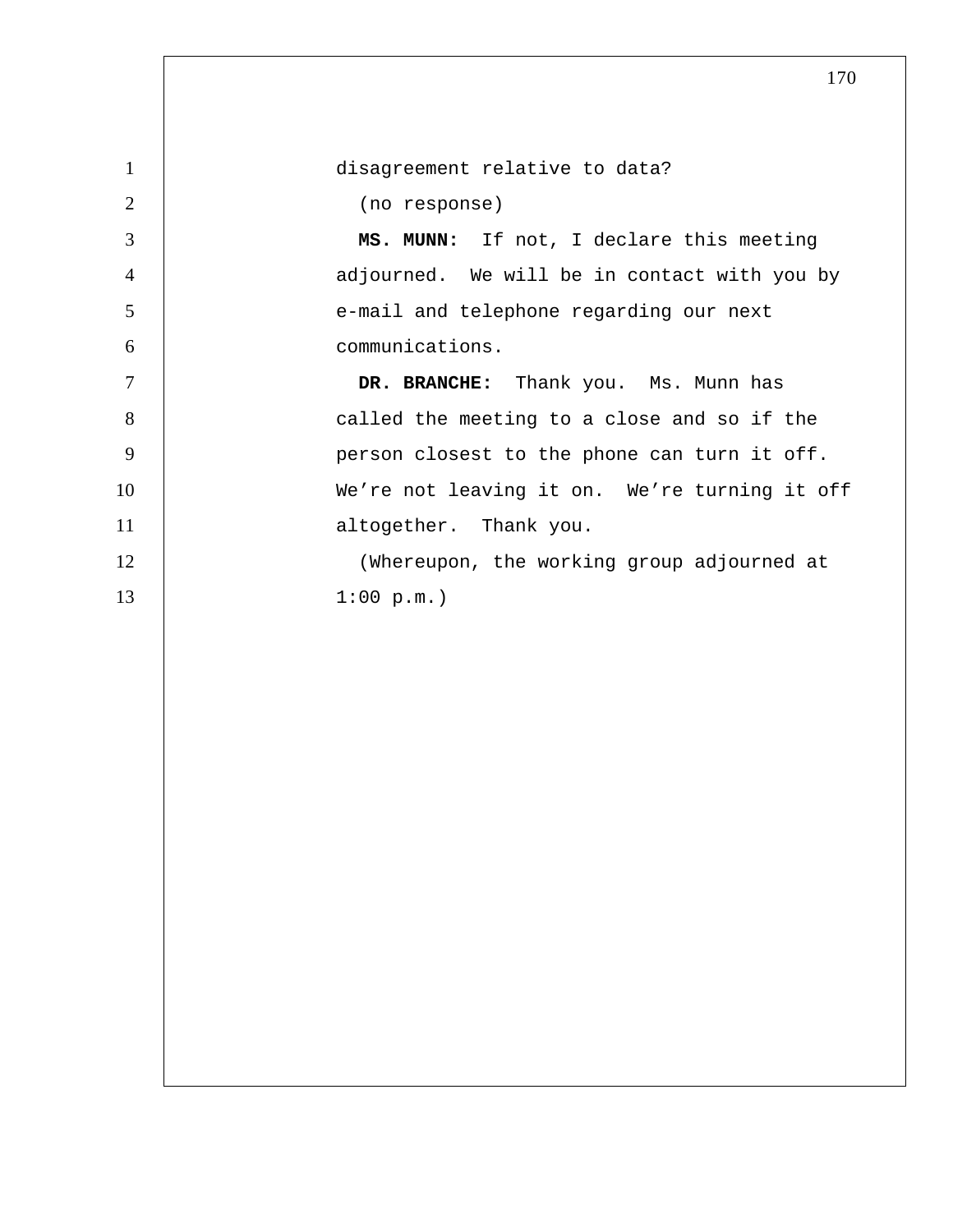disagreement relative to data?

(no response)

**MS. MUNN:** If not, I declare this meeting adjourned. We will be in contact with you by e-mail and telephone regarding our next communications.

**DR. BRANCHE:** Thank you. Ms. Munn has called the meeting to a close and so if the person closest to the phone can turn it off. We’re not leaving it on. We’re turning it off altogether. Thank you.

(Whereupon, the working group adjourned at 1:00 p.m.)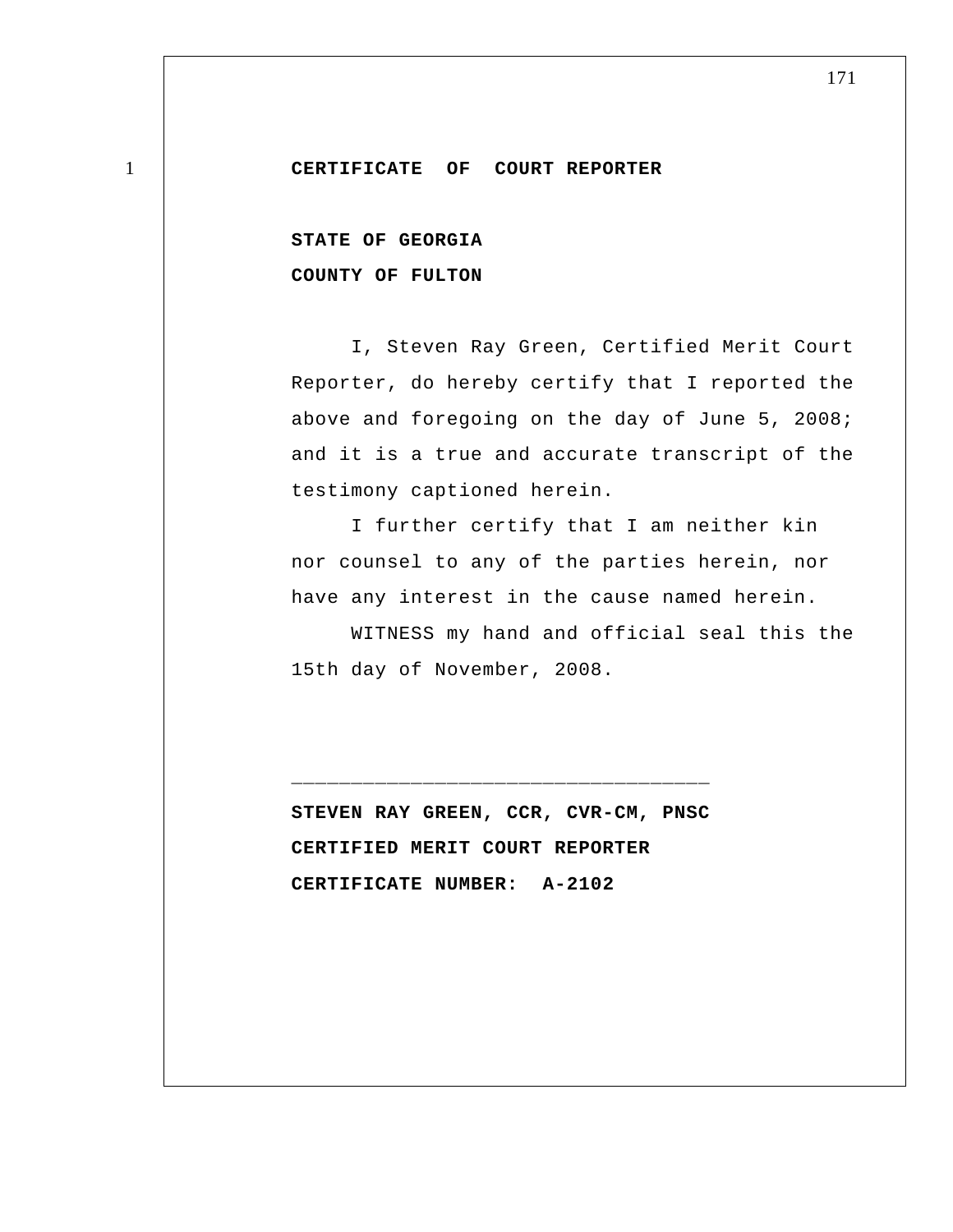# CERTIFICATE OF COURT REPORTER

**STATE OF GEORGIA**
**COUNTY OF FULTON**

I, Steven Ray Green, Certified Merit Court Reporter, do hereby certify that I reported the above and foregoing on the day of June 5, 2008; and it is a true and accurate transcript of the testimony captioned herein.

I further certify that I am neither kin nor counsel to any of the parties herein, nor have any interest in the cause named herein.

WITNESS my hand and official seal this the 15th day of November, 2008.

\_\_\_\_\_\_\_\_\_\_\_\_\_\_\_\_\_\_\_\_\_\_\_\_\_\_\_\_\_\_\_\_\_\_\_

**STEVEN RAY GREEN, CCR, CVR-CM, PNSC**
**CERTIFIED MERIT COURT REPORTER**
**CERTIFICATE NUMBER: A-2102**